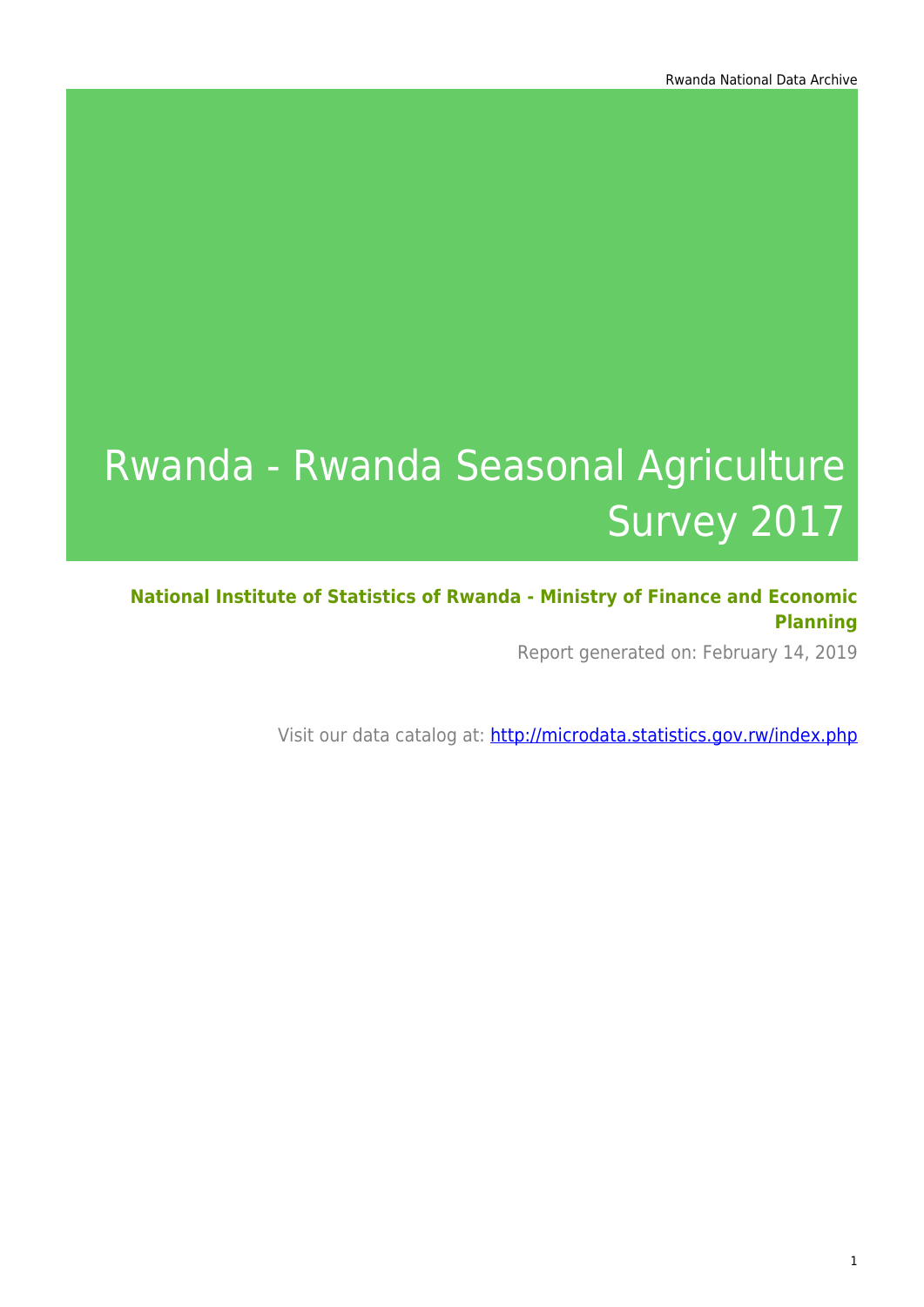# Rwanda - Rwanda Seasonal Agriculture Survey 2017

**National Institute of Statistics of Rwanda - Ministry of Finance and Economic Planning**

Report generated on: February 14, 2019

Visit our data catalog at: http://microdata.statistics.gov.rw/index.php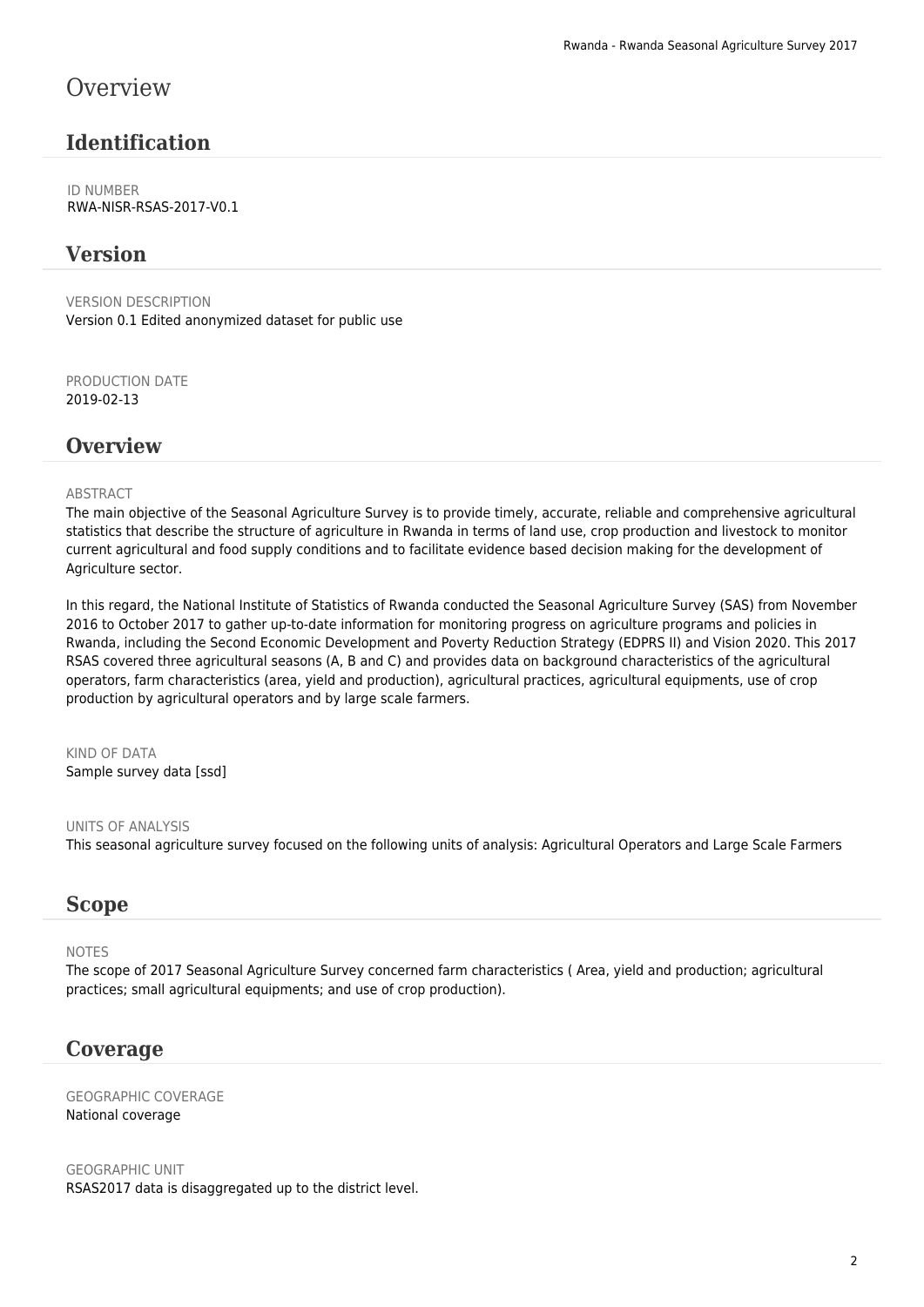# Overview

## Identification

ID NUMBER
RWA-NISR-RSAS-2017-V0.1

## Version

VERSION DESCRIPTION
Version 0.1 Edited anonymized dataset for public use

PRODUCTION DATE
2019-02-13

## Overview

ABSTRACT
The main objective of the Seasonal Agriculture Survey is to provide timely, accurate, reliable and comprehensive agricultural statistics that describe the structure of agriculture in Rwanda in terms of land use, crop production and livestock to monitor current agricultural and food supply conditions and to facilitate evidence based decision making for the development of Agriculture sector.

In this regard, the National Institute of Statistics of Rwanda conducted the Seasonal Agriculture Survey (SAS) from November 2016 to October 2017 to gather up-to-date information for monitoring progress on agriculture programs and policies in Rwanda, including the Second Economic Development and Poverty Reduction Strategy (EDPRS II) and Vision 2020. This 2017 RSAS covered three agricultural seasons (A, B and C) and provides data on background characteristics of the agricultural operators, farm characteristics (area, yield and production), agricultural practices, agricultural equipments, use of crop production by agricultural operators and by large scale farmers.

KIND OF DATA
Sample survey data [ssd]

UNITS OF ANALYSIS
This seasonal agriculture survey focused on the following units of analysis: Agricultural Operators and Large Scale Farmers

## Scope

NOTES
The scope of 2017 Seasonal Agriculture Survey concerned farm characteristics ( Area, yield and production; agricultural practices; small agricultural equipments; and use of crop production).

## Coverage

GEOGRAPHIC COVERAGE
National coverage

GEOGRAPHIC UNIT
RSAS2017 data is disaggregated up to the district level.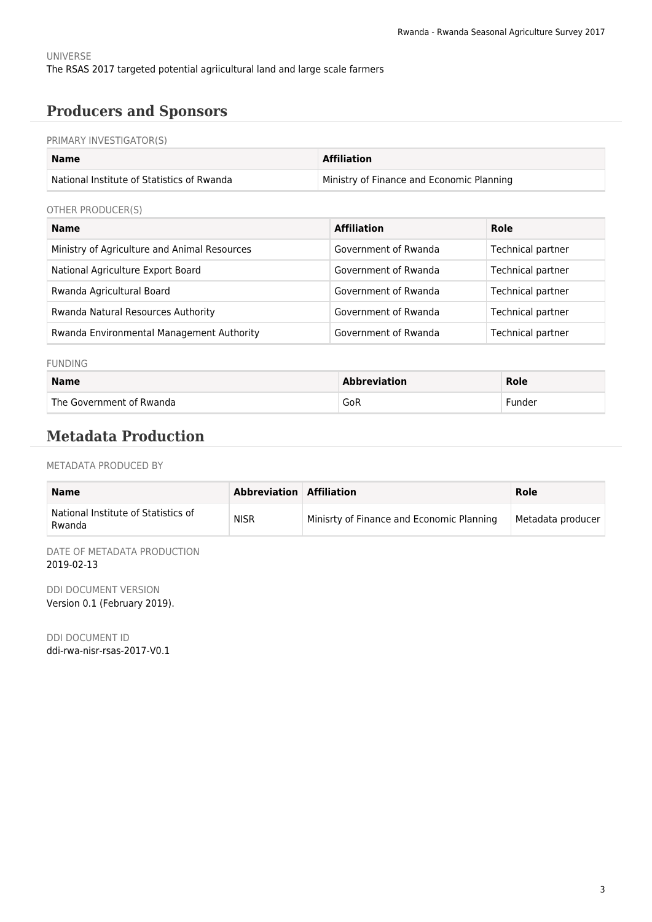UNIVERSE

The RSAS 2017 targeted potential agriicultural land and large scale farmers

## Producers and Sponsors

PRIMARY INVESTIGATOR(S)

| Name | Affiliation |
|---|---|
| National Institute of Statistics of Rwanda | Ministry of Finance and Economic Planning |

OTHER PRODUCER(S)

| Name | Affiliation | Role |
|---|---|---|
| Ministry of Agriculture and Animal Resources | Government of Rwanda | Technical partner |
| National Agriculture Export Board | Government of Rwanda | Technical partner |
| Rwanda Agricultural Board | Government of Rwanda | Technical partner |
| Rwanda Natural Resources Authority | Government of Rwanda | Technical partner |
| Rwanda Environmental Management Authority | Government of Rwanda | Technical partner |

FUNDING

| Name | Abbreviation | Role |
|---|---|---|
| The Government of Rwanda | GoR | Funder |

## Metadata Production

METADATA PRODUCED BY

| Name | Abbreviation | Affiliation | Role |
|---|---|---|---|
| National Institute of Statistics of Rwanda | NISR | Minisrty of Finance and Economic Planning | Metadata producer |

DATE OF METADATA PRODUCTION

2019-02-13

DDI DOCUMENT VERSION

Version 0.1 (February 2019).

DDI DOCUMENT ID

ddi-rwa-nisr-rsas-2017-V0.1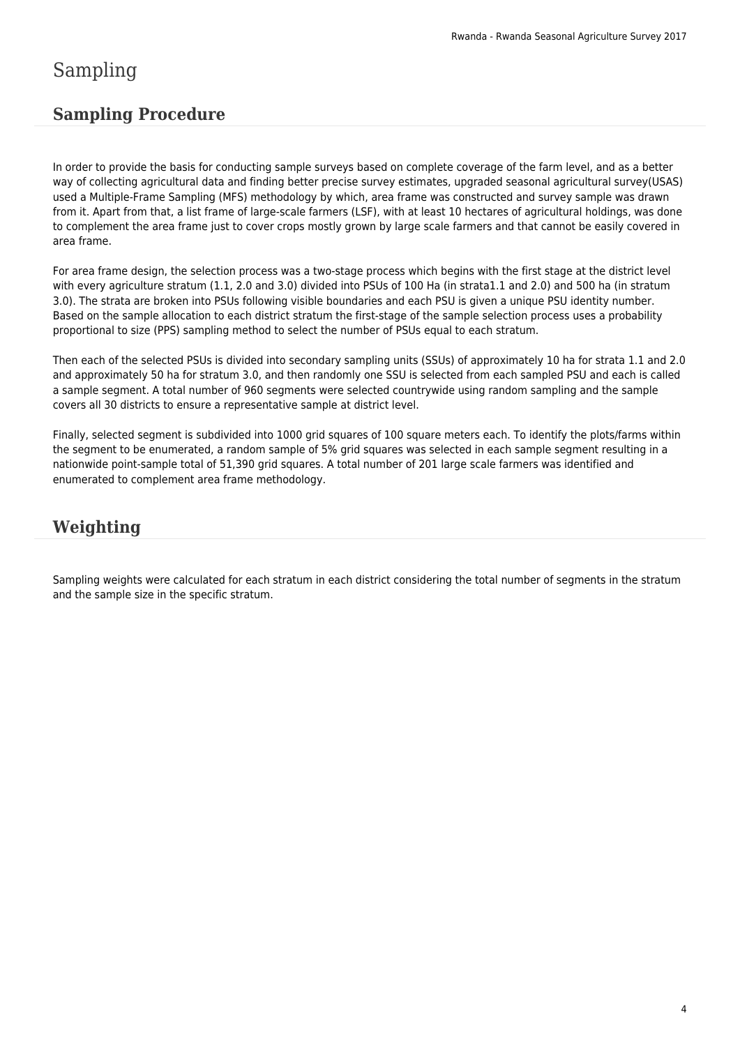# Sampling

## Sampling Procedure

In order to provide the basis for conducting sample surveys based on complete coverage of the farm level, and as a better way of collecting agricultural data and finding better precise survey estimates, upgraded seasonal agricultural survey(USAS) used a Multiple-Frame Sampling (MFS) methodology by which, area frame was constructed and survey sample was drawn from it. Apart from that, a list frame of large-scale farmers (LSF), with at least 10 hectares of agricultural holdings, was done to complement the area frame just to cover crops mostly grown by large scale farmers and that cannot be easily covered in area frame.

For area frame design, the selection process was a two-stage process which begins with the first stage at the district level with every agriculture stratum (1.1, 2.0 and 3.0) divided into PSUs of 100 Ha (in strata1.1 and 2.0) and 500 ha (in stratum 3.0). The strata are broken into PSUs following visible boundaries and each PSU is given a unique PSU identity number. Based on the sample allocation to each district stratum the first-stage of the sample selection process uses a probability proportional to size (PPS) sampling method to select the number of PSUs equal to each stratum.

Then each of the selected PSUs is divided into secondary sampling units (SSUs) of approximately 10 ha for strata 1.1 and 2.0 and approximately 50 ha for stratum 3.0, and then randomly one SSU is selected from each sampled PSU and each is called a sample segment. A total number of 960 segments were selected countrywide using random sampling and the sample covers all 30 districts to ensure a representative sample at district level.

Finally, selected segment is subdivided into 1000 grid squares of 100 square meters each. To identify the plots/farms within the segment to be enumerated, a random sample of 5% grid squares was selected in each sample segment resulting in a nationwide point-sample total of 51,390 grid squares. A total number of 201 large scale farmers was identified and enumerated to complement area frame methodology.

## Weighting

Sampling weights were calculated for each stratum in each district considering the total number of segments in the stratum and the sample size in the specific stratum.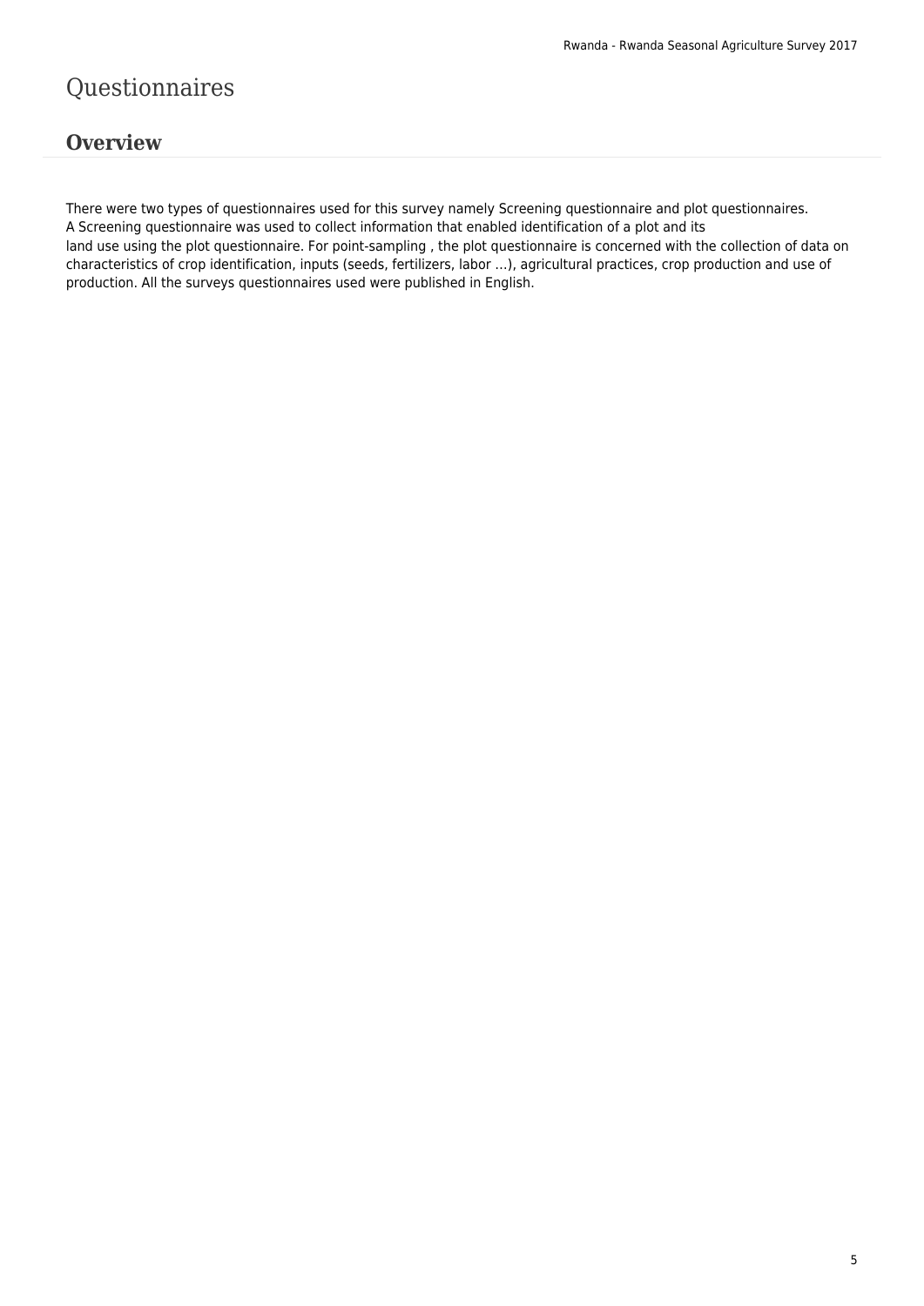# Questionnaires

## Overview

There were two types of questionnaires used for this survey namely Screening questionnaire and plot questionnaires.
A Screening questionnaire was used to collect information that enabled identification of a plot and its
land use using the plot questionnaire. For point-sampling , the plot questionnaire is concerned with the collection of data on characteristics of crop identification, inputs (seeds, fertilizers, labor ...), agricultural practices, crop production and use of production. All the surveys questionnaires used were published in English.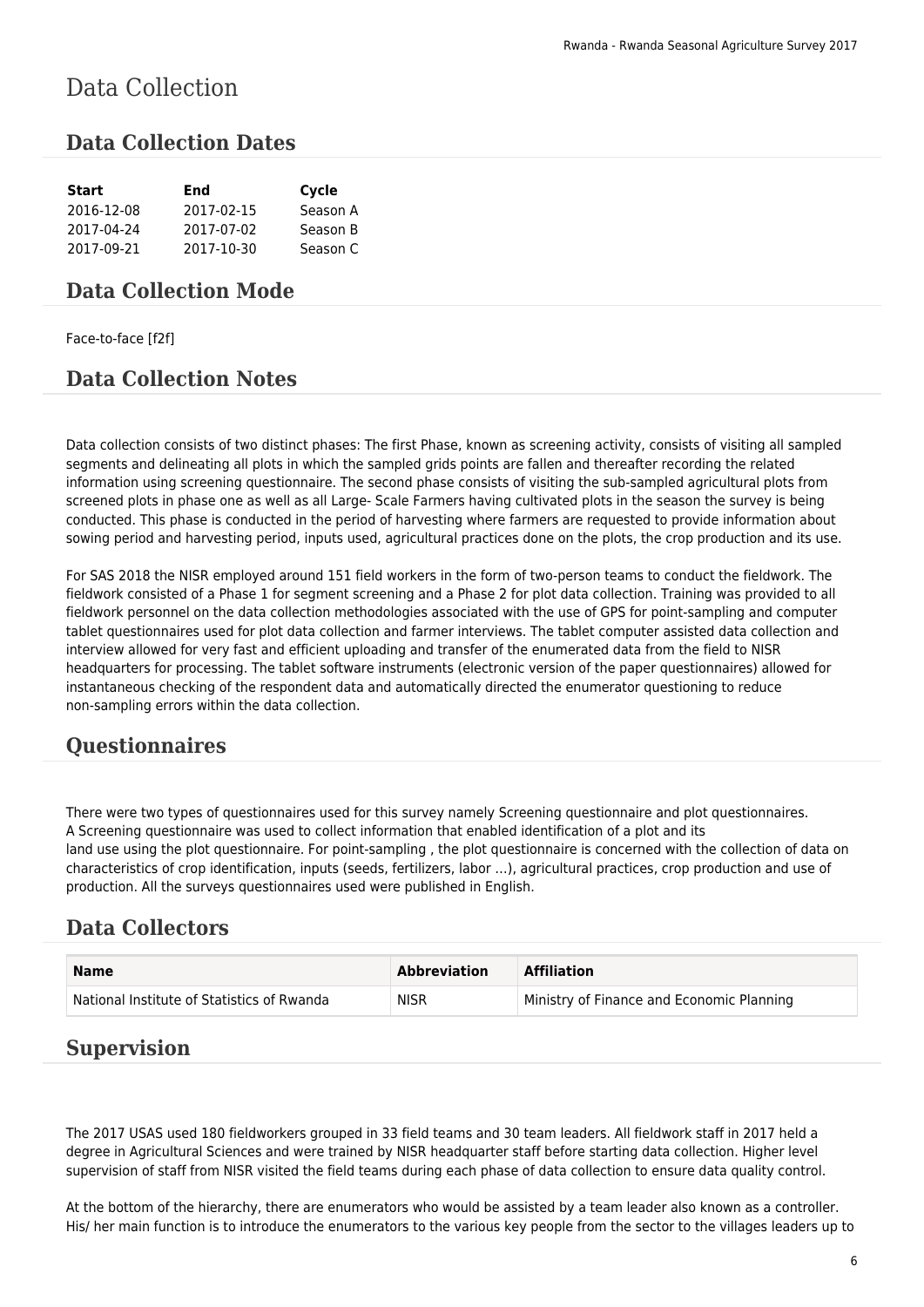# Data Collection

## Data Collection Dates

| Start | End | Cycle |
|---|---|---|
| 2016-12-08 | 2017-02-15 | Season A |
| 2017-04-24 | 2017-07-02 | Season B |
| 2017-09-21 | 2017-10-30 | Season C |

## Data Collection Mode

Face-to-face [f2f]

## Data Collection Notes

Data collection consists of two distinct phases: The first Phase, known as screening activity, consists of visiting all sampled segments and delineating all plots in which the sampled grids points are fallen and thereafter recording the related information using screening questionnaire. The second phase consists of visiting the sub-sampled agricultural plots from screened plots in phase one as well as all Large- Scale Farmers having cultivated plots in the season the survey is being conducted. This phase is conducted in the period of harvesting where farmers are requested to provide information about sowing period and harvesting period, inputs used, agricultural practices done on the plots, the crop production and its use.

For SAS 2018 the NISR employed around 151 field workers in the form of two-person teams to conduct the fieldwork. The fieldwork consisted of a Phase 1 for segment screening and a Phase 2 for plot data collection. Training was provided to all fieldwork personnel on the data collection methodologies associated with the use of GPS for point-sampling and computer tablet questionnaires used for plot data collection and farmer interviews. The tablet computer assisted data collection and interview allowed for very fast and efficient uploading and transfer of the enumerated data from the field to NISR headquarters for processing. The tablet software instruments (electronic version of the paper questionnaires) allowed for instantaneous checking of the respondent data and automatically directed the enumerator questioning to reduce non-sampling errors within the data collection.

## Questionnaires

There were two types of questionnaires used for this survey namely Screening questionnaire and plot questionnaires.
A Screening questionnaire was used to collect information that enabled identification of a plot and its
land use using the plot questionnaire. For point-sampling , the plot questionnaire is concerned with the collection of data on characteristics of crop identification, inputs (seeds, fertilizers, labor ...), agricultural practices, crop production and use of production. All the surveys questionnaires used were published in English.

## Data Collectors

| Name | Abbreviation | Affiliation |
|---|---|---|
| National Institute of Statistics of Rwanda | NISR | Ministry of Finance and Economic Planning |

## Supervision

The 2017 USAS used 180 fieldworkers grouped in 33 field teams and 30 team leaders. All fieldwork staff in 2017 held a degree in Agricultural Sciences and were trained by NISR headquarter staff before starting data collection. Higher level supervision of staff from NISR visited the field teams during each phase of data collection to ensure data quality control.

At the bottom of the hierarchy, there are enumerators who would be assisted by a team leader also known as a controller. His/ her main function is to introduce the enumerators to the various key people from the sector to the villages leaders up to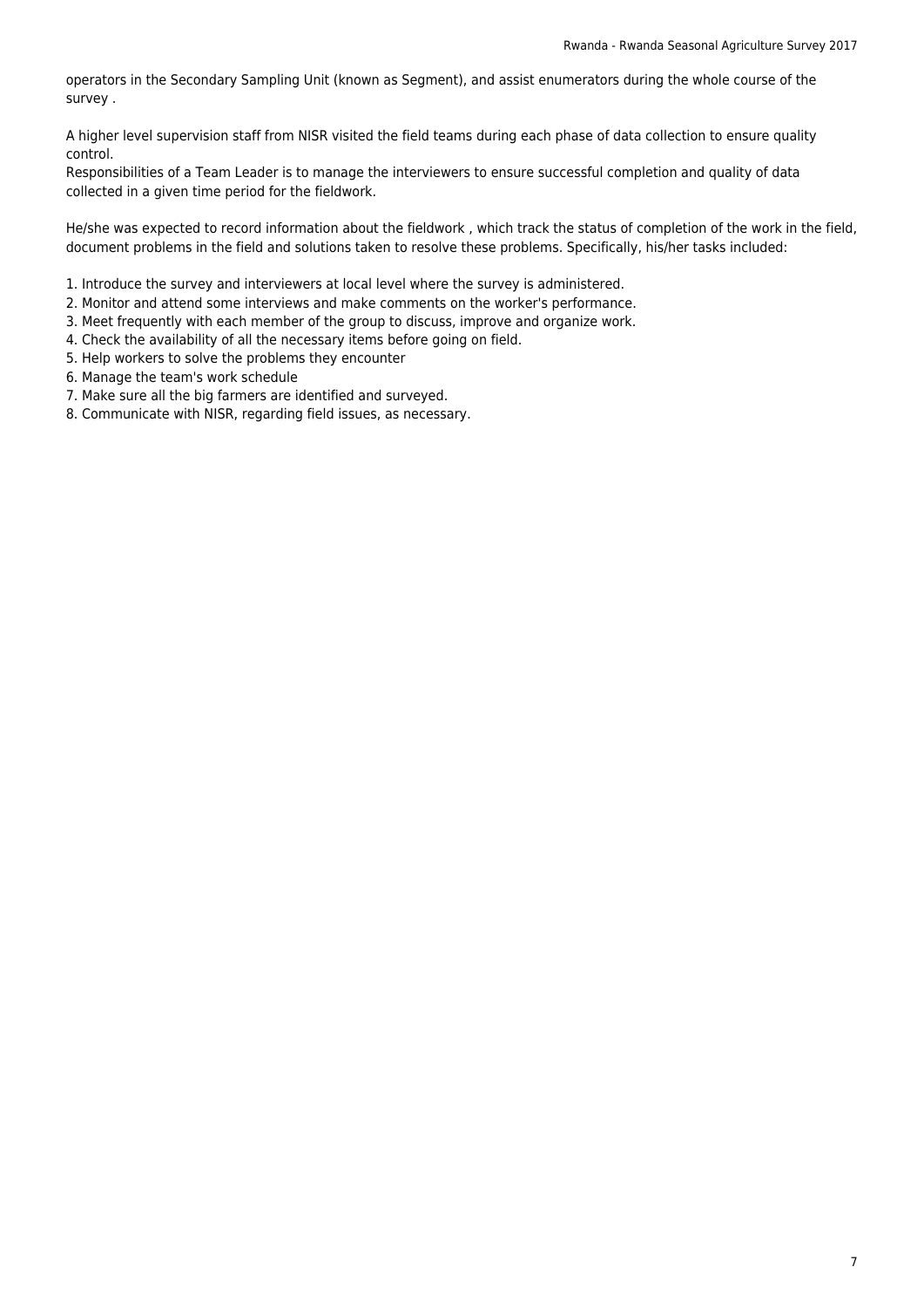operators in the Secondary Sampling Unit (known as Segment), and assist enumerators during the whole course of the survey .

A higher level supervision staff from NISR visited the field teams during each phase of data collection to ensure quality control.
Responsibilities of a Team Leader is to manage the interviewers to ensure successful completion and quality of data collected in a given time period for the fieldwork.

He/she was expected to record information about the fieldwork , which track the status of completion of the work in the field, document problems in the field and solutions taken to resolve these problems. Specifically, his/her tasks included:

1. Introduce the survey and interviewers at local level where the survey is administered.
2. Monitor and attend some interviews and make comments on the worker's performance.
3. Meet frequently with each member of the group to discuss, improve and organize work.
4. Check the availability of all the necessary items before going on field.
5. Help workers to solve the problems they encounter
6. Manage the team's work schedule
7. Make sure all the big farmers are identified and surveyed.
8. Communicate with NISR, regarding field issues, as necessary.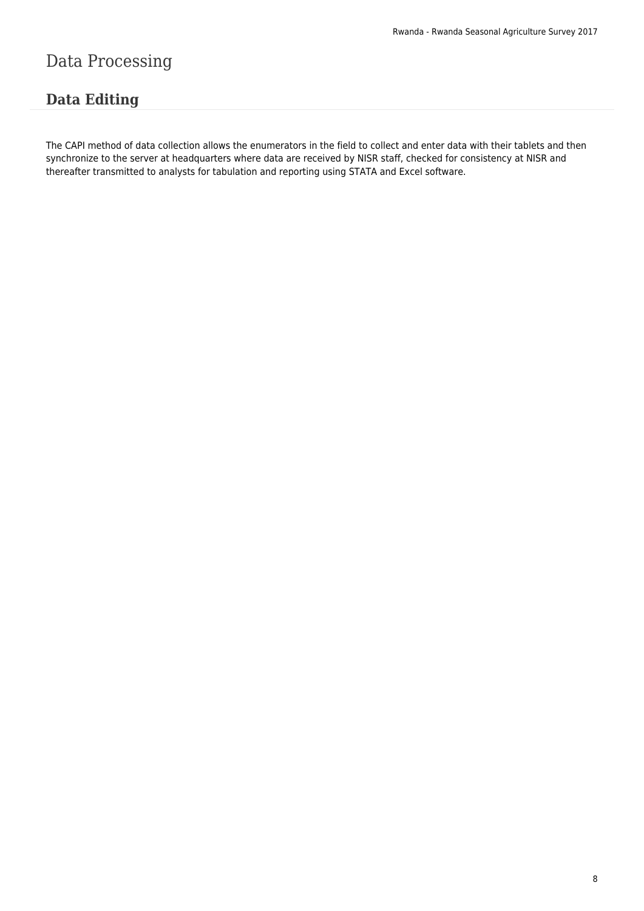# Data Processing

## Data Editing

The CAPI method of data collection allows the enumerators in the field to collect and enter data with their tablets and then synchronize to the server at headquarters where data are received by NISR staff, checked for consistency at NISR and thereafter transmitted to analysts for tabulation and reporting using STATA and Excel software.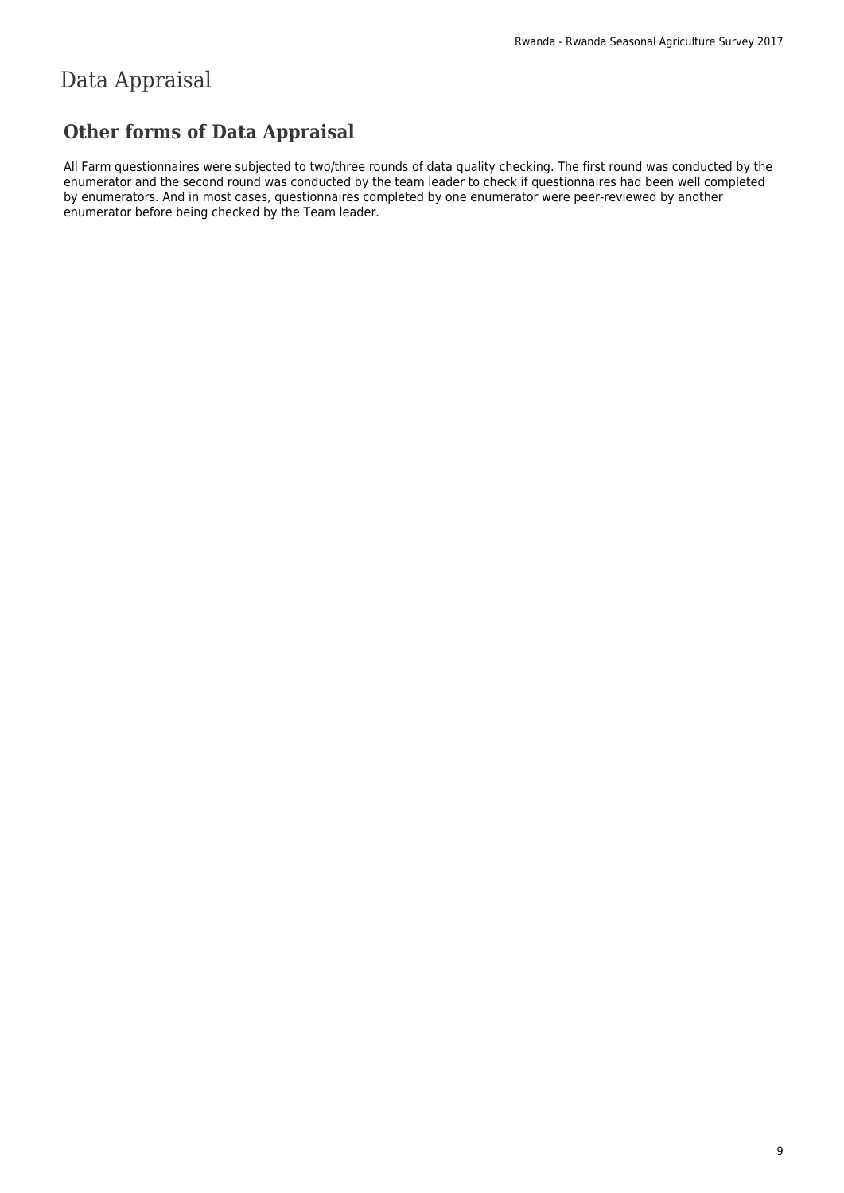# Data Appraisal

## Other forms of Data Appraisal

All Farm questionnaires were subjected to two/three rounds of data quality checking. The first round was conducted by the enumerator and the second round was conducted by the team leader to check if questionnaires had been well completed by enumerators. And in most cases, questionnaires completed by one enumerator were peer-reviewed by another enumerator before being checked by the Team leader.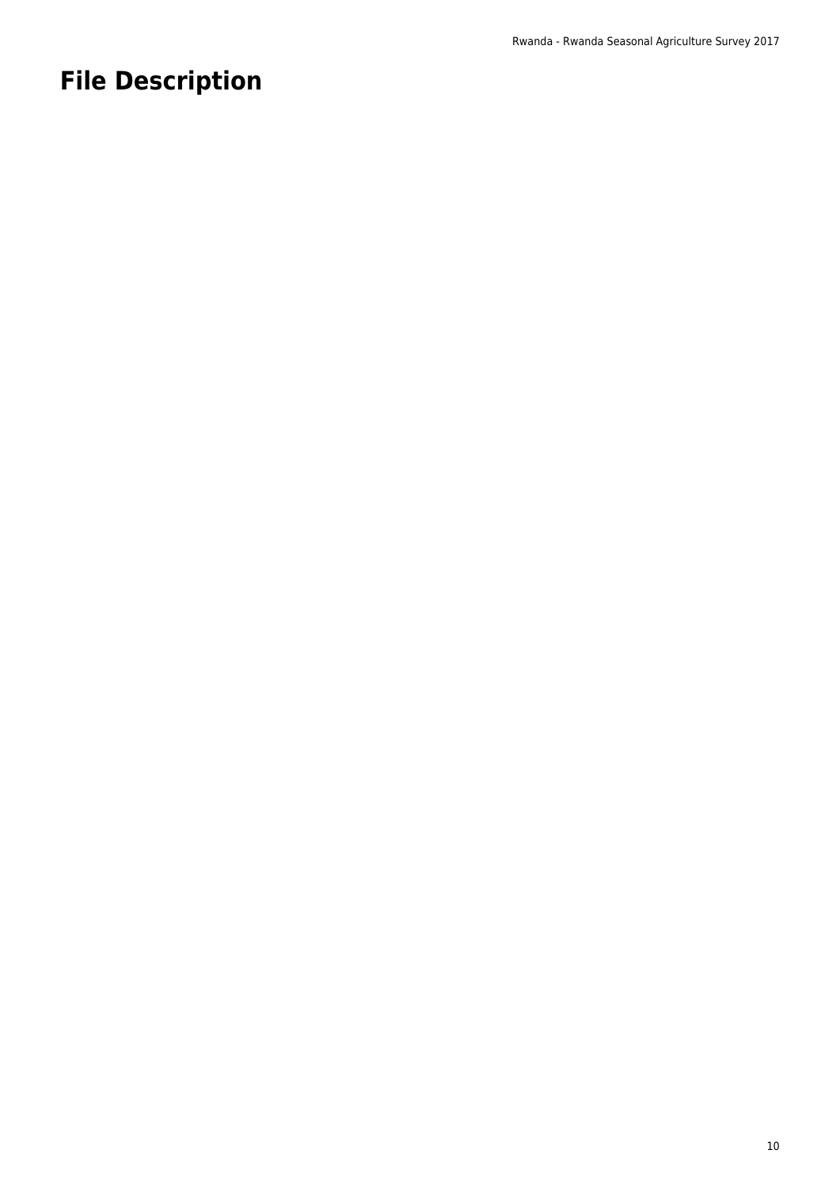# File Description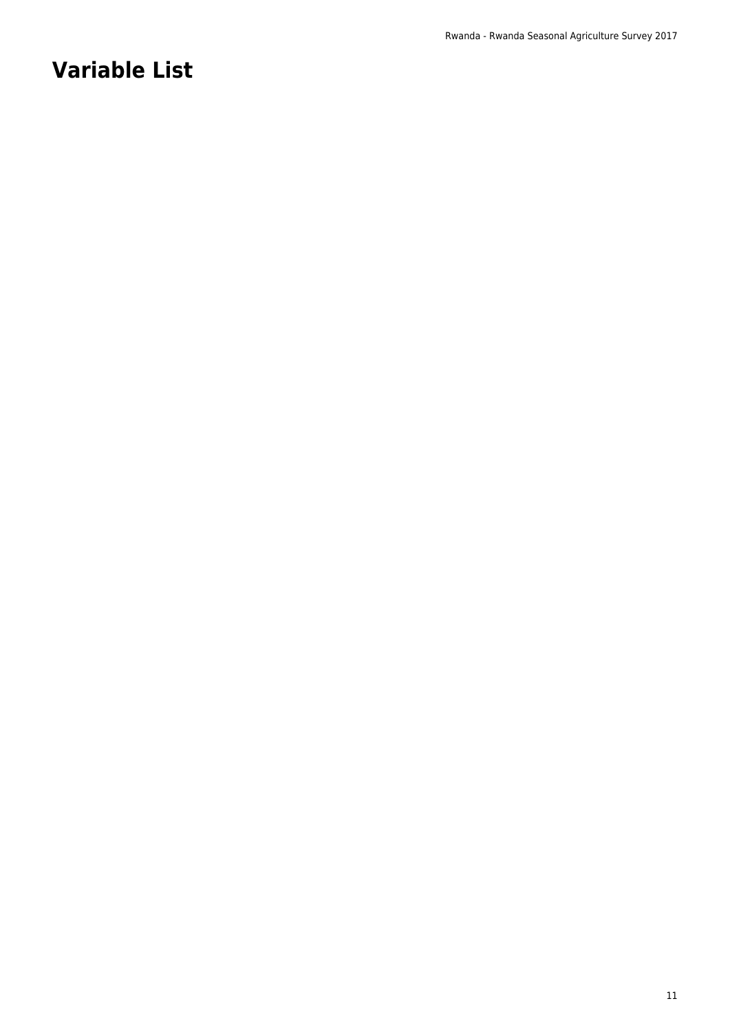# Variable List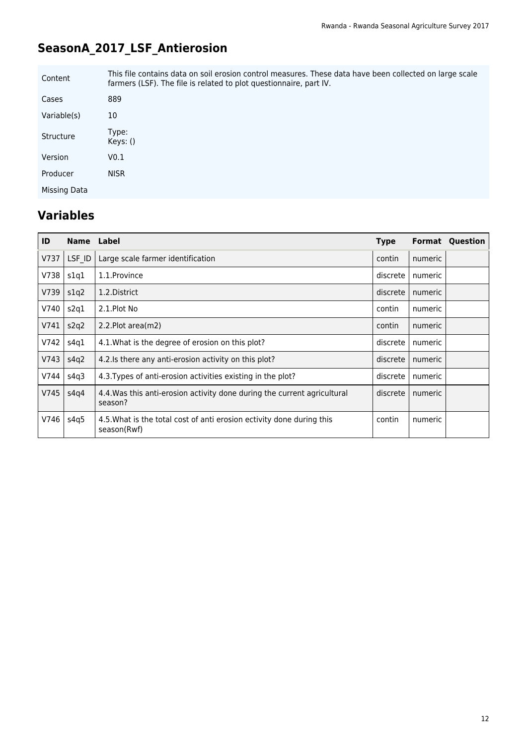## SeasonA_2017_LSF_Antierosion

| | |
|---|---|
| Content | This file contains data on soil erosion control measures. These data have been collected on large scale farmers (LSF). The file is related to plot questionnaire, part IV. |
| Cases | 889 |
| Variable(s) | 10 |
| Structure | Type: Keys: () |
| Version | V0.1 |
| Producer | NISR |
| Missing Data | |

## Variables

| ID | Name | Label | Type | Format | Question |
|---|---|---|---|---|---|
| V737 | LSF_ID | Large scale farmer identification | contin | numeric | |
| V738 | s1q1 | 1.1.Province | discrete | numeric | |
| V739 | s1q2 | 1.2.District | discrete | numeric | |
| V740 | s2q1 | 2.1.Plot No | contin | numeric | |
| V741 | s2q2 | 2.2.Plot area(m2) | contin | numeric | |
| V742 | s4q1 | 4.1.What is the degree of erosion on this plot? | discrete | numeric | |
| V743 | s4q2 | 4.2.Is there any anti-erosion activity on this plot? | discrete | numeric | |
| V744 | s4q3 | 4.3.Types of anti-erosion activities existing in the plot? | discrete | numeric | |
| V745 | s4q4 | 4.4.Was this anti-erosion activity done during the current agricultural season? | discrete | numeric | |
| V746 | s4q5 | 4.5.What is the total cost of anti erosion ectivity done during this season(Rwf) | contin | numeric | |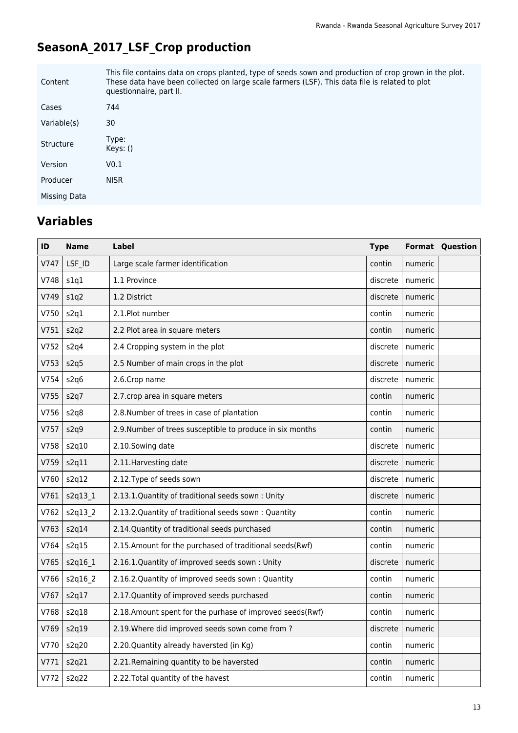## SeasonA_2017_LSF_Crop production

| | |
|---|---|
| Content | This file contains data on crops planted, type of seeds sown and production of crop grown in the plot. These data have been collected on large scale farmers (LSF). This data file is related to plot questionnaire, part II. |
| Cases | 744 |
| Variable(s) | 30 |
| Structure | Type:<br>Keys: () |
| Version | V0.1 |
| Producer | NISR |
| Missing Data | |

## Variables

| ID | Name | Label | Type | Format | Question |
|---|---|---|---|---|---|
| V747 | LSF_ID | Large scale farmer identification | contin | numeric | |
| V748 | s1q1 | 1.1 Province | discrete | numeric | |
| V749 | s1q2 | 1.2 District | discrete | numeric | |
| V750 | s2q1 | 2.1.Plot number | contin | numeric | |
| V751 | s2q2 | 2.2 Plot area in square meters | contin | numeric | |
| V752 | s2q4 | 2.4 Cropping system in the plot | discrete | numeric | |
| V753 | s2q5 | 2.5 Number of main crops in the plot | discrete | numeric | |
| V754 | s2q6 | 2.6.Crop name | discrete | numeric | |
| V755 | s2q7 | 2.7.crop area in square meters | contin | numeric | |
| V756 | s2q8 | 2.8.Number of trees in case of plantation | contin | numeric | |
| V757 | s2q9 | 2.9.Number of trees susceptible to produce in six months | contin | numeric | |
| V758 | s2q10 | 2.10.Sowing date | discrete | numeric | |
| V759 | s2q11 | 2.11.Harvesting date | discrete | numeric | |
| V760 | s2q12 | 2.12.Type of seeds sown | discrete | numeric | |
| V761 | s2q13_1 | 2.13.1.Quantity of traditional seeds sown : Unity | discrete | numeric | |
| V762 | s2q13_2 | 2.13.2.Quantity of traditional seeds sown : Quantity | contin | numeric | |
| V763 | s2q14 | 2.14.Quantity of traditional seeds purchased | contin | numeric | |
| V764 | s2q15 | 2.15.Amount for the purchased of traditional seeds(Rwf) | contin | numeric | |
| V765 | s2q16_1 | 2.16.1.Quantity of improved seeds sown : Unity | discrete | numeric | |
| V766 | s2q16_2 | 2.16.2.Quantity of improved seeds sown : Quantity | contin | numeric | |
| V767 | s2q17 | 2.17.Quantity of improved seeds purchased | contin | numeric | |
| V768 | s2q18 | 2.18.Amount spent for the purhase of improved seeds(Rwf) | contin | numeric | |
| V769 | s2q19 | 2.19.Where did improved seeds sown come from ? | discrete | numeric | |
| V770 | s2q20 | 2.20.Quantity already haversted (in Kg) | contin | numeric | |
| V771 | s2q21 | 2.21.Remaining quantity to be haversted | contin | numeric | |
| V772 | s2q22 | 2.22.Total quantity of the havest | contin | numeric | |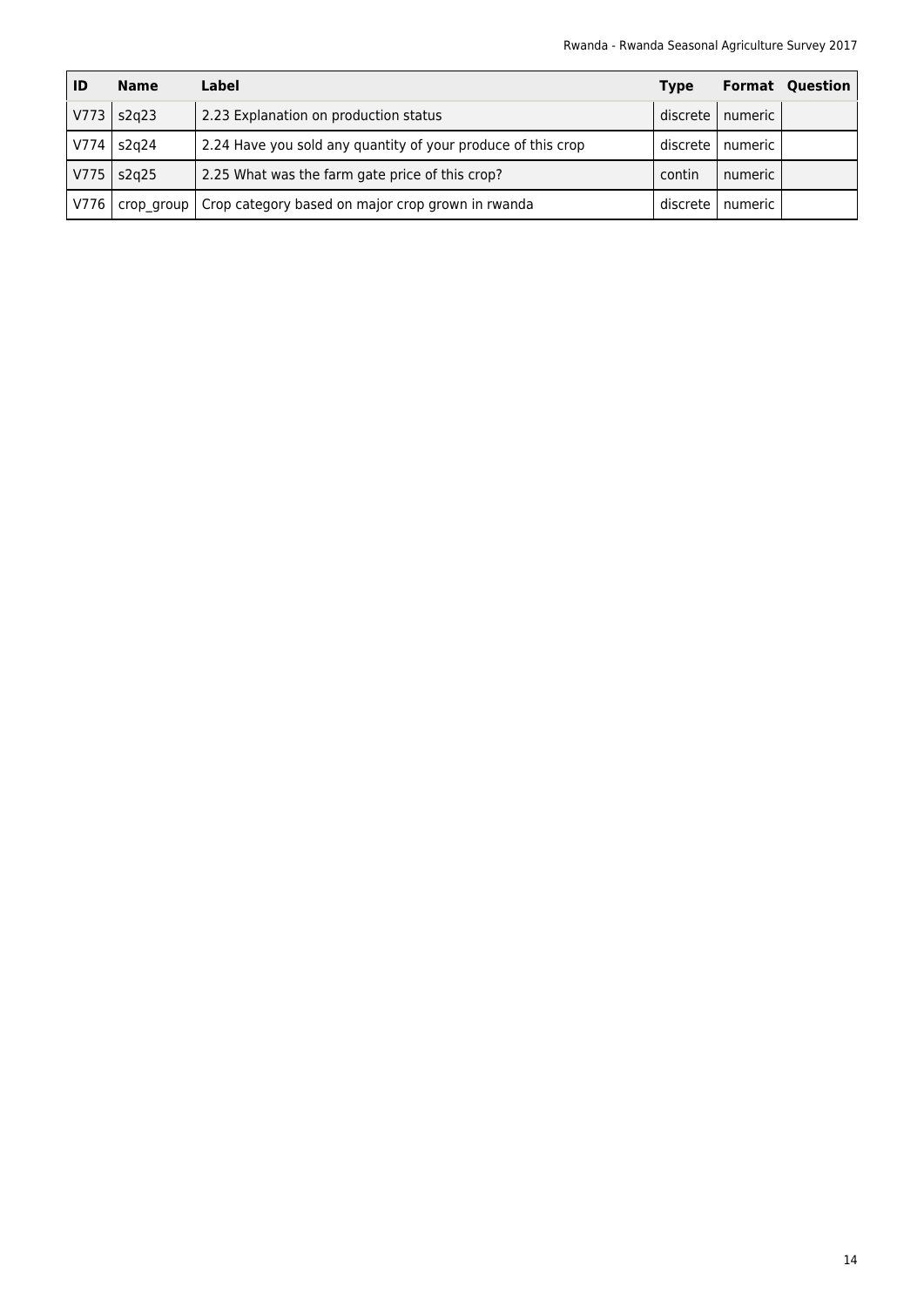| ID | Name | Label | Type | Format | Question |
|---|---|---|---|---|---|
| V773 | s2q23 | 2.23 Explanation on production status | discrete | numeric | |
| V774 | s2q24 | 2.24 Have you sold any quantity of your produce of this crop | discrete | numeric | |
| V775 | s2q25 | 2.25 What was the farm gate price of this crop? | contin | numeric | |
| V776 | crop_group | Crop category based on major crop grown in rwanda | discrete | numeric | |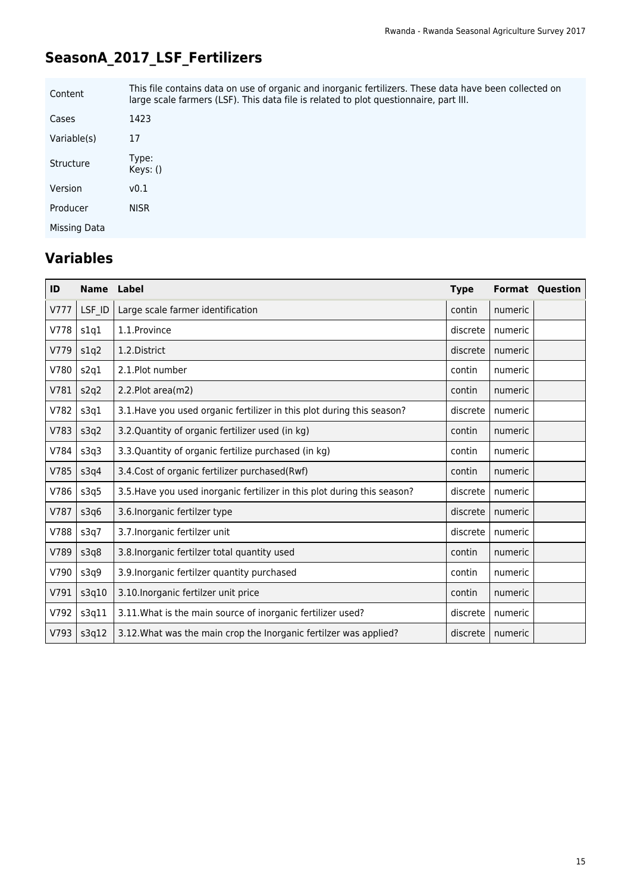## SeasonA_2017_LSF_Fertilizers

| Content | This file contains data on use of organic and inorganic fertilizers. These data have been collected on large scale farmers (LSF). This data file is related to plot questionnaire, part III. |
|---|---|
| Cases | 1423 |
| Variable(s) | 17 |
| Structure | Type:<br>Keys: () |
| Version | v0.1 |
| Producer | NISR |
| Missing Data | |

## Variables

| ID | Name | Label | Type | Format | Question |
|---|---|---|---|---|---|
| V777 | LSF_ID | Large scale farmer identification | contin | numeric | |
| V778 | s1q1 | 1.1.Province | discrete | numeric | |
| V779 | s1q2 | 1.2.District | discrete | numeric | |
| V780 | s2q1 | 2.1.Plot number | contin | numeric | |
| V781 | s2q2 | 2.2.Plot area(m2) | contin | numeric | |
| V782 | s3q1 | 3.1.Have you used organic fertilizer in this plot during this season? | discrete | numeric | |
| V783 | s3q2 | 3.2.Quantity of organic fertilizer used (in kg) | contin | numeric | |
| V784 | s3q3 | 3.3.Quantity of organic fertilize purchased (in kg) | contin | numeric | |
| V785 | s3q4 | 3.4.Cost of organic fertilizer purchased(Rwf) | contin | numeric | |
| V786 | s3q5 | 3.5.Have you used inorganic fertilizer in this plot during this season? | discrete | numeric | |
| V787 | s3q6 | 3.6.Inorganic fertilzer type | discrete | numeric | |
| V788 | s3q7 | 3.7.Inorganic fertilzer unit | discrete | numeric | |
| V789 | s3q8 | 3.8.Inorganic fertilzer total quantity used | contin | numeric | |
| V790 | s3q9 | 3.9.Inorganic fertilzer quantity purchased | contin | numeric | |
| V791 | s3q10 | 3.10.Inorganic fertilzer unit price | contin | numeric | |
| V792 | s3q11 | 3.11.What is the main source of inorganic fertilizer used? | discrete | numeric | |
| V793 | s3q12 | 3.12.What was the main crop the Inorganic fertilzer was applied? | discrete | numeric | |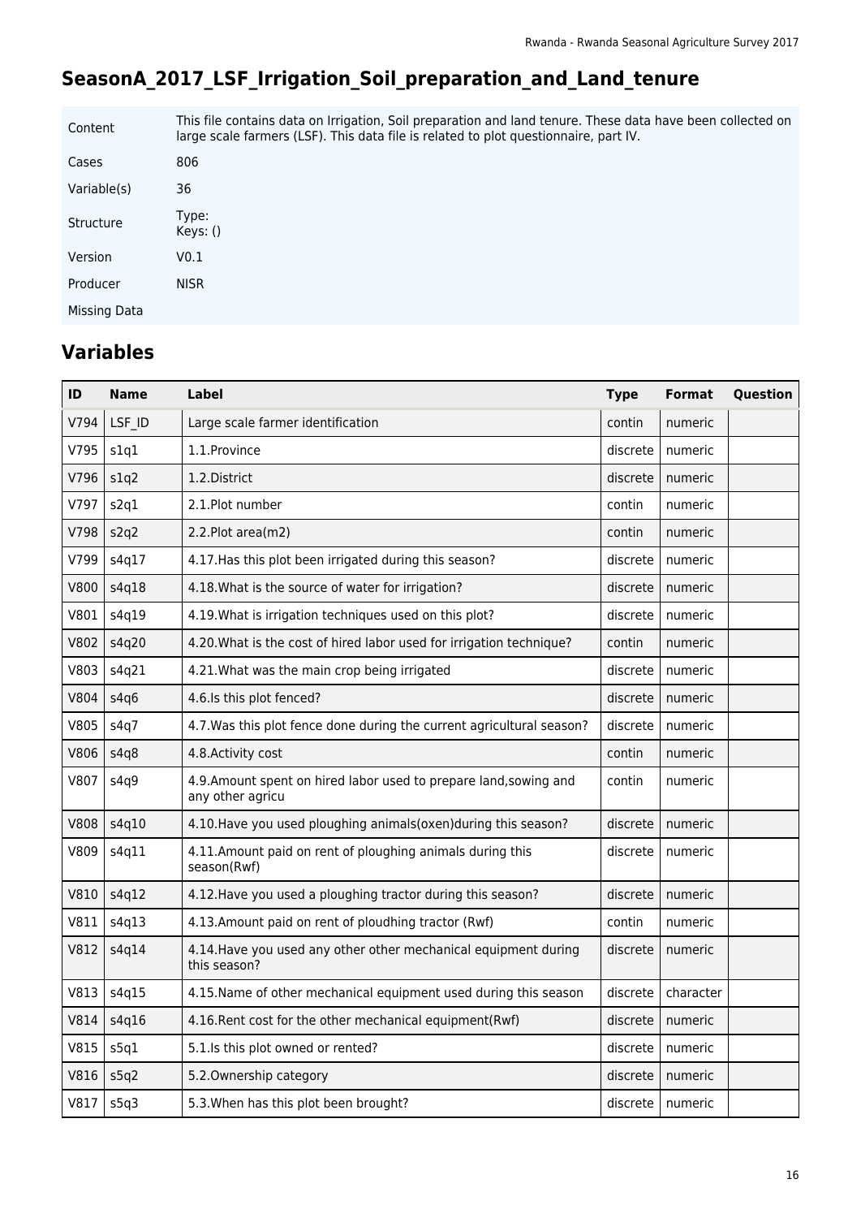## SeasonA_2017_LSF_Irrigation_Soil_preparation_and_Land_tenure

| | |
|---|---|
| Content | This file contains data on Irrigation, Soil preparation and land tenure. These data have been collected on large scale farmers (LSF). This data file is related to plot questionnaire, part IV. |
| Cases | 806 |
| Variable(s) | 36 |
| Structure | Type:<br>Keys: () |
| Version | V0.1 |
| Producer | NISR |
| Missing Data | |

## Variables

| ID | Name | Label | Type | Format | Question |
|---|---|---|---|---|---|
| V794 | LSF_ID | Large scale farmer identification | contin | numeric | |
| V795 | s1q1 | 1.1.Province | discrete | numeric | |
| V796 | s1q2 | 1.2.District | discrete | numeric | |
| V797 | s2q1 | 2.1.Plot number | contin | numeric | |
| V798 | s2q2 | 2.2.Plot area(m2) | contin | numeric | |
| V799 | s4q17 | 4.17.Has this plot been irrigated during this season? | discrete | numeric | |
| V800 | s4q18 | 4.18.What is the source of water for irrigation? | discrete | numeric | |
| V801 | s4q19 | 4.19.What is irrigation techniques used on this plot? | discrete | numeric | |
| V802 | s4q20 | 4.20.What is the cost of hired labor used for irrigation technique? | contin | numeric | |
| V803 | s4q21 | 4.21.What was the main crop being irrigated | discrete | numeric | |
| V804 | s4q6 | 4.6.Is this plot fenced? | discrete | numeric | |
| V805 | s4q7 | 4.7.Was this plot fence done during the current agricultural season? | discrete | numeric | |
| V806 | s4q8 | 4.8.Activity cost | contin | numeric | |
| V807 | s4q9 | 4.9.Amount spent on hired labor used to prepare land,sowing and any other agricu | contin | numeric | |
| V808 | s4q10 | 4.10.Have you used ploughing animals(oxen)during this season? | discrete | numeric | |
| V809 | s4q11 | 4.11.Amount paid on rent of ploughing animals during this season(Rwf) | discrete | numeric | |
| V810 | s4q12 | 4.12.Have you used a ploughing tractor during this season? | discrete | numeric | |
| V811 | s4q13 | 4.13.Amount paid on rent of ploudhing tractor (Rwf) | contin | numeric | |
| V812 | s4q14 | 4.14.Have you used any other other mechanical equipment during this season? | discrete | numeric | |
| V813 | s4q15 | 4.15.Name of other mechanical equipment used during this season | discrete | character | |
| V814 | s4q16 | 4.16.Rent cost for the other mechanical equipment(Rwf) | discrete | numeric | |
| V815 | s5q1 | 5.1.Is this plot owned or rented? | discrete | numeric | |
| V816 | s5q2 | 5.2.Ownership category | discrete | numeric | |
| V817 | s5q3 | 5.3.When has this plot been brought? | discrete | numeric | |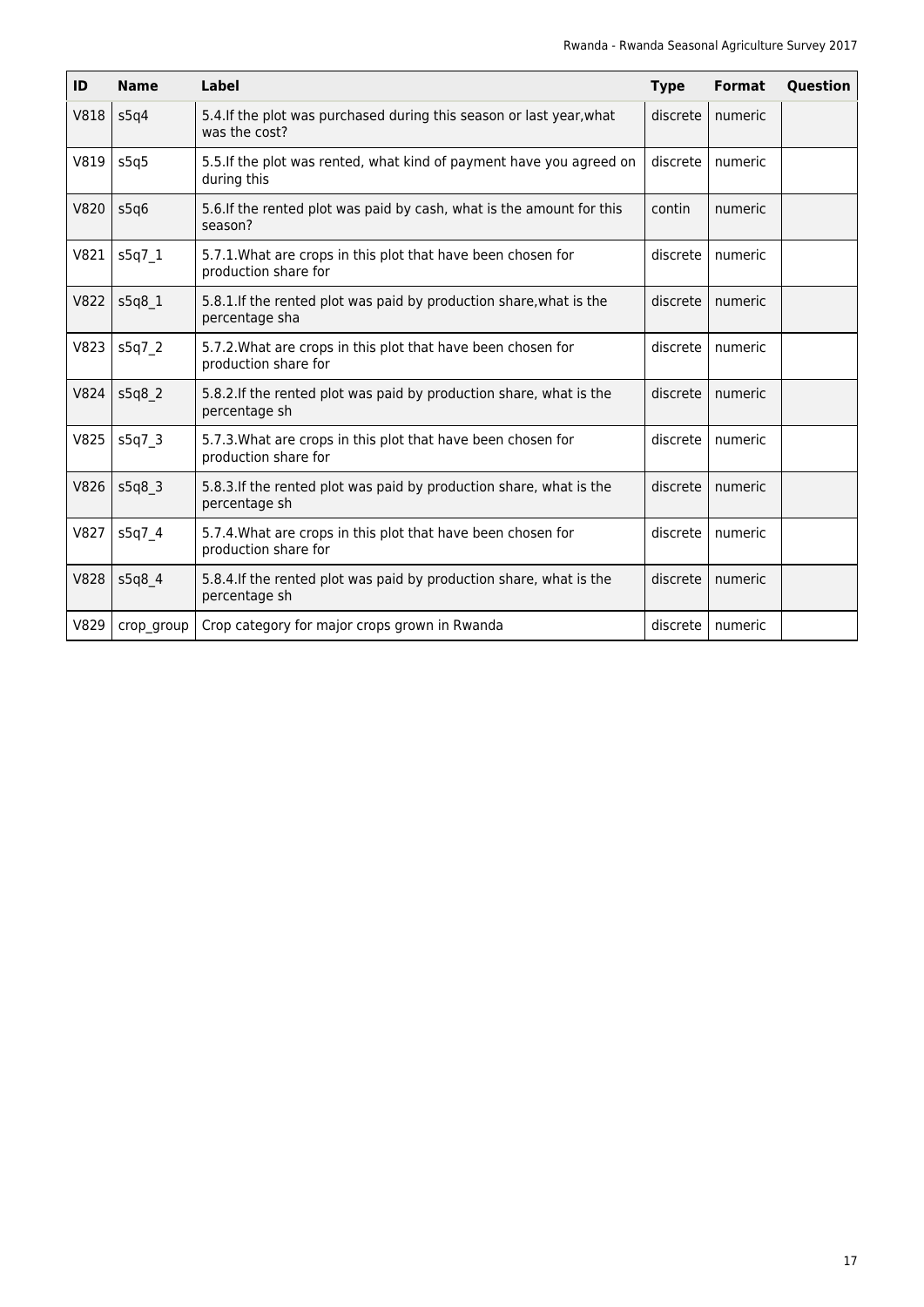| ID | Name | Label | Type | Format | Question |
|---|---|---|---|---|---|
| V818 | s5q4 | 5.4.If the plot was purchased during this season or last year,what was the cost? | discrete | numeric | |
| V819 | s5q5 | 5.5.If the plot was rented, what kind of payment have you agreed on during this | discrete | numeric | |
| V820 | s5q6 | 5.6.If the rented plot was paid by cash, what is the amount for this season? | contin | numeric | |
| V821 | s5q7_1 | 5.7.1.What are crops in this plot that have been chosen for production share for | discrete | numeric | |
| V822 | s5q8_1 | 5.8.1.If the rented plot was paid by production share,what is the percentage sha | discrete | numeric | |
| V823 | s5q7_2 | 5.7.2.What are crops in this plot that have been chosen for production share for | discrete | numeric | |
| V824 | s5q8_2 | 5.8.2.If the rented plot was paid by production share, what is the percentage sh | discrete | numeric | |
| V825 | s5q7_3 | 5.7.3.What are crops in this plot that have been chosen for production share for | discrete | numeric | |
| V826 | s5q8_3 | 5.8.3.If the rented plot was paid by production share, what is the percentage sh | discrete | numeric | |
| V827 | s5q7_4 | 5.7.4.What are crops in this plot that have been chosen for production share for | discrete | numeric | |
| V828 | s5q8_4 | 5.8.4.If the rented plot was paid by production share, what is the percentage sh | discrete | numeric | |
| V829 | crop_group | Crop category for major crops grown in Rwanda | discrete | numeric | |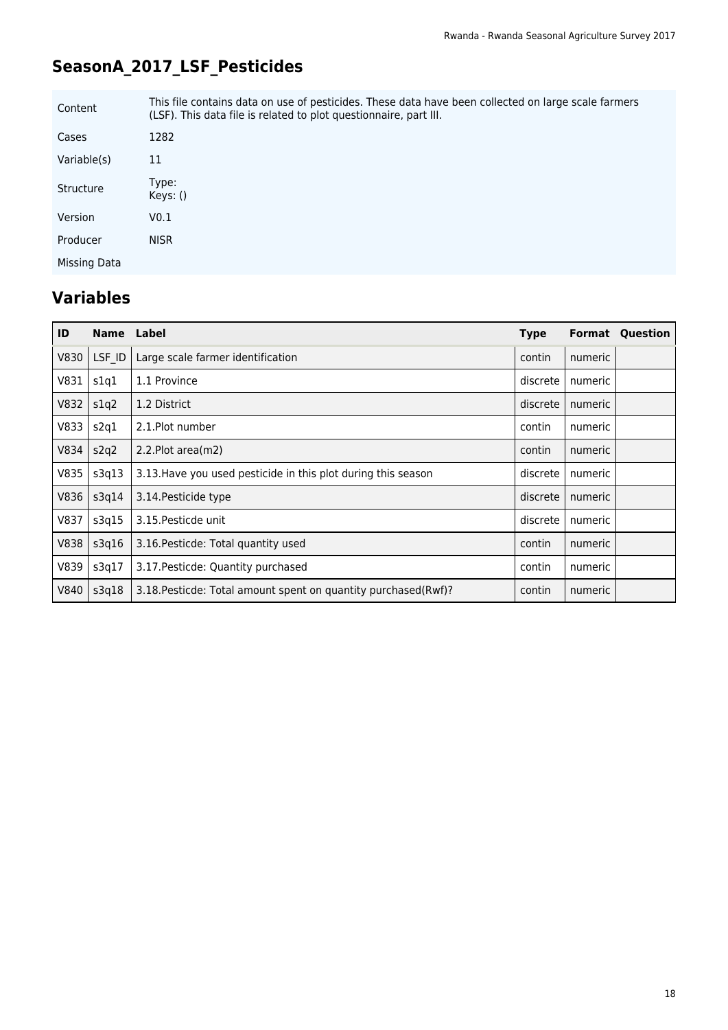## SeasonA_2017_LSF_Pesticides

| | |
|---|---|
| Content | This file contains data on use of pesticides. These data have been collected on large scale farmers (LSF). This data file is related to plot questionnaire, part III. |
| Cases | 1282 |
| Variable(s) | 11 |
| Structure | Type:<br>Keys: () |
| Version | V0.1 |
| Producer | NISR |
| Missing Data | |

## Variables

| ID | Name | Label | Type | Format | Question |
|---|---|---|---|---|---|
| V830 | LSF_ID | Large scale farmer identification | contin | numeric | |
| V831 | s1q1 | 1.1 Province | discrete | numeric | |
| V832 | s1q2 | 1.2 District | discrete | numeric | |
| V833 | s2q1 | 2.1.Plot number | contin | numeric | |
| V834 | s2q2 | 2.2.Plot area(m2) | contin | numeric | |
| V835 | s3q13 | 3.13.Have you used pesticide in this plot during this season | discrete | numeric | |
| V836 | s3q14 | 3.14.Pesticide type | discrete | numeric | |
| V837 | s3q15 | 3.15.Pesticde unit | discrete | numeric | |
| V838 | s3q16 | 3.16.Pesticde: Total quantity used | contin | numeric | |
| V839 | s3q17 | 3.17.Pesticde: Quantity purchased | contin | numeric | |
| V840 | s3q18 | 3.18.Pesticde: Total amount spent on quantity purchased(Rwf)? | contin | numeric | |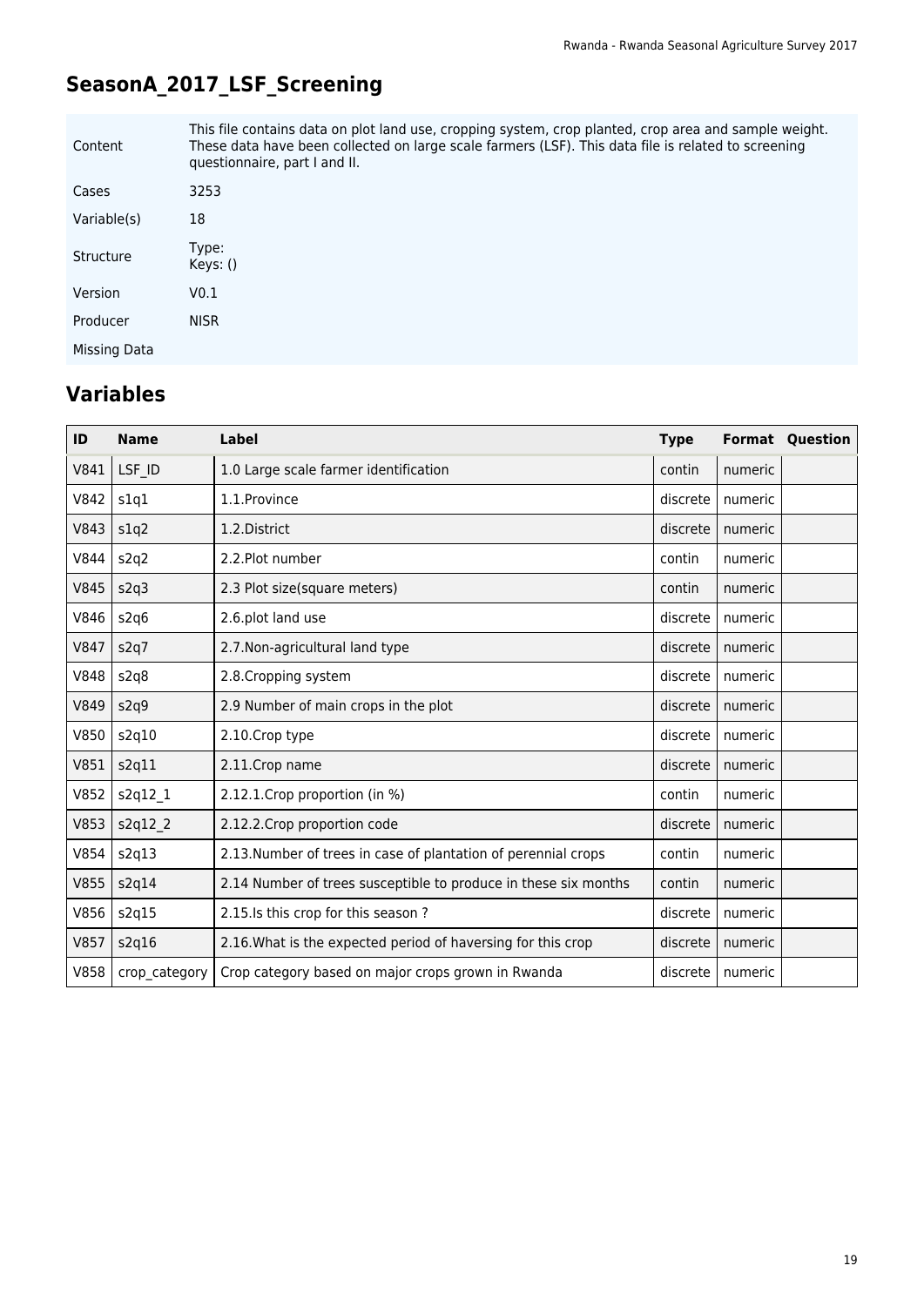## SeasonA_2017_LSF_Screening

| | |
|---|---|
| Content | This file contains data on plot land use, cropping system, crop planted, crop area and sample weight. These data have been collected on large scale farmers (LSF). This data file is related to screening questionnaire, part I and II. |
| Cases | 3253 |
| Variable(s) | 18 |
| Structure | Type:<br>Keys: () |
| Version | V0.1 |
| Producer | NISR |
| Missing Data | |

## Variables

| ID | Name | Label | Type | Format | Question |
|---|---|---|---|---|---|
| V841 | LSF_ID | 1.0 Large scale farmer identification | contin | numeric | |
| V842 | s1q1 | 1.1.Province | discrete | numeric | |
| V843 | s1q2 | 1.2.District | discrete | numeric | |
| V844 | s2q2 | 2.2.Plot number | contin | numeric | |
| V845 | s2q3 | 2.3 Plot size(square meters) | contin | numeric | |
| V846 | s2q6 | 2.6.plot land use | discrete | numeric | |
| V847 | s2q7 | 2.7.Non-agricultural land type | discrete | numeric | |
| V848 | s2q8 | 2.8.Cropping system | discrete | numeric | |
| V849 | s2q9 | 2.9 Number of main crops in the plot | discrete | numeric | |
| V850 | s2q10 | 2.10.Crop type | discrete | numeric | |
| V851 | s2q11 | 2.11.Crop name | discrete | numeric | |
| V852 | s2q12_1 | 2.12.1.Crop proportion (in %) | contin | numeric | |
| V853 | s2q12_2 | 2.12.2.Crop proportion code | discrete | numeric | |
| V854 | s2q13 | 2.13.Number of trees in case of plantation of perennial crops | contin | numeric | |
| V855 | s2q14 | 2.14 Number of trees susceptible to produce in these six months | contin | numeric | |
| V856 | s2q15 | 2.15.Is this crop for this season ? | discrete | numeric | |
| V857 | s2q16 | 2.16.What is the expected period of haversing for this crop | discrete | numeric | |
| V858 | crop_category | Crop category based on major crops grown in Rwanda | discrete | numeric | |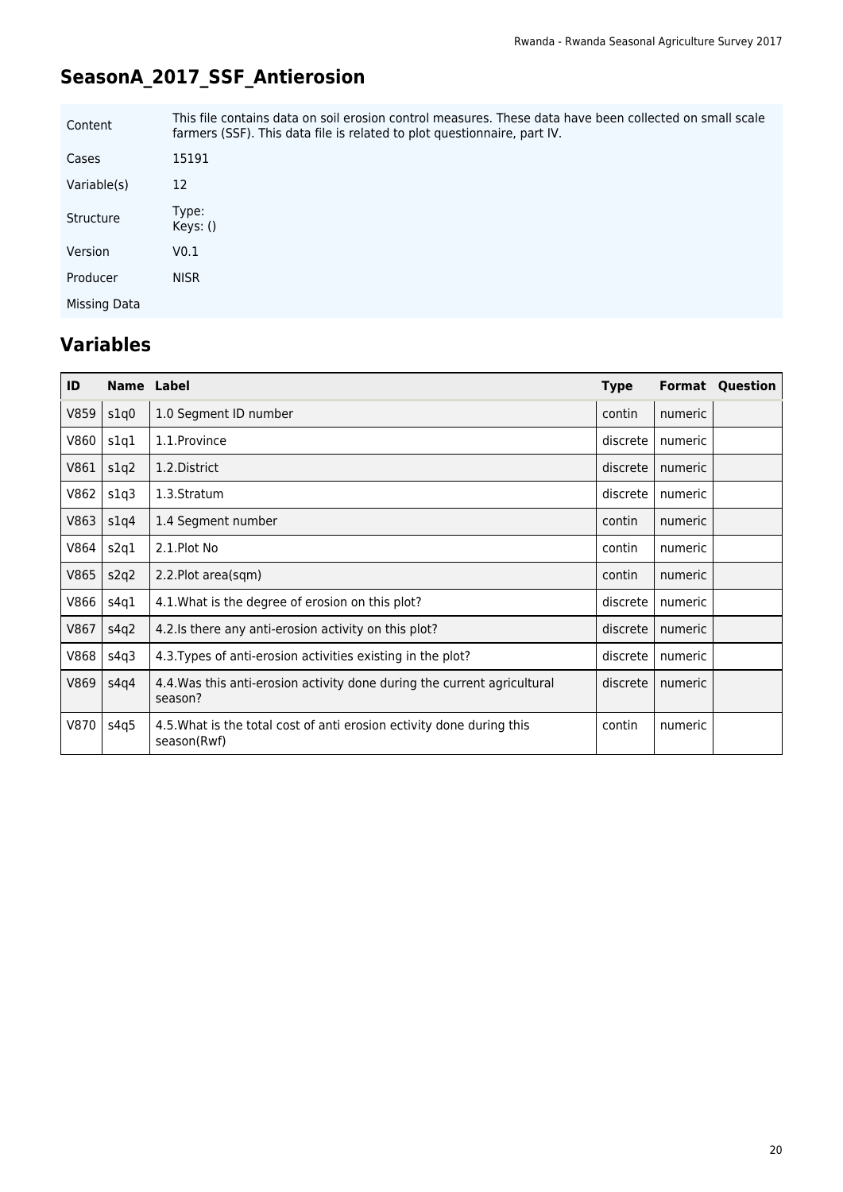## SeasonA_2017_SSF_Antierosion

| | |
|---|---|
| Content | This file contains data on soil erosion control measures. These data have been collected on small scale farmers (SSF). This data file is related to plot questionnaire, part IV. |
| Cases | 15191 |
| Variable(s) | 12 |
| Structure | Type: Keys: () |
| Version | V0.1 |
| Producer | NISR |
| Missing Data | |

## Variables

| ID | Name | Label | Type | Format | Question |
|---|---|---|---|---|---|
| V859 | s1q0 | 1.0 Segment ID number | contin | numeric | |
| V860 | s1q1 | 1.1.Province | discrete | numeric | |
| V861 | s1q2 | 1.2.District | discrete | numeric | |
| V862 | s1q3 | 1.3.Stratum | discrete | numeric | |
| V863 | s1q4 | 1.4 Segment number | contin | numeric | |
| V864 | s2q1 | 2.1.Plot No | contin | numeric | |
| V865 | s2q2 | 2.2.Plot area(sqm) | contin | numeric | |
| V866 | s4q1 | 4.1.What is the degree of erosion on this plot? | discrete | numeric | |
| V867 | s4q2 | 4.2.Is there any anti-erosion activity on this plot? | discrete | numeric | |
| V868 | s4q3 | 4.3.Types of anti-erosion activities existing in the plot? | discrete | numeric | |
| V869 | s4q4 | 4.4.Was this anti-erosion activity done during the current agricultural season? | discrete | numeric | |
| V870 | s4q5 | 4.5.What is the total cost of anti erosion ectivity done during this season(Rwf) | contin | numeric | |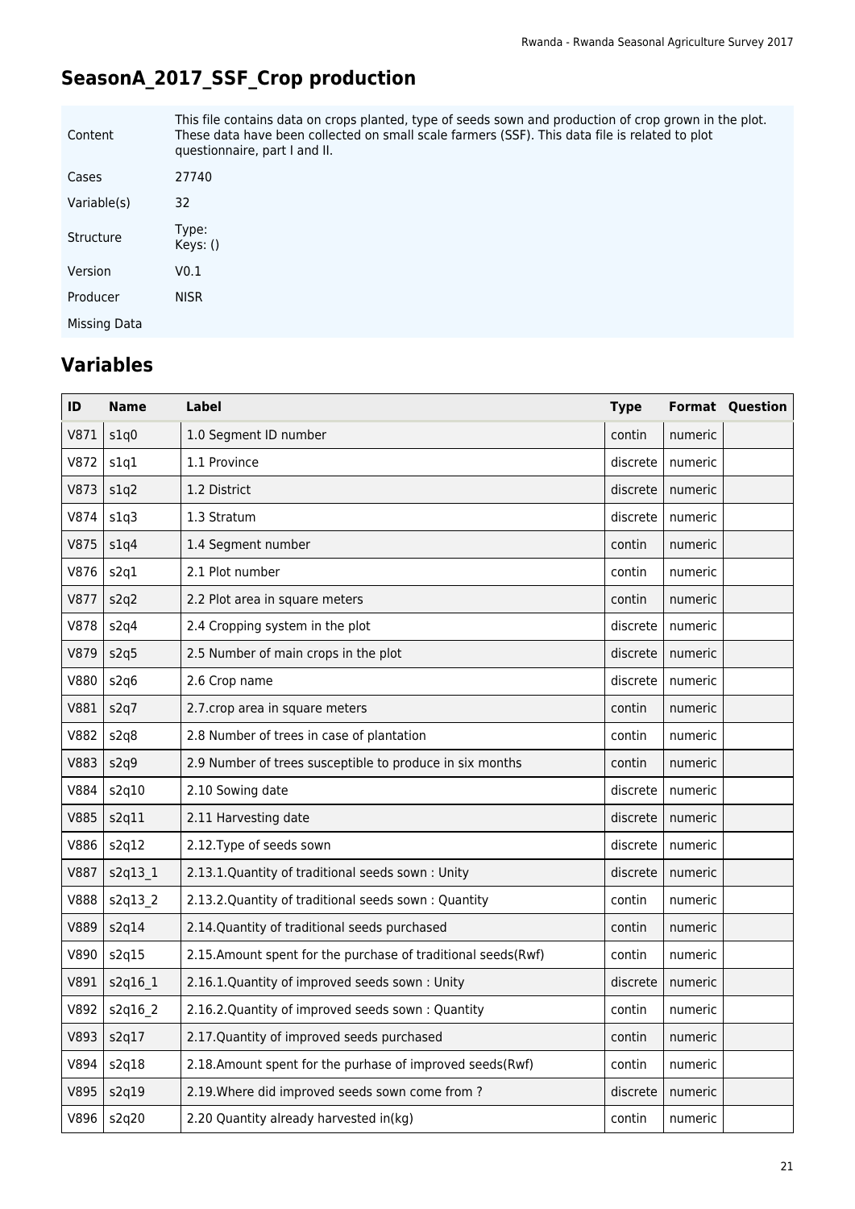## SeasonA_2017_SSF_Crop production

| | |
|---|---|
| Content | This file contains data on crops planted, type of seeds sown and production of crop grown in the plot. These data have been collected on small scale farmers (SSF). This data file is related to plot questionnaire, part I and II. |
| Cases | 27740 |
| Variable(s) | 32 |
| Structure | Type:<br>Keys: () |
| Version | V0.1 |
| Producer | NISR |
| Missing Data | |

## Variables

| ID | Name | Label | Type | Format | Question |
|---|---|---|---|---|---|
| V871 | s1q0 | 1.0 Segment ID number | contin | numeric | |
| V872 | s1q1 | 1.1 Province | discrete | numeric | |
| V873 | s1q2 | 1.2 District | discrete | numeric | |
| V874 | s1q3 | 1.3 Stratum | discrete | numeric | |
| V875 | s1q4 | 1.4 Segment number | contin | numeric | |
| V876 | s2q1 | 2.1 Plot number | contin | numeric | |
| V877 | s2q2 | 2.2 Plot area in square meters | contin | numeric | |
| V878 | s2q4 | 2.4 Cropping system in the plot | discrete | numeric | |
| V879 | s2q5 | 2.5 Number of main crops in the plot | discrete | numeric | |
| V880 | s2q6 | 2.6 Crop name | discrete | numeric | |
| V881 | s2q7 | 2.7.crop area in square meters | contin | numeric | |
| V882 | s2q8 | 2.8 Number of trees in case of plantation | contin | numeric | |
| V883 | s2q9 | 2.9 Number of trees susceptible to produce in six months | contin | numeric | |
| V884 | s2q10 | 2.10 Sowing date | discrete | numeric | |
| V885 | s2q11 | 2.11 Harvesting date | discrete | numeric | |
| V886 | s2q12 | 2.12.Type of seeds sown | discrete | numeric | |
| V887 | s2q13_1 | 2.13.1.Quantity of traditional seeds sown : Unity | discrete | numeric | |
| V888 | s2q13_2 | 2.13.2.Quantity of traditional seeds sown : Quantity | contin | numeric | |
| V889 | s2q14 | 2.14.Quantity of traditional seeds purchased | contin | numeric | |
| V890 | s2q15 | 2.15.Amount spent for the purchase of traditional seeds(Rwf) | contin | numeric | |
| V891 | s2q16_1 | 2.16.1.Quantity of improved seeds sown : Unity | discrete | numeric | |
| V892 | s2q16_2 | 2.16.2.Quantity of improved seeds sown : Quantity | contin | numeric | |
| V893 | s2q17 | 2.17.Quantity of improved seeds purchased | contin | numeric | |
| V894 | s2q18 | 2.18.Amount spent for the purhase of improved seeds(Rwf) | contin | numeric | |
| V895 | s2q19 | 2.19.Where did improved seeds sown come from ? | discrete | numeric | |
| V896 | s2q20 | 2.20 Quantity already harvested in(kg) | contin | numeric | |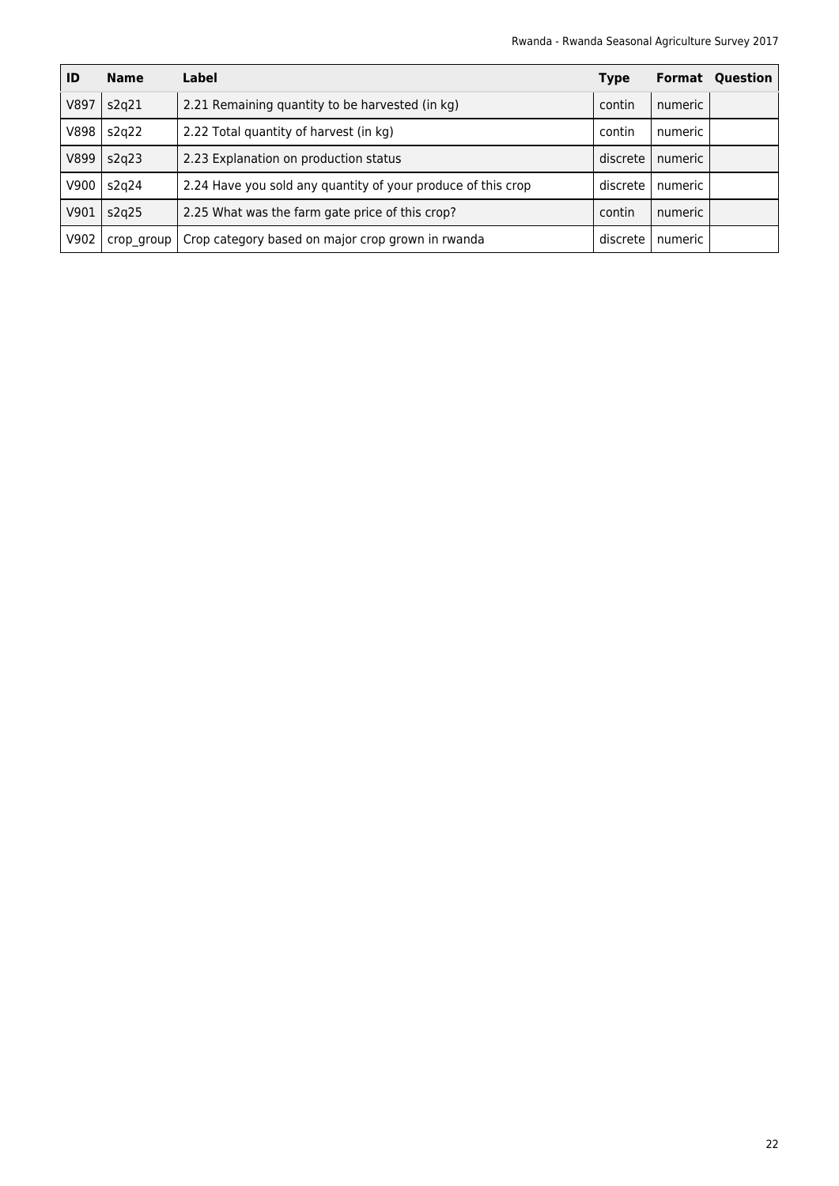| ID | Name | Label | Type | Format | Question |
|---|---|---|---|---|---|
| V897 | s2q21 | 2.21 Remaining quantity to be harvested (in kg) | contin | numeric | |
| V898 | s2q22 | 2.22 Total quantity of harvest (in kg) | contin | numeric | |
| V899 | s2q23 | 2.23 Explanation on production status | discrete | numeric | |
| V900 | s2q24 | 2.24 Have you sold any quantity of your produce of this crop | discrete | numeric | |
| V901 | s2q25 | 2.25 What was the farm gate price of this crop? | contin | numeric | |
| V902 | crop_group | Crop category based on major crop grown in rwanda | discrete | numeric | |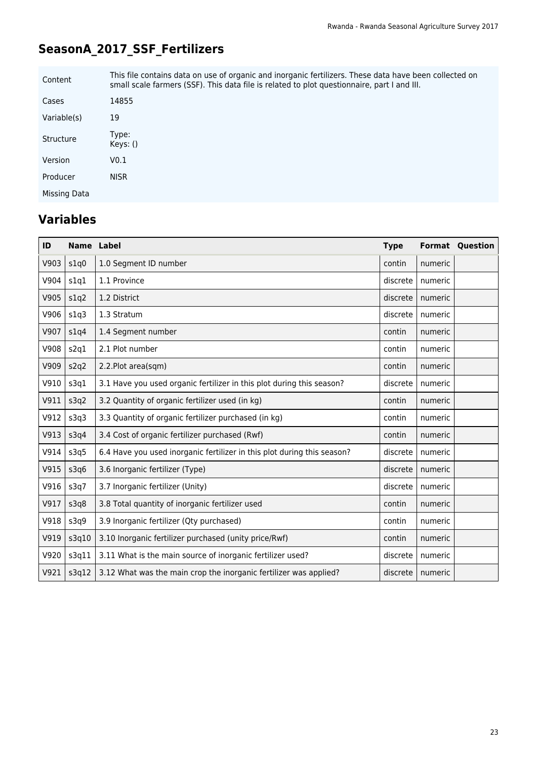## SeasonA_2017_SSF_Fertilizers

| Content | This file contains data on use of organic and inorganic fertilizers. These data have been collected on small scale farmers (SSF). This data file is related to plot questionnaire, part I and III. |
|---|---|
| Cases | 14855 |
| Variable(s) | 19 |
| Structure | Type: Keys: () |
| Version | V0.1 |
| Producer | NISR |
| Missing Data | |

## Variables

| ID | Name | Label | Type | Format | Question |
|---|---|---|---|---|---|
| V903 | s1q0 | 1.0 Segment ID number | contin | numeric | |
| V904 | s1q1 | 1.1 Province | discrete | numeric | |
| V905 | s1q2 | 1.2 District | discrete | numeric | |
| V906 | s1q3 | 1.3 Stratum | discrete | numeric | |
| V907 | s1q4 | 1.4 Segment number | contin | numeric | |
| V908 | s2q1 | 2.1 Plot number | contin | numeric | |
| V909 | s2q2 | 2.2.Plot area(sqm) | contin | numeric | |
| V910 | s3q1 | 3.1 Have you used organic fertilizer in this plot during this season? | discrete | numeric | |
| V911 | s3q2 | 3.2 Quantity of organic fertilizer used (in kg) | contin | numeric | |
| V912 | s3q3 | 3.3 Quantity of organic fertilizer purchased (in kg) | contin | numeric | |
| V913 | s3q4 | 3.4 Cost of organic fertilizer purchased (Rwf) | contin | numeric | |
| V914 | s3q5 | 6.4 Have you used inorganic fertilizer in this plot during this season? | discrete | numeric | |
| V915 | s3q6 | 3.6 Inorganic fertilizer (Type) | discrete | numeric | |
| V916 | s3q7 | 3.7 Inorganic fertilizer (Unity) | discrete | numeric | |
| V917 | s3q8 | 3.8 Total quantity of inorganic fertilizer used | contin | numeric | |
| V918 | s3q9 | 3.9 Inorganic fertilizer (Qty purchased) | contin | numeric | |
| V919 | s3q10 | 3.10 Inorganic fertilizer purchased (unity price/Rwf) | contin | numeric | |
| V920 | s3q11 | 3.11 What is the main source of inorganic fertilizer used? | discrete | numeric | |
| V921 | s3q12 | 3.12 What was the main crop the inorganic fertilizer was applied? | discrete | numeric | |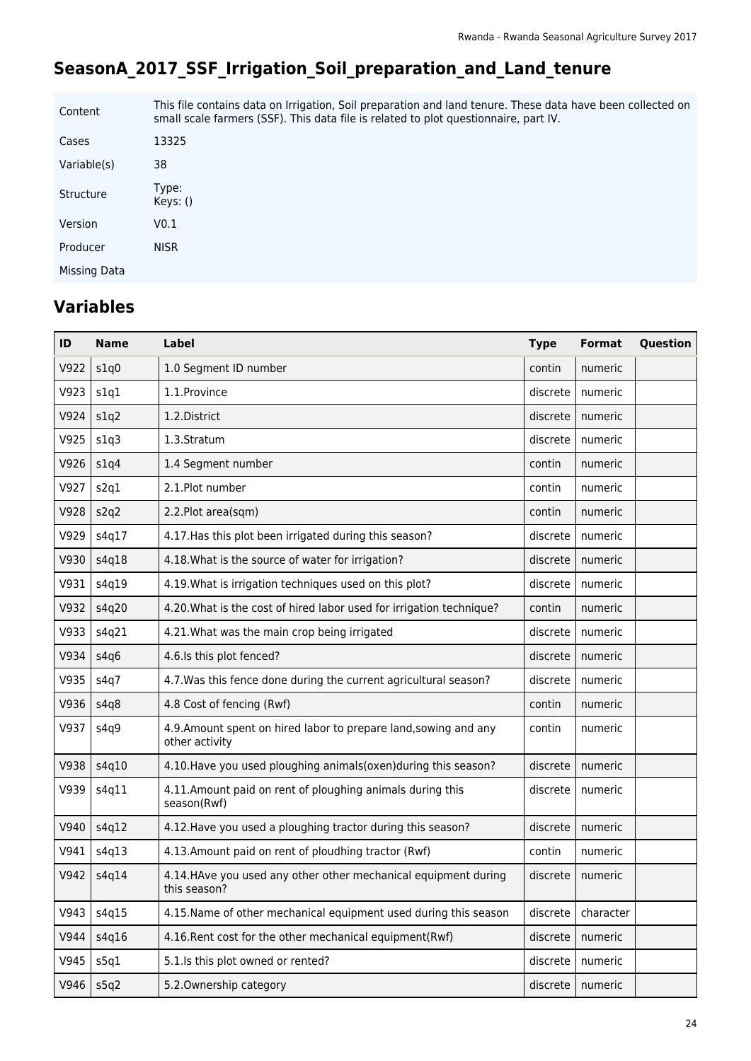# SeasonA_2017_SSF_Irrigation_Soil_preparation_and_Land_tenure

| Content | This file contains data on Irrigation, Soil preparation and land tenure. These data have been collected on small scale farmers (SSF). This data file is related to plot questionnaire, part IV. |
|---|---|
| Cases | 13325 |
| Variable(s) | 38 |
| Structure | Type: <br>Keys: () |
| Version | V0.1 |
| Producer | NISR |
| Missing Data | |

## Variables

| ID | Name | Label | Type | Format | Question |
|---|---|---|---|---|---|
| V922 | s1q0 | 1.0 Segment ID number | contin | numeric | |
| V923 | s1q1 | 1.1.Province | discrete | numeric | |
| V924 | s1q2 | 1.2.District | discrete | numeric | |
| V925 | s1q3 | 1.3.Stratum | discrete | numeric | |
| V926 | s1q4 | 1.4 Segment number | contin | numeric | |
| V927 | s2q1 | 2.1.Plot number | contin | numeric | |
| V928 | s2q2 | 2.2.Plot area(sqm) | contin | numeric | |
| V929 | s4q17 | 4.17.Has this plot been irrigated during this season? | discrete | numeric | |
| V930 | s4q18 | 4.18.What is the source of water for irrigation? | discrete | numeric | |
| V931 | s4q19 | 4.19.What is irrigation techniques used on this plot? | discrete | numeric | |
| V932 | s4q20 | 4.20.What is the cost of hired labor used for irrigation technique? | contin | numeric | |
| V933 | s4q21 | 4.21.What was the main crop being irrigated | discrete | numeric | |
| V934 | s4q6 | 4.6.Is this plot fenced? | discrete | numeric | |
| V935 | s4q7 | 4.7.Was this fence done during the current agricultural season? | discrete | numeric | |
| V936 | s4q8 | 4.8 Cost of fencing (Rwf) | contin | numeric | |
| V937 | s4q9 | 4.9.Amount spent on hired labor to prepare land,sowing and any other activity | contin | numeric | |
| V938 | s4q10 | 4.10.Have you used ploughing animals(oxen)during this season? | discrete | numeric | |
| V939 | s4q11 | 4.11.Amount paid on rent of ploughing animals during this season(Rwf) | discrete | numeric | |
| V940 | s4q12 | 4.12.Have you used a ploughing tractor during this season? | discrete | numeric | |
| V941 | s4q13 | 4.13.Amount paid on rent of ploudhing tractor (Rwf) | contin | numeric | |
| V942 | s4q14 | 4.14.HAve you used any other other mechanical equipment during this season? | discrete | numeric | |
| V943 | s4q15 | 4.15.Name of other mechanical equipment used during this season | discrete | character | |
| V944 | s4q16 | 4.16.Rent cost for the other mechanical equipment(Rwf) | discrete | numeric | |
| V945 | s5q1 | 5.1.Is this plot owned or rented? | discrete | numeric | |
| V946 | s5q2 | 5.2.Ownership category | discrete | numeric | |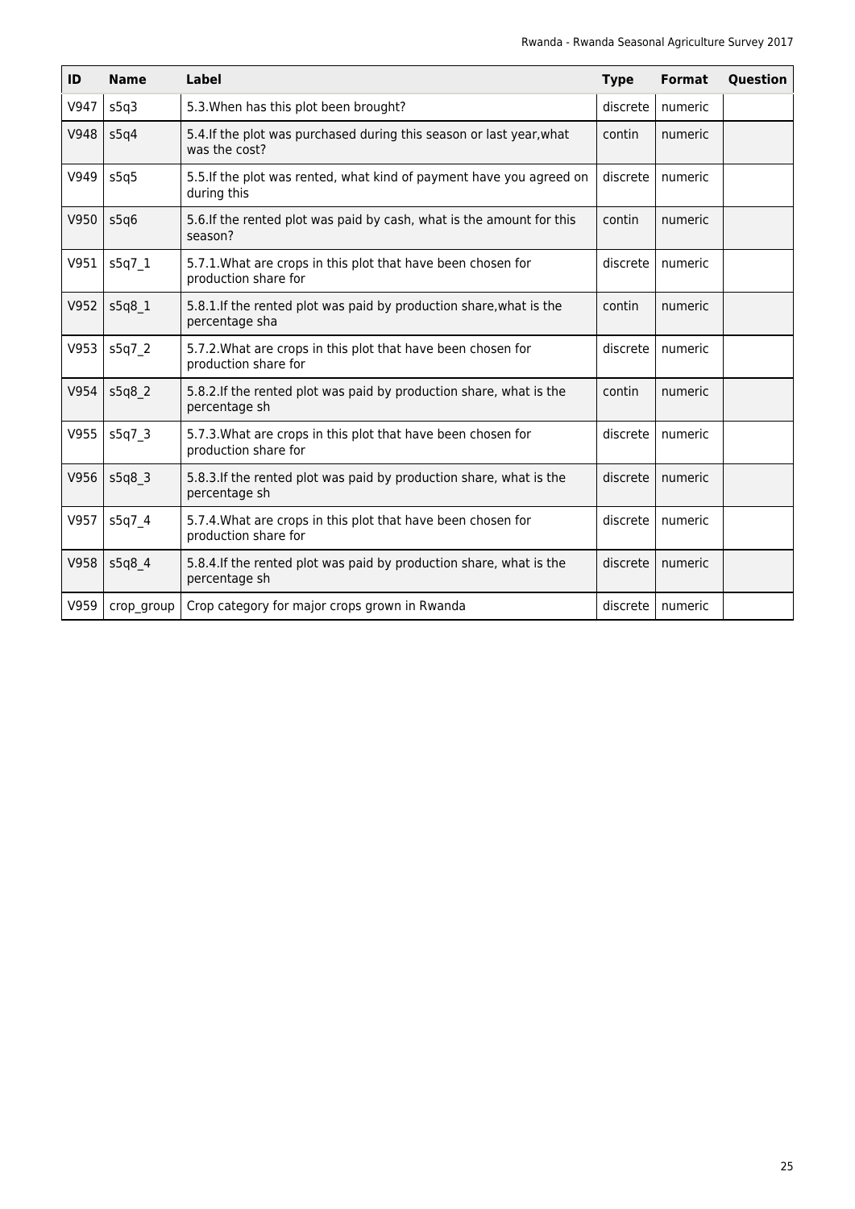| ID | Name | Label | Type | Format | Question |
|---|---|---|---|---|---|
| V947 | s5q3 | 5.3.When has this plot been brought? | discrete | numeric | |
| V948 | s5q4 | 5.4.If the plot was purchased during this season or last year,what was the cost? | contin | numeric | |
| V949 | s5q5 | 5.5.If the plot was rented, what kind of payment have you agreed on during this | discrete | numeric | |
| V950 | s5q6 | 5.6.If the rented plot was paid by cash, what is the amount for this season? | contin | numeric | |
| V951 | s5q7_1 | 5.7.1.What are crops in this plot that have been chosen for production share for | discrete | numeric | |
| V952 | s5q8_1 | 5.8.1.If the rented plot was paid by production share,what is the percentage sha | contin | numeric | |
| V953 | s5q7_2 | 5.7.2.What are crops in this plot that have been chosen for production share for | discrete | numeric | |
| V954 | s5q8_2 | 5.8.2.If the rented plot was paid by production share, what is the percentage sh | contin | numeric | |
| V955 | s5q7_3 | 5.7.3.What are crops in this plot that have been chosen for production share for | discrete | numeric | |
| V956 | s5q8_3 | 5.8.3.If the rented plot was paid by production share, what is the percentage sh | discrete | numeric | |
| V957 | s5q7_4 | 5.7.4.What are crops in this plot that have been chosen for production share for | discrete | numeric | |
| V958 | s5q8_4 | 5.8.4.If the rented plot was paid by production share, what is the percentage sh | discrete | numeric | |
| V959 | crop_group | Crop category for major crops grown in Rwanda | discrete | numeric | |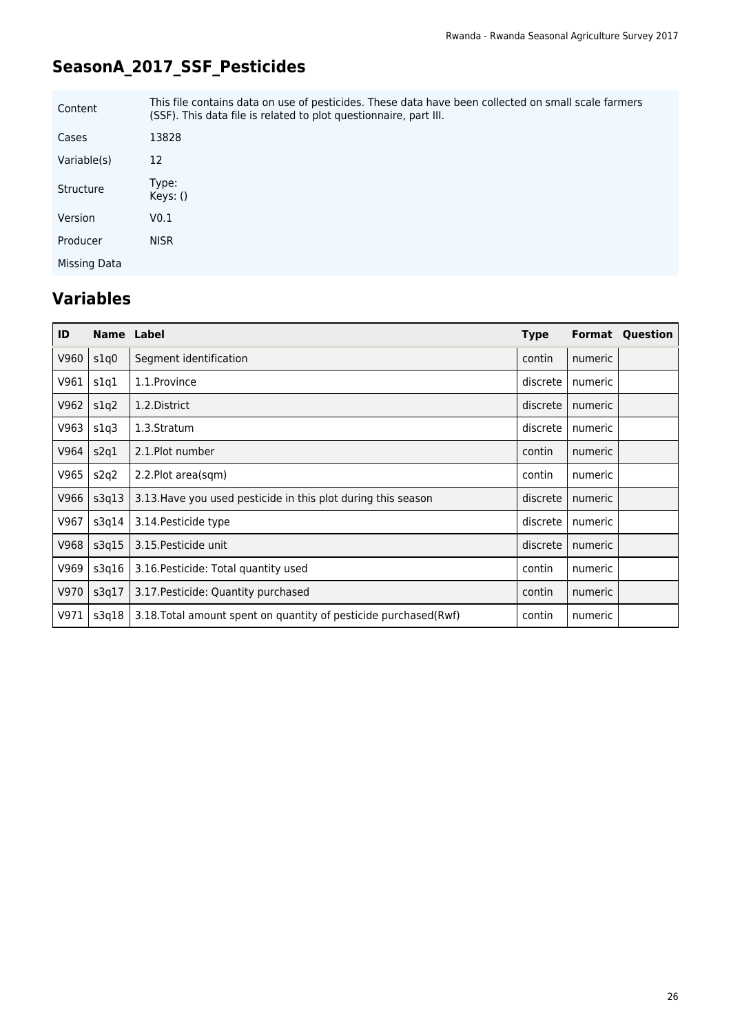## SeasonA_2017_SSF_Pesticides

| | |
|---|---|
| Content | This file contains data on use of pesticides. These data have been collected on small scale farmers (SSF). This data file is related to plot questionnaire, part III. |
| Cases | 13828 |
| Variable(s) | 12 |
| Structure | Type: <br> Keys: () |
| Version | V0.1 |
| Producer | NISR |
| Missing Data | |

## Variables

| ID | Name | Label | Type | Format | Question |
|---|---|---|---|---|---|
| V960 | s1q0 | Segment identification | contin | numeric | |
| V961 | s1q1 | 1.1.Province | discrete | numeric | |
| V962 | s1q2 | 1.2.District | discrete | numeric | |
| V963 | s1q3 | 1.3.Stratum | discrete | numeric | |
| V964 | s2q1 | 2.1.Plot number | contin | numeric | |
| V965 | s2q2 | 2.2.Plot area(sqm) | contin | numeric | |
| V966 | s3q13 | 3.13.Have you used pesticide in this plot during this season | discrete | numeric | |
| V967 | s3q14 | 3.14.Pesticide type | discrete | numeric | |
| V968 | s3q15 | 3.15.Pesticide unit | discrete | numeric | |
| V969 | s3q16 | 3.16.Pesticide: Total quantity used | contin | numeric | |
| V970 | s3q17 | 3.17.Pesticide: Quantity purchased | contin | numeric | |
| V971 | s3q18 | 3.18.Total amount spent on quantity of pesticide purchased(Rwf) | contin | numeric | |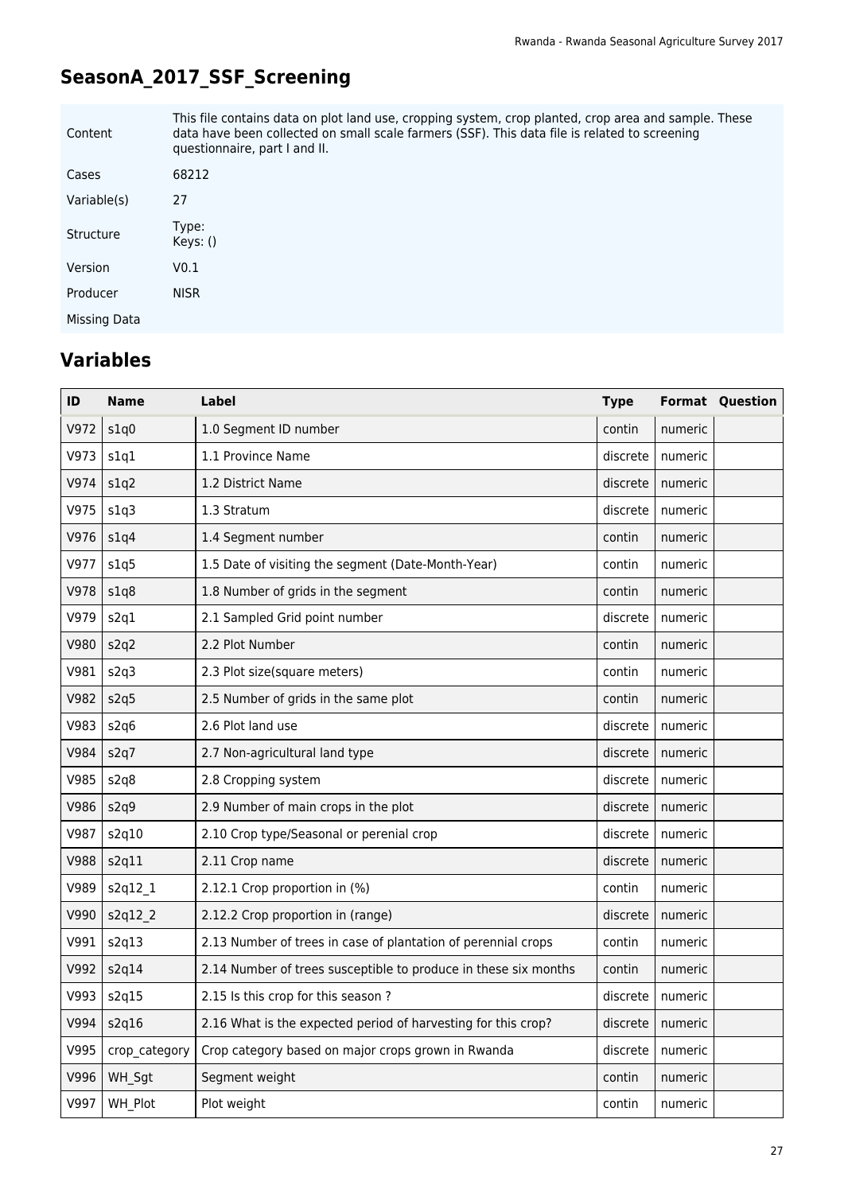## SeasonA_2017_SSF_Screening

| | |
|---|---|
| Content | This file contains data on plot land use, cropping system, crop planted, crop area and sample. These data have been collected on small scale farmers (SSF). This data file is related to screening questionnaire, part I and II. |
| Cases | 68212 |
| Variable(s) | 27 |
| Structure | Type:<br>Keys: () |
| Version | V0.1 |
| Producer | NISR |
| Missing Data | |

## Variables

| ID | Name | Label | Type | Format | Question |
|---|---|---|---|---|---|
| V972 | s1q0 | 1.0 Segment ID number | contin | numeric | |
| V973 | s1q1 | 1.1 Province Name | discrete | numeric | |
| V974 | s1q2 | 1.2 District Name | discrete | numeric | |
| V975 | s1q3 | 1.3 Stratum | discrete | numeric | |
| V976 | s1q4 | 1.4 Segment number | contin | numeric | |
| V977 | s1q5 | 1.5 Date of visiting the segment (Date-Month-Year) | contin | numeric | |
| V978 | s1q8 | 1.8 Number of grids in the segment | contin | numeric | |
| V979 | s2q1 | 2.1 Sampled Grid point number | discrete | numeric | |
| V980 | s2q2 | 2.2 Plot Number | contin | numeric | |
| V981 | s2q3 | 2.3 Plot size(square meters) | contin | numeric | |
| V982 | s2q5 | 2.5 Number of grids in the same plot | contin | numeric | |
| V983 | s2q6 | 2.6 Plot land use | discrete | numeric | |
| V984 | s2q7 | 2.7 Non-agricultural land type | discrete | numeric | |
| V985 | s2q8 | 2.8 Cropping system | discrete | numeric | |
| V986 | s2q9 | 2.9 Number of main crops in the plot | discrete | numeric | |
| V987 | s2q10 | 2.10 Crop type/Seasonal or perenial crop | discrete | numeric | |
| V988 | s2q11 | 2.11 Crop name | discrete | numeric | |
| V989 | s2q12_1 | 2.12.1 Crop proportion in (%) | contin | numeric | |
| V990 | s2q12_2 | 2.12.2 Crop proportion in (range) | discrete | numeric | |
| V991 | s2q13 | 2.13 Number of trees in case of plantation of perennial crops | contin | numeric | |
| V992 | s2q14 | 2.14 Number of trees susceptible to produce in these six months | contin | numeric | |
| V993 | s2q15 | 2.15 Is this crop for this season ? | discrete | numeric | |
| V994 | s2q16 | 2.16 What is the expected period of harvesting for this crop? | discrete | numeric | |
| V995 | crop_category | Crop category based on major crops grown in Rwanda | discrete | numeric | |
| V996 | WH_Sgt | Segment weight | contin | numeric | |
| V997 | WH_Plot | Plot weight | contin | numeric | |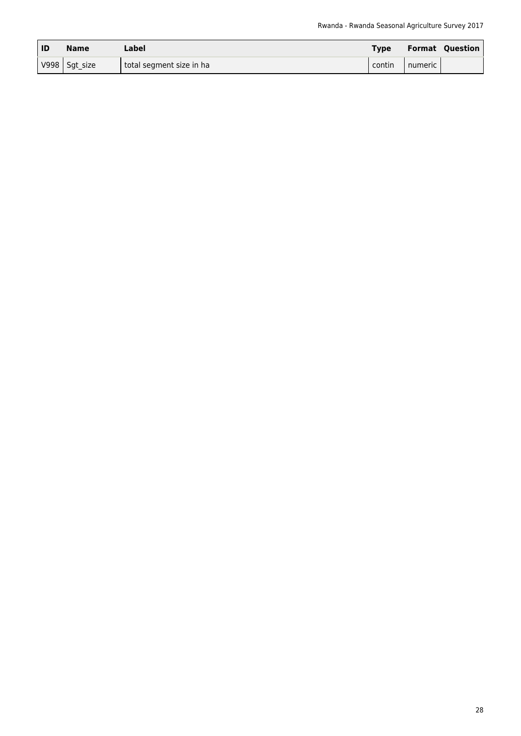| ID | Name | Label | Type | Format | Question |
| --- | --- | --- | --- | --- | --- |
| V998 | Sgt_size | total segment size in ha | contin | numeric | |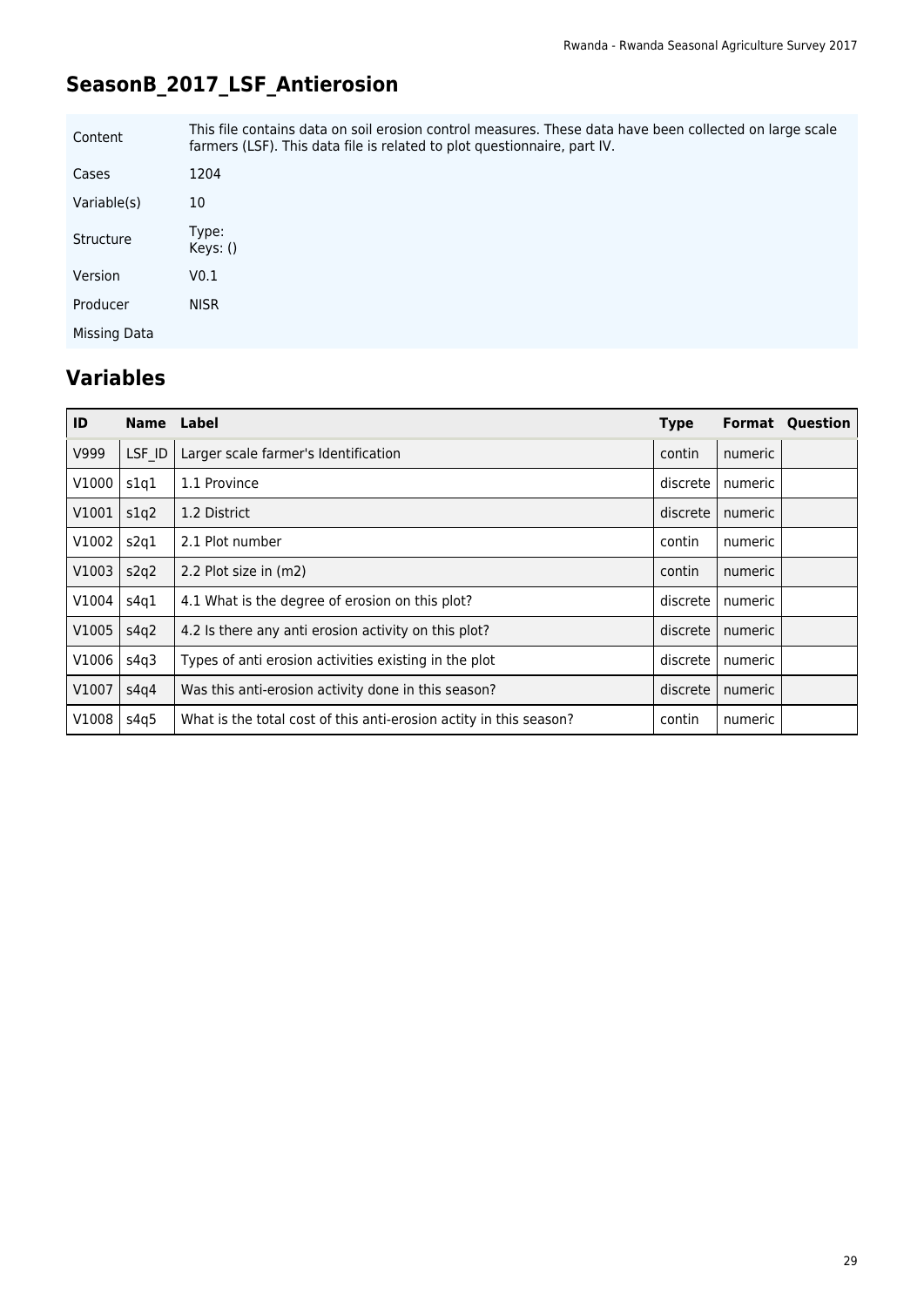## SeasonB_2017_LSF_Antierosion

| | |
|---|---|
| Content | This file contains data on soil erosion control measures. These data have been collected on large scale farmers (LSF). This data file is related to plot questionnaire, part IV. |
| Cases | 1204 |
| Variable(s) | 10 |
| Structure | Type:<br>Keys: () |
| Version | V0.1 |
| Producer | NISR |
| Missing Data | |

## Variables

| ID | Name | Label | Type | Format | Question |
|---|---|---|---|---|---|
| V999 | LSF_ID | Larger scale farmer's Identification | contin | numeric | |
| V1000 | s1q1 | 1.1 Province | discrete | numeric | |
| V1001 | s1q2 | 1.2 District | discrete | numeric | |
| V1002 | s2q1 | 2.1 Plot number | contin | numeric | |
| V1003 | s2q2 | 2.2 Plot size in (m2) | contin | numeric | |
| V1004 | s4q1 | 4.1 What is the degree of erosion on this plot? | discrete | numeric | |
| V1005 | s4q2 | 4.2 Is there any anti erosion activity on this plot? | discrete | numeric | |
| V1006 | s4q3 | Types of anti erosion activities existing in the plot | discrete | numeric | |
| V1007 | s4q4 | Was this anti-erosion activity done in this season? | discrete | numeric | |
| V1008 | s4q5 | What is the total cost of this anti-erosion actity in this season? | contin | numeric | |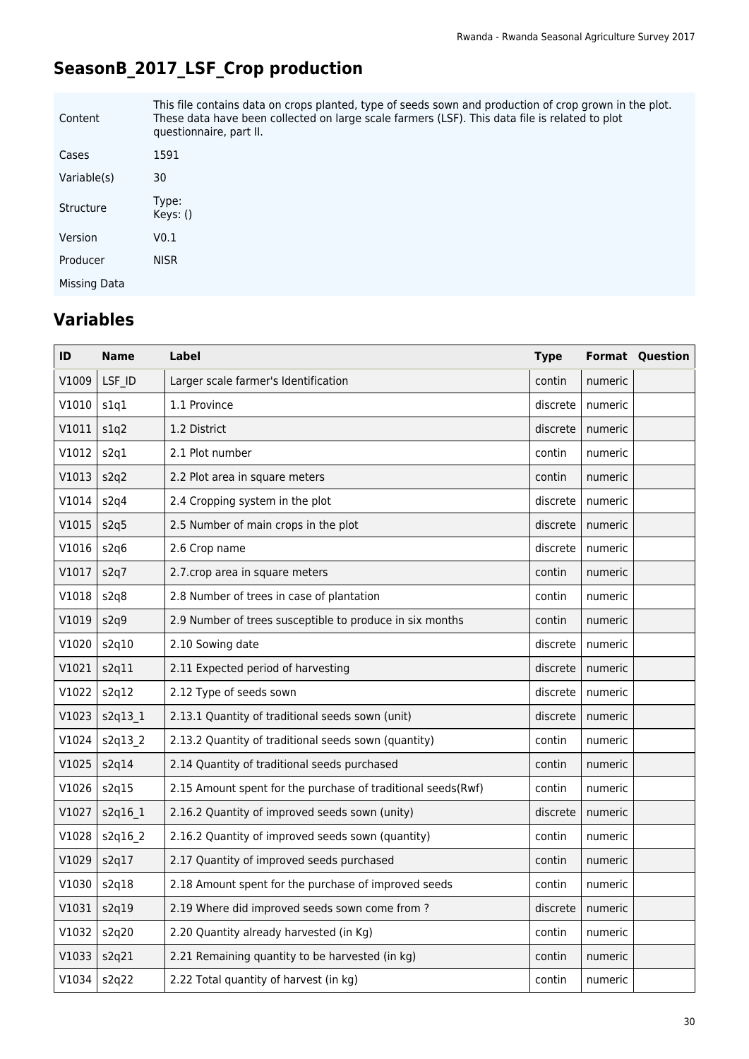# SeasonB_2017_LSF_Crop production

| | |
|---|---|
| Content | This file contains data on crops planted, type of seeds sown and production of crop grown in the plot. These data have been collected on large scale farmers (LSF). This data file is related to plot questionnaire, part II. |
| Cases | 1591 |
| Variable(s) | 30 |
| Structure | Type:<br>Keys: () |
| Version | V0.1 |
| Producer | NISR |
| Missing Data | |

## Variables

| ID | Name | Label | Type | Format | Question |
|---|---|---|---|---|---|
| V1009 | LSF_ID | Larger scale farmer's Identification | contin | numeric | |
| V1010 | s1q1 | 1.1 Province | discrete | numeric | |
| V1011 | s1q2 | 1.2 District | discrete | numeric | |
| V1012 | s2q1 | 2.1 Plot number | contin | numeric | |
| V1013 | s2q2 | 2.2 Plot area in square meters | contin | numeric | |
| V1014 | s2q4 | 2.4 Cropping system in the plot | discrete | numeric | |
| V1015 | s2q5 | 2.5 Number of main crops in the plot | discrete | numeric | |
| V1016 | s2q6 | 2.6 Crop name | discrete | numeric | |
| V1017 | s2q7 | 2.7.crop area in square meters | contin | numeric | |
| V1018 | s2q8 | 2.8 Number of trees in case of plantation | contin | numeric | |
| V1019 | s2q9 | 2.9 Number of trees susceptible to produce in six months | contin | numeric | |
| V1020 | s2q10 | 2.10 Sowing date | discrete | numeric | |
| V1021 | s2q11 | 2.11 Expected period of harvesting | discrete | numeric | |
| V1022 | s2q12 | 2.12 Type of seeds sown | discrete | numeric | |
| V1023 | s2q13_1 | 2.13.1 Quantity of traditional seeds sown (unit) | discrete | numeric | |
| V1024 | s2q13_2 | 2.13.2 Quantity of traditional seeds sown (quantity) | contin | numeric | |
| V1025 | s2q14 | 2.14 Quantity of traditional seeds purchased | contin | numeric | |
| V1026 | s2q15 | 2.15 Amount spent for the purchase of traditional seeds(Rwf) | contin | numeric | |
| V1027 | s2q16_1 | 2.16.2 Quantity of improved seeds sown (unity) | discrete | numeric | |
| V1028 | s2q16_2 | 2.16.2 Quantity of improved seeds sown (quantity) | contin | numeric | |
| V1029 | s2q17 | 2.17 Quantity of improved seeds purchased | contin | numeric | |
| V1030 | s2q18 | 2.18 Amount spent for the purchase of improved seeds | contin | numeric | |
| V1031 | s2q19 | 2.19 Where did improved seeds sown come from ? | discrete | numeric | |
| V1032 | s2q20 | 2.20 Quantity already harvested (in Kg) | contin | numeric | |
| V1033 | s2q21 | 2.21 Remaining quantity to be harvested (in kg) | contin | numeric | |
| V1034 | s2q22 | 2.22 Total quantity of harvest (in kg) | contin | numeric | |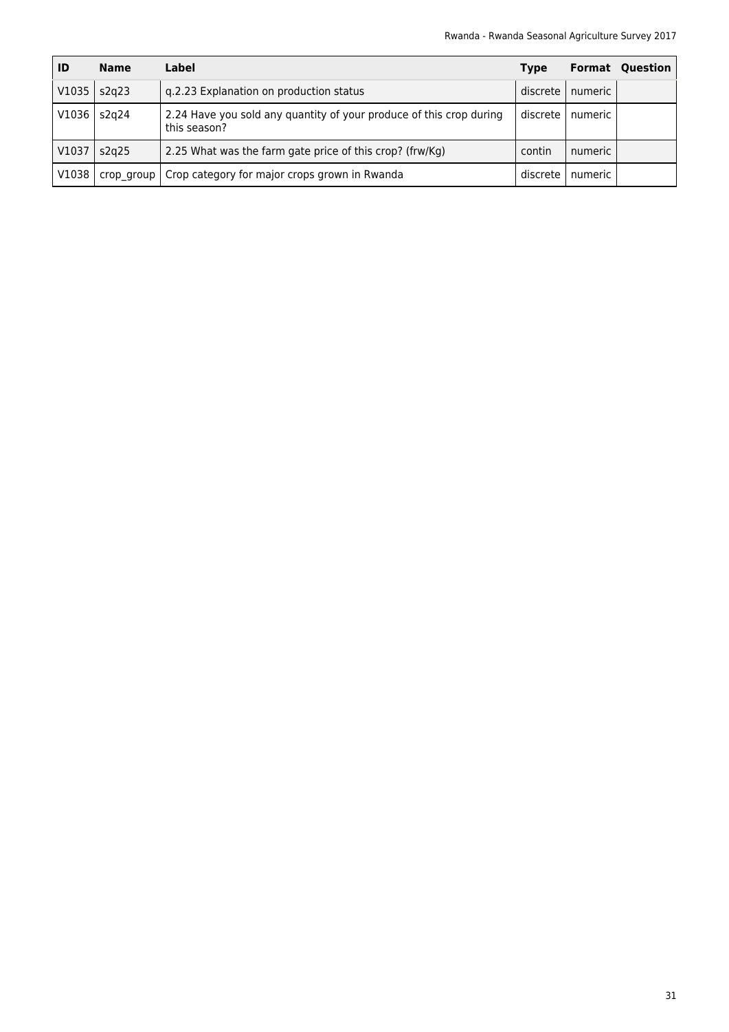| ID | Name | Label | Type | Format | Question |
|---|---|---|---|---|---|
| V1035 | s2q23 | q.2.23 Explanation on production status | discrete | numeric | |
| V1036 | s2q24 | 2.24 Have you sold any quantity of your produce of this crop during this season? | discrete | numeric | |
| V1037 | s2q25 | 2.25 What was the farm gate price of this crop? (frw/Kg) | contin | numeric | |
| V1038 | crop_group | Crop category for major crops grown in Rwanda | discrete | numeric | |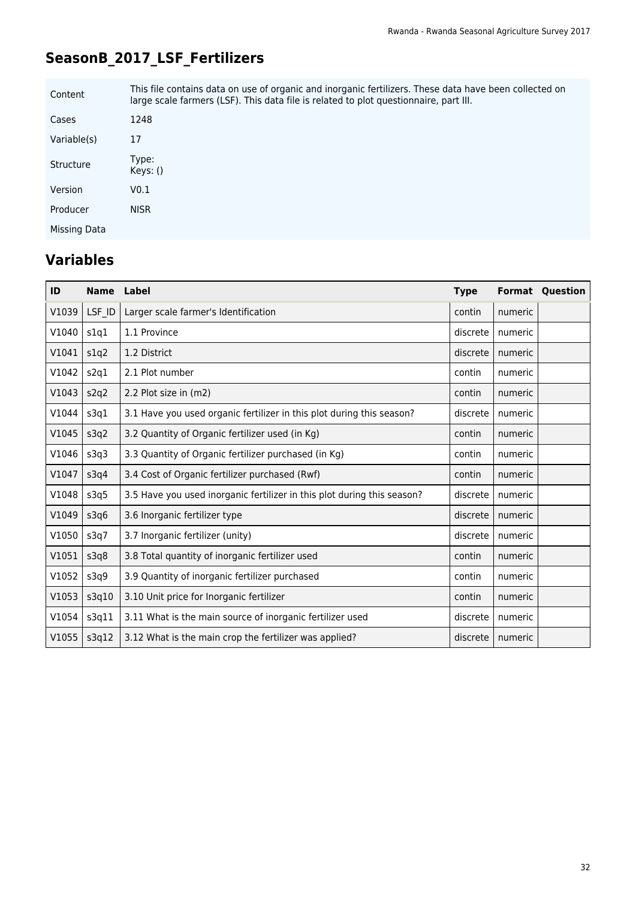## SeasonB_2017_LSF_Fertilizers

| | |
|---|---|
| Content | This file contains data on use of organic and inorganic fertilizers. These data have been collected on large scale farmers (LSF). This data file is related to plot questionnaire, part III. |
| Cases | 1248 |
| Variable(s) | 17 |
| Structure | Type: Keys: () |
| Version | V0.1 |
| Producer | NISR |
| Missing Data | |

## Variables

| ID | Name | Label | Type | Format | Question |
|---|---|---|---|---|---|
| V1039 | LSF_ID | Larger scale farmer's Identification | contin | numeric | |
| V1040 | s1q1 | 1.1 Province | discrete | numeric | |
| V1041 | s1q2 | 1.2 District | discrete | numeric | |
| V1042 | s2q1 | 2.1 Plot number | contin | numeric | |
| V1043 | s2q2 | 2.2 Plot size in (m2) | contin | numeric | |
| V1044 | s3q1 | 3.1 Have you used organic fertilizer in this plot during this season? | discrete | numeric | |
| V1045 | s3q2 | 3.2 Quantity of Organic fertilizer used (in Kg) | contin | numeric | |
| V1046 | s3q3 | 3.3 Quantity of Organic fertilizer purchased (in Kg) | contin | numeric | |
| V1047 | s3q4 | 3.4 Cost of Organic fertilizer purchased (Rwf) | contin | numeric | |
| V1048 | s3q5 | 3.5 Have you used inorganic fertilizer in this plot during this season? | discrete | numeric | |
| V1049 | s3q6 | 3.6 Inorganic fertilizer type | discrete | numeric | |
| V1050 | s3q7 | 3.7 Inorganic fertilizer (unity) | discrete | numeric | |
| V1051 | s3q8 | 3.8 Total quantity of inorganic fertilizer used | contin | numeric | |
| V1052 | s3q9 | 3.9 Quantity of inorganic fertilizer purchased | contin | numeric | |
| V1053 | s3q10 | 3.10 Unit price for Inorganic fertilizer | contin | numeric | |
| V1054 | s3q11 | 3.11 What is the main source of inorganic fertilizer used | discrete | numeric | |
| V1055 | s3q12 | 3.12 What is the main crop the fertilizer was applied? | discrete | numeric | |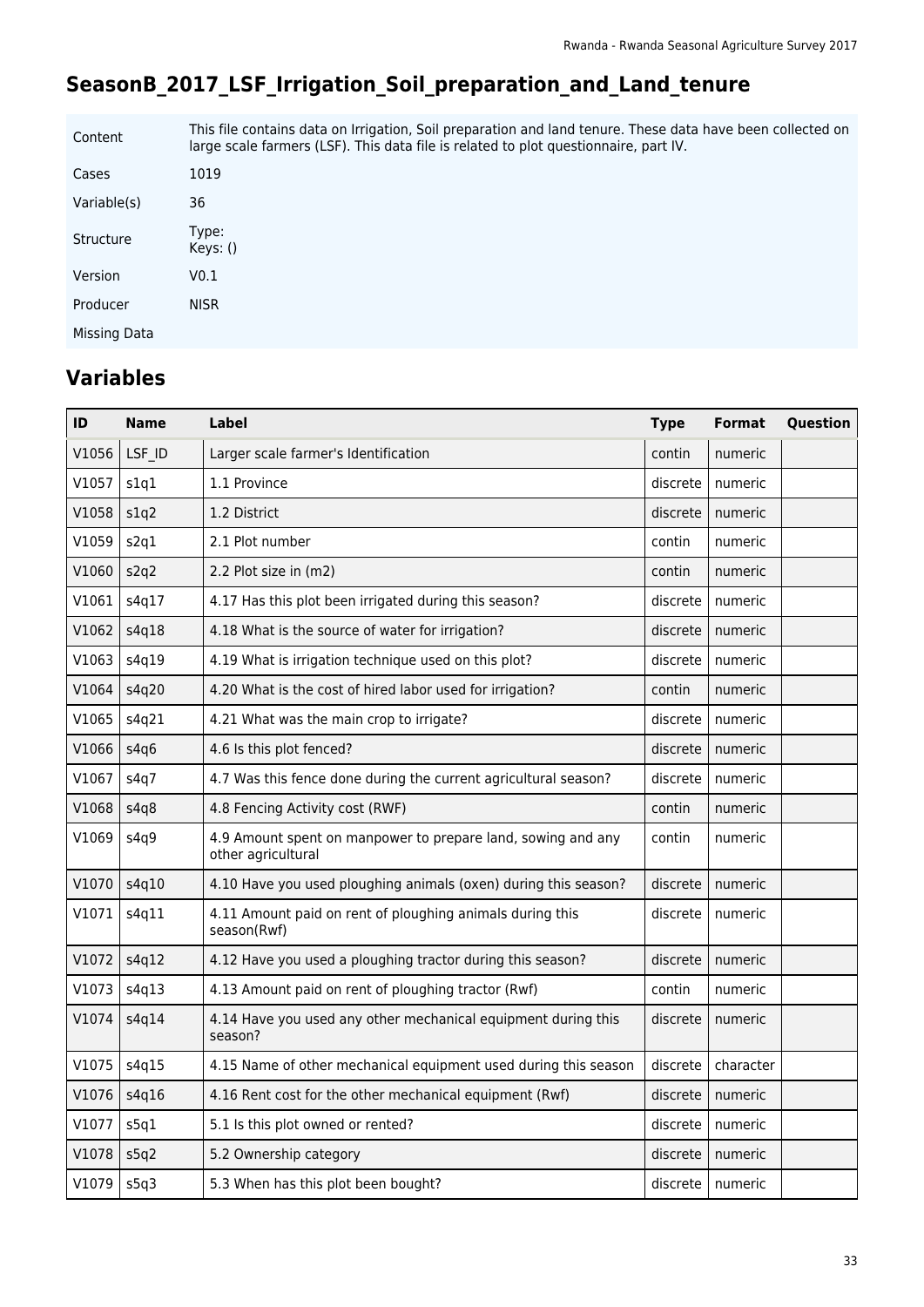# SeasonB_2017_LSF_Irrigation_Soil_preparation_and_Land_tenure

| | |
|---|---|
| Content | This file contains data on Irrigation, Soil preparation and land tenure. These data have been collected on large scale farmers (LSF). This data file is related to plot questionnaire, part IV. |
| Cases | 1019 |
| Variable(s) | 36 |
| Structure | Type:<br>Keys: () |
| Version | V0.1 |
| Producer | NISR |
| Missing Data | |

## Variables

| ID | Name | Label | Type | Format | Question |
|---|---|---|---|---|---|
| V1056 | LSF_ID | Larger scale farmer's Identification | contin | numeric | |
| V1057 | s1q1 | 1.1 Province | discrete | numeric | |
| V1058 | s1q2 | 1.2 District | discrete | numeric | |
| V1059 | s2q1 | 2.1 Plot number | contin | numeric | |
| V1060 | s2q2 | 2.2 Plot size in (m2) | contin | numeric | |
| V1061 | s4q17 | 4.17 Has this plot been irrigated during this season? | discrete | numeric | |
| V1062 | s4q18 | 4.18 What is the source of water for irrigation? | discrete | numeric | |
| V1063 | s4q19 | 4.19 What is irrigation technique used on this plot? | discrete | numeric | |
| V1064 | s4q20 | 4.20 What is the cost of hired labor used for irrigation? | contin | numeric | |
| V1065 | s4q21 | 4.21 What was the main crop to irrigate? | discrete | numeric | |
| V1066 | s4q6 | 4.6 Is this plot fenced? | discrete | numeric | |
| V1067 | s4q7 | 4.7 Was this fence done during the current agricultural season? | discrete | numeric | |
| V1068 | s4q8 | 4.8 Fencing Activity cost (RWF) | contin | numeric | |
| V1069 | s4q9 | 4.9 Amount spent on manpower to prepare land, sowing and any other agricultural | contin | numeric | |
| V1070 | s4q10 | 4.10 Have you used ploughing animals (oxen) during this season? | discrete | numeric | |
| V1071 | s4q11 | 4.11 Amount paid on rent of ploughing animals during this season(Rwf) | discrete | numeric | |
| V1072 | s4q12 | 4.12 Have you used a ploughing tractor during this season? | discrete | numeric | |
| V1073 | s4q13 | 4.13 Amount paid on rent of ploughing tractor (Rwf) | contin | numeric | |
| V1074 | s4q14 | 4.14 Have you used any other mechanical equipment during this season? | discrete | numeric | |
| V1075 | s4q15 | 4.15 Name of other mechanical equipment used during this season | discrete | character | |
| V1076 | s4q16 | 4.16 Rent cost for the other mechanical equipment (Rwf) | discrete | numeric | |
| V1077 | s5q1 | 5.1 Is this plot owned or rented? | discrete | numeric | |
| V1078 | s5q2 | 5.2 Ownership category | discrete | numeric | |
| V1079 | s5q3 | 5.3 When has this plot been bought? | discrete | numeric | |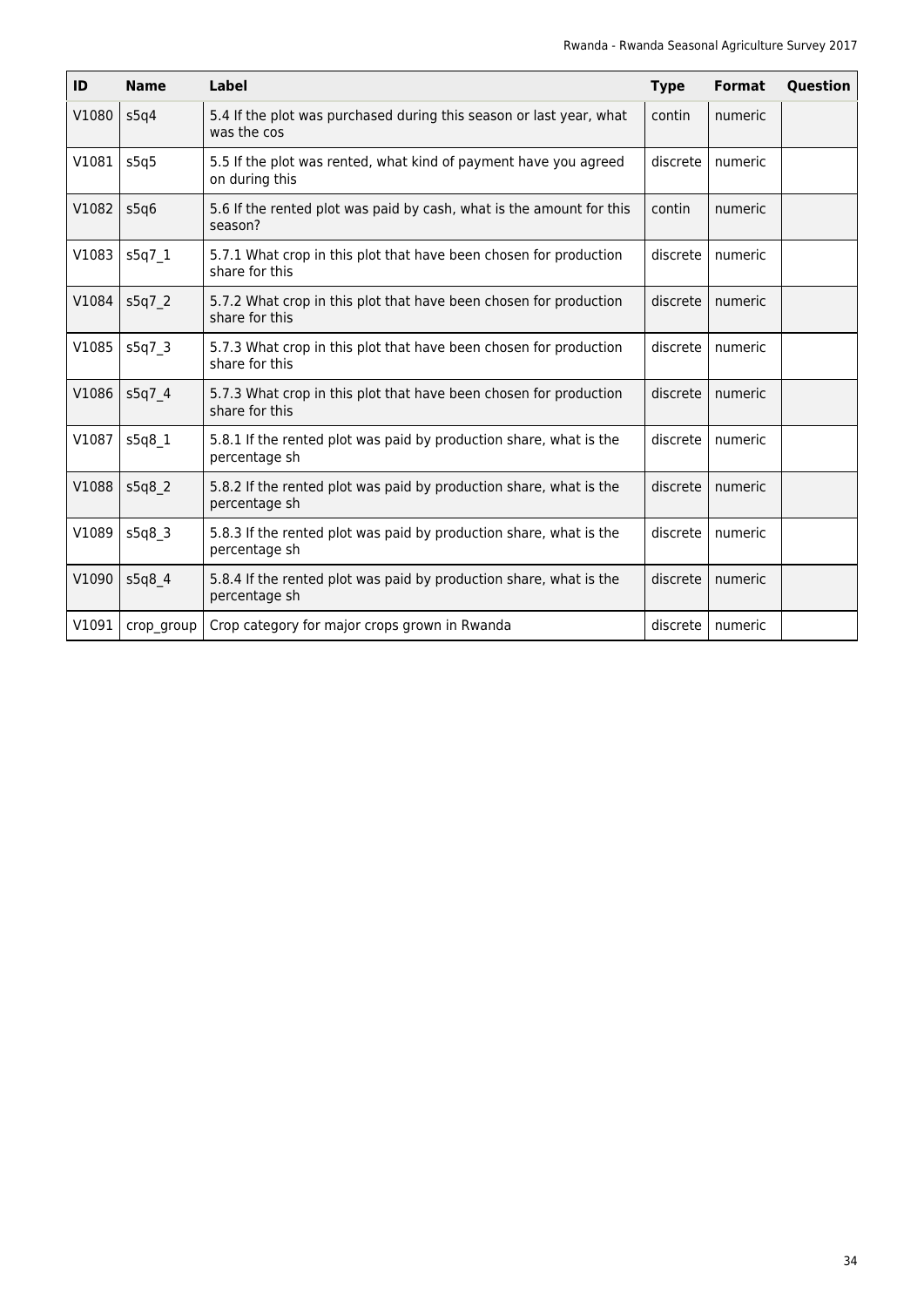| ID | Name | Label | Type | Format | Question |
|---|---|---|---|---|---|
| V1080 | s5q4 | 5.4 If the plot was purchased during this season or last year, what was the cos | contin | numeric | |
| V1081 | s5q5 | 5.5 If the plot was rented, what kind of payment have you agreed on during this | discrete | numeric | |
| V1082 | s5q6 | 5.6 If the rented plot was paid by cash, what is the amount for this season? | contin | numeric | |
| V1083 | s5q7_1 | 5.7.1 What crop in this plot that have been chosen for production share for this | discrete | numeric | |
| V1084 | s5q7_2 | 5.7.2 What crop in this plot that have been chosen for production share for this | discrete | numeric | |
| V1085 | s5q7_3 | 5.7.3 What crop in this plot that have been chosen for production share for this | discrete | numeric | |
| V1086 | s5q7_4 | 5.7.3 What crop in this plot that have been chosen for production share for this | discrete | numeric | |
| V1087 | s5q8_1 | 5.8.1 If the rented plot was paid by production share, what is the percentage sh | discrete | numeric | |
| V1088 | s5q8_2 | 5.8.2 If the rented plot was paid by production share, what is the percentage sh | discrete | numeric | |
| V1089 | s5q8_3 | 5.8.3 If the rented plot was paid by production share, what is the percentage sh | discrete | numeric | |
| V1090 | s5q8_4 | 5.8.4 If the rented plot was paid by production share, what is the percentage sh | discrete | numeric | |
| V1091 | crop_group | Crop category for major crops grown in Rwanda | discrete | numeric | |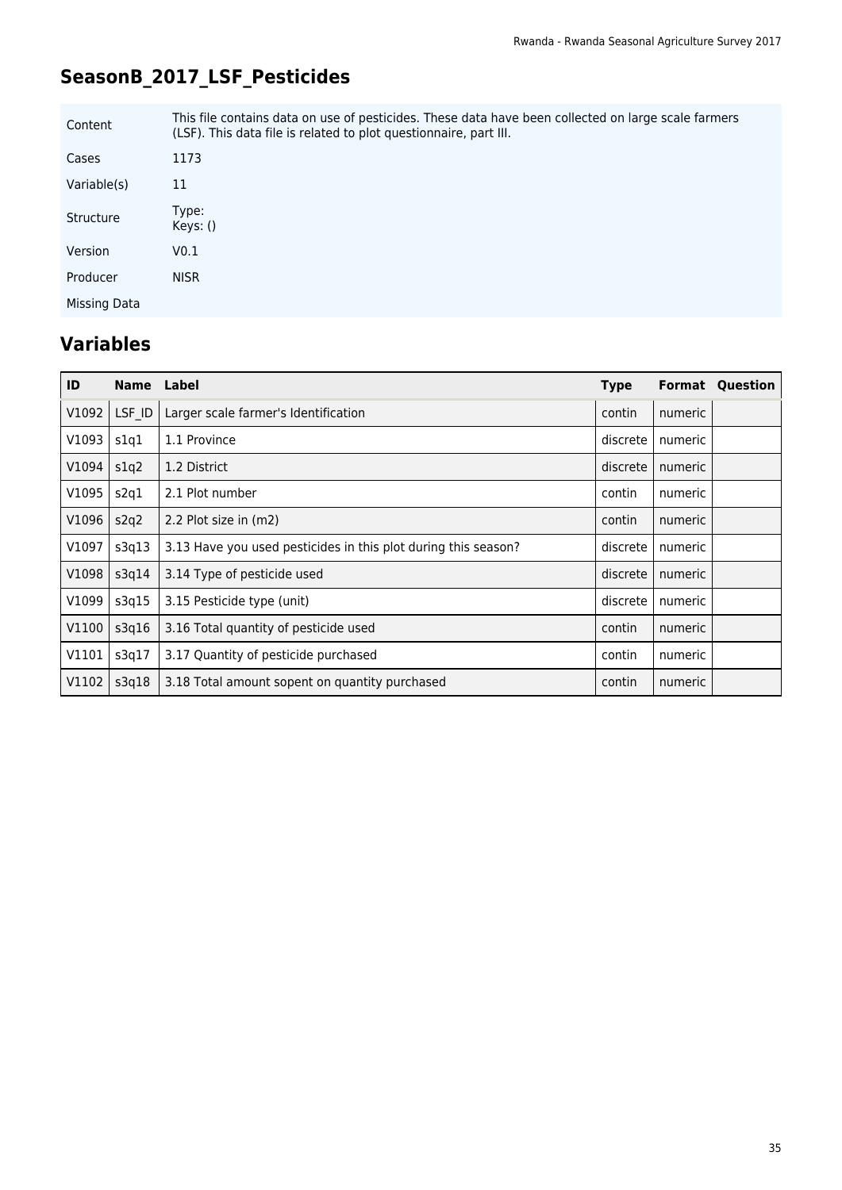## SeasonB_2017_LSF_Pesticides

| | |
|---|---|
| Content | This file contains data on use of pesticides. These data have been collected on large scale farmers (LSF). This data file is related to plot questionnaire, part III. |
| Cases | 1173 |
| Variable(s) | 11 |
| Structure | Type: Keys: () |
| Version | V0.1 |
| Producer | NISR |
| Missing Data | |

## Variables

| ID | Name | Label | Type | Format | Question |
|---|---|---|---|---|---|
| V1092 | LSF_ID | Larger scale farmer's Identification | contin | numeric | |
| V1093 | s1q1 | 1.1 Province | discrete | numeric | |
| V1094 | s1q2 | 1.2 District | discrete | numeric | |
| V1095 | s2q1 | 2.1 Plot number | contin | numeric | |
| V1096 | s2q2 | 2.2 Plot size in (m2) | contin | numeric | |
| V1097 | s3q13 | 3.13 Have you used pesticides in this plot during this season? | discrete | numeric | |
| V1098 | s3q14 | 3.14 Type of pesticide used | discrete | numeric | |
| V1099 | s3q15 | 3.15 Pesticide type (unit) | discrete | numeric | |
| V1100 | s3q16 | 3.16 Total quantity of pesticide used | contin | numeric | |
| V1101 | s3q17 | 3.17 Quantity of pesticide purchased | contin | numeric | |
| V1102 | s3q18 | 3.18 Total amount sopent on quantity purchased | contin | numeric | |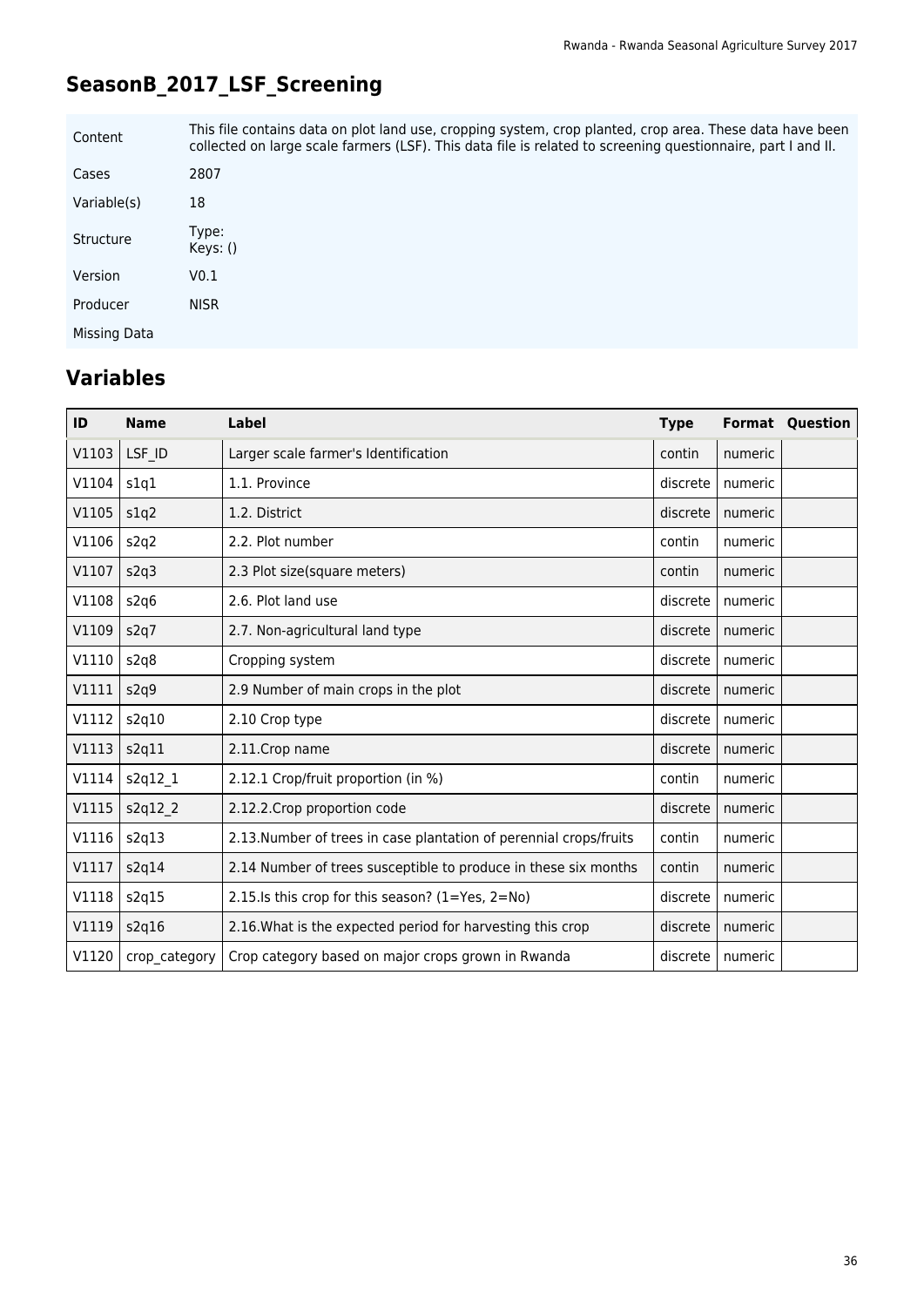## SeasonB_2017_LSF_Screening

| | |
|---|---|
| Content | This file contains data on plot land use, cropping system, crop planted, crop area. These data have been collected on large scale farmers (LSF). This data file is related to screening questionnaire, part I and II. |
| Cases | 2807 |
| Variable(s) | 18 |
| Structure | Type:<br>Keys: () |
| Version | V0.1 |
| Producer | NISR |
| Missing Data | |

## Variables

| ID | Name | Label | Type | Format | Question |
|---|---|---|---|---|---|
| V1103 | LSF_ID | Larger scale farmer's Identification | contin | numeric | |
| V1104 | s1q1 | 1.1. Province | discrete | numeric | |
| V1105 | s1q2 | 1.2. District | discrete | numeric | |
| V1106 | s2q2 | 2.2. Plot number | contin | numeric | |
| V1107 | s2q3 | 2.3 Plot size(square meters) | contin | numeric | |
| V1108 | s2q6 | 2.6. Plot land use | discrete | numeric | |
| V1109 | s2q7 | 2.7. Non-agricultural land type | discrete | numeric | |
| V1110 | s2q8 | Cropping system | discrete | numeric | |
| V1111 | s2q9 | 2.9 Number of main crops in the plot | discrete | numeric | |
| V1112 | s2q10 | 2.10 Crop type | discrete | numeric | |
| V1113 | s2q11 | 2.11.Crop name | discrete | numeric | |
| V1114 | s2q12_1 | 2.12.1 Crop/fruit proportion (in %) | contin | numeric | |
| V1115 | s2q12_2 | 2.12.2.Crop proportion code | discrete | numeric | |
| V1116 | s2q13 | 2.13.Number of trees in case plantation of perennial crops/fruits | contin | numeric | |
| V1117 | s2q14 | 2.14 Number of trees susceptible to produce in these six months | contin | numeric | |
| V1118 | s2q15 | 2.15.Is this crop for this season? (1=Yes, 2=No) | discrete | numeric | |
| V1119 | s2q16 | 2.16.What is the expected period for harvesting this crop | discrete | numeric | |
| V1120 | crop_category | Crop category based on major crops grown in Rwanda | discrete | numeric | |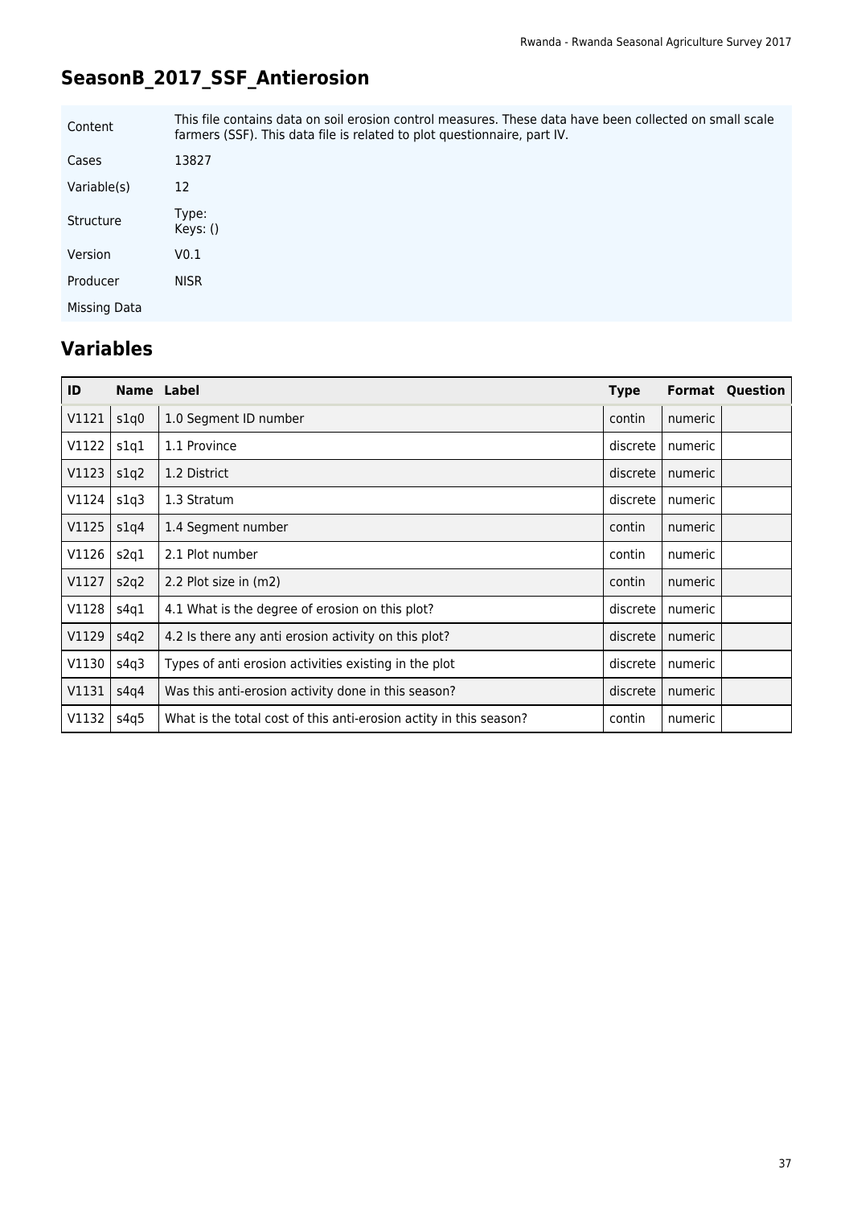## SeasonB_2017_SSF_Antierosion

| | |
|---|---|
| Content | This file contains data on soil erosion control measures. These data have been collected on small scale farmers (SSF). This data file is related to plot questionnaire, part IV. |
| Cases | 13827 |
| Variable(s) | 12 |
| Structure | Type: <br> Keys: () |
| Version | V0.1 |
| Producer | NISR |
| Missing Data | |

## Variables

| ID | Name | Label | Type | Format | Question |
|---|---|---|---|---|---|
| V1121 | s1q0 | 1.0 Segment ID number | contin | numeric | |
| V1122 | s1q1 | 1.1 Province | discrete | numeric | |
| V1123 | s1q2 | 1.2 District | discrete | numeric | |
| V1124 | s1q3 | 1.3 Stratum | discrete | numeric | |
| V1125 | s1q4 | 1.4 Segment number | contin | numeric | |
| V1126 | s2q1 | 2.1 Plot number | contin | numeric | |
| V1127 | s2q2 | 2.2 Plot size in (m2) | contin | numeric | |
| V1128 | s4q1 | 4.1 What is the degree of erosion on this plot? | discrete | numeric | |
| V1129 | s4q2 | 4.2 Is there any anti erosion activity on this plot? | discrete | numeric | |
| V1130 | s4q3 | Types of anti erosion activities existing in the plot | discrete | numeric | |
| V1131 | s4q4 | Was this anti-erosion activity done in this season? | discrete | numeric | |
| V1132 | s4q5 | What is the total cost of this anti-erosion actity in this season? | contin | numeric | |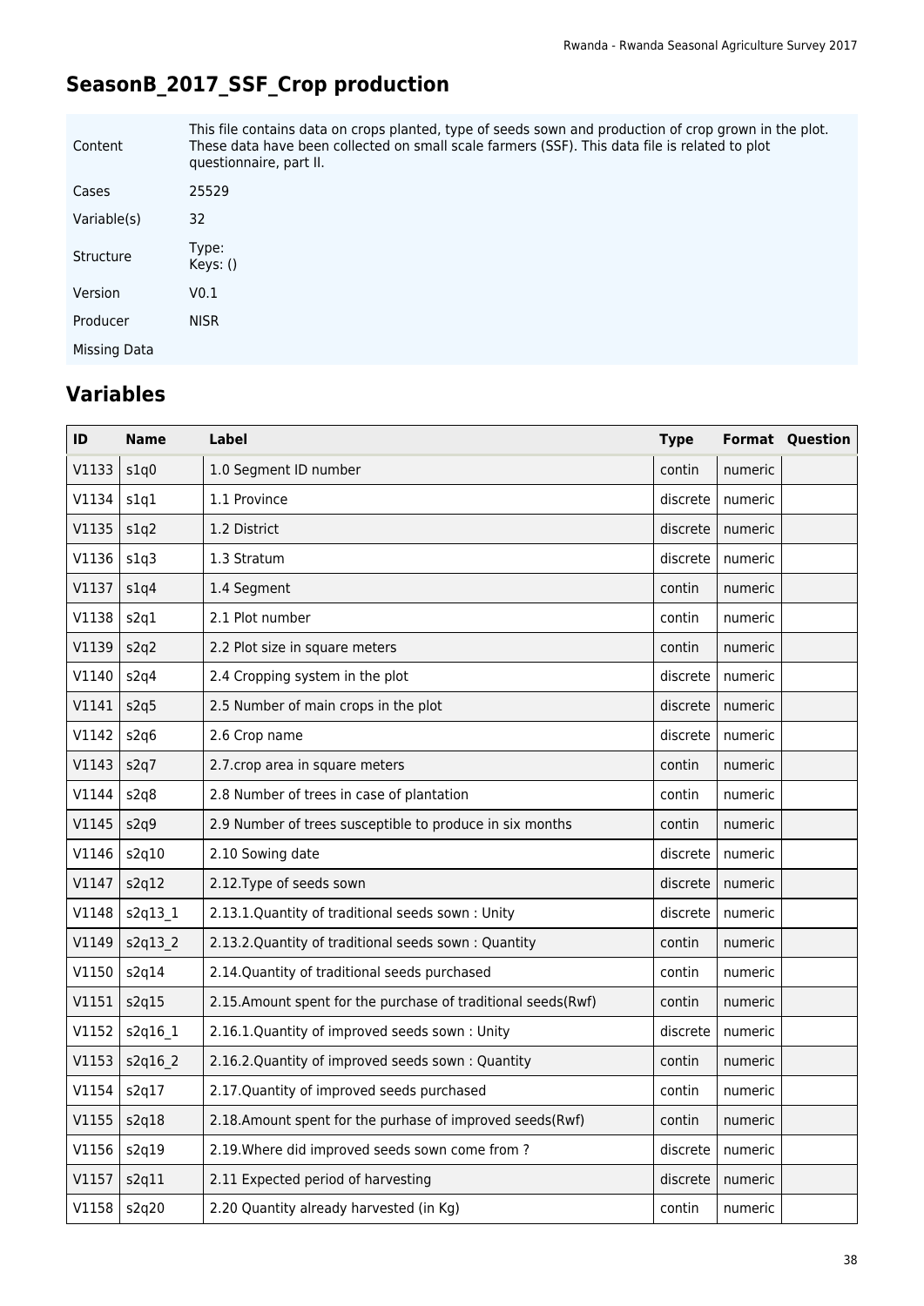## SeasonB_2017_SSF_Crop production

| | |
|---|---|
| Content | This file contains data on crops planted, type of seeds sown and production of crop grown in the plot. These data have been collected on small scale farmers (SSF). This data file is related to plot questionnaire, part II. |
| Cases | 25529 |
| Variable(s) | 32 |
| Structure | Type: <br> Keys: () |
| Version | V0.1 |
| Producer | NISR |
| Missing Data | |

## Variables

| ID | Name | Label | Type | Format | Question |
|---|---|---|---|---|---|
| V1133 | s1q0 | 1.0 Segment ID number | contin | numeric | |
| V1134 | s1q1 | 1.1 Province | discrete | numeric | |
| V1135 | s1q2 | 1.2 District | discrete | numeric | |
| V1136 | s1q3 | 1.3 Stratum | discrete | numeric | |
| V1137 | s1q4 | 1.4 Segment | contin | numeric | |
| V1138 | s2q1 | 2.1 Plot number | contin | numeric | |
| V1139 | s2q2 | 2.2 Plot size in square meters | contin | numeric | |
| V1140 | s2q4 | 2.4 Cropping system in the plot | discrete | numeric | |
| V1141 | s2q5 | 2.5 Number of main crops in the plot | discrete | numeric | |
| V1142 | s2q6 | 2.6 Crop name | discrete | numeric | |
| V1143 | s2q7 | 2.7.crop area in square meters | contin | numeric | |
| V1144 | s2q8 | 2.8 Number of trees in case of plantation | contin | numeric | |
| V1145 | s2q9 | 2.9 Number of trees susceptible to produce in six months | contin | numeric | |
| V1146 | s2q10 | 2.10 Sowing date | discrete | numeric | |
| V1147 | s2q12 | 2.12.Type of seeds sown | discrete | numeric | |
| V1148 | s2q13_1 | 2.13.1.Quantity of traditional seeds sown : Unity | discrete | numeric | |
| V1149 | s2q13_2 | 2.13.2.Quantity of traditional seeds sown : Quantity | contin | numeric | |
| V1150 | s2q14 | 2.14.Quantity of traditional seeds purchased | contin | numeric | |
| V1151 | s2q15 | 2.15.Amount spent for the purchase of traditional seeds(Rwf) | contin | numeric | |
| V1152 | s2q16_1 | 2.16.1.Quantity of improved seeds sown : Unity | discrete | numeric | |
| V1153 | s2q16_2 | 2.16.2.Quantity of improved seeds sown : Quantity | contin | numeric | |
| V1154 | s2q17 | 2.17.Quantity of improved seeds purchased | contin | numeric | |
| V1155 | s2q18 | 2.18.Amount spent for the purhase of improved seeds(Rwf) | contin | numeric | |
| V1156 | s2q19 | 2.19.Where did improved seeds sown come from ? | discrete | numeric | |
| V1157 | s2q11 | 2.11 Expected period of harvesting | discrete | numeric | |
| V1158 | s2q20 | 2.20 Quantity already harvested (in Kg) | contin | numeric | |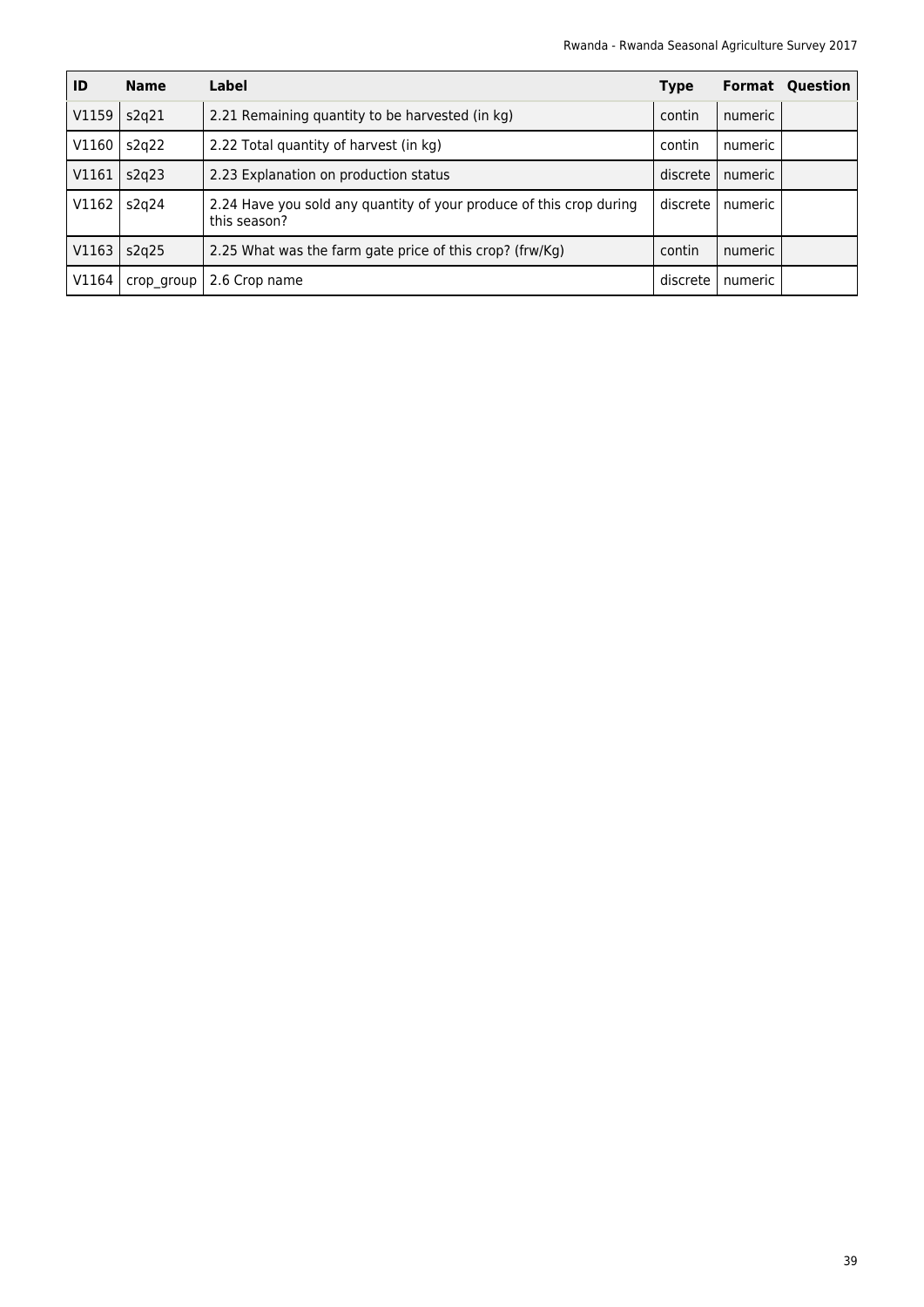| ID | Name | Label | Type | Format | Question |
|---|---|---|---|---|---|
| V1159 | s2q21 | 2.21 Remaining quantity to be harvested (in kg) | contin | numeric | |
| V1160 | s2q22 | 2.22 Total quantity of harvest (in kg) | contin | numeric | |
| V1161 | s2q23 | 2.23 Explanation on production status | discrete | numeric | |
| V1162 | s2q24 | 2.24 Have you sold any quantity of your produce of this crop during this season? | discrete | numeric | |
| V1163 | s2q25 | 2.25 What was the farm gate price of this crop? (frw/Kg) | contin | numeric | |
| V1164 | crop_group | 2.6 Crop name | discrete | numeric | |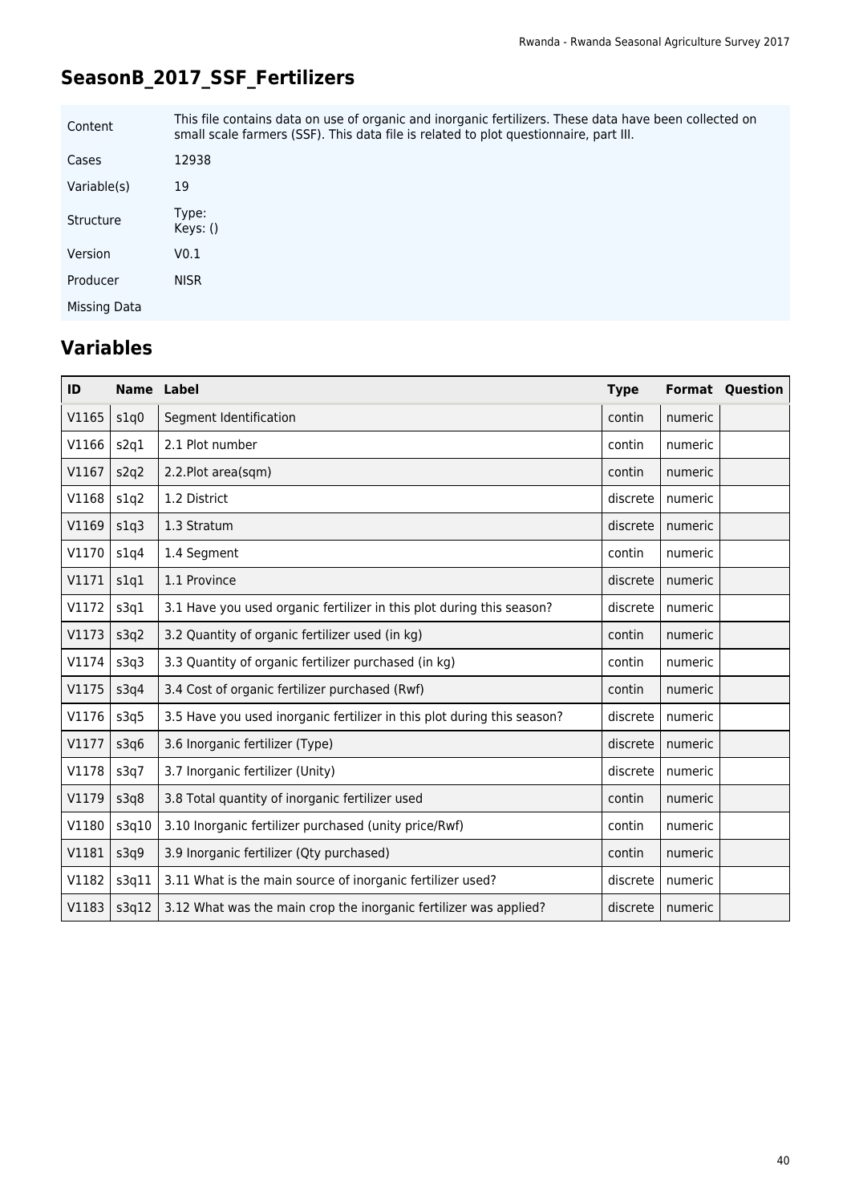## SeasonB_2017_SSF_Fertilizers

| | |
|---|---|
| Content | This file contains data on use of organic and inorganic fertilizers. These data have been collected on small scale farmers (SSF). This data file is related to plot questionnaire, part III. |
| Cases | 12938 |
| Variable(s) | 19 |
| Structure | Type: <br> Keys: () |
| Version | V0.1 |
| Producer | NISR |
| Missing Data | |

## Variables

| ID | Name | Label | Type | Format | Question |
|---|---|---|---|---|---|
| V1165 | s1q0 | Segment Identification | contin | numeric | |
| V1166 | s2q1 | 2.1 Plot number | contin | numeric | |
| V1167 | s2q2 | 2.2.Plot area(sqm) | contin | numeric | |
| V1168 | s1q2 | 1.2 District | discrete | numeric | |
| V1169 | s1q3 | 1.3 Stratum | discrete | numeric | |
| V1170 | s1q4 | 1.4 Segment | contin | numeric | |
| V1171 | s1q1 | 1.1 Province | discrete | numeric | |
| V1172 | s3q1 | 3.1 Have you used organic fertilizer in this plot during this season? | discrete | numeric | |
| V1173 | s3q2 | 3.2 Quantity of organic fertilizer used (in kg) | contin | numeric | |
| V1174 | s3q3 | 3.3 Quantity of organic fertilizer purchased (in kg) | contin | numeric | |
| V1175 | s3q4 | 3.4 Cost of organic fertilizer purchased (Rwf) | contin | numeric | |
| V1176 | s3q5 | 3.5 Have you used inorganic fertilizer in this plot during this season? | discrete | numeric | |
| V1177 | s3q6 | 3.6 Inorganic fertilizer (Type) | discrete | numeric | |
| V1178 | s3q7 | 3.7 Inorganic fertilizer (Unity) | discrete | numeric | |
| V1179 | s3q8 | 3.8 Total quantity of inorganic fertilizer used | contin | numeric | |
| V1180 | s3q10 | 3.10 Inorganic fertilizer purchased (unity price/Rwf) | contin | numeric | |
| V1181 | s3q9 | 3.9 Inorganic fertilizer (Qty purchased) | contin | numeric | |
| V1182 | s3q11 | 3.11 What is the main source of inorganic fertilizer used? | discrete | numeric | |
| V1183 | s3q12 | 3.12 What was the main crop the inorganic fertilizer was applied? | discrete | numeric | |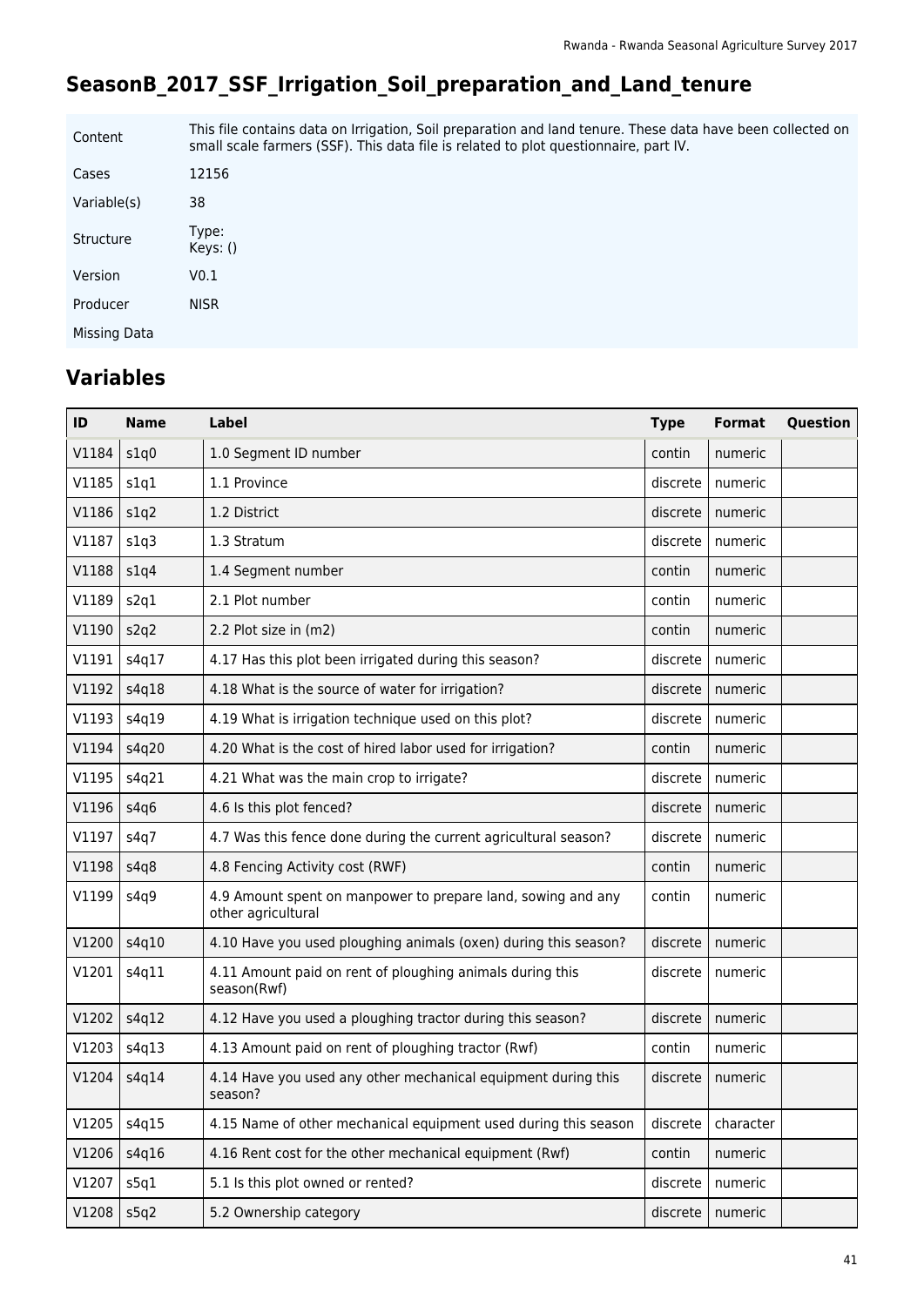# SeasonB_2017_SSF_Irrigation_Soil_preparation_and_Land_tenure

| | |
|---|---|
| Content | This file contains data on Irrigation, Soil preparation and land tenure. These data have been collected on small scale farmers (SSF). This data file is related to plot questionnaire, part IV. |
| Cases | 12156 |
| Variable(s) | 38 |
| Structure | Type: <br> Keys: () |
| Version | V0.1 |
| Producer | NISR |
| Missing Data | |

## Variables

| ID | Name | Label | Type | Format | Question |
|---|---|---|---|---|---|
| V1184 | s1q0 | 1.0 Segment ID number | contin | numeric | |
| V1185 | s1q1 | 1.1 Province | discrete | numeric | |
| V1186 | s1q2 | 1.2 District | discrete | numeric | |
| V1187 | s1q3 | 1.3 Stratum | discrete | numeric | |
| V1188 | s1q4 | 1.4 Segment number | contin | numeric | |
| V1189 | s2q1 | 2.1 Plot number | contin | numeric | |
| V1190 | s2q2 | 2.2 Plot size in (m2) | contin | numeric | |
| V1191 | s4q17 | 4.17 Has this plot been irrigated during this season? | discrete | numeric | |
| V1192 | s4q18 | 4.18 What is the source of water for irrigation? | discrete | numeric | |
| V1193 | s4q19 | 4.19 What is irrigation technique used on this plot? | discrete | numeric | |
| V1194 | s4q20 | 4.20 What is the cost of hired labor used for irrigation? | contin | numeric | |
| V1195 | s4q21 | 4.21 What was the main crop to irrigate? | discrete | numeric | |
| V1196 | s4q6 | 4.6 Is this plot fenced? | discrete | numeric | |
| V1197 | s4q7 | 4.7 Was this fence done during the current agricultural season? | discrete | numeric | |
| V1198 | s4q8 | 4.8 Fencing Activity cost (RWF) | contin | numeric | |
| V1199 | s4q9 | 4.9 Amount spent on manpower to prepare land, sowing and any other agricultural | contin | numeric | |
| V1200 | s4q10 | 4.10 Have you used ploughing animals (oxen) during this season? | discrete | numeric | |
| V1201 | s4q11 | 4.11 Amount paid on rent of ploughing animals during this season(Rwf) | discrete | numeric | |
| V1202 | s4q12 | 4.12 Have you used a ploughing tractor during this season? | discrete | numeric | |
| V1203 | s4q13 | 4.13 Amount paid on rent of ploughing tractor (Rwf) | contin | numeric | |
| V1204 | s4q14 | 4.14 Have you used any other mechanical equipment during this season? | discrete | numeric | |
| V1205 | s4q15 | 4.15 Name of other mechanical equipment used during this season | discrete | character | |
| V1206 | s4q16 | 4.16 Rent cost for the other mechanical equipment (Rwf) | contin | numeric | |
| V1207 | s5q1 | 5.1 Is this plot owned or rented? | discrete | numeric | |
| V1208 | s5q2 | 5.2 Ownership category | discrete | numeric | |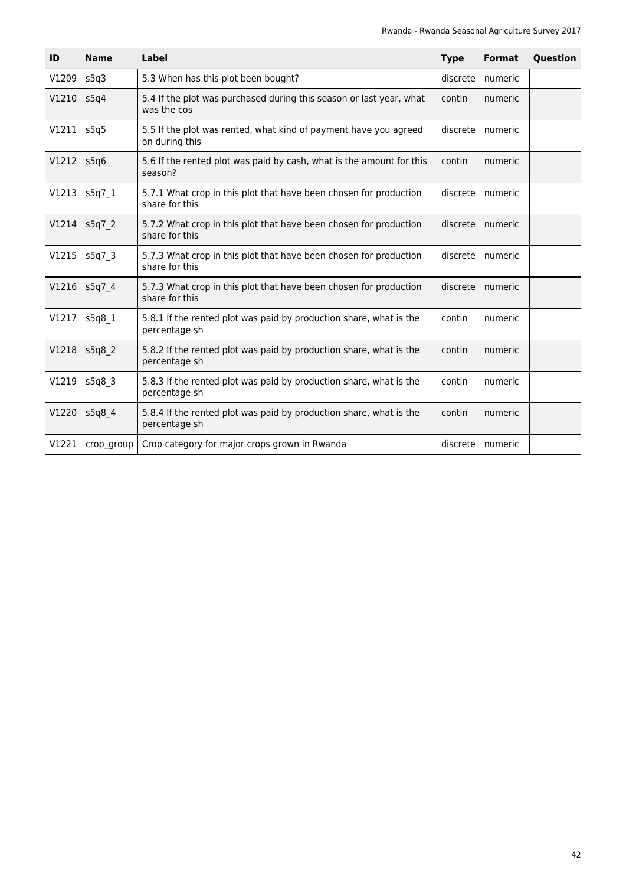| ID | Name | Label | Type | Format | Question |
|---|---|---|---|---|---|
| V1209 | s5q3 | 5.3 When has this plot been bought? | discrete | numeric | |
| V1210 | s5q4 | 5.4 If the plot was purchased during this season or last year, what was the cos | contin | numeric | |
| V1211 | s5q5 | 5.5 If the plot was rented, what kind of payment have you agreed on during this | discrete | numeric | |
| V1212 | s5q6 | 5.6 If the rented plot was paid by cash, what is the amount for this season? | contin | numeric | |
| V1213 | s5q7_1 | 5.7.1 What crop in this plot that have been chosen for production share for this | discrete | numeric | |
| V1214 | s5q7_2 | 5.7.2 What crop in this plot that have been chosen for production share for this | discrete | numeric | |
| V1215 | s5q7_3 | 5.7.3 What crop in this plot that have been chosen for production share for this | discrete | numeric | |
| V1216 | s5q7_4 | 5.7.3 What crop in this plot that have been chosen for production share for this | discrete | numeric | |
| V1217 | s5q8_1 | 5.8.1 If the rented plot was paid by production share, what is the percentage sh | contin | numeric | |
| V1218 | s5q8_2 | 5.8.2 If the rented plot was paid by production share, what is the percentage sh | contin | numeric | |
| V1219 | s5q8_3 | 5.8.3 If the rented plot was paid by production share, what is the percentage sh | contin | numeric | |
| V1220 | s5q8_4 | 5.8.4 If the rented plot was paid by production share, what is the percentage sh | contin | numeric | |
| V1221 | crop_group | Crop category for major crops grown in Rwanda | discrete | numeric | |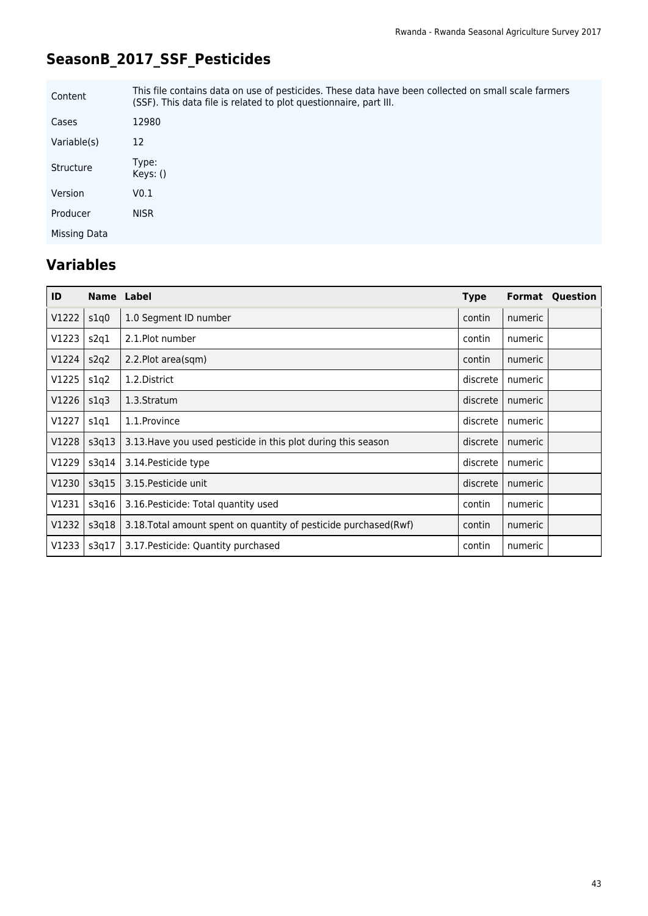## SeasonB_2017_SSF_Pesticides

| | |
|---|---|
| Content | This file contains data on use of pesticides. These data have been collected on small scale farmers (SSF). This data file is related to plot questionnaire, part III. |
| Cases | 12980 |
| Variable(s) | 12 |
| Structure | Type:<br>Keys: () |
| Version | V0.1 |
| Producer | NISR |
| Missing Data | |

## Variables

| ID | Name | Label | Type | Format | Question |
|---|---|---|---|---|---|
| V1222 | s1q0 | 1.0 Segment ID number | contin | numeric | |
| V1223 | s2q1 | 2.1.Plot number | contin | numeric | |
| V1224 | s2q2 | 2.2.Plot area(sqm) | contin | numeric | |
| V1225 | s1q2 | 1.2.District | discrete | numeric | |
| V1226 | s1q3 | 1.3.Stratum | discrete | numeric | |
| V1227 | s1q1 | 1.1.Province | discrete | numeric | |
| V1228 | s3q13 | 3.13.Have you used pesticide in this plot during this season | discrete | numeric | |
| V1229 | s3q14 | 3.14.Pesticide type | discrete | numeric | |
| V1230 | s3q15 | 3.15.Pesticide unit | discrete | numeric | |
| V1231 | s3q16 | 3.16.Pesticide: Total quantity used | contin | numeric | |
| V1232 | s3q18 | 3.18.Total amount spent on quantity of pesticide purchased(Rwf) | contin | numeric | |
| V1233 | s3q17 | 3.17.Pesticide: Quantity purchased | contin | numeric | |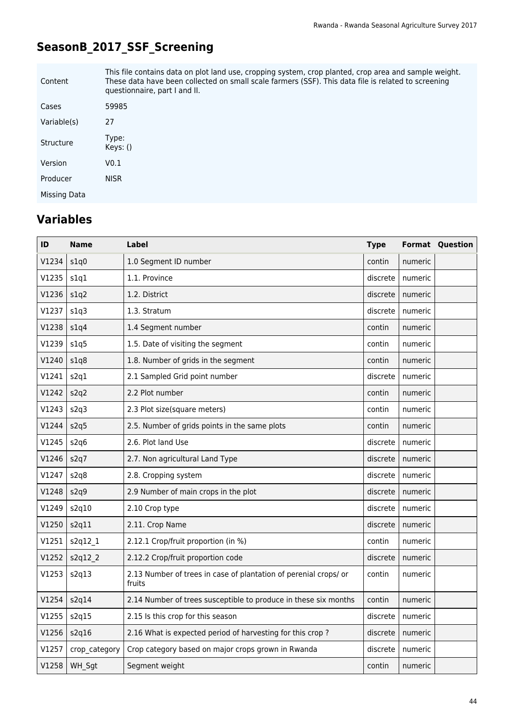# SeasonB_2017_SSF_Screening

| | |
|---|---|
| Content | This file contains data on plot land use, cropping system, crop planted, crop area and sample weight. These data have been collected on small scale farmers (SSF). This data file is related to screening questionnaire, part I and II. |
| Cases | 59985 |
| Variable(s) | 27 |
| Structure | Type:<br>Keys: () |
| Version | V0.1 |
| Producer | NISR |
| Missing Data | |

## Variables

| ID | Name | Label | Type | Format | Question |
|---|---|---|---|---|---|
| V1234 | s1q0 | 1.0 Segment ID number | contin | numeric | |
| V1235 | s1q1 | 1.1. Province | discrete | numeric | |
| V1236 | s1q2 | 1.2. District | discrete | numeric | |
| V1237 | s1q3 | 1.3. Stratum | discrete | numeric | |
| V1238 | s1q4 | 1.4 Segment number | contin | numeric | |
| V1239 | s1q5 | 1.5. Date of visiting the segment | contin | numeric | |
| V1240 | s1q8 | 1.8. Number of grids in the segment | contin | numeric | |
| V1241 | s2q1 | 2.1 Sampled Grid point number | discrete | numeric | |
| V1242 | s2q2 | 2.2 Plot number | contin | numeric | |
| V1243 | s2q3 | 2.3 Plot size(square meters) | contin | numeric | |
| V1244 | s2q5 | 2.5. Number of grids points in the same plots | contin | numeric | |
| V1245 | s2q6 | 2.6. Plot land Use | discrete | numeric | |
| V1246 | s2q7 | 2.7. Non agricultural Land Type | discrete | numeric | |
| V1247 | s2q8 | 2.8. Cropping system | discrete | numeric | |
| V1248 | s2q9 | 2.9 Number of main crops in the plot | discrete | numeric | |
| V1249 | s2q10 | 2.10 Crop type | discrete | numeric | |
| V1250 | s2q11 | 2.11. Crop Name | discrete | numeric | |
| V1251 | s2q12_1 | 2.12.1 Crop/fruit proportion (in %) | contin | numeric | |
| V1252 | s2q12_2 | 2.12.2 Crop/fruit proportion code | discrete | numeric | |
| V1253 | s2q13 | 2.13 Number of trees in case of plantation of perenial crops/ or fruits | contin | numeric | |
| V1254 | s2q14 | 2.14 Number of trees susceptible to produce in these six months | contin | numeric | |
| V1255 | s2q15 | 2.15 Is this crop for this season | discrete | numeric | |
| V1256 | s2q16 | 2.16 What is expected period of harvesting for this crop ? | discrete | numeric | |
| V1257 | crop_category | Crop category based on major crops grown in Rwanda | discrete | numeric | |
| V1258 | WH_Sgt | Segment weight | contin | numeric | |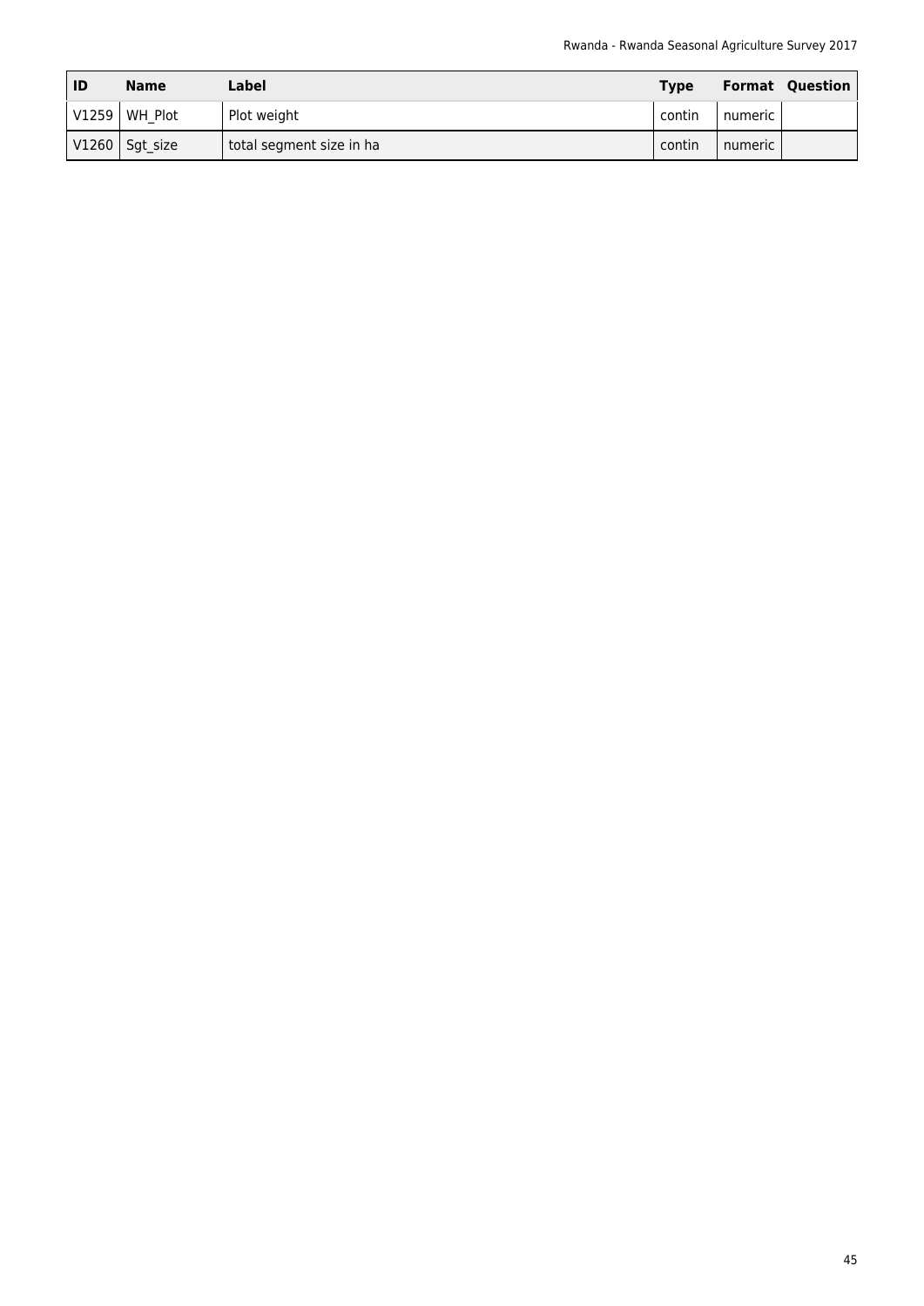| ID | Name | Label | Type | Format | Question |
| --- | --- | --- | --- | --- | --- |
| V1259 | WH_Plot | Plot weight | contin | numeric | |
| V1260 | Sgt_size | total segment size in ha | contin | numeric | |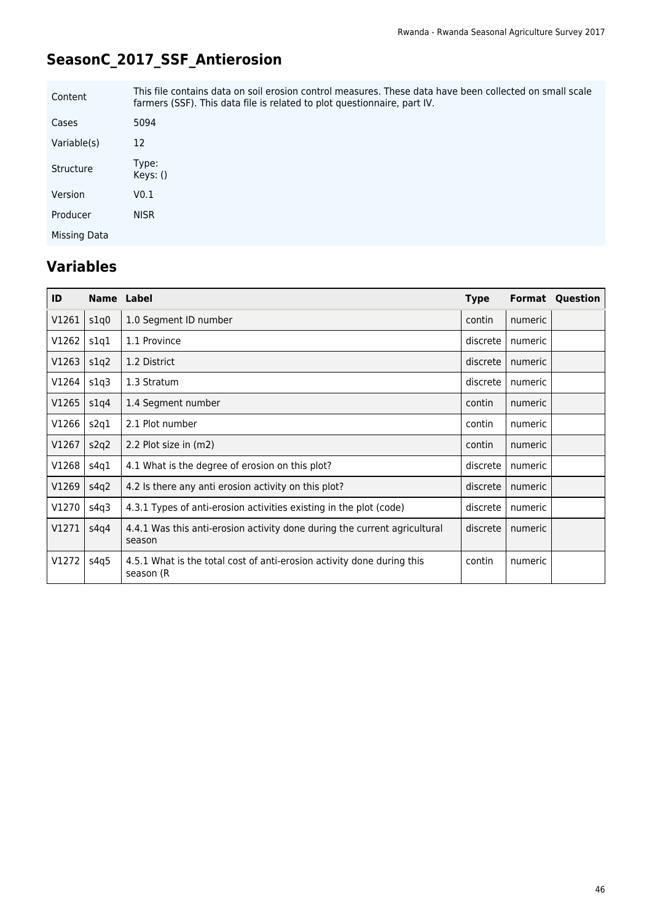## SeasonC_2017_SSF_Antierosion

| | |
|---|---|
| Content | This file contains data on soil erosion control measures. These data have been collected on small scale farmers (SSF). This data file is related to plot questionnaire, part IV. |
| Cases | 5094 |
| Variable(s) | 12 |
| Structure | Type: <br> Keys: () |
| Version | V0.1 |
| Producer | NISR |
| Missing Data | |

## Variables

| ID | Name | Label | Type | Format | Question |
|---|---|---|---|---|---|
| V1261 | s1q0 | 1.0 Segment ID number | contin | numeric | |
| V1262 | s1q1 | 1.1 Province | discrete | numeric | |
| V1263 | s1q2 | 1.2 District | discrete | numeric | |
| V1264 | s1q3 | 1.3 Stratum | discrete | numeric | |
| V1265 | s1q4 | 1.4 Segment number | contin | numeric | |
| V1266 | s2q1 | 2.1 Plot number | contin | numeric | |
| V1267 | s2q2 | 2.2 Plot size in (m2) | contin | numeric | |
| V1268 | s4q1 | 4.1 What is the degree of erosion on this plot? | discrete | numeric | |
| V1269 | s4q2 | 4.2 Is there any anti erosion activity on this plot? | discrete | numeric | |
| V1270 | s4q3 | 4.3.1 Types of anti-erosion activities existing in the plot (code) | discrete | numeric | |
| V1271 | s4q4 | 4.4.1 Was this anti-erosion activity done during the current agricultural season | discrete | numeric | |
| V1272 | s4q5 | 4.5.1 What is the total cost of anti-erosion activity done during this season (R | contin | numeric | |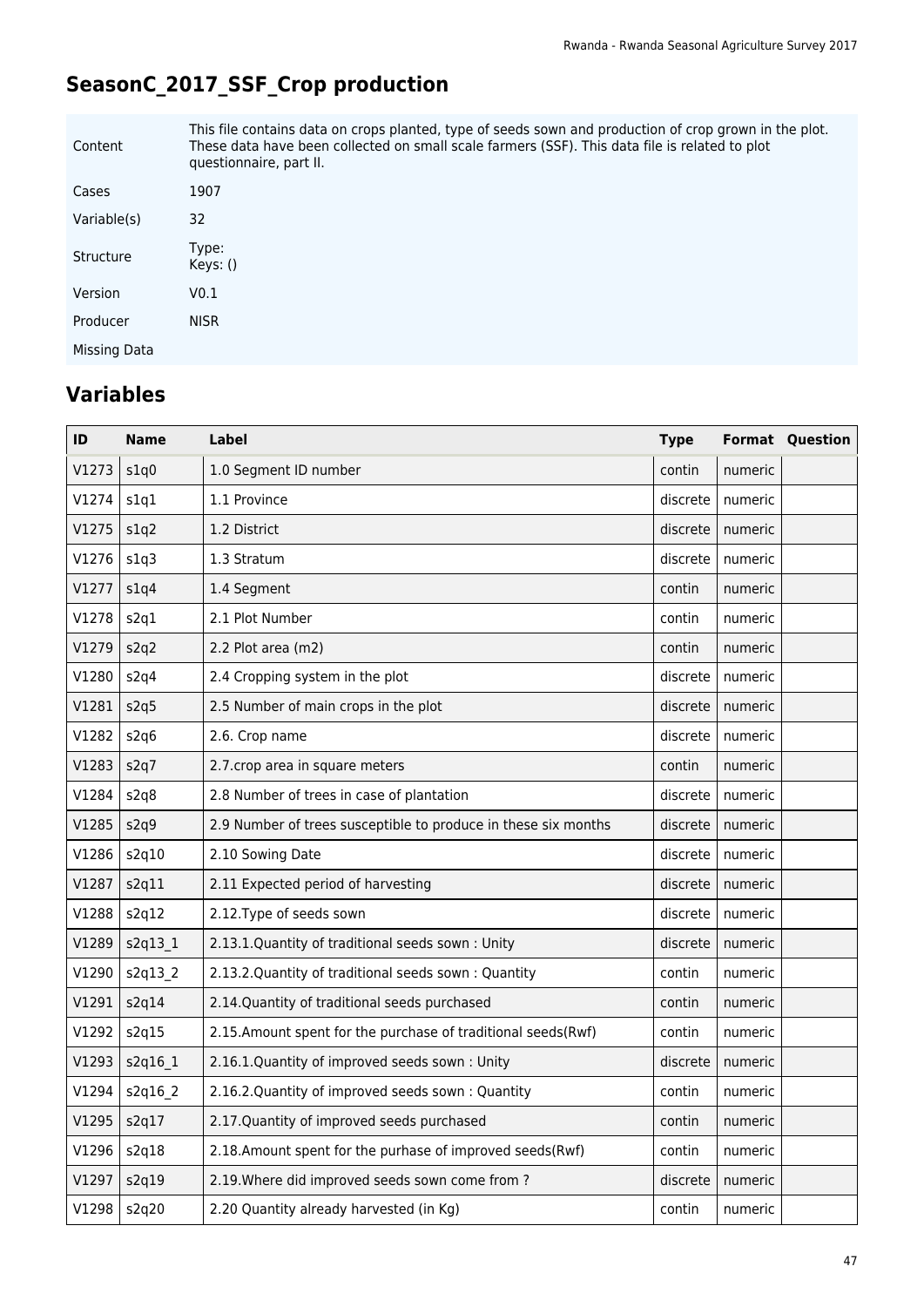## SeasonC_2017_SSF_Crop production

| | |
|---|---|
| Content | This file contains data on crops planted, type of seeds sown and production of crop grown in the plot. These data have been collected on small scale farmers (SSF). This data file is related to plot questionnaire, part II. |
| Cases | 1907 |
| Variable(s) | 32 |
| Structure | Type: <br> Keys: () |
| Version | V0.1 |
| Producer | NISR |
| Missing Data | |

## Variables

| ID | Name | Label | Type | Format | Question |
|---|---|---|---|---|---|
| V1273 | s1q0 | 1.0 Segment ID number | contin | numeric | |
| V1274 | s1q1 | 1.1 Province | discrete | numeric | |
| V1275 | s1q2 | 1.2 District | discrete | numeric | |
| V1276 | s1q3 | 1.3 Stratum | discrete | numeric | |
| V1277 | s1q4 | 1.4 Segment | contin | numeric | |
| V1278 | s2q1 | 2.1 Plot Number | contin | numeric | |
| V1279 | s2q2 | 2.2 Plot area (m2) | contin | numeric | |
| V1280 | s2q4 | 2.4 Cropping system in the plot | discrete | numeric | |
| V1281 | s2q5 | 2.5 Number of main crops in the plot | discrete | numeric | |
| V1282 | s2q6 | 2.6. Crop name | discrete | numeric | |
| V1283 | s2q7 | 2.7.crop area in square meters | contin | numeric | |
| V1284 | s2q8 | 2.8 Number of trees in case of plantation | discrete | numeric | |
| V1285 | s2q9 | 2.9 Number of trees susceptible to produce in these six months | discrete | numeric | |
| V1286 | s2q10 | 2.10 Sowing Date | discrete | numeric | |
| V1287 | s2q11 | 2.11 Expected period of harvesting | discrete | numeric | |
| V1288 | s2q12 | 2.12.Type of seeds sown | discrete | numeric | |
| V1289 | s2q13_1 | 2.13.1.Quantity of traditional seeds sown : Unity | discrete | numeric | |
| V1290 | s2q13_2 | 2.13.2.Quantity of traditional seeds sown : Quantity | contin | numeric | |
| V1291 | s2q14 | 2.14.Quantity of traditional seeds purchased | contin | numeric | |
| V1292 | s2q15 | 2.15.Amount spent for the purchase of traditional seeds(Rwf) | contin | numeric | |
| V1293 | s2q16_1 | 2.16.1.Quantity of improved seeds sown : Unity | discrete | numeric | |
| V1294 | s2q16_2 | 2.16.2.Quantity of improved seeds sown : Quantity | contin | numeric | |
| V1295 | s2q17 | 2.17.Quantity of improved seeds purchased | contin | numeric | |
| V1296 | s2q18 | 2.18.Amount spent for the purhase of improved seeds(Rwf) | contin | numeric | |
| V1297 | s2q19 | 2.19.Where did improved seeds sown come from ? | discrete | numeric | |
| V1298 | s2q20 | 2.20 Quantity already harvested (in Kg) | contin | numeric | |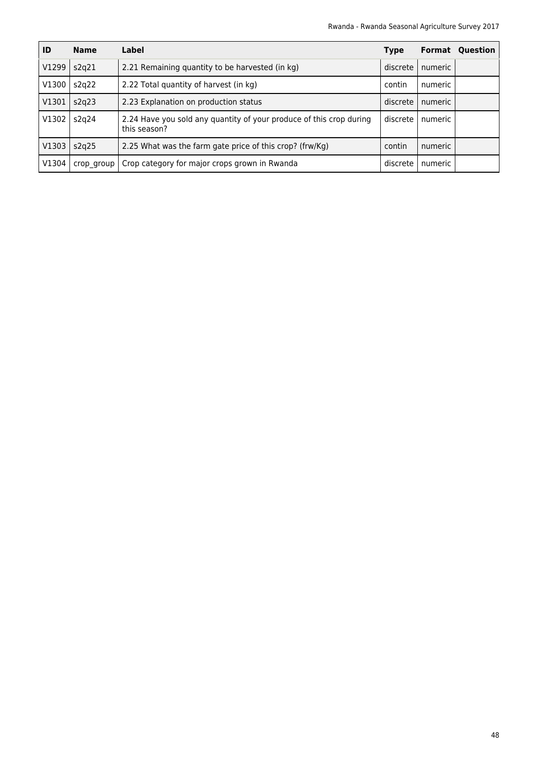| ID | Name | Label | Type | Format | Question |
|---|---|---|---|---|---|
| V1299 | s2q21 | 2.21 Remaining quantity to be harvested (in kg) | discrete | numeric | |
| V1300 | s2q22 | 2.22 Total quantity of harvest (in kg) | contin | numeric | |
| V1301 | s2q23 | 2.23 Explanation on production status | discrete | numeric | |
| V1302 | s2q24 | 2.24 Have you sold any quantity of your produce of this crop during this season? | discrete | numeric | |
| V1303 | s2q25 | 2.25 What was the farm gate price of this crop? (frw/Kg) | contin | numeric | |
| V1304 | crop_group | Crop category for major crops grown in Rwanda | discrete | numeric | |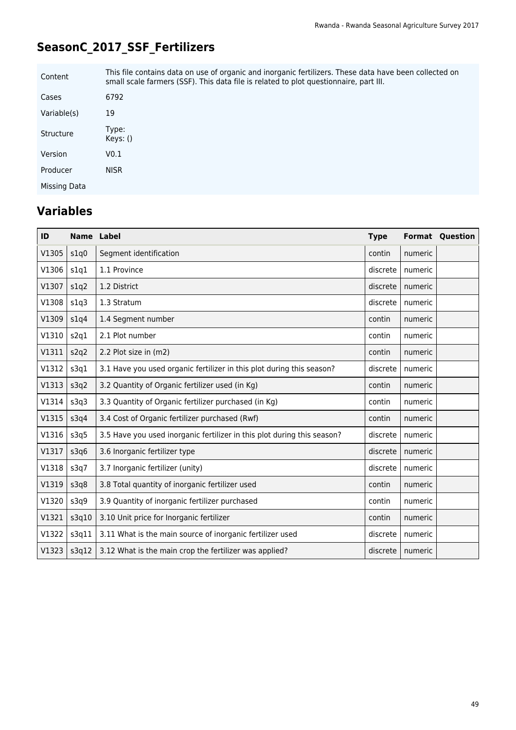## SeasonC_2017_SSF_Fertilizers

| | |
|---|---|
| Content | This file contains data on use of organic and inorganic fertilizers. These data have been collected on small scale farmers (SSF). This data file is related to plot questionnaire, part III. |
| Cases | 6792 |
| Variable(s) | 19 |
| Structure | Type: <br> Keys: () |
| Version | V0.1 |
| Producer | NISR |
| Missing Data | |

## Variables

| ID | Name | Label | Type | Format | Question |
|---|---|---|---|---|---|
| V1305 | s1q0 | Segment identification | contin | numeric | |
| V1306 | s1q1 | 1.1 Province | discrete | numeric | |
| V1307 | s1q2 | 1.2 District | discrete | numeric | |
| V1308 | s1q3 | 1.3 Stratum | discrete | numeric | |
| V1309 | s1q4 | 1.4 Segment number | contin | numeric | |
| V1310 | s2q1 | 2.1 Plot number | contin | numeric | |
| V1311 | s2q2 | 2.2 Plot size in (m2) | contin | numeric | |
| V1312 | s3q1 | 3.1 Have you used organic fertilizer in this plot during this season? | discrete | numeric | |
| V1313 | s3q2 | 3.2 Quantity of Organic fertilizer used (in Kg) | contin | numeric | |
| V1314 | s3q3 | 3.3 Quantity of Organic fertilizer purchased (in Kg) | contin | numeric | |
| V1315 | s3q4 | 3.4 Cost of Organic fertilizer purchased (Rwf) | contin | numeric | |
| V1316 | s3q5 | 3.5 Have you used inorganic fertilizer in this plot during this season? | discrete | numeric | |
| V1317 | s3q6 | 3.6 Inorganic fertilizer type | discrete | numeric | |
| V1318 | s3q7 | 3.7 Inorganic fertilizer (unity) | discrete | numeric | |
| V1319 | s3q8 | 3.8 Total quantity of inorganic fertilizer used | contin | numeric | |
| V1320 | s3q9 | 3.9 Quantity of inorganic fertilizer purchased | contin | numeric | |
| V1321 | s3q10 | 3.10 Unit price for Inorganic fertilizer | contin | numeric | |
| V1322 | s3q11 | 3.11 What is the main source of inorganic fertilizer used | discrete | numeric | |
| V1323 | s3q12 | 3.12 What is the main crop the fertilizer was applied? | discrete | numeric | |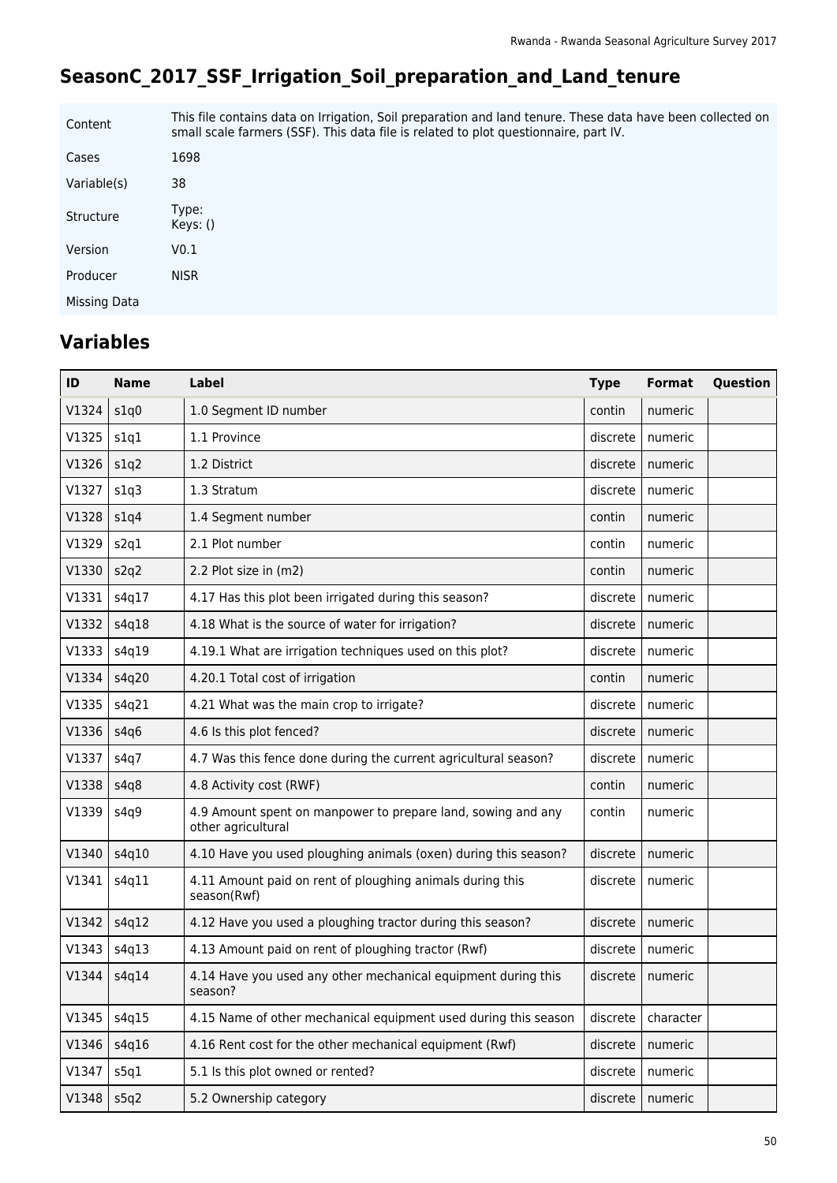## SeasonC_2017_SSF_Irrigation_Soil_preparation_and_Land_tenure

| | |
|---|---|
| Content | This file contains data on Irrigation, Soil preparation and land tenure. These data have been collected on small scale farmers (SSF). This data file is related to plot questionnaire, part IV. |
| Cases | 1698 |
| Variable(s) | 38 |
| Structure | Type:<br>Keys: () |
| Version | V0.1 |
| Producer | NISR |
| Missing Data | |

## Variables

| ID | Name | Label | Type | Format | Question |
|---|---|---|---|---|---|
| V1324 | s1q0 | 1.0 Segment ID number | contin | numeric | |
| V1325 | s1q1 | 1.1 Province | discrete | numeric | |
| V1326 | s1q2 | 1.2 District | discrete | numeric | |
| V1327 | s1q3 | 1.3 Stratum | discrete | numeric | |
| V1328 | s1q4 | 1.4 Segment number | contin | numeric | |
| V1329 | s2q1 | 2.1 Plot number | contin | numeric | |
| V1330 | s2q2 | 2.2 Plot size in (m2) | contin | numeric | |
| V1331 | s4q17 | 4.17 Has this plot been irrigated during this season? | discrete | numeric | |
| V1332 | s4q18 | 4.18 What is the source of water for irrigation? | discrete | numeric | |
| V1333 | s4q19 | 4.19.1 What are irrigation techniques used on this plot? | discrete | numeric | |
| V1334 | s4q20 | 4.20.1 Total cost of irrigation | contin | numeric | |
| V1335 | s4q21 | 4.21 What was the main crop to irrigate? | discrete | numeric | |
| V1336 | s4q6 | 4.6 Is this plot fenced? | discrete | numeric | |
| V1337 | s4q7 | 4.7 Was this fence done during the current agricultural season? | discrete | numeric | |
| V1338 | s4q8 | 4.8 Activity cost (RWF) | contin | numeric | |
| V1339 | s4q9 | 4.9 Amount spent on manpower to prepare land, sowing and any other agricultural | contin | numeric | |
| V1340 | s4q10 | 4.10 Have you used ploughing animals (oxen) during this season? | discrete | numeric | |
| V1341 | s4q11 | 4.11 Amount paid on rent of ploughing animals during this season(Rwf) | discrete | numeric | |
| V1342 | s4q12 | 4.12 Have you used a ploughing tractor during this season? | discrete | numeric | |
| V1343 | s4q13 | 4.13 Amount paid on rent of ploughing tractor (Rwf) | discrete | numeric | |
| V1344 | s4q14 | 4.14 Have you used any other mechanical equipment during this season? | discrete | numeric | |
| V1345 | s4q15 | 4.15 Name of other mechanical equipment used during this season | discrete | character | |
| V1346 | s4q16 | 4.16 Rent cost for the other mechanical equipment (Rwf) | discrete | numeric | |
| V1347 | s5q1 | 5.1 Is this plot owned or rented? | discrete | numeric | |
| V1348 | s5q2 | 5.2 Ownership category | discrete | numeric | |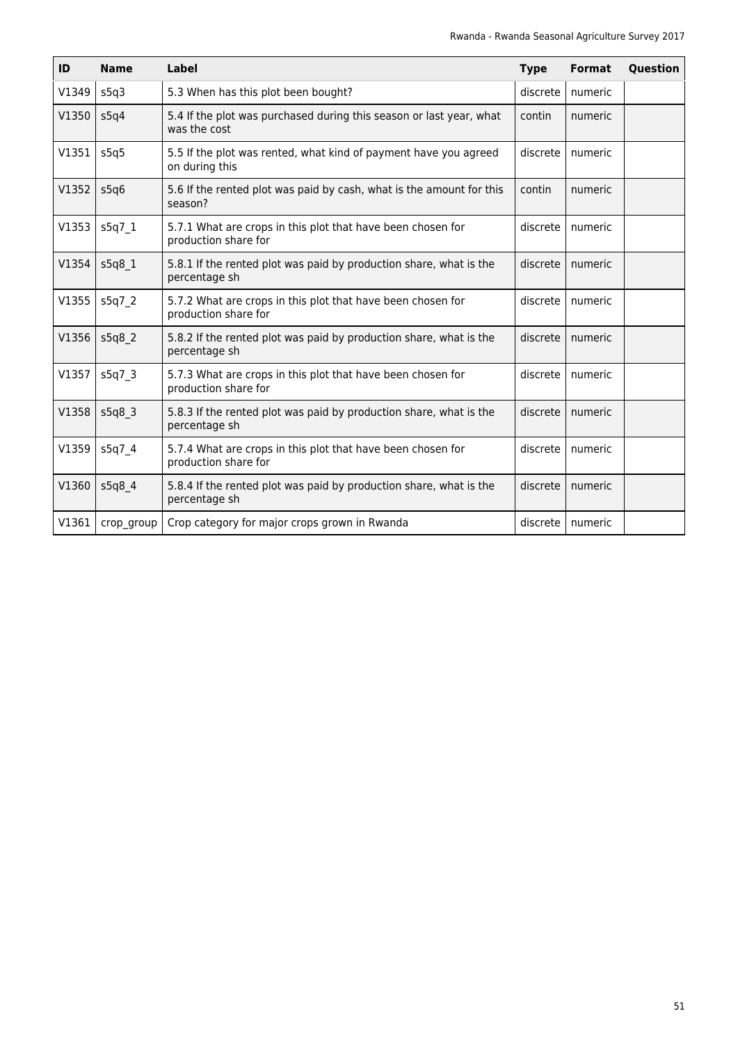| ID | Name | Label | Type | Format | Question |
|---|---|---|---|---|---|
| V1349 | s5q3 | 5.3 When has this plot been bought? | discrete | numeric | |
| V1350 | s5q4 | 5.4 If the plot was purchased during this season or last year, what was the cost | contin | numeric | |
| V1351 | s5q5 | 5.5 If the plot was rented, what kind of payment have you agreed on during this | discrete | numeric | |
| V1352 | s5q6 | 5.6 If the rented plot was paid by cash, what is the amount for this season? | contin | numeric | |
| V1353 | s5q7_1 | 5.7.1 What are crops in this plot that have been chosen for production share for | discrete | numeric | |
| V1354 | s5q8_1 | 5.8.1 If the rented plot was paid by production share, what is the percentage sh | discrete | numeric | |
| V1355 | s5q7_2 | 5.7.2 What are crops in this plot that have been chosen for production share for | discrete | numeric | |
| V1356 | s5q8_2 | 5.8.2 If the rented plot was paid by production share, what is the percentage sh | discrete | numeric | |
| V1357 | s5q7_3 | 5.7.3 What are crops in this plot that have been chosen for production share for | discrete | numeric | |
| V1358 | s5q8_3 | 5.8.3 If the rented plot was paid by production share, what is the percentage sh | discrete | numeric | |
| V1359 | s5q7_4 | 5.7.4 What are crops in this plot that have been chosen for production share for | discrete | numeric | |
| V1360 | s5q8_4 | 5.8.4 If the rented plot was paid by production share, what is the percentage sh | discrete | numeric | |
| V1361 | crop_group | Crop category for major crops grown in Rwanda | discrete | numeric | |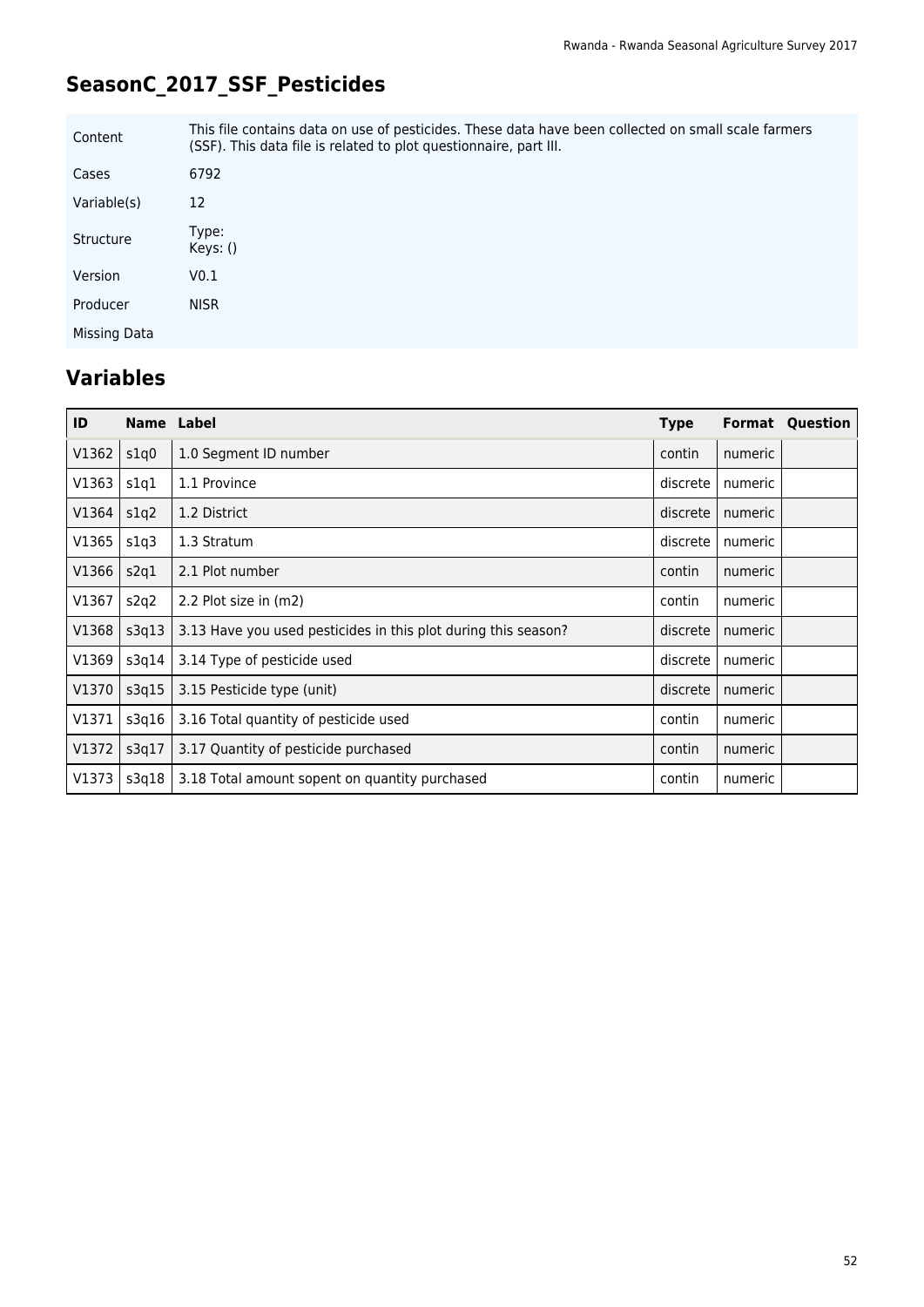## SeasonC_2017_SSF_Pesticides

| | |
|---|---|
| Content | This file contains data on use of pesticides. These data have been collected on small scale farmers (SSF). This data file is related to plot questionnaire, part III. |
| Cases | 6792 |
| Variable(s) | 12 |
| Structure | Type: Keys: () |
| Version | V0.1 |
| Producer | NISR |
| Missing Data | |

## Variables

| ID | Name | Label | Type | Format | Question |
|---|---|---|---|---|---|
| V1362 | s1q0 | 1.0 Segment ID number | contin | numeric | |
| V1363 | s1q1 | 1.1 Province | discrete | numeric | |
| V1364 | s1q2 | 1.2 District | discrete | numeric | |
| V1365 | s1q3 | 1.3 Stratum | discrete | numeric | |
| V1366 | s2q1 | 2.1 Plot number | contin | numeric | |
| V1367 | s2q2 | 2.2 Plot size in (m2) | contin | numeric | |
| V1368 | s3q13 | 3.13 Have you used pesticides in this plot during this season? | discrete | numeric | |
| V1369 | s3q14 | 3.14 Type of pesticide used | discrete | numeric | |
| V1370 | s3q15 | 3.15 Pesticide type (unit) | discrete | numeric | |
| V1371 | s3q16 | 3.16 Total quantity of pesticide used | contin | numeric | |
| V1372 | s3q17 | 3.17 Quantity of pesticide purchased | contin | numeric | |
| V1373 | s3q18 | 3.18 Total amount sopent on quantity purchased | contin | numeric | |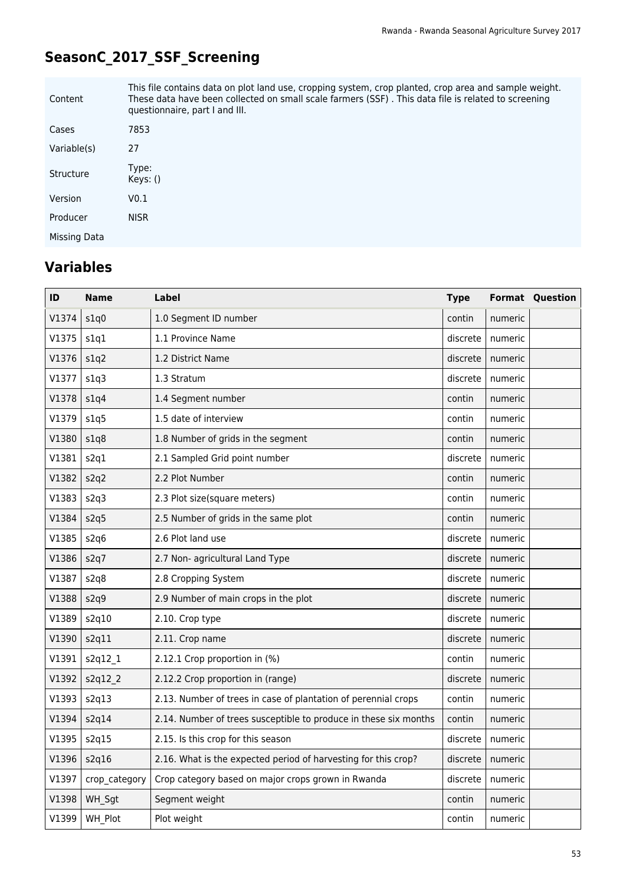# SeasonC_2017_SSF_Screening

| | |
|---|---|
| Content | This file contains data on plot land use, cropping system, crop planted, crop area and sample weight. These data have been collected on small scale farmers (SSF) . This data file is related to screening questionnaire, part I and III. |
| Cases | 7853 |
| Variable(s) | 27 |
| Structure | Type:<br>Keys: () |
| Version | V0.1 |
| Producer | NISR |
| Missing Data | |

## Variables

| ID | Name | Label | Type | Format | Question |
|---|---|---|---|---|---|
| V1374 | s1q0 | 1.0 Segment ID number | contin | numeric | |
| V1375 | s1q1 | 1.1 Province Name | discrete | numeric | |
| V1376 | s1q2 | 1.2 District Name | discrete | numeric | |
| V1377 | s1q3 | 1.3 Stratum | discrete | numeric | |
| V1378 | s1q4 | 1.4 Segment number | contin | numeric | |
| V1379 | s1q5 | 1.5 date of interview | contin | numeric | |
| V1380 | s1q8 | 1.8 Number of grids in the segment | contin | numeric | |
| V1381 | s2q1 | 2.1 Sampled Grid point number | discrete | numeric | |
| V1382 | s2q2 | 2.2 Plot Number | contin | numeric | |
| V1383 | s2q3 | 2.3 Plot size(square meters) | contin | numeric | |
| V1384 | s2q5 | 2.5 Number of grids in the same plot | contin | numeric | |
| V1385 | s2q6 | 2.6 Plot land use | discrete | numeric | |
| V1386 | s2q7 | 2.7 Non- agricultural Land Type | discrete | numeric | |
| V1387 | s2q8 | 2.8 Cropping System | discrete | numeric | |
| V1388 | s2q9 | 2.9 Number of main crops in the plot | discrete | numeric | |
| V1389 | s2q10 | 2.10. Crop type | discrete | numeric | |
| V1390 | s2q11 | 2.11. Crop name | discrete | numeric | |
| V1391 | s2q12_1 | 2.12.1 Crop proportion in (%) | contin | numeric | |
| V1392 | s2q12_2 | 2.12.2 Crop proportion in (range) | discrete | numeric | |
| V1393 | s2q13 | 2.13. Number of trees in case of plantation of perennial crops | contin | numeric | |
| V1394 | s2q14 | 2.14. Number of trees susceptible to produce in these six months | contin | numeric | |
| V1395 | s2q15 | 2.15. Is this crop for this season | discrete | numeric | |
| V1396 | s2q16 | 2.16. What is the expected period of harvesting for this crop? | discrete | numeric | |
| V1397 | crop_category | Crop category based on major crops grown in Rwanda | discrete | numeric | |
| V1398 | WH_Sgt | Segment weight | contin | numeric | |
| V1399 | WH_Plot | Plot weight | contin | numeric | |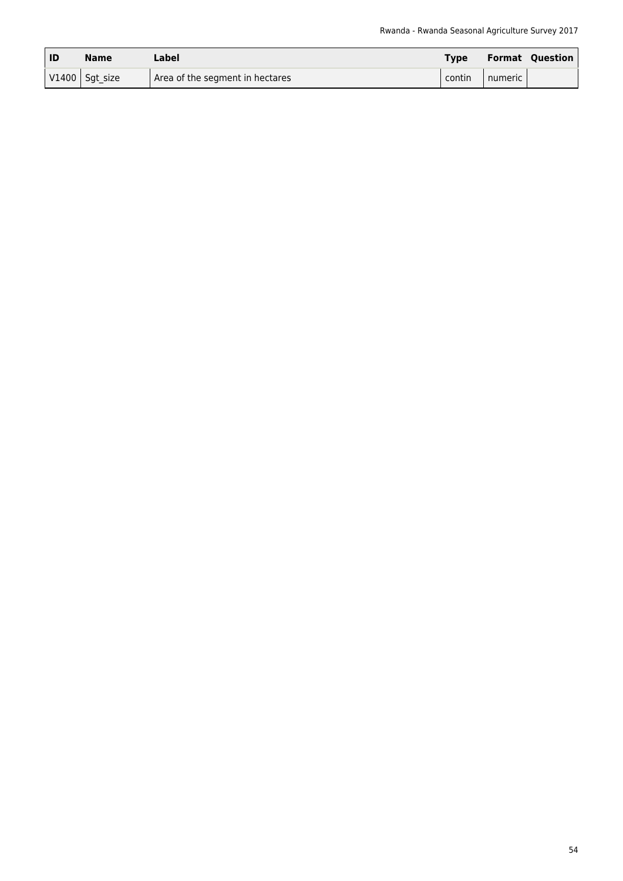| ID | Name | Label | Type | Format | Question |
| --- | --- | --- | --- | --- | --- |
| V1400 | Sgt_size | Area of the segment in hectares | contin | numeric | |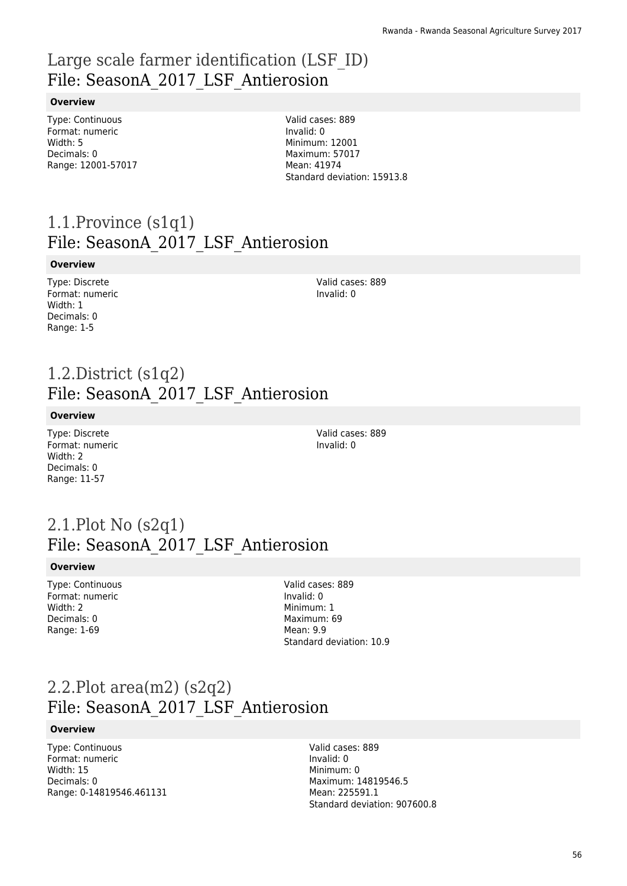# Large scale farmer identification (LSF_ID)
## File: SeasonA_2017_LSF_Antierosion

**Overview**

Type: Continuous
Format: numeric
Width: 5
Decimals: 0
Range: 12001-57017

Valid cases: 889
Invalid: 0
Minimum: 12001
Maximum: 57017
Mean: 41974
Standard deviation: 15913.8

# 1.1.Province (s1q1)
## File: SeasonA_2017_LSF_Antierosion

**Overview**

Type: Discrete
Format: numeric
Width: 1
Decimals: 0
Range: 1-5

Valid cases: 889
Invalid: 0

# 1.2.District (s1q2)
## File: SeasonA_2017_LSF_Antierosion

**Overview**

Type: Discrete
Format: numeric
Width: 2
Decimals: 0
Range: 11-57

Valid cases: 889
Invalid: 0

# 2.1.Plot No (s2q1)
## File: SeasonA_2017_LSF_Antierosion

**Overview**

Type: Continuous
Format: numeric
Width: 2
Decimals: 0
Range: 1-69

Valid cases: 889
Invalid: 0
Minimum: 1
Maximum: 69
Mean: 9.9
Standard deviation: 10.9

# 2.2.Plot area(m2) (s2q2)
## File: SeasonA_2017_LSF_Antierosion

**Overview**

Type: Continuous
Format: numeric
Width: 15
Decimals: 0
Range: 0-14819546.461131

Valid cases: 889
Invalid: 0
Minimum: 0
Maximum: 14819546.5
Mean: 225591.1
Standard deviation: 907600.8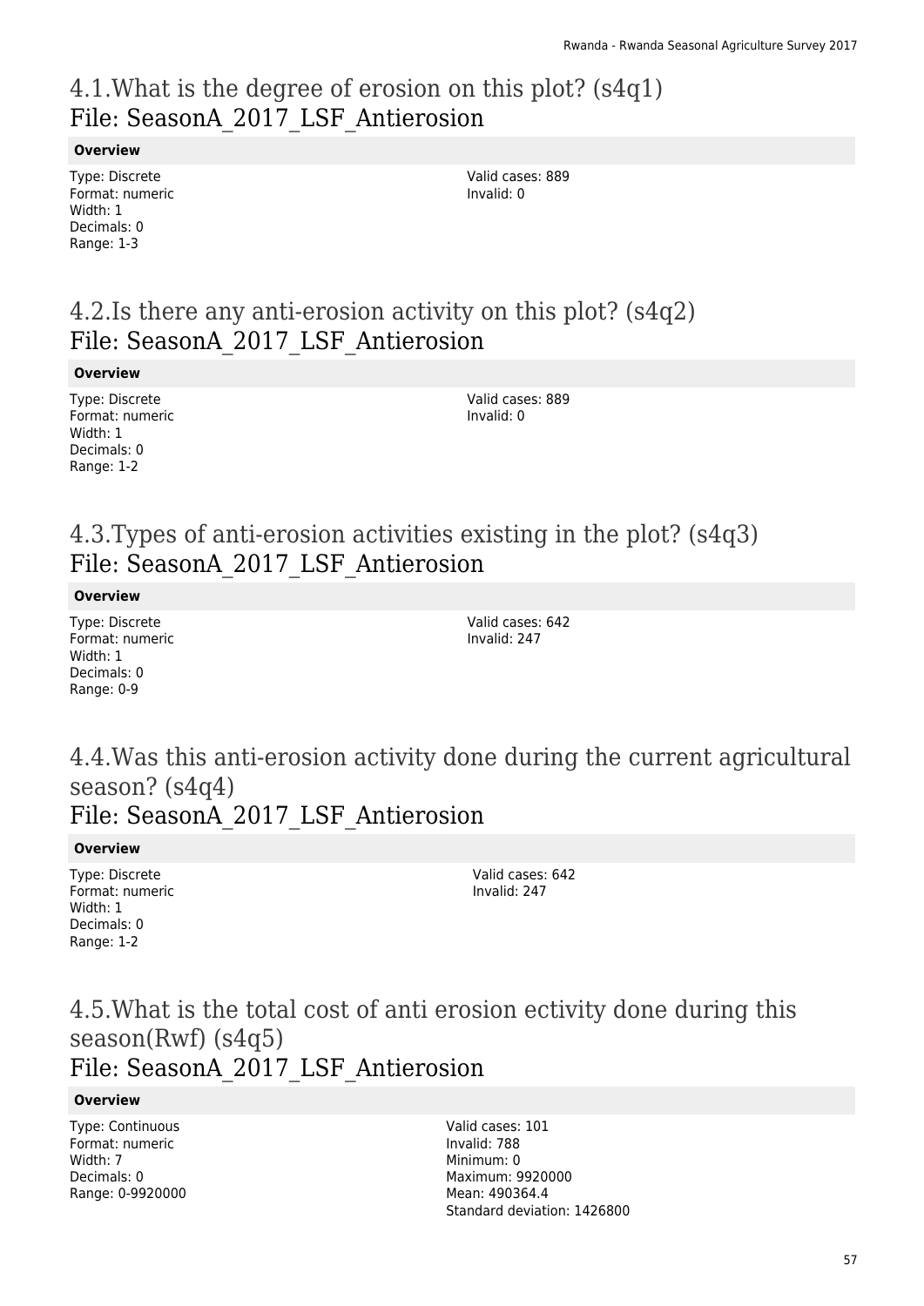## 4.1.What is the degree of erosion on this plot? (s4q1)
## File: SeasonA_2017_LSF_Antierosion

**Overview**

Type: Discrete
Format: numeric
Width: 1
Decimals: 0
Range: 1-3

Valid cases: 889
Invalid: 0

## 4.2.Is there any anti-erosion activity on this plot? (s4q2)
## File: SeasonA_2017_LSF_Antierosion

**Overview**

Type: Discrete
Format: numeric
Width: 1
Decimals: 0
Range: 1-2

Valid cases: 889
Invalid: 0

## 4.3.Types of anti-erosion activities existing in the plot? (s4q3)
## File: SeasonA_2017_LSF_Antierosion

**Overview**

Type: Discrete
Format: numeric
Width: 1
Decimals: 0
Range: 0-9

Valid cases: 642
Invalid: 247

## 4.4.Was this anti-erosion activity done during the current agricultural season? (s4q4)
## File: SeasonA_2017_LSF_Antierosion

**Overview**

Type: Discrete
Format: numeric
Width: 1
Decimals: 0
Range: 1-2

Valid cases: 642
Invalid: 247

## 4.5.What is the total cost of anti erosion ectivity done during this season(Rwf) (s4q5)
## File: SeasonA_2017_LSF_Antierosion

**Overview**

Type: Continuous
Format: numeric
Width: 7
Decimals: 0
Range: 0-9920000

Valid cases: 101
Invalid: 788
Minimum: 0
Maximum: 9920000
Mean: 490364.4
Standard deviation: 1426800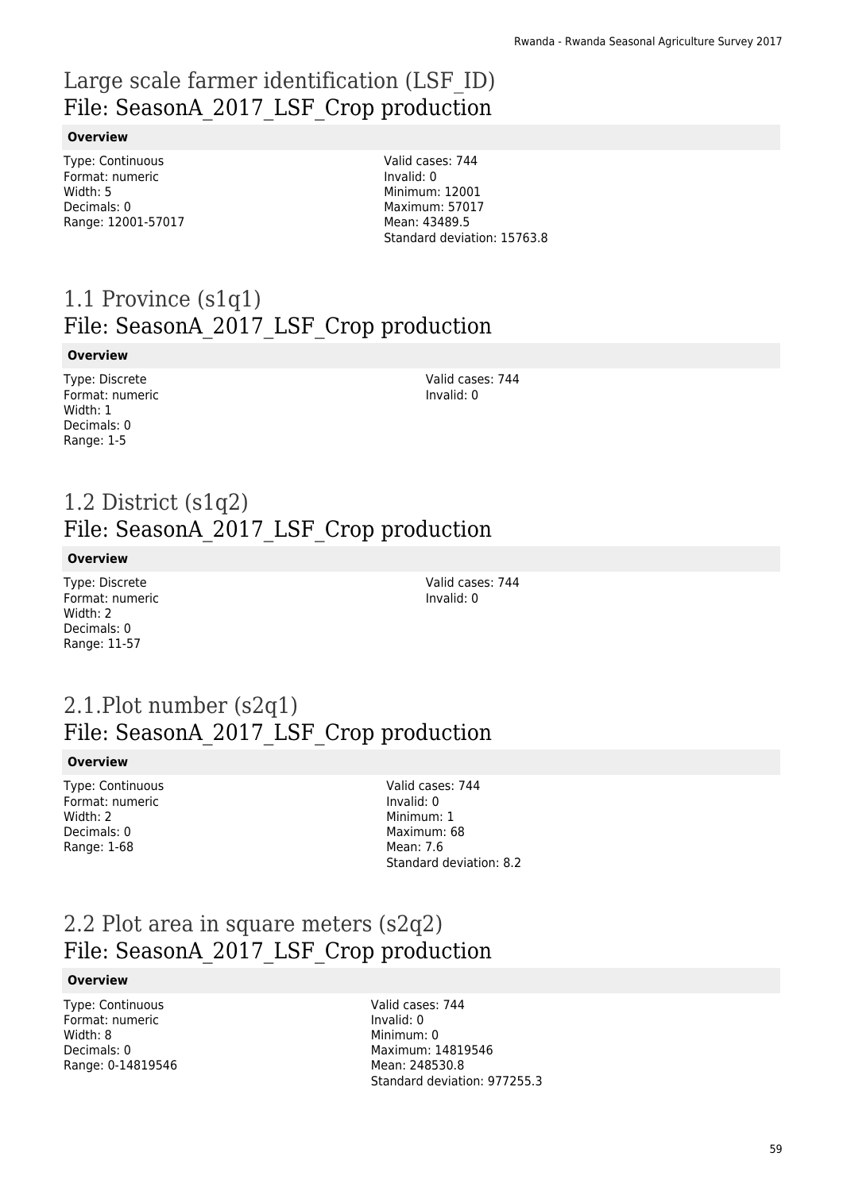# Large scale farmer identification (LSF_ID)
File: SeasonA_2017_LSF_Crop production

**Overview**

Type: Continuous
Format: numeric
Width: 5
Decimals: 0
Range: 12001-57017

Valid cases: 744
Invalid: 0
Minimum: 12001
Maximum: 57017
Mean: 43489.5
Standard deviation: 15763.8

# 1.1 Province (s1q1)
File: SeasonA_2017_LSF_Crop production

**Overview**

Type: Discrete
Format: numeric
Width: 1
Decimals: 0
Range: 1-5

Valid cases: 744
Invalid: 0

# 1.2 District (s1q2)
File: SeasonA_2017_LSF_Crop production

**Overview**

Type: Discrete
Format: numeric
Width: 2
Decimals: 0
Range: 11-57

Valid cases: 744
Invalid: 0

# 2.1.Plot number (s2q1)
File: SeasonA_2017_LSF_Crop production

**Overview**

Type: Continuous
Format: numeric
Width: 2
Decimals: 0
Range: 1-68

Valid cases: 744
Invalid: 0
Minimum: 1
Maximum: 68
Mean: 7.6
Standard deviation: 8.2

# 2.2 Plot area in square meters (s2q2)
File: SeasonA_2017_LSF_Crop production

**Overview**

Type: Continuous
Format: numeric
Width: 8
Decimals: 0
Range: 0-14819546

Valid cases: 744
Invalid: 0
Minimum: 0
Maximum: 14819546
Mean: 248530.8
Standard deviation: 977255.3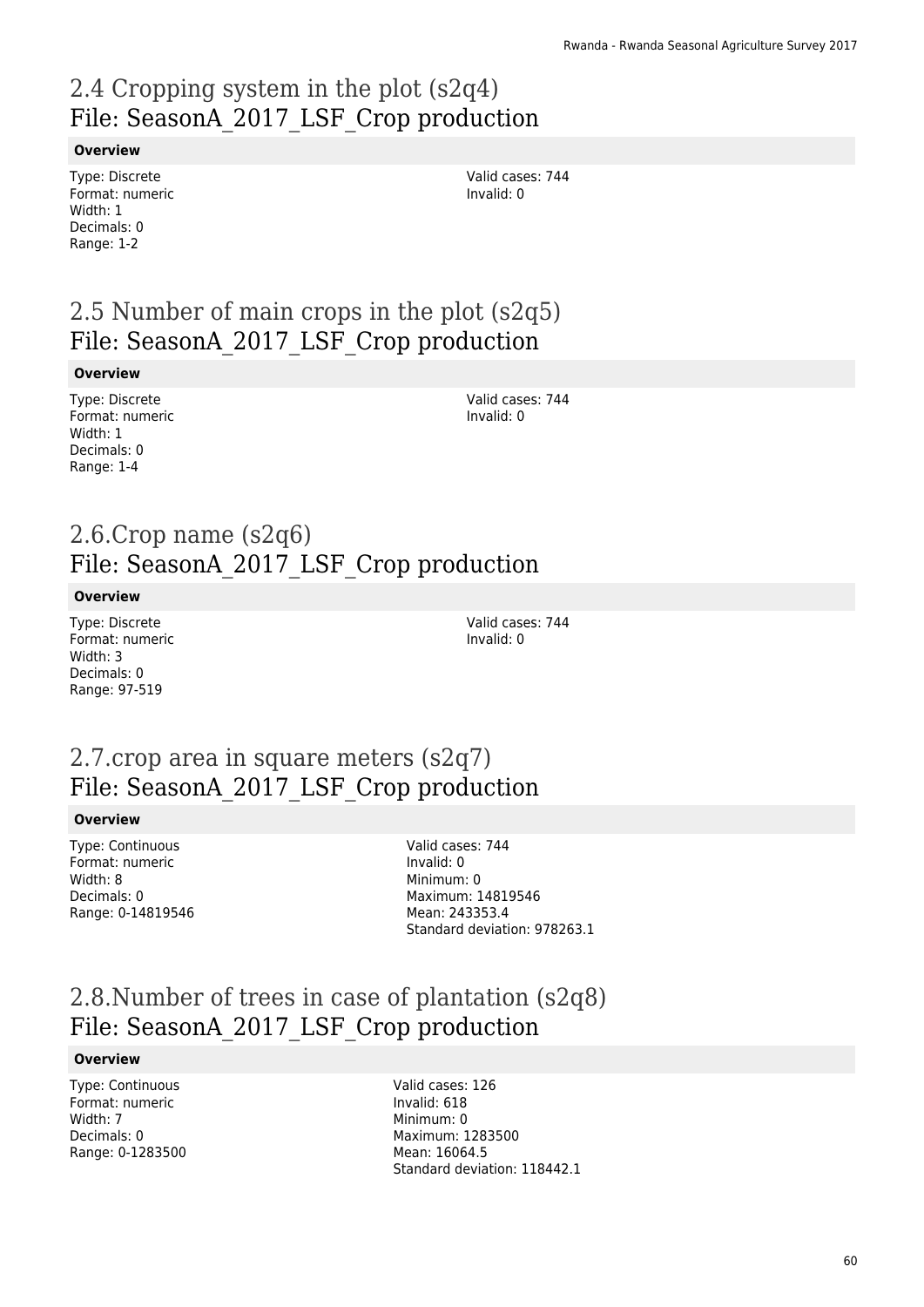## 2.4 Cropping system in the plot (s2q4)
## File: SeasonA_2017_LSF_Crop production

**Overview**

Type: Discrete
Format: numeric
Width: 1
Decimals: 0
Range: 1-2

Valid cases: 744
Invalid: 0

## 2.5 Number of main crops in the plot (s2q5)
## File: SeasonA_2017_LSF_Crop production

**Overview**

Type: Discrete
Format: numeric
Width: 1
Decimals: 0
Range: 1-4

Valid cases: 744
Invalid: 0

## 2.6.Crop name (s2q6)
## File: SeasonA_2017_LSF_Crop production

**Overview**

Type: Discrete
Format: numeric
Width: 3
Decimals: 0
Range: 97-519

Valid cases: 744
Invalid: 0

## 2.7.crop area in square meters (s2q7)
## File: SeasonA_2017_LSF_Crop production

**Overview**

Type: Continuous
Format: numeric
Width: 8
Decimals: 0
Range: 0-14819546

Valid cases: 744
Invalid: 0
Minimum: 0
Maximum: 14819546
Mean: 243353.4
Standard deviation: 978263.1

## 2.8.Number of trees in case of plantation (s2q8)
## File: SeasonA_2017_LSF_Crop production

**Overview**

Type: Continuous
Format: numeric
Width: 7
Decimals: 0
Range: 0-1283500

Valid cases: 126
Invalid: 618
Minimum: 0
Maximum: 1283500
Mean: 16064.5
Standard deviation: 118442.1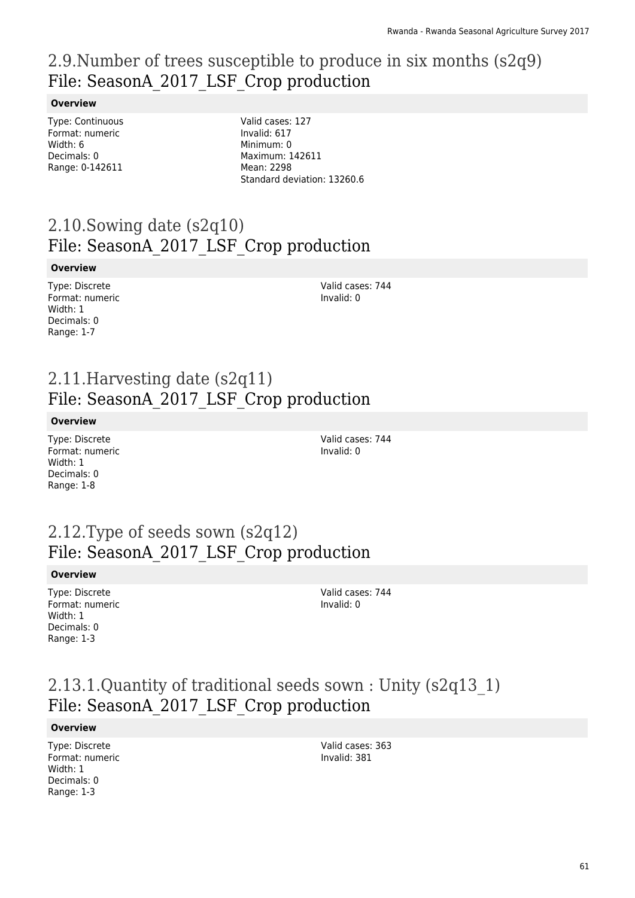## 2.9.Number of trees susceptible to produce in six months (s2q9)
## File: SeasonA_2017_LSF_Crop production

**Overview**

Type: Continuous
Format: numeric
Width: 6
Decimals: 0
Range: 0-142611

Valid cases: 127
Invalid: 617
Minimum: 0
Maximum: 142611
Mean: 2298
Standard deviation: 13260.6

## 2.10.Sowing date (s2q10)
## File: SeasonA_2017_LSF_Crop production

**Overview**

Type: Discrete
Format: numeric
Width: 1
Decimals: 0
Range: 1-7

Valid cases: 744
Invalid: 0

## 2.11.Harvesting date (s2q11)
## File: SeasonA_2017_LSF_Crop production

**Overview**

Type: Discrete
Format: numeric
Width: 1
Decimals: 0
Range: 1-8

Valid cases: 744
Invalid: 0

## 2.12.Type of seeds sown (s2q12)
## File: SeasonA_2017_LSF_Crop production

**Overview**

Type: Discrete
Format: numeric
Width: 1
Decimals: 0
Range: 1-3

Valid cases: 744
Invalid: 0

## 2.13.1.Quantity of traditional seeds sown : Unity (s2q13_1)
## File: SeasonA_2017_LSF_Crop production

**Overview**

Type: Discrete
Format: numeric
Width: 1
Decimals: 0
Range: 1-3

Valid cases: 363
Invalid: 381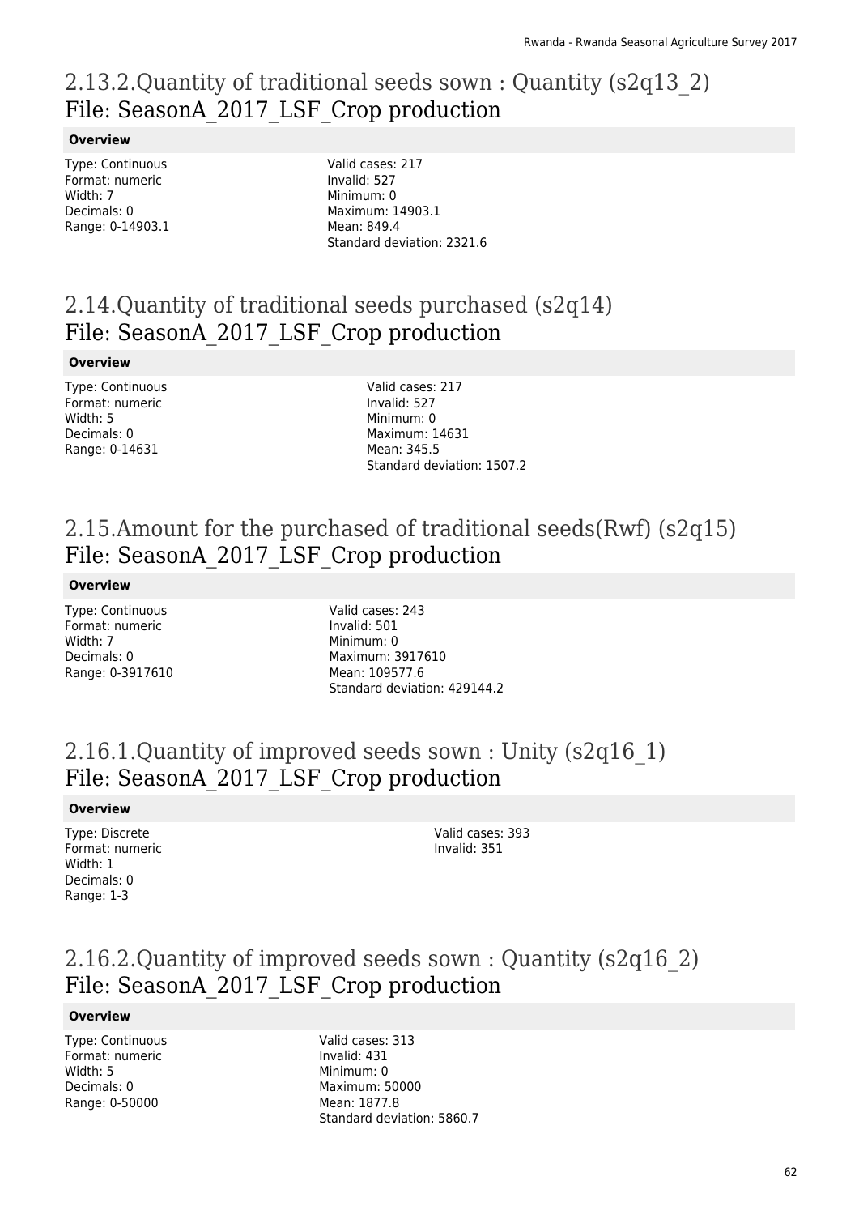## 2.13.2.Quantity of traditional seeds sown : Quantity (s2q13_2)
File: SeasonA_2017_LSF_Crop production

**Overview**

Type: Continuous
Format: numeric
Width: 7
Decimals: 0
Range: 0-14903.1

Valid cases: 217
Invalid: 527
Minimum: 0
Maximum: 14903.1
Mean: 849.4
Standard deviation: 2321.6

## 2.14.Quantity of traditional seeds purchased (s2q14)
File: SeasonA_2017_LSF_Crop production

**Overview**

Type: Continuous
Format: numeric
Width: 5
Decimals: 0
Range: 0-14631

Valid cases: 217
Invalid: 527
Minimum: 0
Maximum: 14631
Mean: 345.5
Standard deviation: 1507.2

## 2.15.Amount for the purchased of traditional seeds(Rwf) (s2q15)
File: SeasonA_2017_LSF_Crop production

**Overview**

Type: Continuous
Format: numeric
Width: 7
Decimals: 0
Range: 0-3917610

Valid cases: 243
Invalid: 501
Minimum: 0
Maximum: 3917610
Mean: 109577.6
Standard deviation: 429144.2

## 2.16.1.Quantity of improved seeds sown : Unity (s2q16_1)
File: SeasonA_2017_LSF_Crop production

**Overview**

Type: Discrete
Format: numeric
Width: 1
Decimals: 0
Range: 1-3

Valid cases: 393
Invalid: 351

## 2.16.2.Quantity of improved seeds sown : Quantity (s2q16_2)
File: SeasonA_2017_LSF_Crop production

**Overview**

Type: Continuous
Format: numeric
Width: 5
Decimals: 0
Range: 0-50000

Valid cases: 313
Invalid: 431
Minimum: 0
Maximum: 50000
Mean: 1877.8
Standard deviation: 5860.7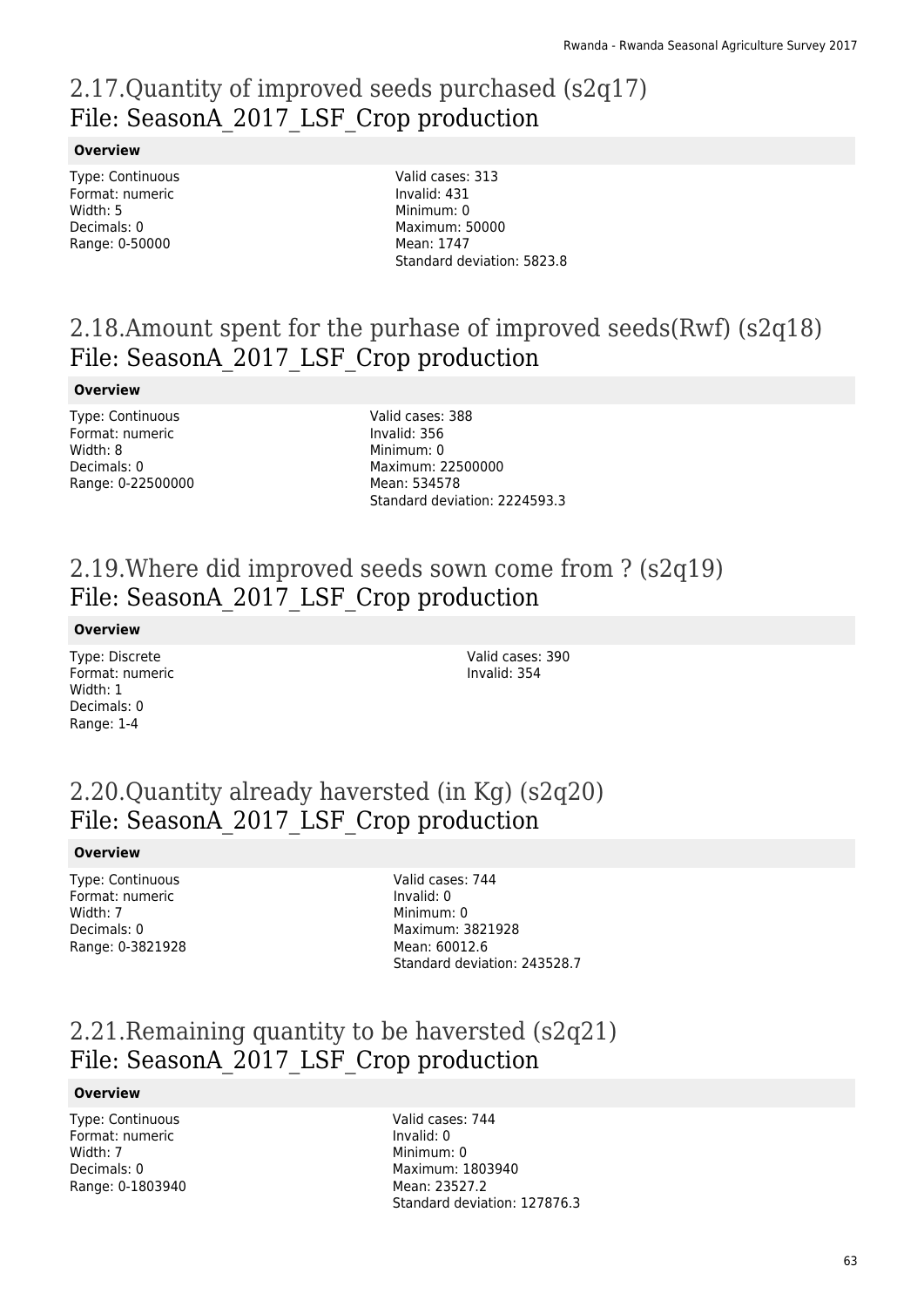## 2.17.Quantity of improved seeds purchased (s2q17)
## File: SeasonA_2017_LSF_Crop production

**Overview**

Type: Continuous
Format: numeric
Width: 5
Decimals: 0
Range: 0-50000

Valid cases: 313
Invalid: 431
Minimum: 0
Maximum: 50000
Mean: 1747
Standard deviation: 5823.8

## 2.18.Amount spent for the purhase of improved seeds(Rwf) (s2q18)
## File: SeasonA_2017_LSF_Crop production

**Overview**

Type: Continuous
Format: numeric
Width: 8
Decimals: 0
Range: 0-22500000

Valid cases: 388
Invalid: 356
Minimum: 0
Maximum: 22500000
Mean: 534578
Standard deviation: 2224593.3

## 2.19.Where did improved seeds sown come from ? (s2q19)
## File: SeasonA_2017_LSF_Crop production

**Overview**

Type: Discrete
Format: numeric
Width: 1
Decimals: 0
Range: 1-4

Valid cases: 390
Invalid: 354

## 2.20.Quantity already haversted (in Kg) (s2q20)
## File: SeasonA_2017_LSF_Crop production

**Overview**

Type: Continuous
Format: numeric
Width: 7
Decimals: 0
Range: 0-3821928

Valid cases: 744
Invalid: 0
Minimum: 0
Maximum: 3821928
Mean: 60012.6
Standard deviation: 243528.7

## 2.21.Remaining quantity to be haversted (s2q21)
## File: SeasonA_2017_LSF_Crop production

**Overview**

Type: Continuous
Format: numeric
Width: 7
Decimals: 0
Range: 0-1803940

Valid cases: 744
Invalid: 0
Minimum: 0
Maximum: 1803940
Mean: 23527.2
Standard deviation: 127876.3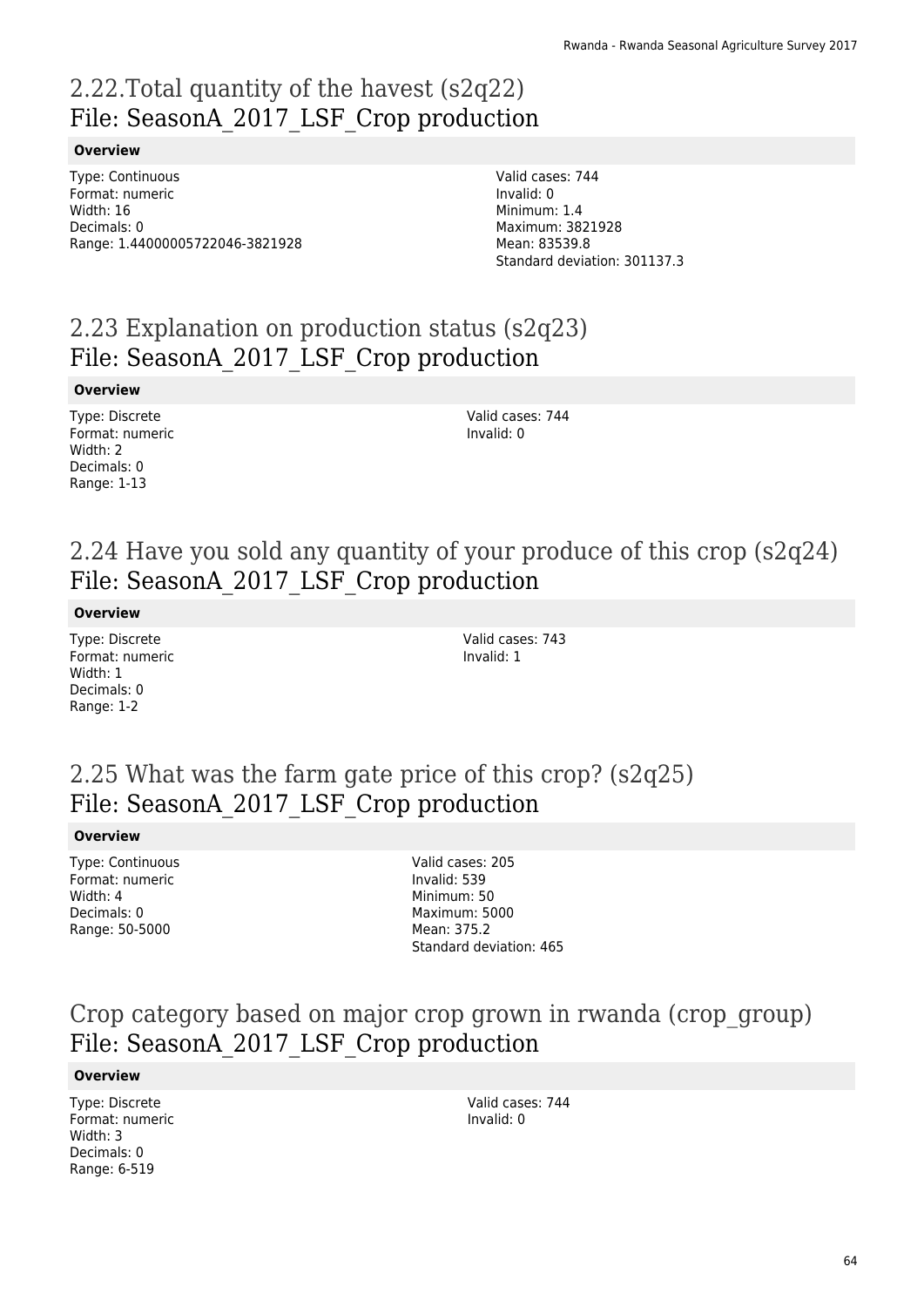## 2.22.Total quantity of the havest (s2q22)
## File: SeasonA_2017_LSF_Crop production

**Overview**

Type: Continuous
Format: numeric
Width: 16
Decimals: 0
Range: 1.44000005722046-3821928

Valid cases: 744
Invalid: 0
Minimum: 1.4
Maximum: 3821928
Mean: 83539.8
Standard deviation: 301137.3

## 2.23 Explanation on production status (s2q23)
## File: SeasonA_2017_LSF_Crop production

**Overview**

Type: Discrete
Format: numeric
Width: 2
Decimals: 0
Range: 1-13

Valid cases: 744
Invalid: 0

## 2.24 Have you sold any quantity of your produce of this crop (s2q24)
## File: SeasonA_2017_LSF_Crop production

**Overview**

Type: Discrete
Format: numeric
Width: 1
Decimals: 0
Range: 1-2

Valid cases: 743
Invalid: 1

## 2.25 What was the farm gate price of this crop? (s2q25)
## File: SeasonA_2017_LSF_Crop production

**Overview**

Type: Continuous
Format: numeric
Width: 4
Decimals: 0
Range: 50-5000

Valid cases: 205
Invalid: 539
Minimum: 50
Maximum: 5000
Mean: 375.2
Standard deviation: 465

## Crop category based on major crop grown in rwanda (crop_group)
## File: SeasonA_2017_LSF_Crop production

**Overview**

Type: Discrete
Format: numeric
Width: 3
Decimals: 0
Range: 6-519

Valid cases: 744
Invalid: 0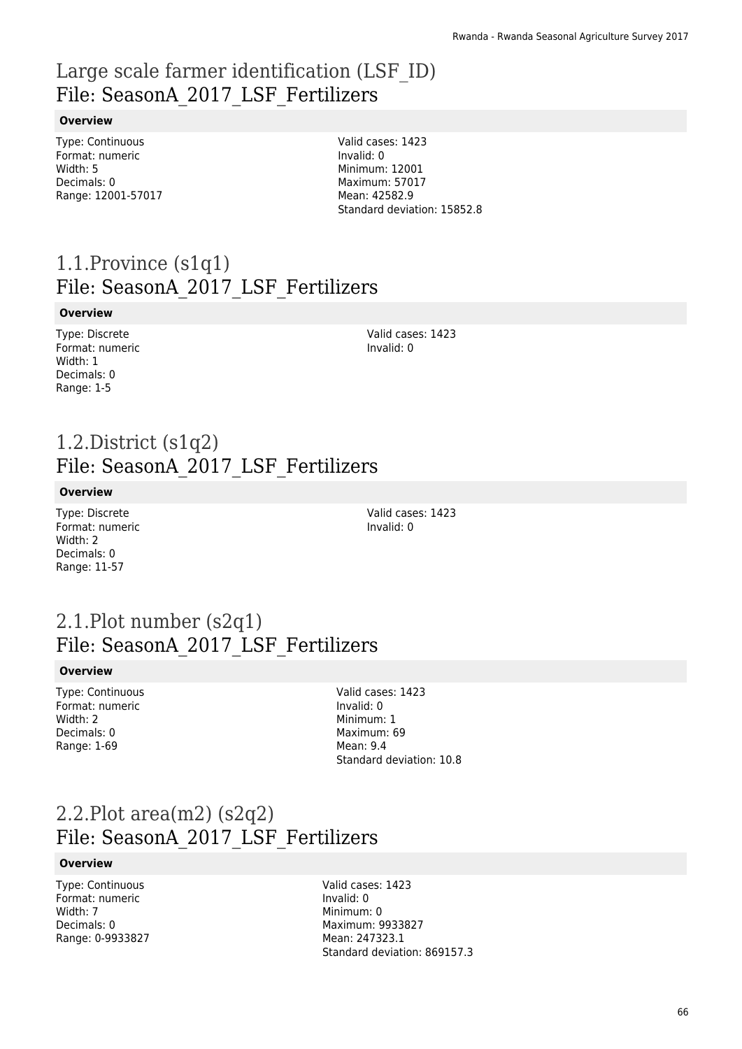# Large scale farmer identification (LSF_ID)
## File: SeasonA_2017_LSF_Fertilizers

**Overview**

Type: Continuous
Format: numeric
Width: 5
Decimals: 0
Range: 12001-57017

Valid cases: 1423
Invalid: 0
Minimum: 12001
Maximum: 57017
Mean: 42582.9
Standard deviation: 15852.8

# 1.1.Province (s1q1)
## File: SeasonA_2017_LSF_Fertilizers

**Overview**

Type: Discrete
Format: numeric
Width: 1
Decimals: 0
Range: 1-5

Valid cases: 1423
Invalid: 0

# 1.2.District (s1q2)
## File: SeasonA_2017_LSF_Fertilizers

**Overview**

Type: Discrete
Format: numeric
Width: 2
Decimals: 0
Range: 11-57

Valid cases: 1423
Invalid: 0

# 2.1.Plot number (s2q1)
## File: SeasonA_2017_LSF_Fertilizers

**Overview**

Type: Continuous
Format: numeric
Width: 2
Decimals: 0
Range: 1-69

Valid cases: 1423
Invalid: 0
Minimum: 1
Maximum: 69
Mean: 9.4
Standard deviation: 10.8

# 2.2.Plot area(m2) (s2q2)
## File: SeasonA_2017_LSF_Fertilizers

**Overview**

Type: Continuous
Format: numeric
Width: 7
Decimals: 0
Range: 0-9933827

Valid cases: 1423
Invalid: 0
Minimum: 0
Maximum: 9933827
Mean: 247323.1
Standard deviation: 869157.3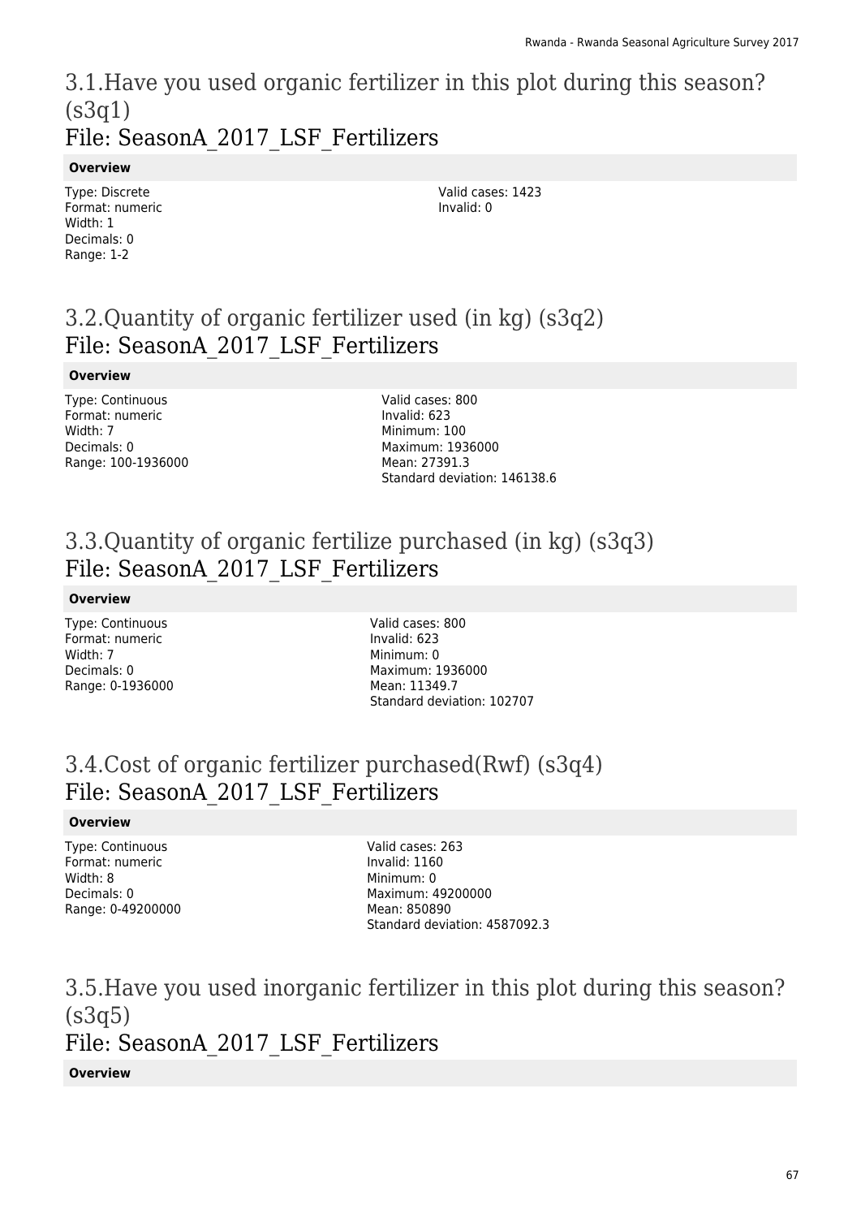# 3.1.Have you used organic fertilizer in this plot during this season? (s3q1)

## File: SeasonA_2017_LSF_Fertilizers

**Overview**

Type: Discrete
Format: numeric
Width: 1
Decimals: 0
Range: 1-2

Valid cases: 1423
Invalid: 0

# 3.2.Quantity of organic fertilizer used (in kg) (s3q2)

## File: SeasonA_2017_LSF_Fertilizers

**Overview**

Type: Continuous
Format: numeric
Width: 7
Decimals: 0
Range: 100-1936000

Valid cases: 800
Invalid: 623
Minimum: 100
Maximum: 1936000
Mean: 27391.3
Standard deviation: 146138.6

# 3.3.Quantity of organic fertilize purchased (in kg) (s3q3)

## File: SeasonA_2017_LSF_Fertilizers

**Overview**

Type: Continuous
Format: numeric
Width: 7
Decimals: 0
Range: 0-1936000

Valid cases: 800
Invalid: 623
Minimum: 0
Maximum: 1936000
Mean: 11349.7
Standard deviation: 102707

# 3.4.Cost of organic fertilizer purchased(Rwf) (s3q4)

## File: SeasonA_2017_LSF_Fertilizers

**Overview**

Type: Continuous
Format: numeric
Width: 8
Decimals: 0
Range: 0-49200000

Valid cases: 263
Invalid: 1160
Minimum: 0
Maximum: 49200000
Mean: 850890
Standard deviation: 4587092.3

# 3.5.Have you used inorganic fertilizer in this plot during this season? (s3q5)

## File: SeasonA_2017_LSF_Fertilizers

**Overview**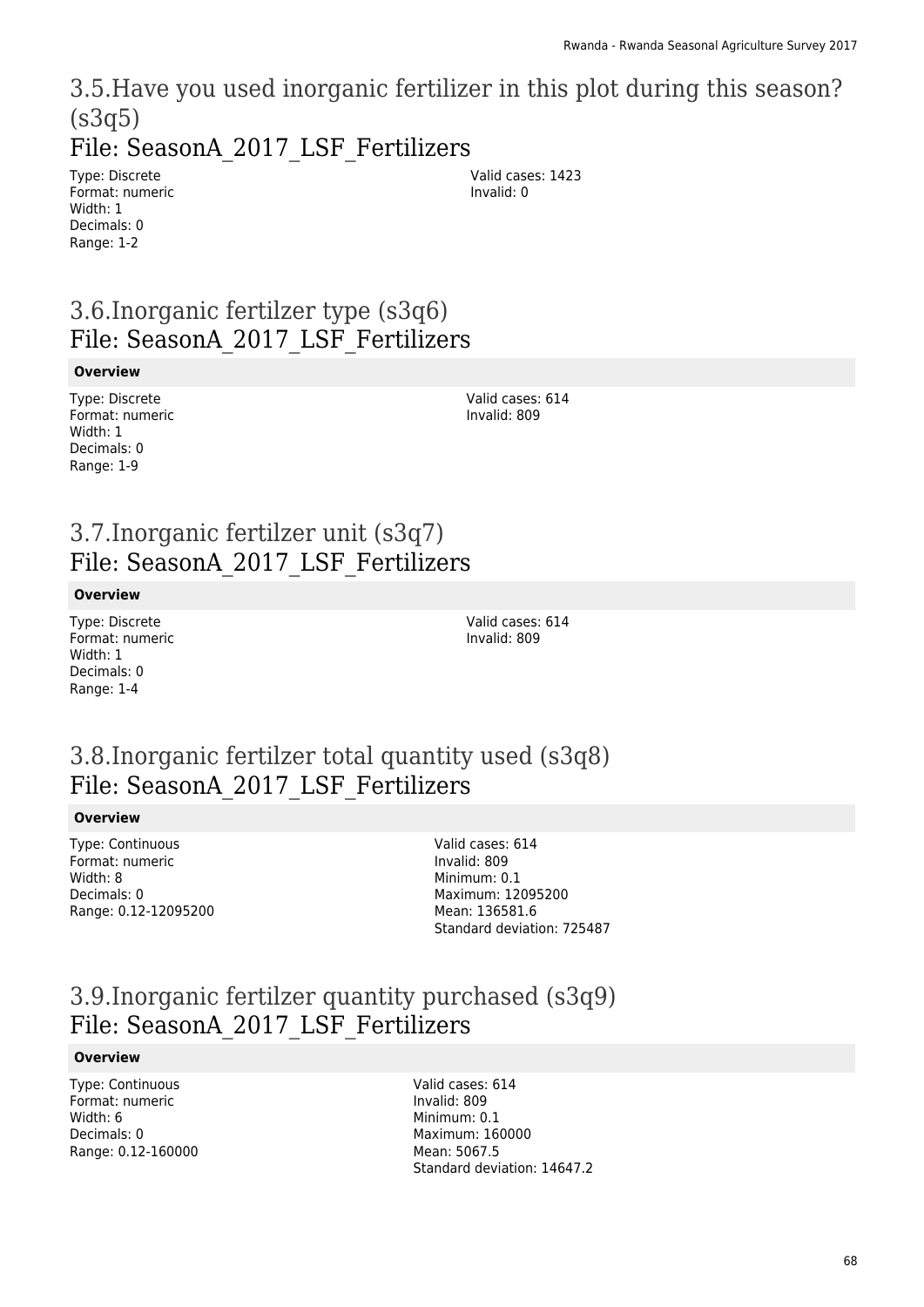# 3.5.Have you used inorganic fertilizer in this plot during this season? (s3q5)

## File: SeasonA_2017_LSF_Fertilizers

Type: Discrete
Format: numeric
Width: 1
Decimals: 0
Range: 1-2

Valid cases: 1423
Invalid: 0

# 3.6.Inorganic fertilzer type (s3q6)

## File: SeasonA_2017_LSF_Fertilizers

**Overview**

Type: Discrete
Format: numeric
Width: 1
Decimals: 0
Range: 1-9

Valid cases: 614
Invalid: 809

# 3.7.Inorganic fertilzer unit (s3q7)

## File: SeasonA_2017_LSF_Fertilizers

**Overview**

Type: Discrete
Format: numeric
Width: 1
Decimals: 0
Range: 1-4

Valid cases: 614
Invalid: 809

# 3.8.Inorganic fertilzer total quantity used (s3q8)

## File: SeasonA_2017_LSF_Fertilizers

**Overview**

Type: Continuous
Format: numeric
Width: 8
Decimals: 0
Range: 0.12-12095200

Valid cases: 614
Invalid: 809
Minimum: 0.1
Maximum: 12095200
Mean: 136581.6
Standard deviation: 725487

# 3.9.Inorganic fertilzer quantity purchased (s3q9)

## File: SeasonA_2017_LSF_Fertilizers

**Overview**

Type: Continuous
Format: numeric
Width: 6
Decimals: 0
Range: 0.12-160000

Valid cases: 614
Invalid: 809
Minimum: 0.1
Maximum: 160000
Mean: 5067.5
Standard deviation: 14647.2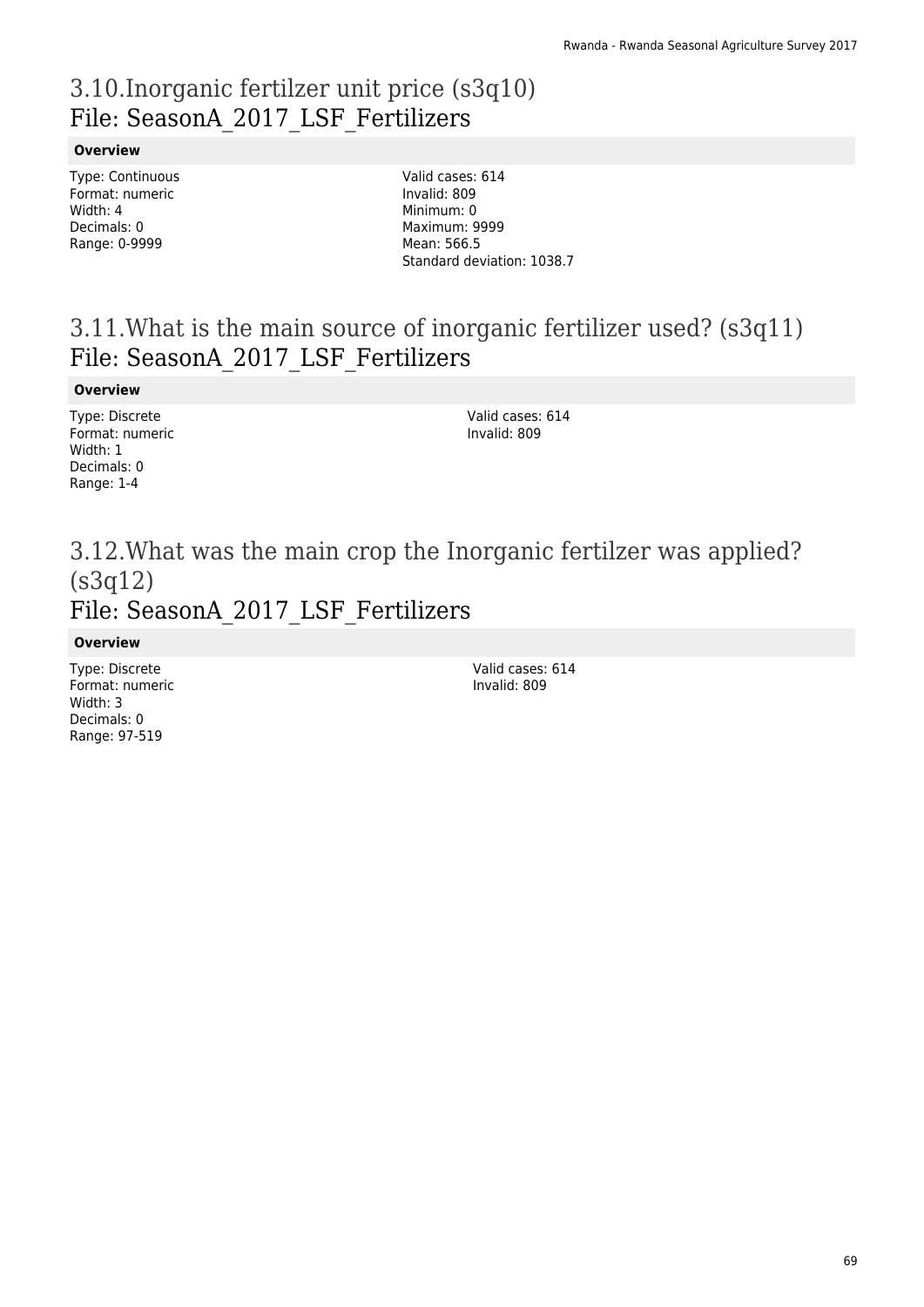## 3.10.Inorganic fertilzer unit price (s3q10)
File: SeasonA_2017_LSF_Fertilizers

**Overview**

Type: Continuous
Format: numeric
Width: 4
Decimals: 0
Range: 0-9999

Valid cases: 614
Invalid: 809
Minimum: 0
Maximum: 9999
Mean: 566.5
Standard deviation: 1038.7

## 3.11.What is the main source of inorganic fertilizer used? (s3q11)
File: SeasonA_2017_LSF_Fertilizers

**Overview**

Type: Discrete
Format: numeric
Width: 1
Decimals: 0
Range: 1-4

Valid cases: 614
Invalid: 809

## 3.12.What was the main crop the Inorganic fertilzer was applied? (s3q12)
File: SeasonA_2017_LSF_Fertilizers

**Overview**

Type: Discrete
Format: numeric
Width: 3
Decimals: 0
Range: 97-519

Valid cases: 614
Invalid: 809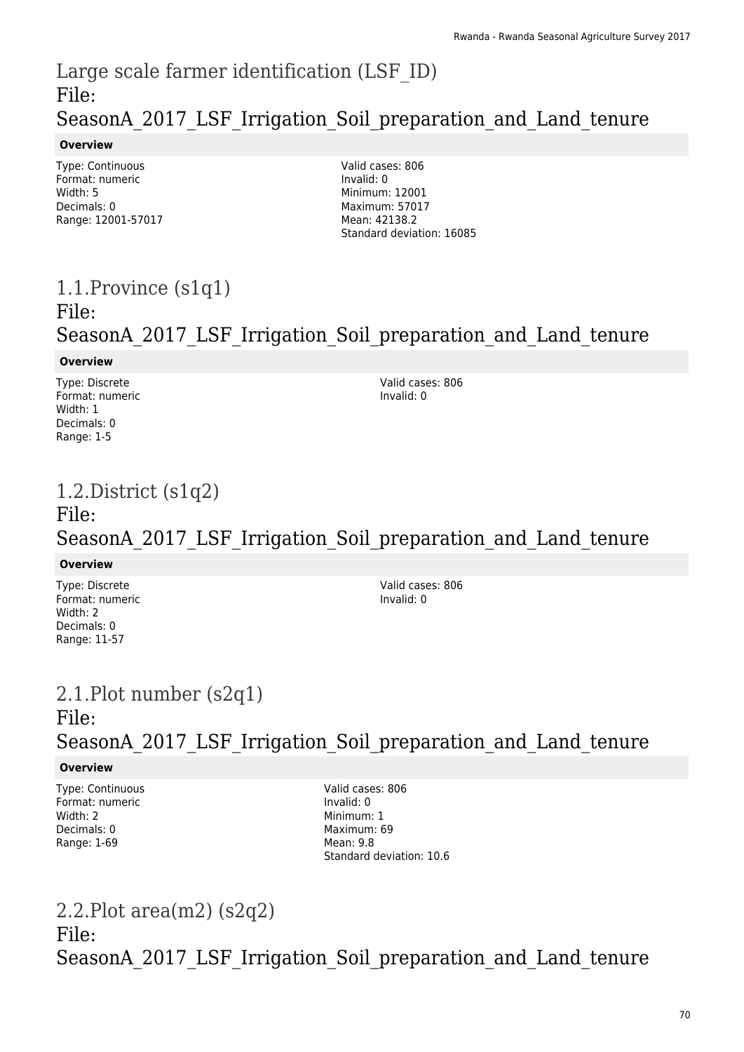## Large scale farmer identification (LSF_ID)
## File: SeasonA_2017_LSF_Irrigation_Soil_preparation_and_Land_tenure

**Overview**

Type: Continuous
Format: numeric
Width: 5
Decimals: 0
Range: 12001-57017

Valid cases: 806
Invalid: 0
Minimum: 12001
Maximum: 57017
Mean: 42138.2
Standard deviation: 16085

## 1.1.Province (s1q1)
## File: SeasonA_2017_LSF_Irrigation_Soil_preparation_and_Land_tenure

**Overview**

Type: Discrete
Format: numeric
Width: 1
Decimals: 0
Range: 1-5

Valid cases: 806
Invalid: 0

## 1.2.District (s1q2)
## File: SeasonA_2017_LSF_Irrigation_Soil_preparation_and_Land_tenure

**Overview**

Type: Discrete
Format: numeric
Width: 2
Decimals: 0
Range: 11-57

Valid cases: 806
Invalid: 0

## 2.1.Plot number (s2q1)
## File: SeasonA_2017_LSF_Irrigation_Soil_preparation_and_Land_tenure

**Overview**

Type: Continuous
Format: numeric
Width: 2
Decimals: 0
Range: 1-69

Valid cases: 806
Invalid: 0
Minimum: 1
Maximum: 69
Mean: 9.8
Standard deviation: 10.6

## 2.2.Plot area(m2) (s2q2)
## File: SeasonA_2017_LSF_Irrigation_Soil_preparation_and_Land_tenure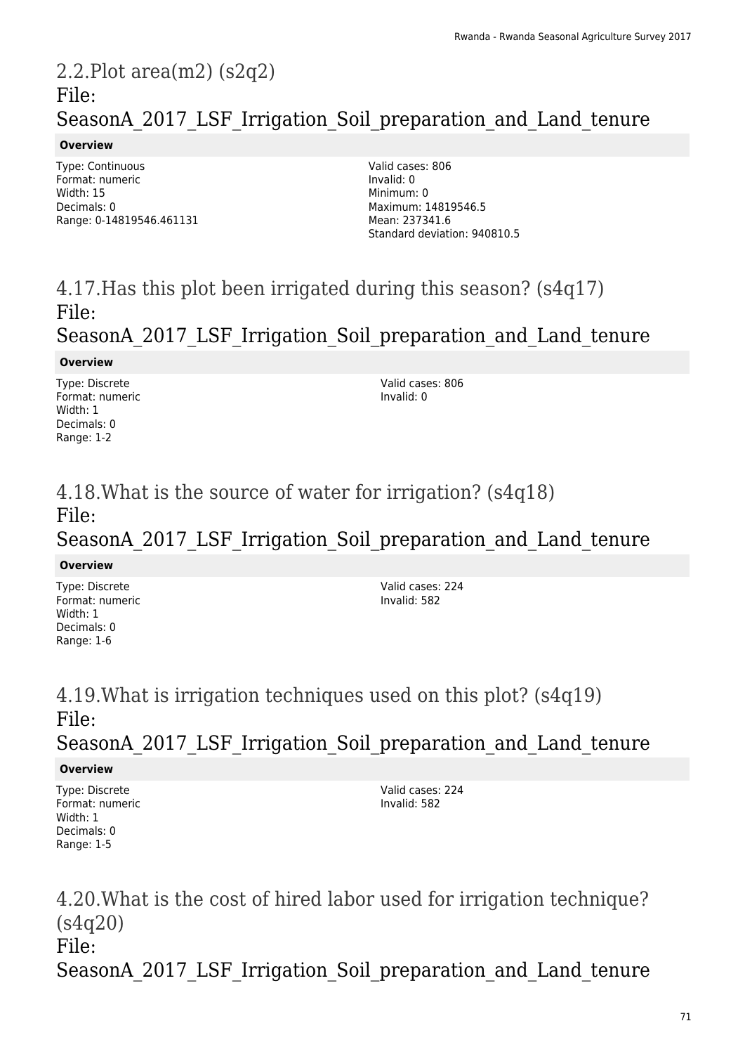## 2.2.Plot area(m2) (s2q2)
## File: SeasonA_2017_LSF_Irrigation_Soil_preparation_and_Land_tenure

**Overview**

Type: Continuous
Format: numeric
Width: 15
Decimals: 0
Range: 0-14819546.461131

Valid cases: 806
Invalid: 0
Minimum: 0
Maximum: 14819546.5
Mean: 237341.6
Standard deviation: 940810.5

## 4.17.Has this plot been irrigated during this season? (s4q17)
## File: SeasonA_2017_LSF_Irrigation_Soil_preparation_and_Land_tenure

**Overview**

Type: Discrete
Format: numeric
Width: 1
Decimals: 0
Range: 1-2

Valid cases: 806
Invalid: 0

## 4.18.What is the source of water for irrigation? (s4q18)
## File: SeasonA_2017_LSF_Irrigation_Soil_preparation_and_Land_tenure

**Overview**

Type: Discrete
Format: numeric
Width: 1
Decimals: 0
Range: 1-6

Valid cases: 224
Invalid: 582

## 4.19.What is irrigation techniques used on this plot? (s4q19)
## File: SeasonA_2017_LSF_Irrigation_Soil_preparation_and_Land_tenure

**Overview**

Type: Discrete
Format: numeric
Width: 1
Decimals: 0
Range: 1-5

Valid cases: 224
Invalid: 582

## 4.20.What is the cost of hired labor used for irrigation technique? (s4q20)
## File: SeasonA_2017_LSF_Irrigation_Soil_preparation_and_Land_tenure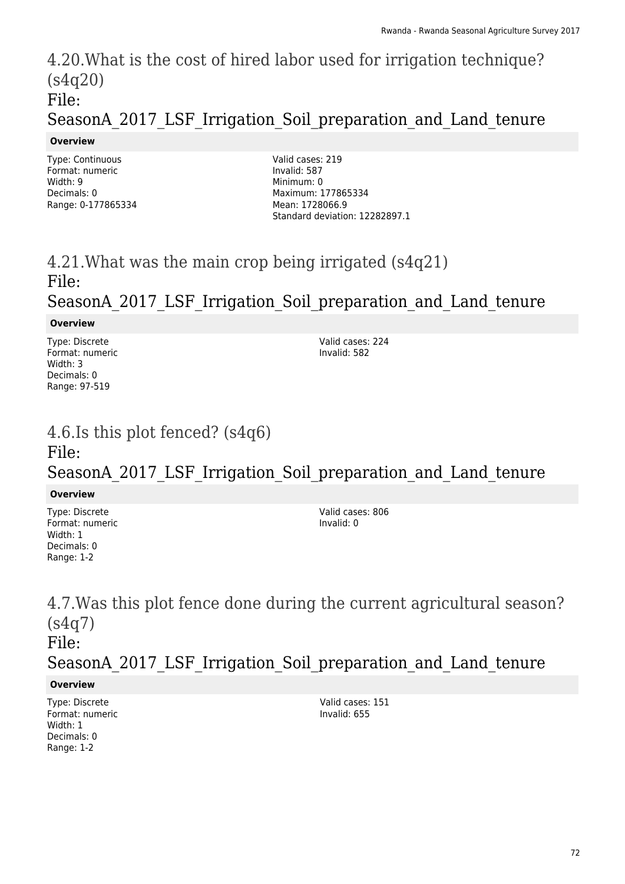# 4.20.What is the cost of hired labor used for irrigation technique? (s4q20)
# File: SeasonA_2017_LSF_Irrigation_Soil_preparation_and_Land_tenure

**Overview**

Type: Continuous
Format: numeric
Width: 9
Decimals: 0
Range: 0-177865334

Valid cases: 219
Invalid: 587
Minimum: 0
Maximum: 177865334
Mean: 1728066.9
Standard deviation: 12282897.1

# 4.21.What was the main crop being irrigated (s4q21)
# File: SeasonA_2017_LSF_Irrigation_Soil_preparation_and_Land_tenure

**Overview**

Type: Discrete
Format: numeric
Width: 3
Decimals: 0
Range: 97-519

Valid cases: 224
Invalid: 582

# 4.6.Is this plot fenced? (s4q6)
# File: SeasonA_2017_LSF_Irrigation_Soil_preparation_and_Land_tenure

**Overview**

Type: Discrete
Format: numeric
Width: 1
Decimals: 0
Range: 1-2

Valid cases: 806
Invalid: 0

# 4.7.Was this plot fence done during the current agricultural season? (s4q7)
# File: SeasonA_2017_LSF_Irrigation_Soil_preparation_and_Land_tenure

**Overview**

Type: Discrete
Format: numeric
Width: 1
Decimals: 0
Range: 1-2

Valid cases: 151
Invalid: 655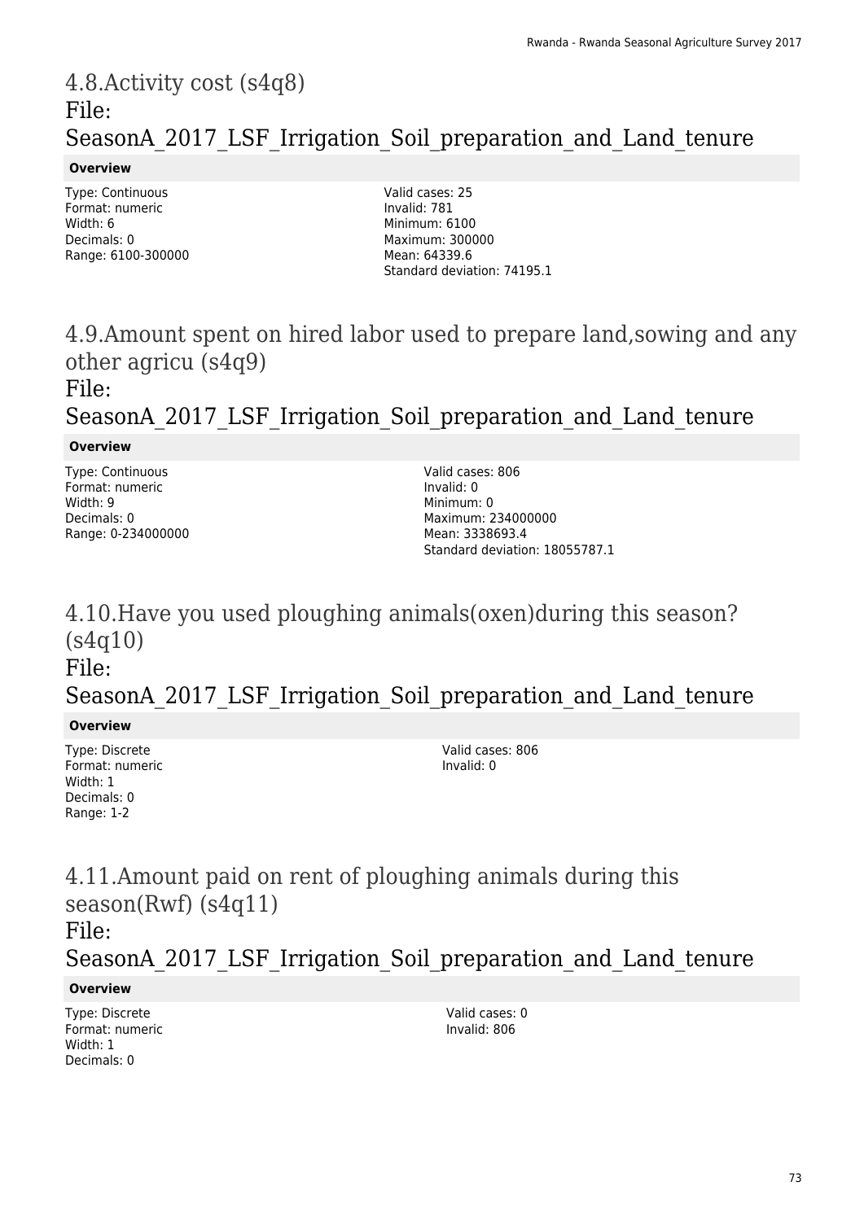## 4.8.Activity cost (s4q8)

## File: SeasonA_2017_LSF_Irrigation_Soil_preparation_and_Land_tenure

**Overview**

Type: Continuous
Format: numeric
Width: 6
Decimals: 0
Range: 6100-300000

Valid cases: 25
Invalid: 781
Minimum: 6100
Maximum: 300000
Mean: 64339.6
Standard deviation: 74195.1

## 4.9.Amount spent on hired labor used to prepare land,sowing and any other agricu (s4q9)

## File: SeasonA_2017_LSF_Irrigation_Soil_preparation_and_Land_tenure

**Overview**

Type: Continuous
Format: numeric
Width: 9
Decimals: 0
Range: 0-234000000

Valid cases: 806
Invalid: 0
Minimum: 0
Maximum: 234000000
Mean: 3338693.4
Standard deviation: 18055787.1

## 4.10.Have you used ploughing animals(oxen)during this season? (s4q10)

## File: SeasonA_2017_LSF_Irrigation_Soil_preparation_and_Land_tenure

**Overview**

Type: Discrete
Format: numeric
Width: 1
Decimals: 0
Range: 1-2

Valid cases: 806
Invalid: 0

## 4.11.Amount paid on rent of ploughing animals during this season(Rwf) (s4q11)

## File: SeasonA_2017_LSF_Irrigation_Soil_preparation_and_Land_tenure

**Overview**

Type: Discrete
Format: numeric
Width: 1
Decimals: 0

Valid cases: 0
Invalid: 806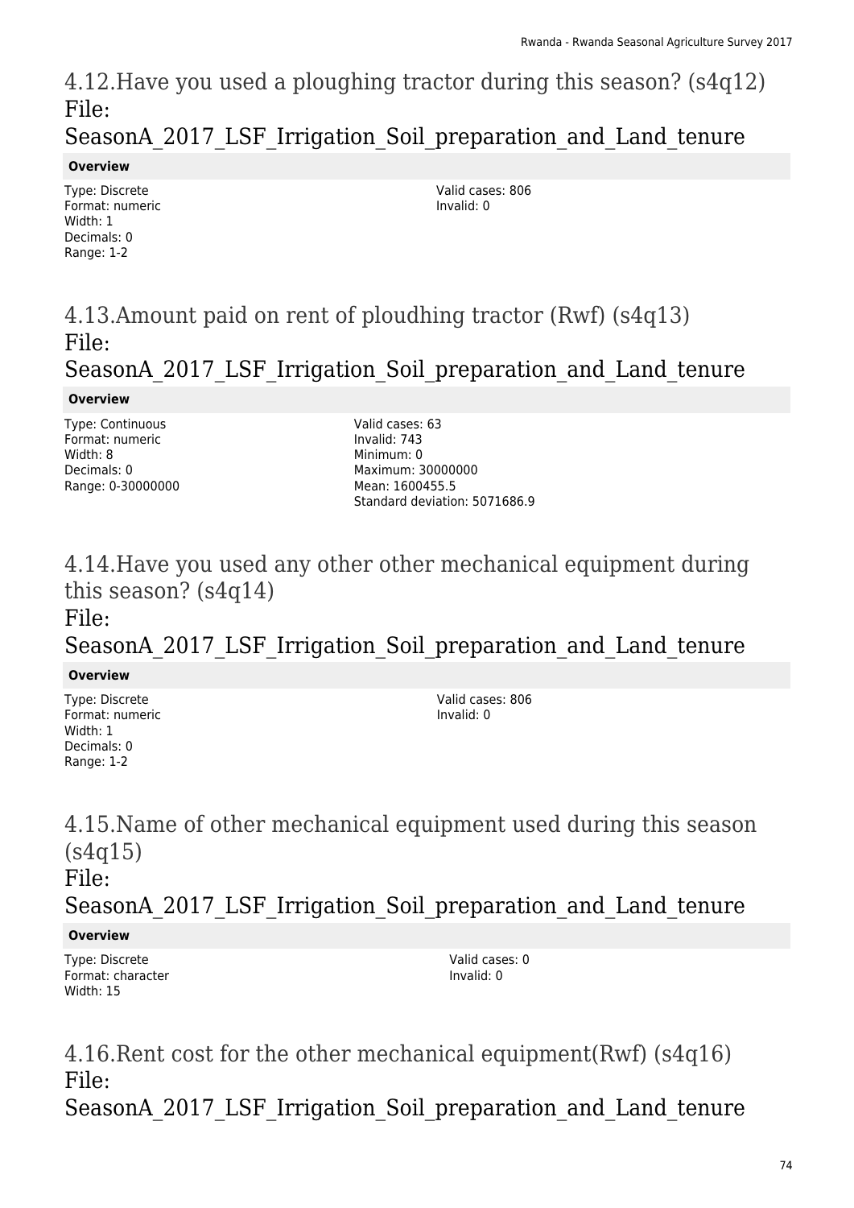## 4.12.Have you used a ploughing tractor during this season? (s4q12)
File: SeasonA_2017_LSF_Irrigation_Soil_preparation_and_Land_tenure

**Overview**

Type: Discrete
Format: numeric
Width: 1
Decimals: 0
Range: 1-2

Valid cases: 806
Invalid: 0

## 4.13.Amount paid on rent of ploudhing tractor (Rwf) (s4q13)
File: SeasonA_2017_LSF_Irrigation_Soil_preparation_and_Land_tenure

**Overview**

Type: Continuous
Format: numeric
Width: 8
Decimals: 0
Range: 0-30000000

Valid cases: 63
Invalid: 743
Minimum: 0
Maximum: 30000000
Mean: 1600455.5
Standard deviation: 5071686.9

## 4.14.Have you used any other other mechanical equipment during this season? (s4q14)
File: SeasonA_2017_LSF_Irrigation_Soil_preparation_and_Land_tenure

**Overview**

Type: Discrete
Format: numeric
Width: 1
Decimals: 0
Range: 1-2

Valid cases: 806
Invalid: 0

## 4.15.Name of other mechanical equipment used during this season (s4q15)
File: SeasonA_2017_LSF_Irrigation_Soil_preparation_and_Land_tenure

**Overview**

Type: Discrete
Format: character
Width: 15

Valid cases: 0
Invalid: 0

## 4.16.Rent cost for the other mechanical equipment(Rwf) (s4q16)
File: SeasonA_2017_LSF_Irrigation_Soil_preparation_and_Land_tenure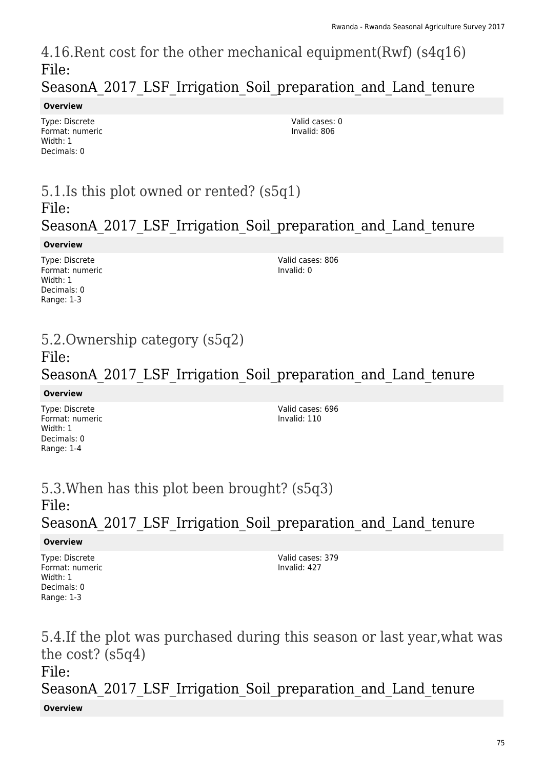## 4.16.Rent cost for the other mechanical equipment(Rwf) (s4q16)
File: SeasonA_2017_LSF_Irrigation_Soil_preparation_and_Land_tenure

**Overview**

Type: Discrete
Format: numeric
Width: 1
Decimals: 0

Valid cases: 0
Invalid: 806

## 5.1.Is this plot owned or rented? (s5q1)
File: SeasonA_2017_LSF_Irrigation_Soil_preparation_and_Land_tenure

**Overview**

Type: Discrete
Format: numeric
Width: 1
Decimals: 0
Range: 1-3

Valid cases: 806
Invalid: 0

## 5.2.Ownership category (s5q2)
File: SeasonA_2017_LSF_Irrigation_Soil_preparation_and_Land_tenure

**Overview**

Type: Discrete
Format: numeric
Width: 1
Decimals: 0
Range: 1-4

Valid cases: 696
Invalid: 110

## 5.3.When has this plot been brought? (s5q3)
File: SeasonA_2017_LSF_Irrigation_Soil_preparation_and_Land_tenure

**Overview**

Type: Discrete
Format: numeric
Width: 1
Decimals: 0
Range: 1-3

Valid cases: 379
Invalid: 427

## 5.4.If the plot was purchased during this season or last year,what was the cost? (s5q4)
File: SeasonA_2017_LSF_Irrigation_Soil_preparation_and_Land_tenure

**Overview**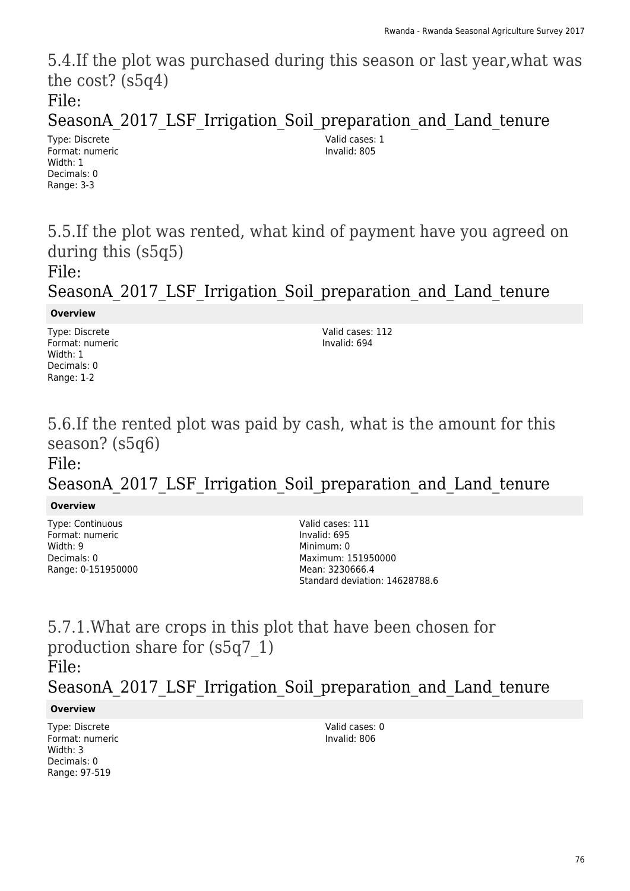## 5.4.If the plot was purchased during this season or last year,what was the cost? (s5q4)

## File: SeasonA_2017_LSF_Irrigation_Soil_preparation_and_Land_tenure

Type: Discrete
Format: numeric
Width: 1
Decimals: 0
Range: 3-3

Valid cases: 1
Invalid: 805

## 5.5.If the plot was rented, what kind of payment have you agreed on during this (s5q5)

## File: SeasonA_2017_LSF_Irrigation_Soil_preparation_and_Land_tenure

**Overview**

Type: Discrete
Format: numeric
Width: 1
Decimals: 0
Range: 1-2

Valid cases: 112
Invalid: 694

## 5.6.If the rented plot was paid by cash, what is the amount for this season? (s5q6)

## File: SeasonA_2017_LSF_Irrigation_Soil_preparation_and_Land_tenure

**Overview**

Type: Continuous
Format: numeric
Width: 9
Decimals: 0
Range: 0-151950000

Valid cases: 111
Invalid: 695
Minimum: 0
Maximum: 151950000
Mean: 3230666.4
Standard deviation: 14628788.6

## 5.7.1.What are crops in this plot that have been chosen for production share for (s5q7_1)

## File: SeasonA_2017_LSF_Irrigation_Soil_preparation_and_Land_tenure

**Overview**

Type: Discrete
Format: numeric
Width: 3
Decimals: 0
Range: 97-519

Valid cases: 0
Invalid: 806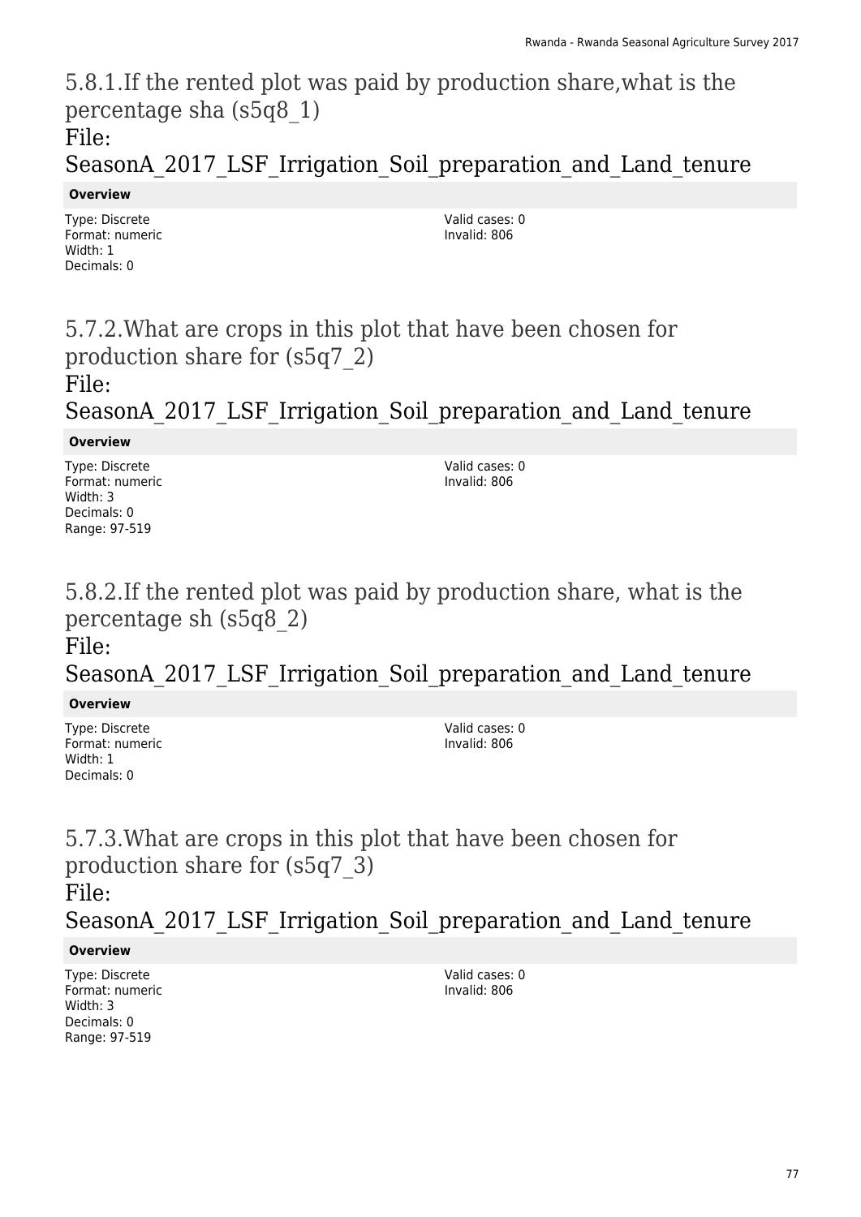## 5.8.1.If the rented plot was paid by production share,what is the percentage sha (s5q8_1)

File: SeasonA_2017_LSF_Irrigation_Soil_preparation_and_Land_tenure

**Overview**

Type: Discrete
Format: numeric
Width: 1
Decimals: 0

Valid cases: 0
Invalid: 806

## 5.7.2.What are crops in this plot that have been chosen for production share for (s5q7_2)

File: SeasonA_2017_LSF_Irrigation_Soil_preparation_and_Land_tenure

**Overview**

Type: Discrete
Format: numeric
Width: 3
Decimals: 0
Range: 97-519

Valid cases: 0
Invalid: 806

## 5.8.2.If the rented plot was paid by production share, what is the percentage sh (s5q8_2)

File: SeasonA_2017_LSF_Irrigation_Soil_preparation_and_Land_tenure

**Overview**

Type: Discrete
Format: numeric
Width: 1
Decimals: 0

Valid cases: 0
Invalid: 806

## 5.7.3.What are crops in this plot that have been chosen for production share for (s5q7_3)

File: SeasonA_2017_LSF_Irrigation_Soil_preparation_and_Land_tenure

**Overview**

Type: Discrete
Format: numeric
Width: 3
Decimals: 0
Range: 97-519

Valid cases: 0
Invalid: 806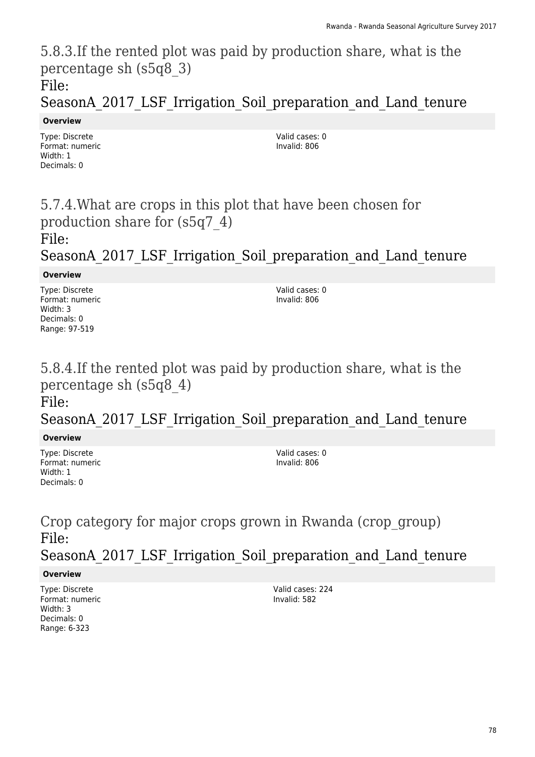## 5.8.3.If the rented plot was paid by production share, what is the percentage sh (s5q8_3)

File: SeasonA_2017_LSF_Irrigation_Soil_preparation_and_Land_tenure

**Overview**

Type: Discrete
Format: numeric
Width: 1
Decimals: 0

Valid cases: 0
Invalid: 806

## 5.7.4.What are crops in this plot that have been chosen for production share for (s5q7_4)

File: SeasonA_2017_LSF_Irrigation_Soil_preparation_and_Land_tenure

**Overview**

Type: Discrete
Format: numeric
Width: 3
Decimals: 0
Range: 97-519

Valid cases: 0
Invalid: 806

## 5.8.4.If the rented plot was paid by production share, what is the percentage sh (s5q8_4)

File: SeasonA_2017_LSF_Irrigation_Soil_preparation_and_Land_tenure

**Overview**

Type: Discrete
Format: numeric
Width: 1
Decimals: 0

Valid cases: 0
Invalid: 806

## Crop category for major crops grown in Rwanda (crop_group)

File: SeasonA_2017_LSF_Irrigation_Soil_preparation_and_Land_tenure

**Overview**

Type: Discrete
Format: numeric
Width: 3
Decimals: 0
Range: 6-323

Valid cases: 224
Invalid: 582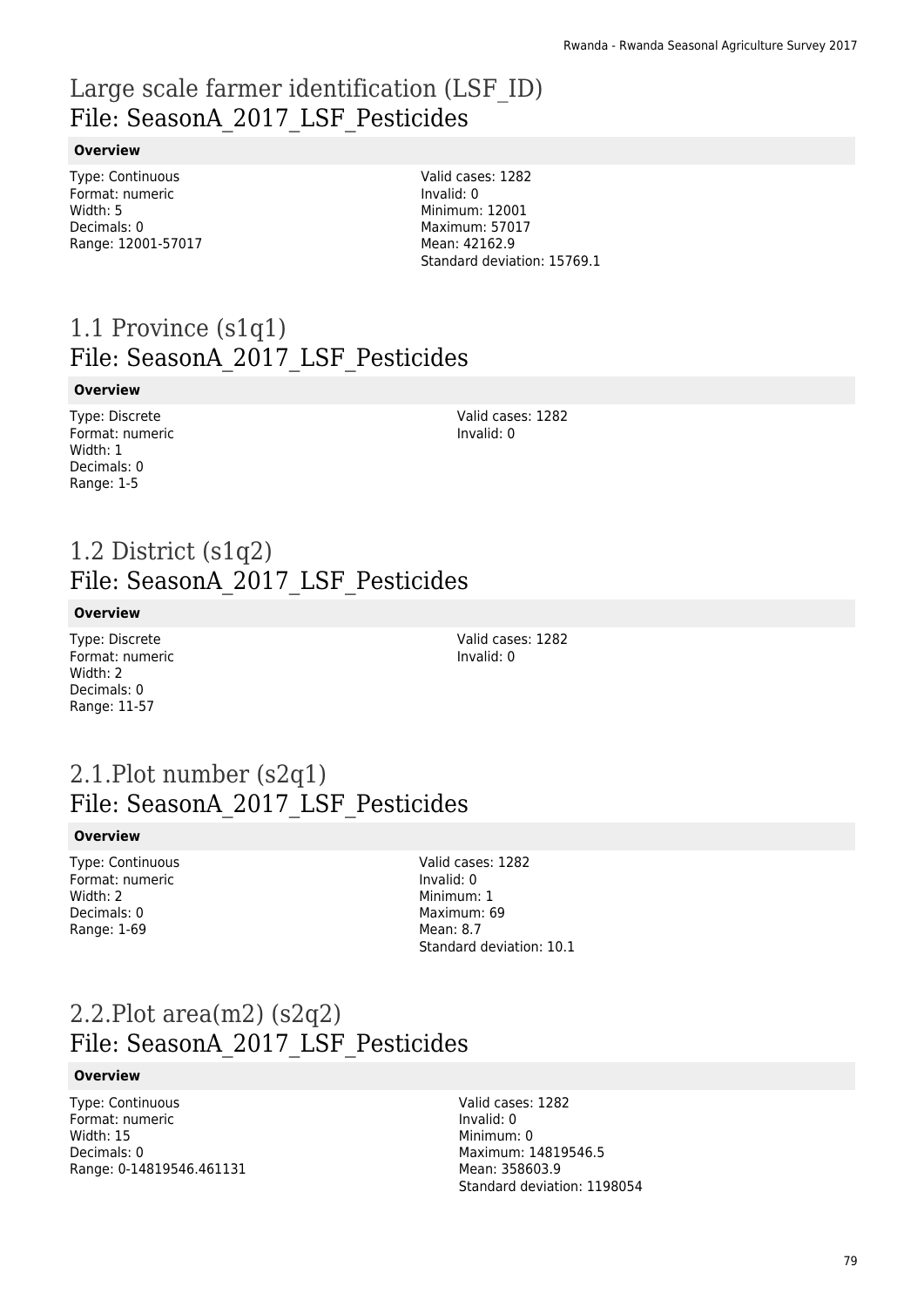# Large scale farmer identification (LSF_ID)
## File: SeasonA_2017_LSF_Pesticides

**Overview**

Type: Continuous
Format: numeric
Width: 5
Decimals: 0
Range: 12001-57017

Valid cases: 1282
Invalid: 0
Minimum: 12001
Maximum: 57017
Mean: 42162.9
Standard deviation: 15769.1

# 1.1 Province (s1q1)
## File: SeasonA_2017_LSF_Pesticides

**Overview**

Type: Discrete
Format: numeric
Width: 1
Decimals: 0
Range: 1-5

Valid cases: 1282
Invalid: 0

# 1.2 District (s1q2)
## File: SeasonA_2017_LSF_Pesticides

**Overview**

Type: Discrete
Format: numeric
Width: 2
Decimals: 0
Range: 11-57

Valid cases: 1282
Invalid: 0

# 2.1.Plot number (s2q1)
## File: SeasonA_2017_LSF_Pesticides

**Overview**

Type: Continuous
Format: numeric
Width: 2
Decimals: 0
Range: 1-69

Valid cases: 1282
Invalid: 0
Minimum: 1
Maximum: 69
Mean: 8.7
Standard deviation: 10.1

# 2.2.Plot area(m2) (s2q2)
## File: SeasonA_2017_LSF_Pesticides

**Overview**

Type: Continuous
Format: numeric
Width: 15
Decimals: 0
Range: 0-14819546.461131

Valid cases: 1282
Invalid: 0
Minimum: 0
Maximum: 14819546.5
Mean: 358603.9
Standard deviation: 1198054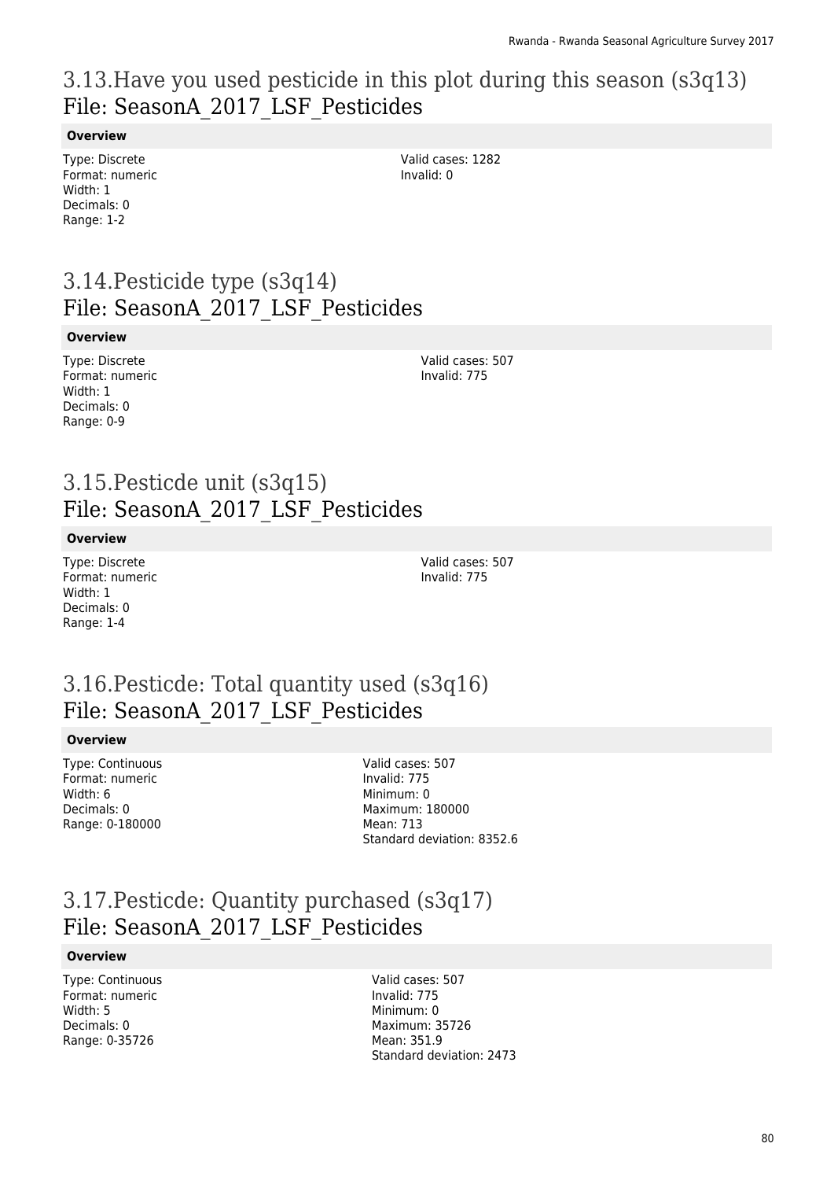# 3.13.Have you used pesticide in this plot during this season (s3q13)
## File: SeasonA_2017_LSF_Pesticides

**Overview**

Type: Discrete
Format: numeric
Width: 1
Decimals: 0
Range: 1-2

Valid cases: 1282
Invalid: 0

# 3.14.Pesticide type (s3q14)
## File: SeasonA_2017_LSF_Pesticides

**Overview**

Type: Discrete
Format: numeric
Width: 1
Decimals: 0
Range: 0-9

Valid cases: 507
Invalid: 775

# 3.15.Pesticde unit (s3q15)
## File: SeasonA_2017_LSF_Pesticides

**Overview**

Type: Discrete
Format: numeric
Width: 1
Decimals: 0
Range: 1-4

Valid cases: 507
Invalid: 775

# 3.16.Pesticde: Total quantity used (s3q16)
## File: SeasonA_2017_LSF_Pesticides

**Overview**

Type: Continuous
Format: numeric
Width: 6
Decimals: 0
Range: 0-180000

Valid cases: 507
Invalid: 775
Minimum: 0
Maximum: 180000
Mean: 713
Standard deviation: 8352.6

# 3.17.Pesticde: Quantity purchased (s3q17)
## File: SeasonA_2017_LSF_Pesticides

**Overview**

Type: Continuous
Format: numeric
Width: 5
Decimals: 0
Range: 0-35726

Valid cases: 507
Invalid: 775
Minimum: 0
Maximum: 35726
Mean: 351.9
Standard deviation: 2473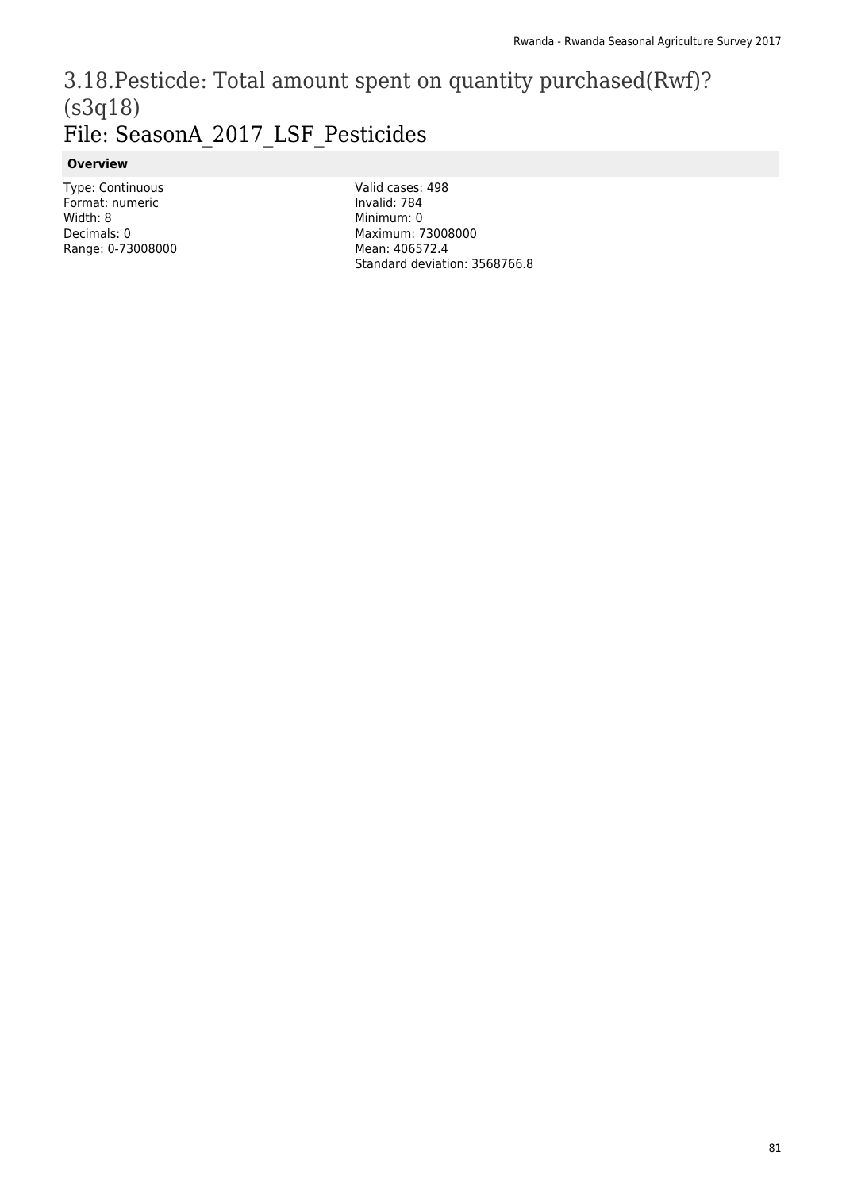# 3.18.Pesticde: Total amount spent on quantity purchased(Rwf)? (s3q18)

## File: SeasonA_2017_LSF_Pesticides

### Overview

Type: Continuous
Format: numeric
Width: 8
Decimals: 0
Range: 0-73008000

Valid cases: 498
Invalid: 784
Minimum: 0
Maximum: 73008000
Mean: 406572.4
Standard deviation: 3568766.8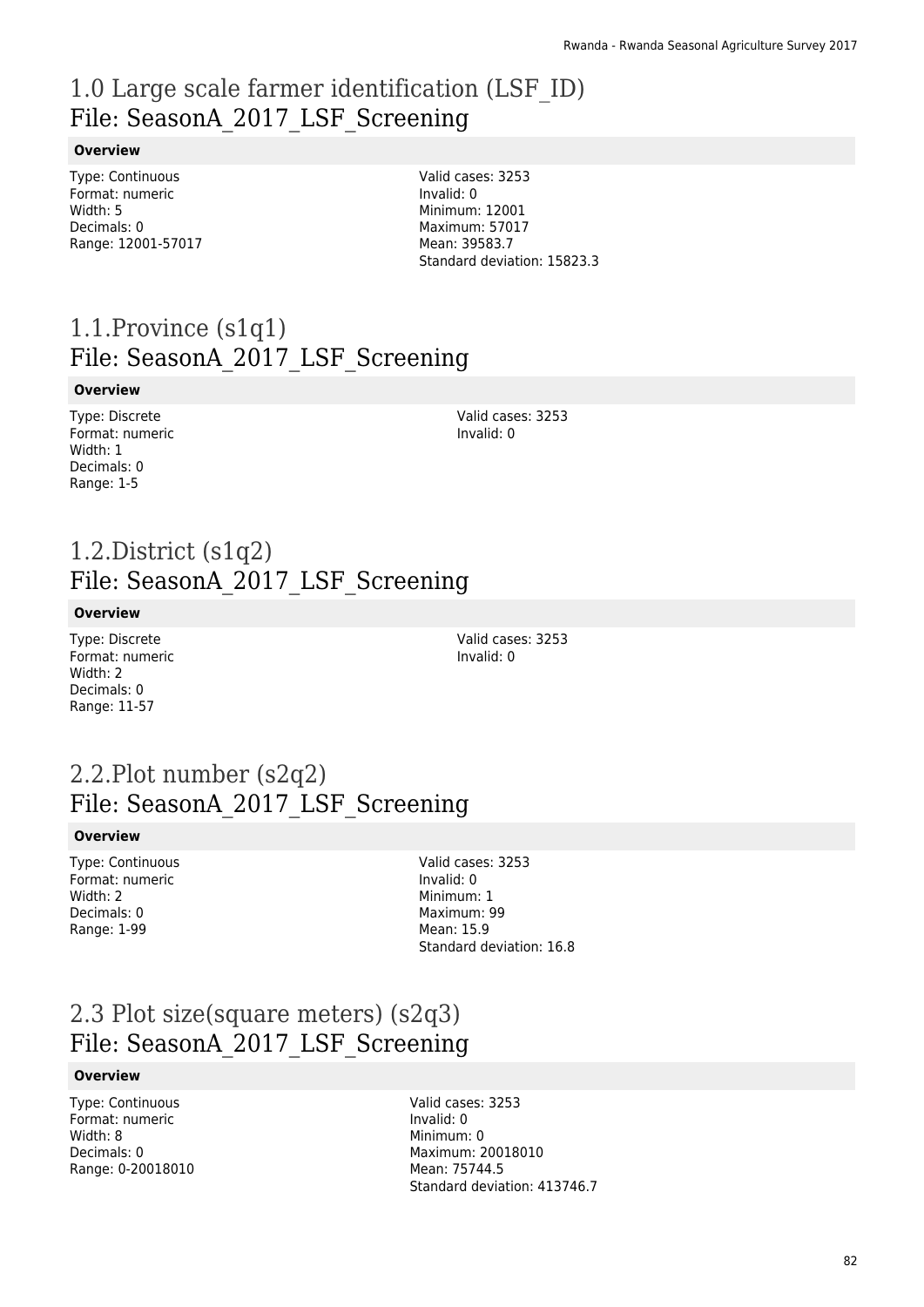# 1.0 Large scale farmer identification (LSF_ID)
## File: SeasonA_2017_LSF_Screening

**Overview**

Type: Continuous
Format: numeric
Width: 5
Decimals: 0
Range: 12001-57017

Valid cases: 3253
Invalid: 0
Minimum: 12001
Maximum: 57017
Mean: 39583.7
Standard deviation: 15823.3

# 1.1.Province (s1q1)
## File: SeasonA_2017_LSF_Screening

**Overview**

Type: Discrete
Format: numeric
Width: 1
Decimals: 0
Range: 1-5

Valid cases: 3253
Invalid: 0

# 1.2.District (s1q2)
## File: SeasonA_2017_LSF_Screening

**Overview**

Type: Discrete
Format: numeric
Width: 2
Decimals: 0
Range: 11-57

Valid cases: 3253
Invalid: 0

# 2.2.Plot number (s2q2)
## File: SeasonA_2017_LSF_Screening

**Overview**

Type: Continuous
Format: numeric
Width: 2
Decimals: 0
Range: 1-99

Valid cases: 3253
Invalid: 0
Minimum: 1
Maximum: 99
Mean: 15.9
Standard deviation: 16.8

# 2.3 Plot size(square meters) (s2q3)
## File: SeasonA_2017_LSF_Screening

**Overview**

Type: Continuous
Format: numeric
Width: 8
Decimals: 0
Range: 0-20018010

Valid cases: 3253
Invalid: 0
Minimum: 0
Maximum: 20018010
Mean: 75744.5
Standard deviation: 413746.7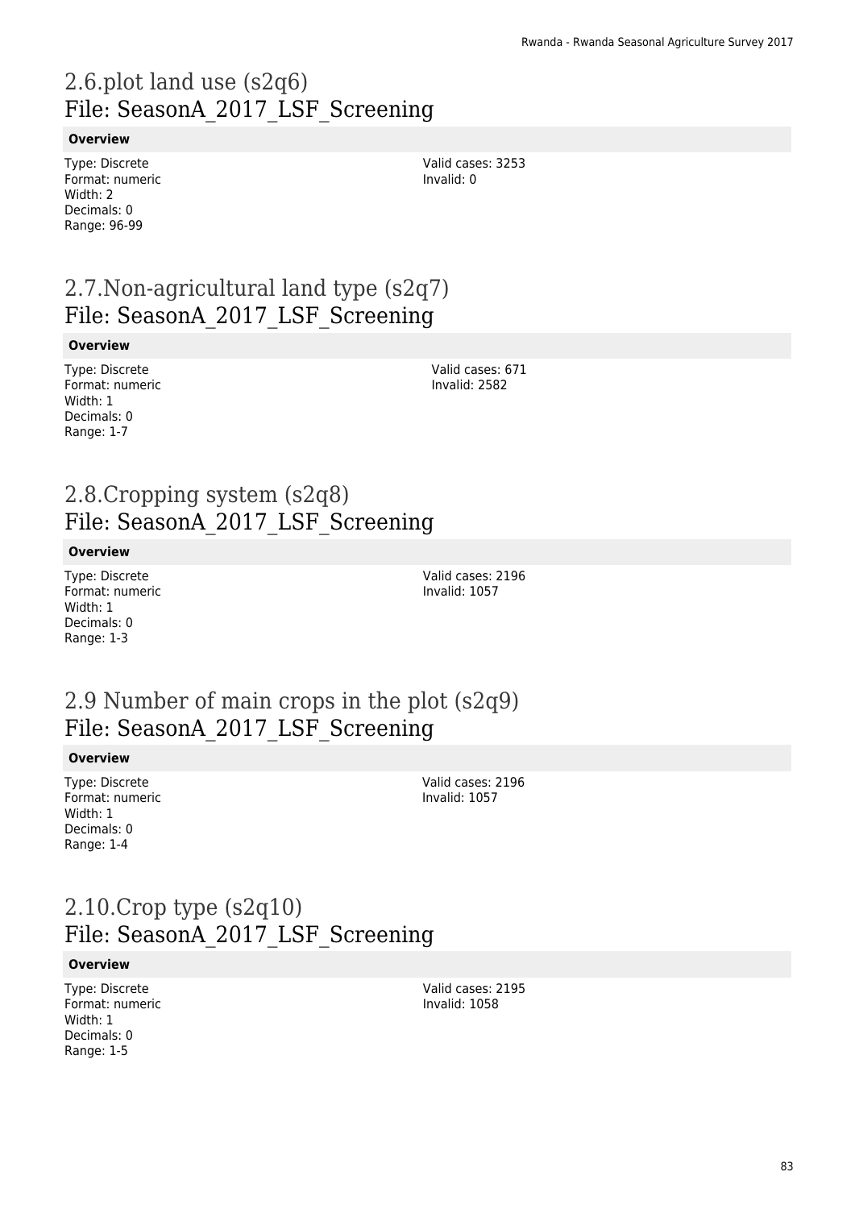## 2.6.plot land use (s2q6)
## File: SeasonA_2017_LSF_Screening

**Overview**

Type: Discrete
Format: numeric
Width: 2
Decimals: 0
Range: 96-99

Valid cases: 3253
Invalid: 0

## 2.7.Non-agricultural land type (s2q7)
## File: SeasonA_2017_LSF_Screening

**Overview**

Type: Discrete
Format: numeric
Width: 1
Decimals: 0
Range: 1-7

Valid cases: 671
Invalid: 2582

## 2.8.Cropping system (s2q8)
## File: SeasonA_2017_LSF_Screening

**Overview**

Type: Discrete
Format: numeric
Width: 1
Decimals: 0
Range: 1-3

Valid cases: 2196
Invalid: 1057

## 2.9 Number of main crops in the plot (s2q9)
## File: SeasonA_2017_LSF_Screening

**Overview**

Type: Discrete
Format: numeric
Width: 1
Decimals: 0
Range: 1-4

Valid cases: 2196
Invalid: 1057

## 2.10.Crop type (s2q10)
## File: SeasonA_2017_LSF_Screening

**Overview**

Type: Discrete
Format: numeric
Width: 1
Decimals: 0
Range: 1-5

Valid cases: 2195
Invalid: 1058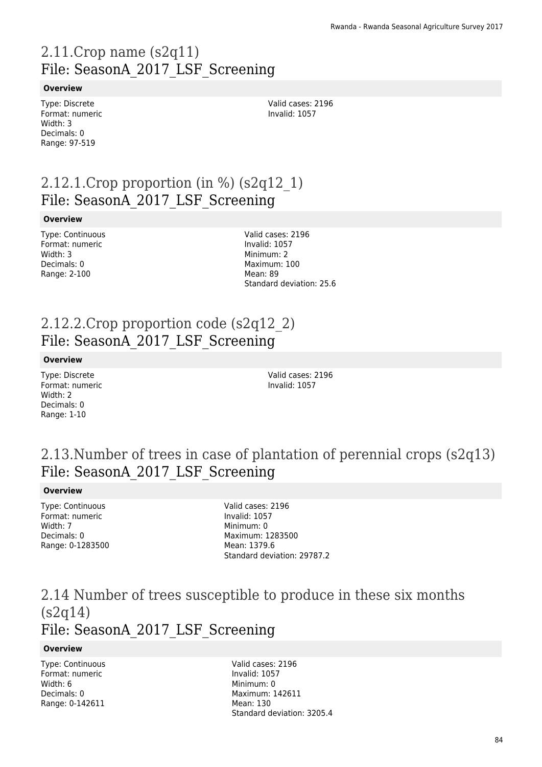## 2.11.Crop name (s2q11)
## File: SeasonA_2017_LSF_Screening

**Overview**

Type: Discrete
Format: numeric
Width: 3
Decimals: 0
Range: 97-519

Valid cases: 2196
Invalid: 1057

## 2.12.1.Crop proportion (in %) (s2q12_1)
## File: SeasonA_2017_LSF_Screening

**Overview**

Type: Continuous
Format: numeric
Width: 3
Decimals: 0
Range: 2-100

Valid cases: 2196
Invalid: 1057
Minimum: 2
Maximum: 100
Mean: 89
Standard deviation: 25.6

## 2.12.2.Crop proportion code (s2q12_2)
## File: SeasonA_2017_LSF_Screening

**Overview**

Type: Discrete
Format: numeric
Width: 2
Decimals: 0
Range: 1-10

Valid cases: 2196
Invalid: 1057

## 2.13.Number of trees in case of plantation of perennial crops (s2q13)
## File: SeasonA_2017_LSF_Screening

**Overview**

Type: Continuous
Format: numeric
Width: 7
Decimals: 0
Range: 0-1283500

Valid cases: 2196
Invalid: 1057
Minimum: 0
Maximum: 1283500
Mean: 1379.6
Standard deviation: 29787.2

## 2.14 Number of trees susceptible to produce in these six months (s2q14)
## File: SeasonA_2017_LSF_Screening

**Overview**

Type: Continuous
Format: numeric
Width: 6
Decimals: 0
Range: 0-142611

Valid cases: 2196
Invalid: 1057
Minimum: 0
Maximum: 142611
Mean: 130
Standard deviation: 3205.4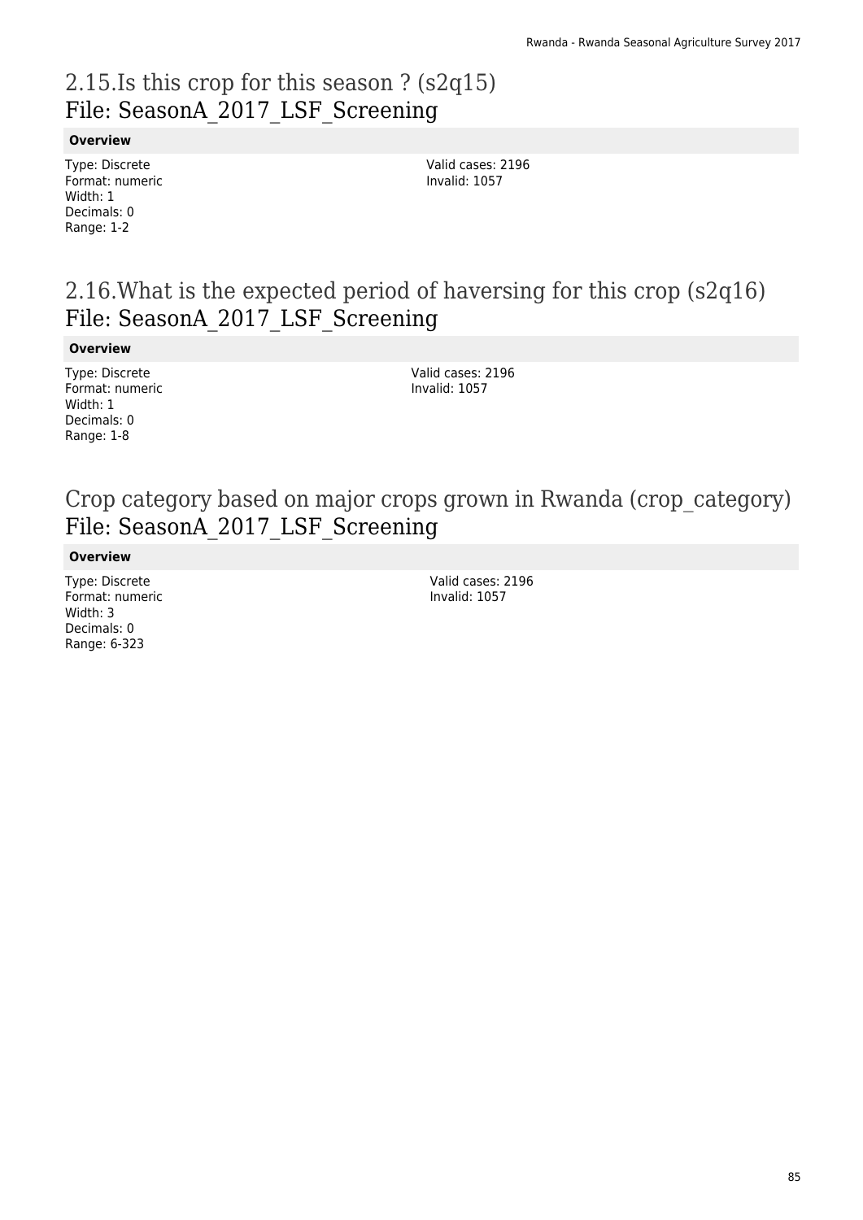## 2.15.Is this crop for this season ? (s2q15)
## File: SeasonA_2017_LSF_Screening

**Overview**

Type: Discrete
Format: numeric
Width: 1
Decimals: 0
Range: 1-2

Valid cases: 2196
Invalid: 1057

## 2.16.What is the expected period of haversing for this crop (s2q16)
## File: SeasonA_2017_LSF_Screening

**Overview**

Type: Discrete
Format: numeric
Width: 1
Decimals: 0
Range: 1-8

Valid cases: 2196
Invalid: 1057

## Crop category based on major crops grown in Rwanda (crop_category)
## File: SeasonA_2017_LSF_Screening

**Overview**

Type: Discrete
Format: numeric
Width: 3
Decimals: 0
Range: 6-323

Valid cases: 2196
Invalid: 1057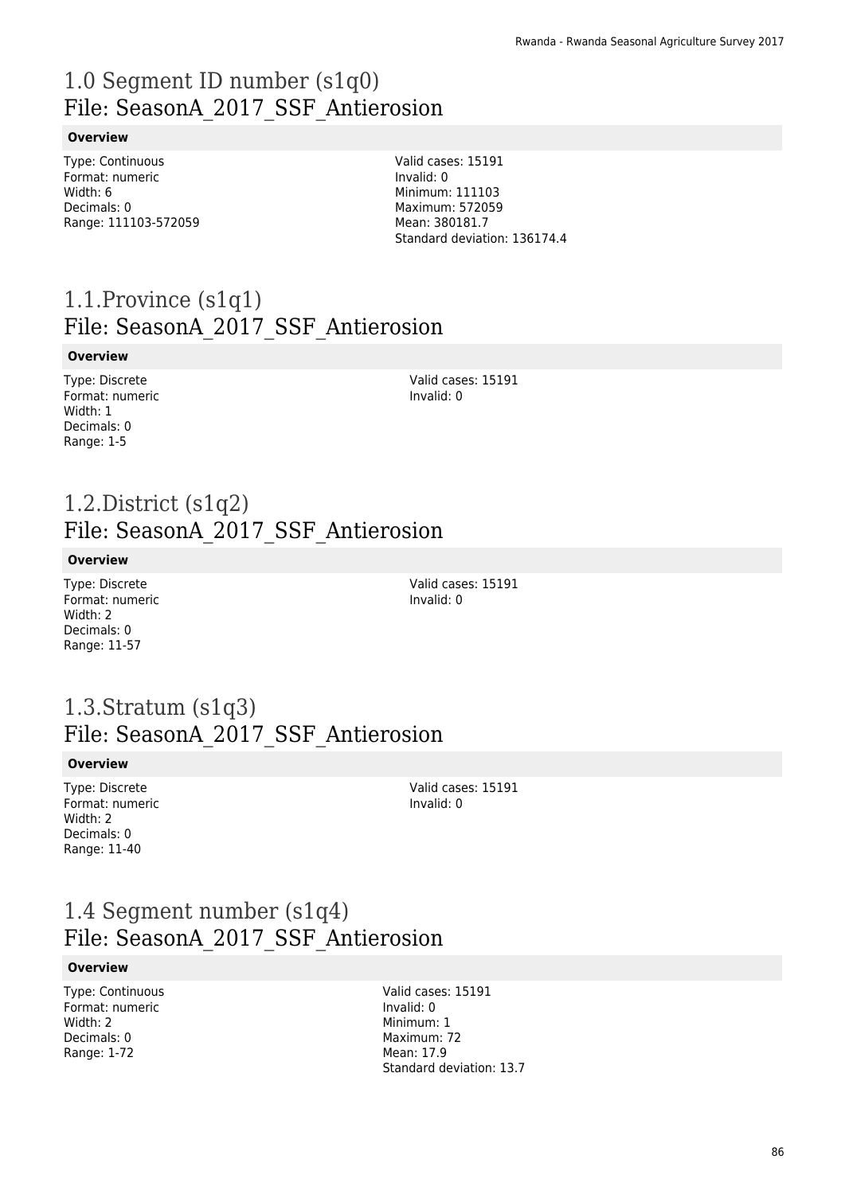# 1.0 Segment ID number (s1q0)
## File: SeasonA_2017_SSF_Antierosion

**Overview**

Type: Continuous
Format: numeric
Width: 6
Decimals: 0
Range: 111103-572059

Valid cases: 15191
Invalid: 0
Minimum: 111103
Maximum: 572059
Mean: 380181.7
Standard deviation: 136174.4

# 1.1.Province (s1q1)
## File: SeasonA_2017_SSF_Antierosion

**Overview**

Type: Discrete
Format: numeric
Width: 1
Decimals: 0
Range: 1-5

Valid cases: 15191
Invalid: 0

# 1.2.District (s1q2)
## File: SeasonA_2017_SSF_Antierosion

**Overview**

Type: Discrete
Format: numeric
Width: 2
Decimals: 0
Range: 11-57

Valid cases: 15191
Invalid: 0

# 1.3.Stratum (s1q3)
## File: SeasonA_2017_SSF_Antierosion

**Overview**

Type: Discrete
Format: numeric
Width: 2
Decimals: 0
Range: 11-40

Valid cases: 15191
Invalid: 0

# 1.4 Segment number (s1q4)
## File: SeasonA_2017_SSF_Antierosion

**Overview**

Type: Continuous
Format: numeric
Width: 2
Decimals: 0
Range: 1-72

Valid cases: 15191
Invalid: 0
Minimum: 1
Maximum: 72
Mean: 17.9
Standard deviation: 13.7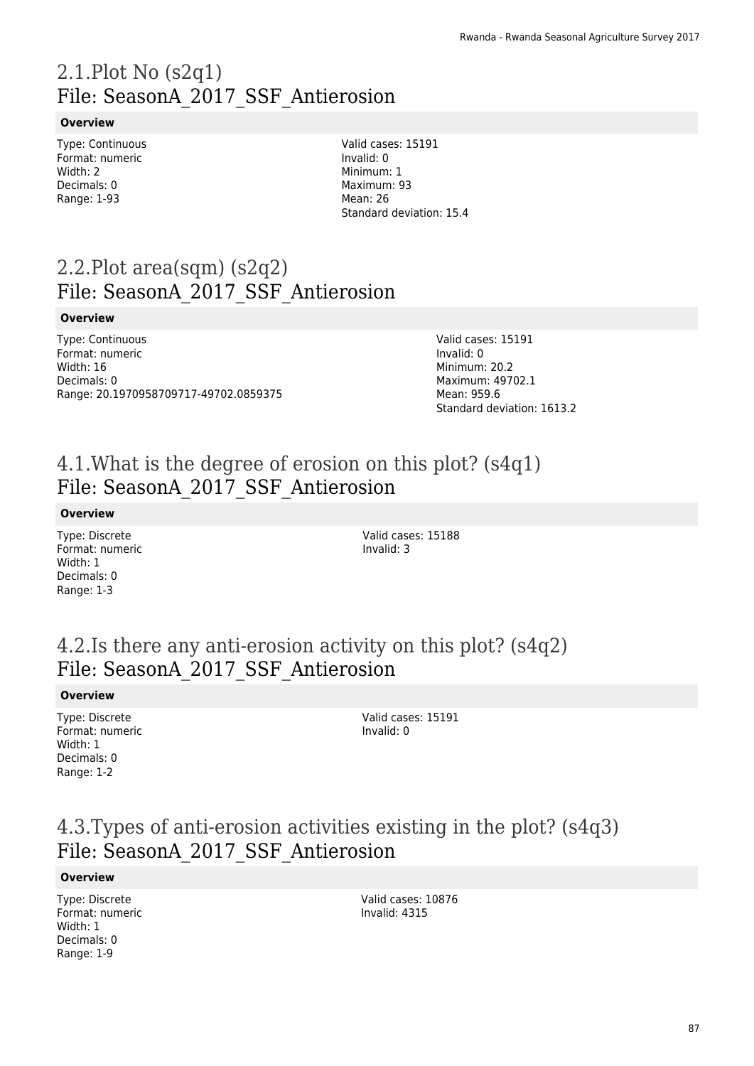## 2.1.Plot No (s2q1)
## File: SeasonA_2017_SSF_Antierosion

**Overview**

Type: Continuous
Format: numeric
Width: 2
Decimals: 0
Range: 1-93

Valid cases: 15191
Invalid: 0
Minimum: 1
Maximum: 93
Mean: 26
Standard deviation: 15.4

## 2.2.Plot area(sqm) (s2q2)
## File: SeasonA_2017_SSF_Antierosion

**Overview**

Type: Continuous
Format: numeric
Width: 16
Decimals: 0
Range: 20.1970958709717-49702.0859375

Valid cases: 15191
Invalid: 0
Minimum: 20.2
Maximum: 49702.1
Mean: 959.6
Standard deviation: 1613.2

## 4.1.What is the degree of erosion on this plot? (s4q1)
## File: SeasonA_2017_SSF_Antierosion

**Overview**

Type: Discrete
Format: numeric
Width: 1
Decimals: 0
Range: 1-3

Valid cases: 15188
Invalid: 3

## 4.2.Is there any anti-erosion activity on this plot? (s4q2)
## File: SeasonA_2017_SSF_Antierosion

**Overview**

Type: Discrete
Format: numeric
Width: 1
Decimals: 0
Range: 1-2

Valid cases: 15191
Invalid: 0

## 4.3.Types of anti-erosion activities existing in the plot? (s4q3)
## File: SeasonA_2017_SSF_Antierosion

**Overview**

Type: Discrete
Format: numeric
Width: 1
Decimals: 0
Range: 1-9

Valid cases: 10876
Invalid: 4315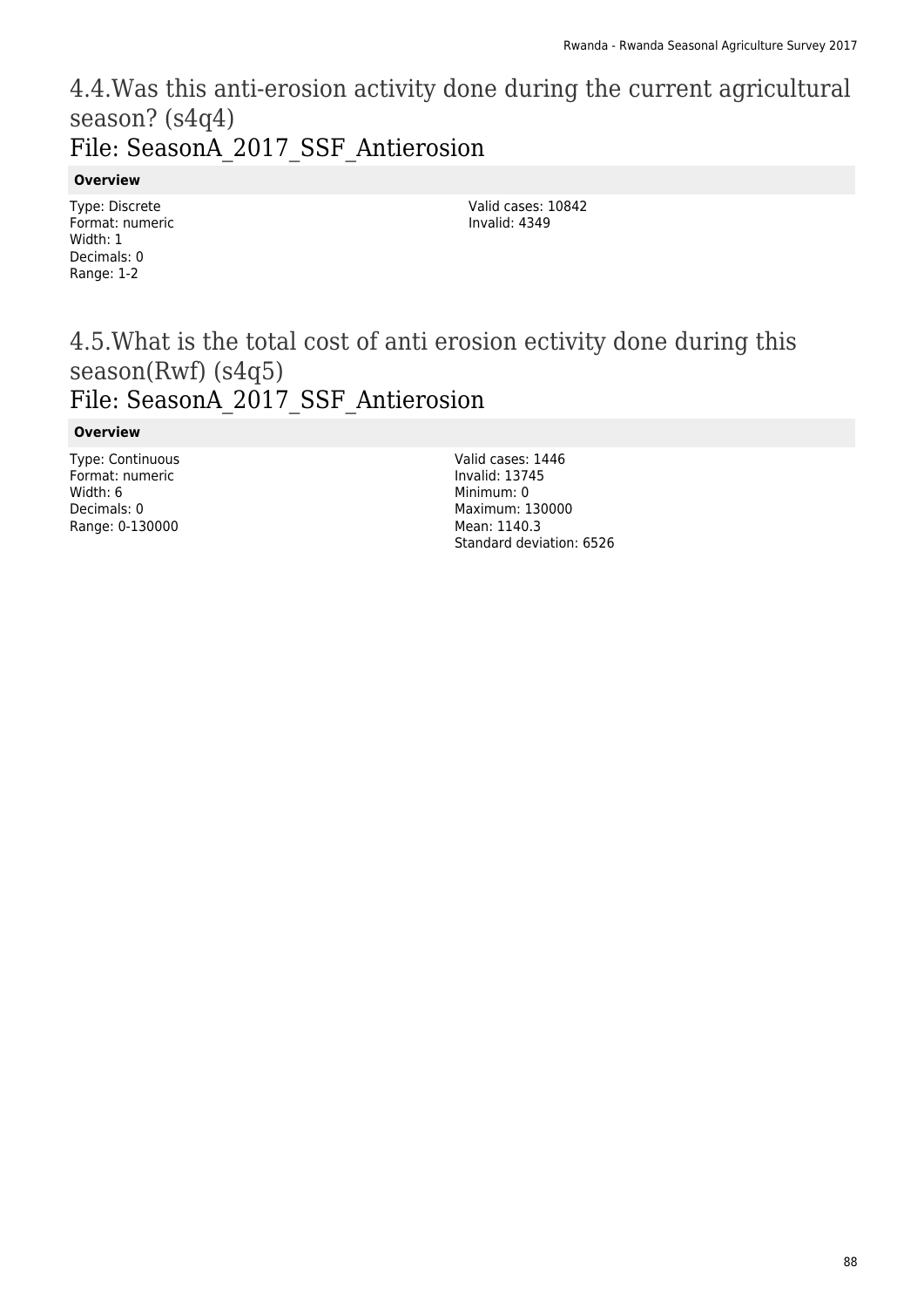# 4.4.Was this anti-erosion activity done during the current agricultural season? (s4q4)

## File: SeasonA_2017_SSF_Antierosion

**Overview**

Type: Discrete
Format: numeric
Width: 1
Decimals: 0
Range: 1-2

Valid cases: 10842
Invalid: 4349

# 4.5.What is the total cost of anti erosion ectivity done during this season(Rwf) (s4q5)

## File: SeasonA_2017_SSF_Antierosion

**Overview**

Type: Continuous
Format: numeric
Width: 6
Decimals: 0
Range: 0-130000

Valid cases: 1446
Invalid: 13745
Minimum: 0
Maximum: 130000
Mean: 1140.3
Standard deviation: 6526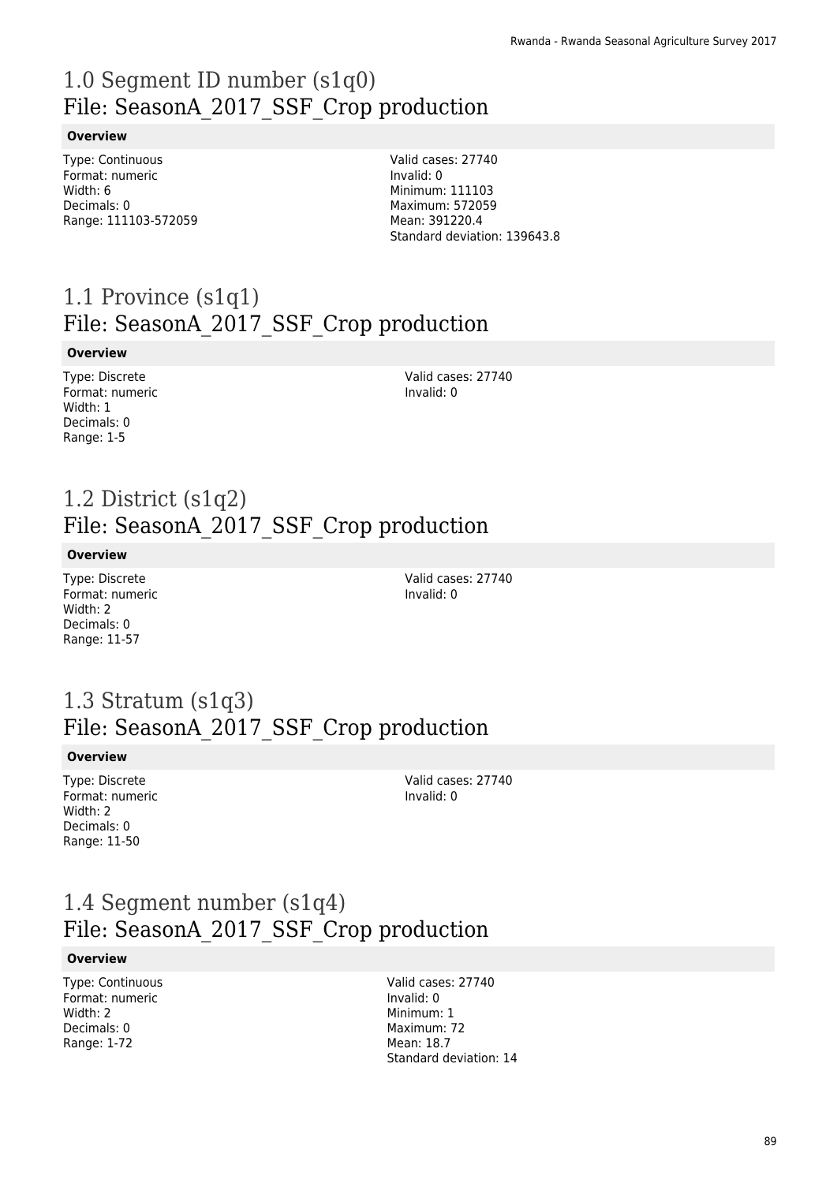# 1.0 Segment ID number (s1q0)
## File: SeasonA_2017_SSF_Crop production

**Overview**

Type: Continuous
Format: numeric
Width: 6
Decimals: 0
Range: 111103-572059

Valid cases: 27740
Invalid: 0
Minimum: 111103
Maximum: 572059
Mean: 391220.4
Standard deviation: 139643.8

# 1.1 Province (s1q1)
## File: SeasonA_2017_SSF_Crop production

**Overview**

Type: Discrete
Format: numeric
Width: 1
Decimals: 0
Range: 1-5

Valid cases: 27740
Invalid: 0

# 1.2 District (s1q2)
## File: SeasonA_2017_SSF_Crop production

**Overview**

Type: Discrete
Format: numeric
Width: 2
Decimals: 0
Range: 11-57

Valid cases: 27740
Invalid: 0

# 1.3 Stratum (s1q3)
## File: SeasonA_2017_SSF_Crop production

**Overview**

Type: Discrete
Format: numeric
Width: 2
Decimals: 0
Range: 11-50

Valid cases: 27740
Invalid: 0

# 1.4 Segment number (s1q4)
## File: SeasonA_2017_SSF_Crop production

**Overview**

Type: Continuous
Format: numeric
Width: 2
Decimals: 0
Range: 1-72

Valid cases: 27740
Invalid: 0
Minimum: 1
Maximum: 72
Mean: 18.7
Standard deviation: 14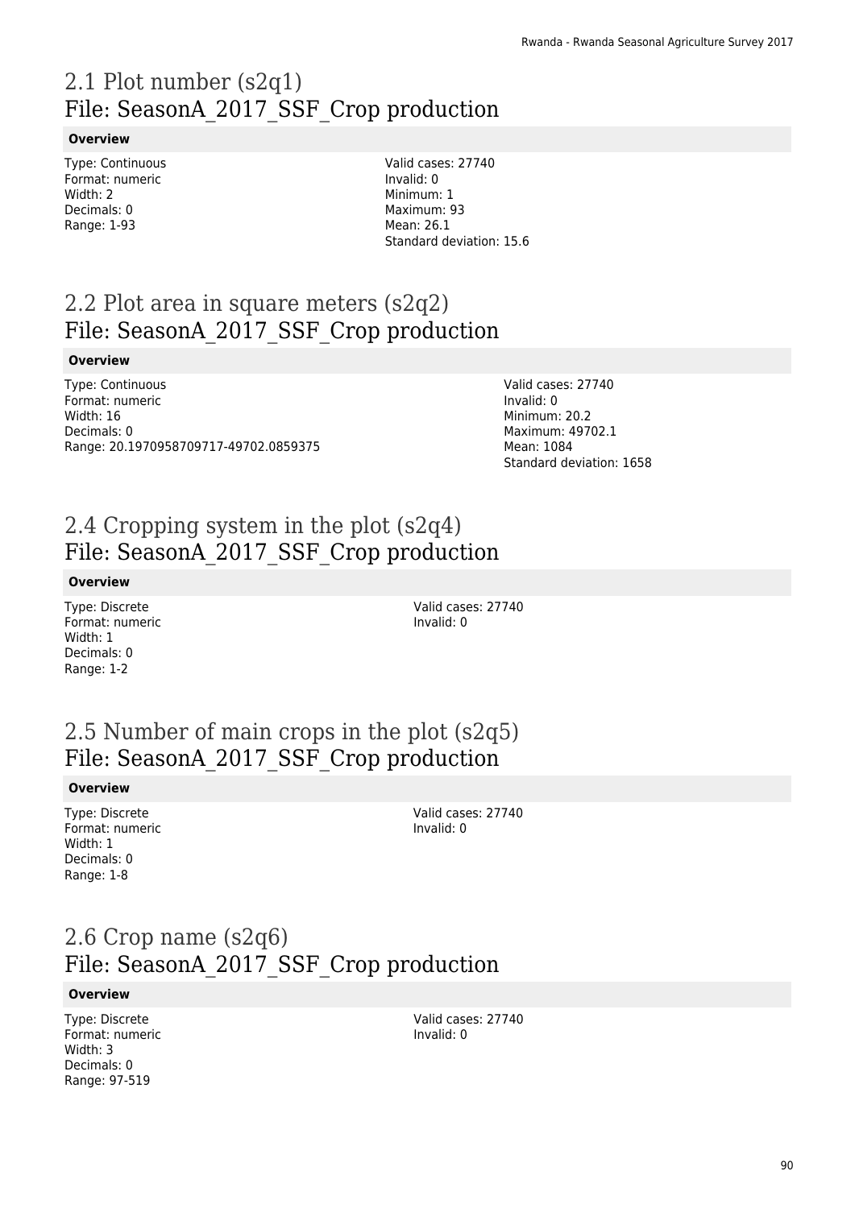# 2.1 Plot number (s2q1)
## File: SeasonA_2017_SSF_Crop production

**Overview**

Type: Continuous
Format: numeric
Width: 2
Decimals: 0
Range: 1-93

Valid cases: 27740
Invalid: 0
Minimum: 1
Maximum: 93
Mean: 26.1
Standard deviation: 15.6

# 2.2 Plot area in square meters (s2q2)
## File: SeasonA_2017_SSF_Crop production

**Overview**

Type: Continuous
Format: numeric
Width: 16
Decimals: 0
Range: 20.1970958709717-49702.0859375

Valid cases: 27740
Invalid: 0
Minimum: 20.2
Maximum: 49702.1
Mean: 1084
Standard deviation: 1658

# 2.4 Cropping system in the plot (s2q4)
## File: SeasonA_2017_SSF_Crop production

**Overview**

Type: Discrete
Format: numeric
Width: 1
Decimals: 0
Range: 1-2

Valid cases: 27740
Invalid: 0

# 2.5 Number of main crops in the plot (s2q5)
## File: SeasonA_2017_SSF_Crop production

**Overview**

Type: Discrete
Format: numeric
Width: 1
Decimals: 0
Range: 1-8

Valid cases: 27740
Invalid: 0

# 2.6 Crop name (s2q6)
## File: SeasonA_2017_SSF_Crop production

**Overview**

Type: Discrete
Format: numeric
Width: 3
Decimals: 0
Range: 97-519

Valid cases: 27740
Invalid: 0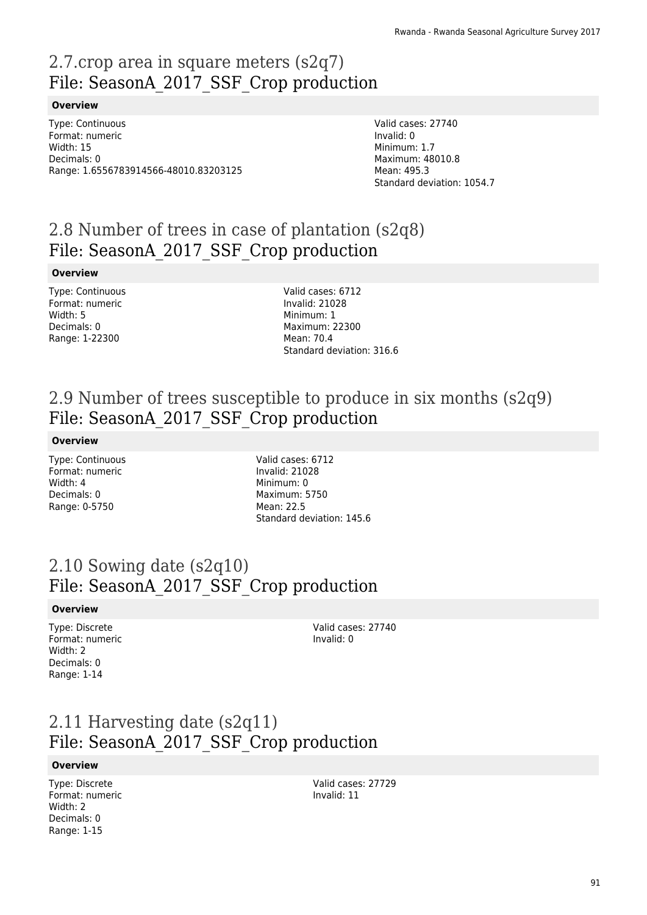## 2.7.crop area in square meters (s2q7)
## File: SeasonA_2017_SSF_Crop production

**Overview**

Type: Continuous
Format: numeric
Width: 15
Decimals: 0
Range: 1.6556783914566-48010.83203125

Valid cases: 27740
Invalid: 0
Minimum: 1.7
Maximum: 48010.8
Mean: 495.3
Standard deviation: 1054.7

## 2.8 Number of trees in case of plantation (s2q8)
## File: SeasonA_2017_SSF_Crop production

**Overview**

Type: Continuous
Format: numeric
Width: 5
Decimals: 0
Range: 1-22300

Valid cases: 6712
Invalid: 21028
Minimum: 1
Maximum: 22300
Mean: 70.4
Standard deviation: 316.6

## 2.9 Number of trees susceptible to produce in six months (s2q9)
## File: SeasonA_2017_SSF_Crop production

**Overview**

Type: Continuous
Format: numeric
Width: 4
Decimals: 0
Range: 0-5750

Valid cases: 6712
Invalid: 21028
Minimum: 0
Maximum: 5750
Mean: 22.5
Standard deviation: 145.6

## 2.10 Sowing date (s2q10)
## File: SeasonA_2017_SSF_Crop production

**Overview**

Type: Discrete
Format: numeric
Width: 2
Decimals: 0
Range: 1-14

Valid cases: 27740
Invalid: 0

## 2.11 Harvesting date (s2q11)
## File: SeasonA_2017_SSF_Crop production

**Overview**

Type: Discrete
Format: numeric
Width: 2
Decimals: 0
Range: 1-15

Valid cases: 27729
Invalid: 11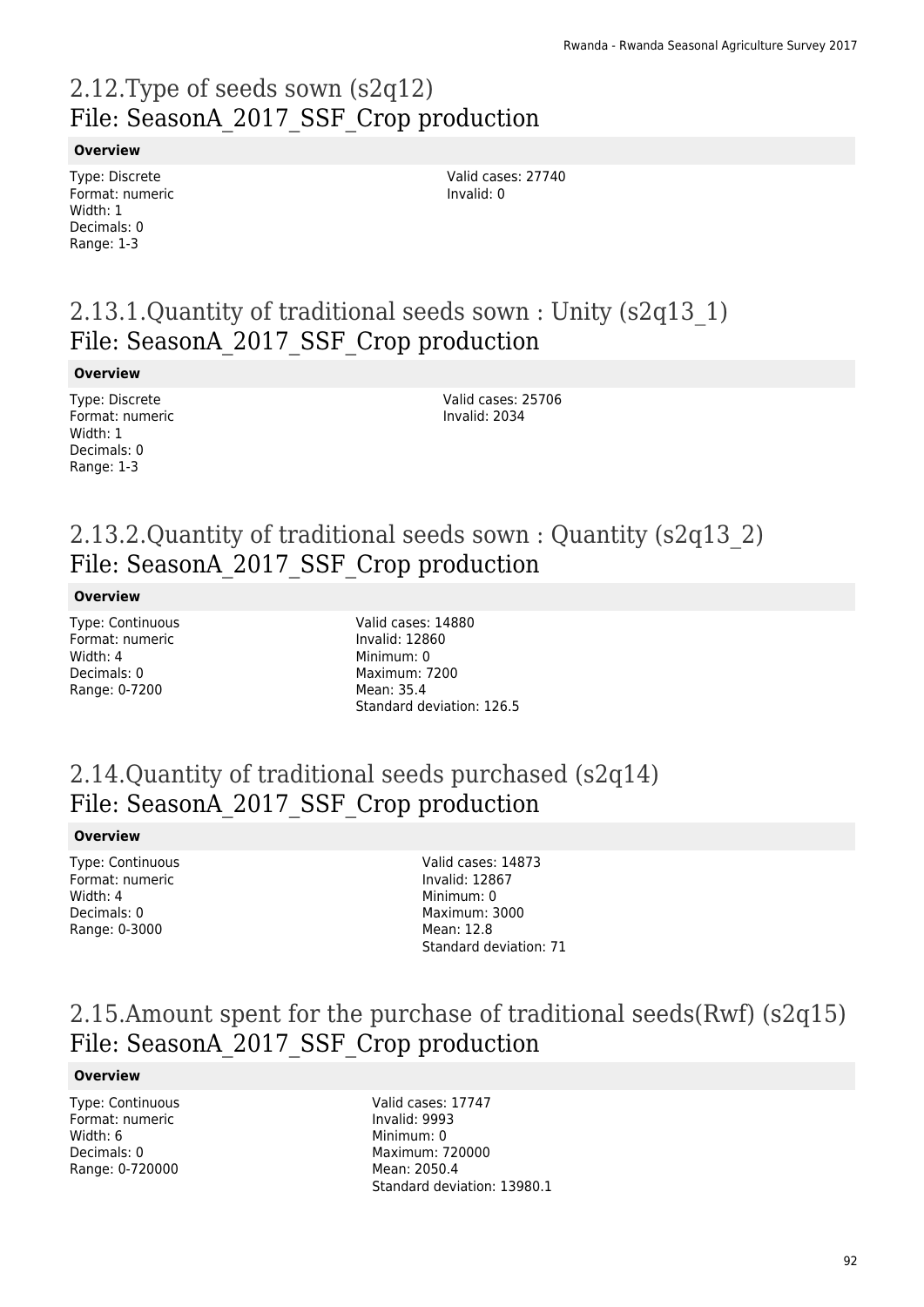## 2.12.Type of seeds sown (s2q12)
File: SeasonA_2017_SSF_Crop production

**Overview**

Type: Discrete
Format: numeric
Width: 1
Decimals: 0
Range: 1-3

Valid cases: 27740
Invalid: 0

## 2.13.1.Quantity of traditional seeds sown : Unity (s2q13_1)
File: SeasonA_2017_SSF_Crop production

**Overview**

Type: Discrete
Format: numeric
Width: 1
Decimals: 0
Range: 1-3

Valid cases: 25706
Invalid: 2034

## 2.13.2.Quantity of traditional seeds sown : Quantity (s2q13_2)
File: SeasonA_2017_SSF_Crop production

**Overview**

Type: Continuous
Format: numeric
Width: 4
Decimals: 0
Range: 0-7200

Valid cases: 14880
Invalid: 12860
Minimum: 0
Maximum: 7200
Mean: 35.4
Standard deviation: 126.5

## 2.14.Quantity of traditional seeds purchased (s2q14)
File: SeasonA_2017_SSF_Crop production

**Overview**

Type: Continuous
Format: numeric
Width: 4
Decimals: 0
Range: 0-3000

Valid cases: 14873
Invalid: 12867
Minimum: 0
Maximum: 3000
Mean: 12.8
Standard deviation: 71

## 2.15.Amount spent for the purchase of traditional seeds(Rwf) (s2q15)
File: SeasonA_2017_SSF_Crop production

**Overview**

Type: Continuous
Format: numeric
Width: 6
Decimals: 0
Range: 0-720000

Valid cases: 17747
Invalid: 9993
Minimum: 0
Maximum: 720000
Mean: 2050.4
Standard deviation: 13980.1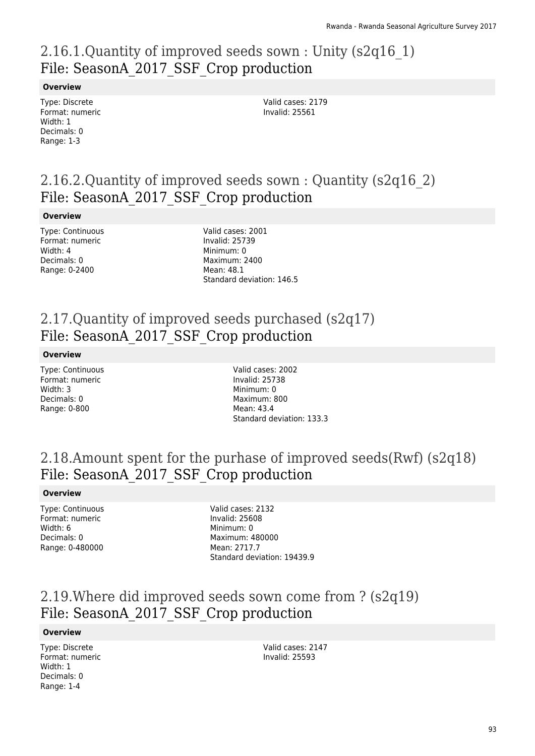## 2.16.1.Quantity of improved seeds sown : Unity (s2q16_1)
File: SeasonA_2017_SSF_Crop production

**Overview**

Type: Discrete
Format: numeric
Width: 1
Decimals: 0
Range: 1-3

Valid cases: 2179
Invalid: 25561

## 2.16.2.Quantity of improved seeds sown : Quantity (s2q16_2)
File: SeasonA_2017_SSF_Crop production

**Overview**

Type: Continuous
Format: numeric
Width: 4
Decimals: 0
Range: 0-2400

Valid cases: 2001
Invalid: 25739
Minimum: 0
Maximum: 2400
Mean: 48.1
Standard deviation: 146.5

## 2.17.Quantity of improved seeds purchased (s2q17)
File: SeasonA_2017_SSF_Crop production

**Overview**

Type: Continuous
Format: numeric
Width: 3
Decimals: 0
Range: 0-800

Valid cases: 2002
Invalid: 25738
Minimum: 0
Maximum: 800
Mean: 43.4
Standard deviation: 133.3

## 2.18.Amount spent for the purhase of improved seeds(Rwf) (s2q18)
File: SeasonA_2017_SSF_Crop production

**Overview**

Type: Continuous
Format: numeric
Width: 6
Decimals: 0
Range: 0-480000

Valid cases: 2132
Invalid: 25608
Minimum: 0
Maximum: 480000
Mean: 2717.7
Standard deviation: 19439.9

## 2.19.Where did improved seeds sown come from ? (s2q19)
File: SeasonA_2017_SSF_Crop production

**Overview**

Type: Discrete
Format: numeric
Width: 1
Decimals: 0
Range: 1-4

Valid cases: 2147
Invalid: 25593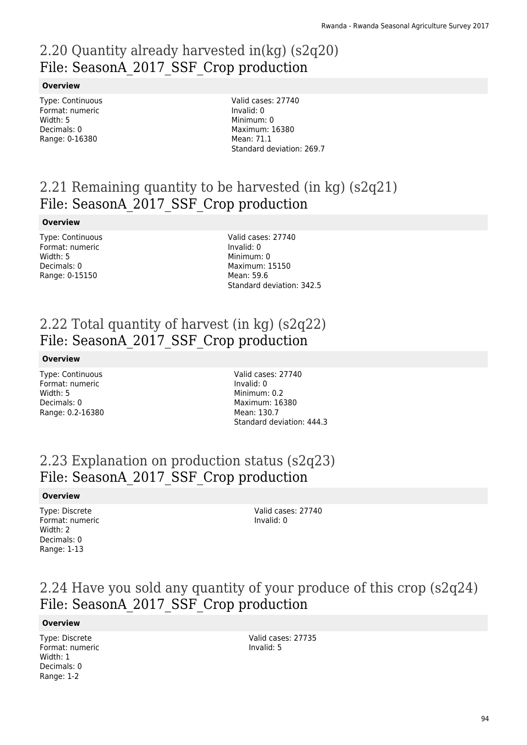## 2.20 Quantity already harvested in(kg) (s2q20)
## File: SeasonA_2017_SSF_Crop production

**Overview**

Type: Continuous
Format: numeric
Width: 5
Decimals: 0
Range: 0-16380

Valid cases: 27740
Invalid: 0
Minimum: 0
Maximum: 16380
Mean: 71.1
Standard deviation: 269.7

## 2.21 Remaining quantity to be harvested (in kg) (s2q21)
## File: SeasonA_2017_SSF_Crop production

**Overview**

Type: Continuous
Format: numeric
Width: 5
Decimals: 0
Range: 0-15150

Valid cases: 27740
Invalid: 0
Minimum: 0
Maximum: 15150
Mean: 59.6
Standard deviation: 342.5

## 2.22 Total quantity of harvest (in kg) (s2q22)
## File: SeasonA_2017_SSF_Crop production

**Overview**

Type: Continuous
Format: numeric
Width: 5
Decimals: 0
Range: 0.2-16380

Valid cases: 27740
Invalid: 0
Minimum: 0.2
Maximum: 16380
Mean: 130.7
Standard deviation: 444.3

## 2.23 Explanation on production status (s2q23)
## File: SeasonA_2017_SSF_Crop production

**Overview**

Type: Discrete
Format: numeric
Width: 2
Decimals: 0
Range: 1-13

Valid cases: 27740
Invalid: 0

## 2.24 Have you sold any quantity of your produce of this crop (s2q24)
## File: SeasonA_2017_SSF_Crop production

**Overview**

Type: Discrete
Format: numeric
Width: 1
Decimals: 0
Range: 1-2

Valid cases: 27735
Invalid: 5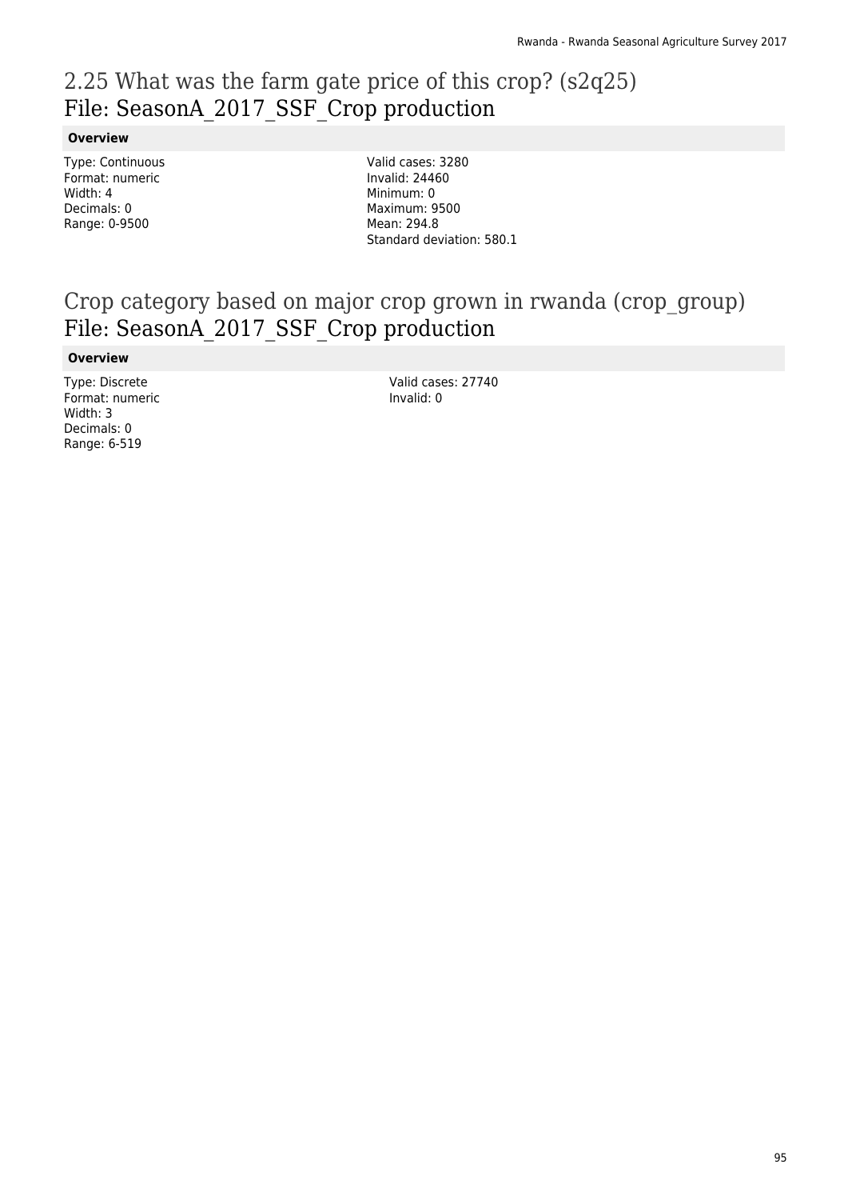## 2.25 What was the farm gate price of this crop? (s2q25)
## File: SeasonA_2017_SSF_Crop production

**Overview**

Type: Continuous
Format: numeric
Width: 4
Decimals: 0
Range: 0-9500

Valid cases: 3280
Invalid: 24460
Minimum: 0
Maximum: 9500
Mean: 294.8
Standard deviation: 580.1

## Crop category based on major crop grown in rwanda (crop_group)
## File: SeasonA_2017_SSF_Crop production

**Overview**

Type: Discrete
Format: numeric
Width: 3
Decimals: 0
Range: 6-519

Valid cases: 27740
Invalid: 0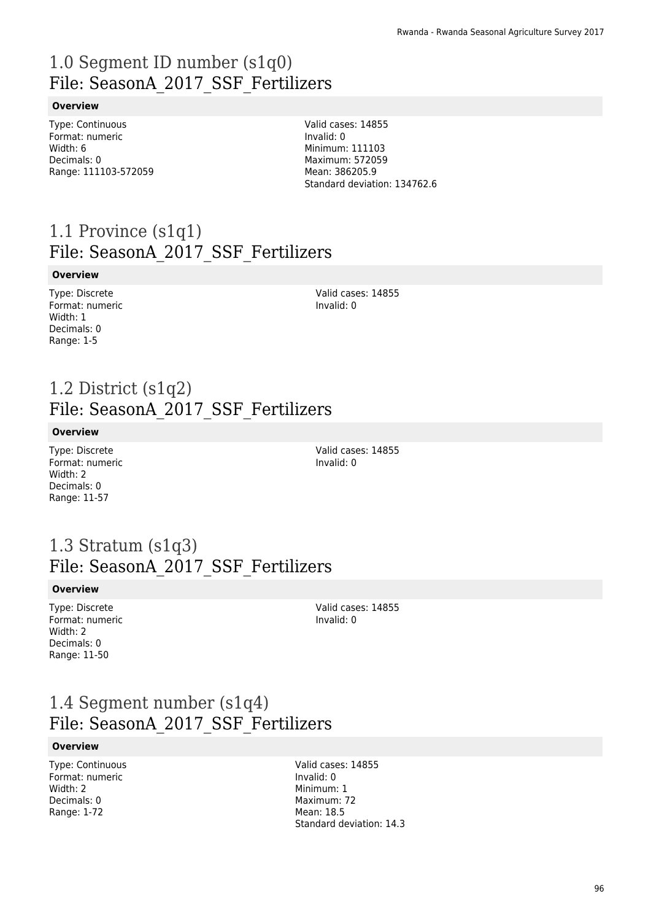# 1.0 Segment ID number (s1q0)
## File: SeasonA_2017_SSF_Fertilizers

**Overview**

Type: Continuous
Format: numeric
Width: 6
Decimals: 0
Range: 111103-572059

Valid cases: 14855
Invalid: 0
Minimum: 111103
Maximum: 572059
Mean: 386205.9
Standard deviation: 134762.6

# 1.1 Province (s1q1)
## File: SeasonA_2017_SSF_Fertilizers

**Overview**

Type: Discrete
Format: numeric
Width: 1
Decimals: 0
Range: 1-5

Valid cases: 14855
Invalid: 0

# 1.2 District (s1q2)
## File: SeasonA_2017_SSF_Fertilizers

**Overview**

Type: Discrete
Format: numeric
Width: 2
Decimals: 0
Range: 11-57

Valid cases: 14855
Invalid: 0

# 1.3 Stratum (s1q3)
## File: SeasonA_2017_SSF_Fertilizers

**Overview**

Type: Discrete
Format: numeric
Width: 2
Decimals: 0
Range: 11-50

Valid cases: 14855
Invalid: 0

# 1.4 Segment number (s1q4)
## File: SeasonA_2017_SSF_Fertilizers

**Overview**

Type: Continuous
Format: numeric
Width: 2
Decimals: 0
Range: 1-72

Valid cases: 14855
Invalid: 0
Minimum: 1
Maximum: 72
Mean: 18.5
Standard deviation: 14.3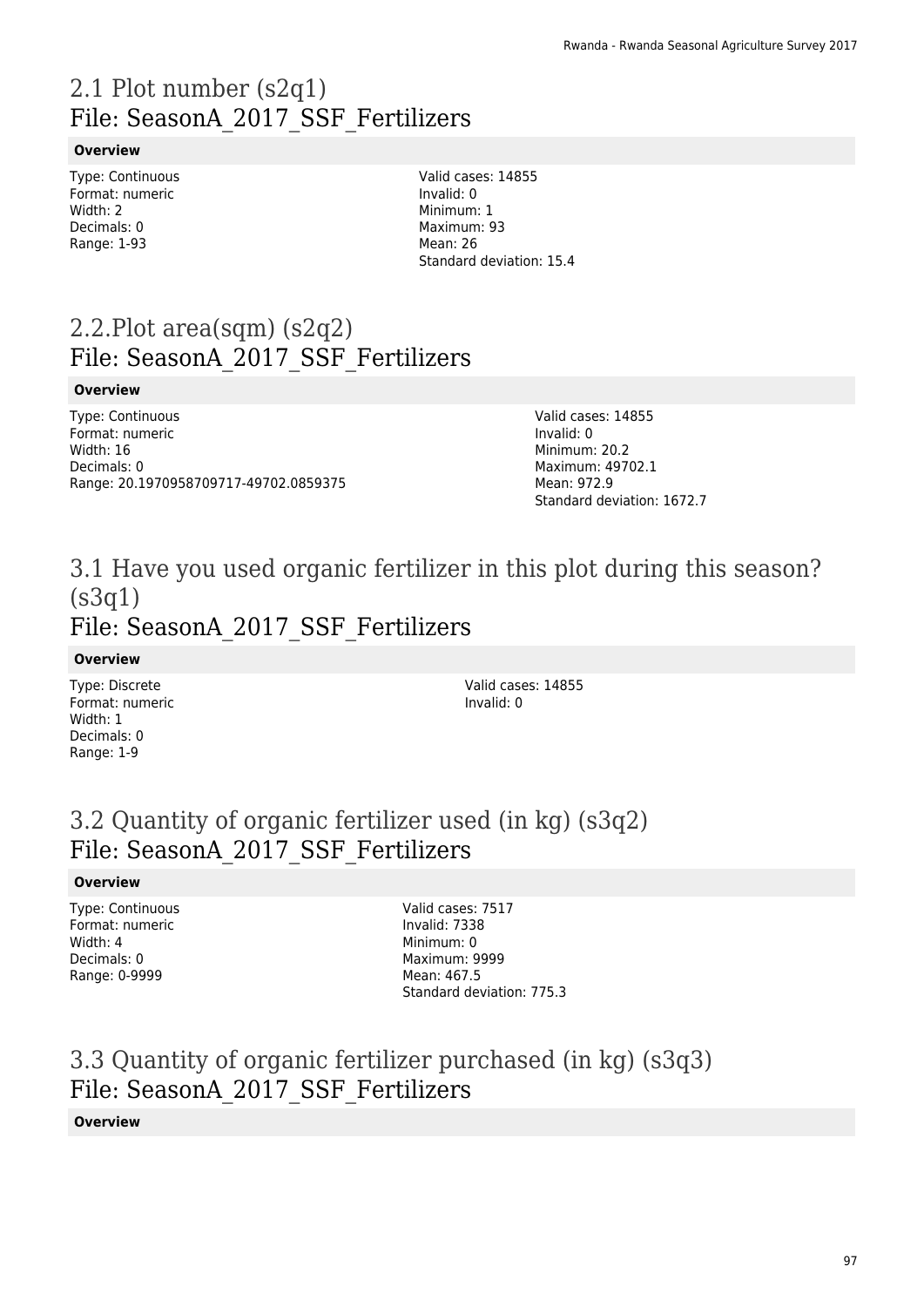## 2.1 Plot number (s2q1)
## File: SeasonA_2017_SSF_Fertilizers

**Overview**

Type: Continuous
Format: numeric
Width: 2
Decimals: 0
Range: 1-93

Valid cases: 14855
Invalid: 0
Minimum: 1
Maximum: 93
Mean: 26
Standard deviation: 15.4

## 2.2.Plot area(sqm) (s2q2)
## File: SeasonA_2017_SSF_Fertilizers

**Overview**

Type: Continuous
Format: numeric
Width: 16
Decimals: 0
Range: 20.1970958709717-49702.0859375

Valid cases: 14855
Invalid: 0
Minimum: 20.2
Maximum: 49702.1
Mean: 972.9
Standard deviation: 1672.7

## 3.1 Have you used organic fertilizer in this plot during this season? (s3q1)
## File: SeasonA_2017_SSF_Fertilizers

**Overview**

Type: Discrete
Format: numeric
Width: 1
Decimals: 0
Range: 1-9

Valid cases: 14855
Invalid: 0

## 3.2 Quantity of organic fertilizer used (in kg) (s3q2)
## File: SeasonA_2017_SSF_Fertilizers

**Overview**

Type: Continuous
Format: numeric
Width: 4
Decimals: 0
Range: 0-9999

Valid cases: 7517
Invalid: 7338
Minimum: 0
Maximum: 9999
Mean: 467.5
Standard deviation: 775.3

## 3.3 Quantity of organic fertilizer purchased (in kg) (s3q3)
## File: SeasonA_2017_SSF_Fertilizers

**Overview**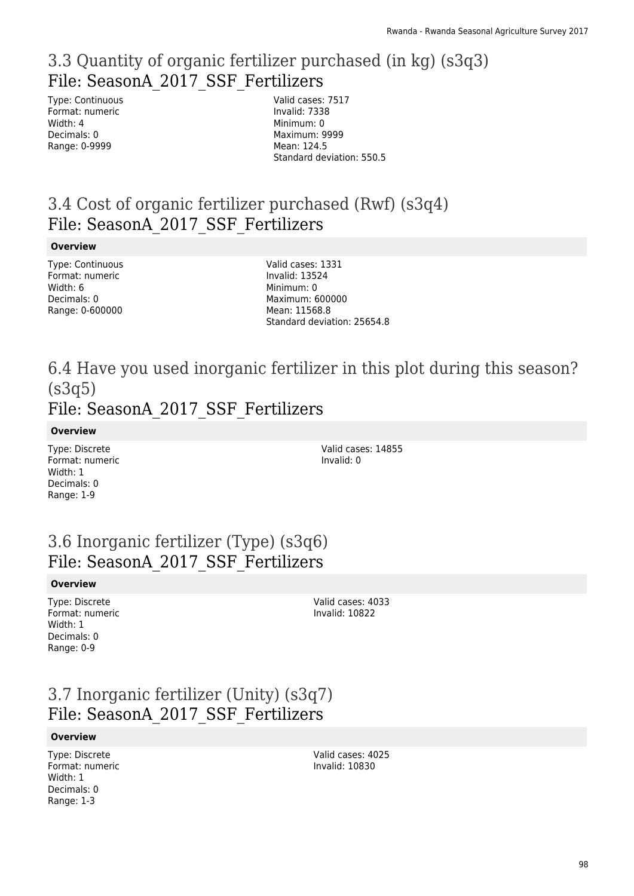## 3.3 Quantity of organic fertilizer purchased (in kg) (s3q3)
### File: SeasonA_2017_SSF_Fertilizers

Type: Continuous
Format: numeric
Width: 4
Decimals: 0
Range: 0-9999

Valid cases: 7517
Invalid: 7338
Minimum: 0
Maximum: 9999
Mean: 124.5
Standard deviation: 550.5

## 3.4 Cost of organic fertilizer purchased (Rwf) (s3q4)
### File: SeasonA_2017_SSF_Fertilizers

**Overview**

Type: Continuous
Format: numeric
Width: 6
Decimals: 0
Range: 0-600000

Valid cases: 1331
Invalid: 13524
Minimum: 0
Maximum: 600000
Mean: 11568.8
Standard deviation: 25654.8

## 6.4 Have you used inorganic fertilizer in this plot during this season? (s3q5)
### File: SeasonA_2017_SSF_Fertilizers

**Overview**

Type: Discrete
Format: numeric
Width: 1
Decimals: 0
Range: 1-9

Valid cases: 14855
Invalid: 0

## 3.6 Inorganic fertilizer (Type) (s3q6)
### File: SeasonA_2017_SSF_Fertilizers

**Overview**

Type: Discrete
Format: numeric
Width: 1
Decimals: 0
Range: 0-9

Valid cases: 4033
Invalid: 10822

## 3.7 Inorganic fertilizer (Unity) (s3q7)
### File: SeasonA_2017_SSF_Fertilizers

**Overview**

Type: Discrete
Format: numeric
Width: 1
Decimals: 0
Range: 1-3

Valid cases: 4025
Invalid: 10830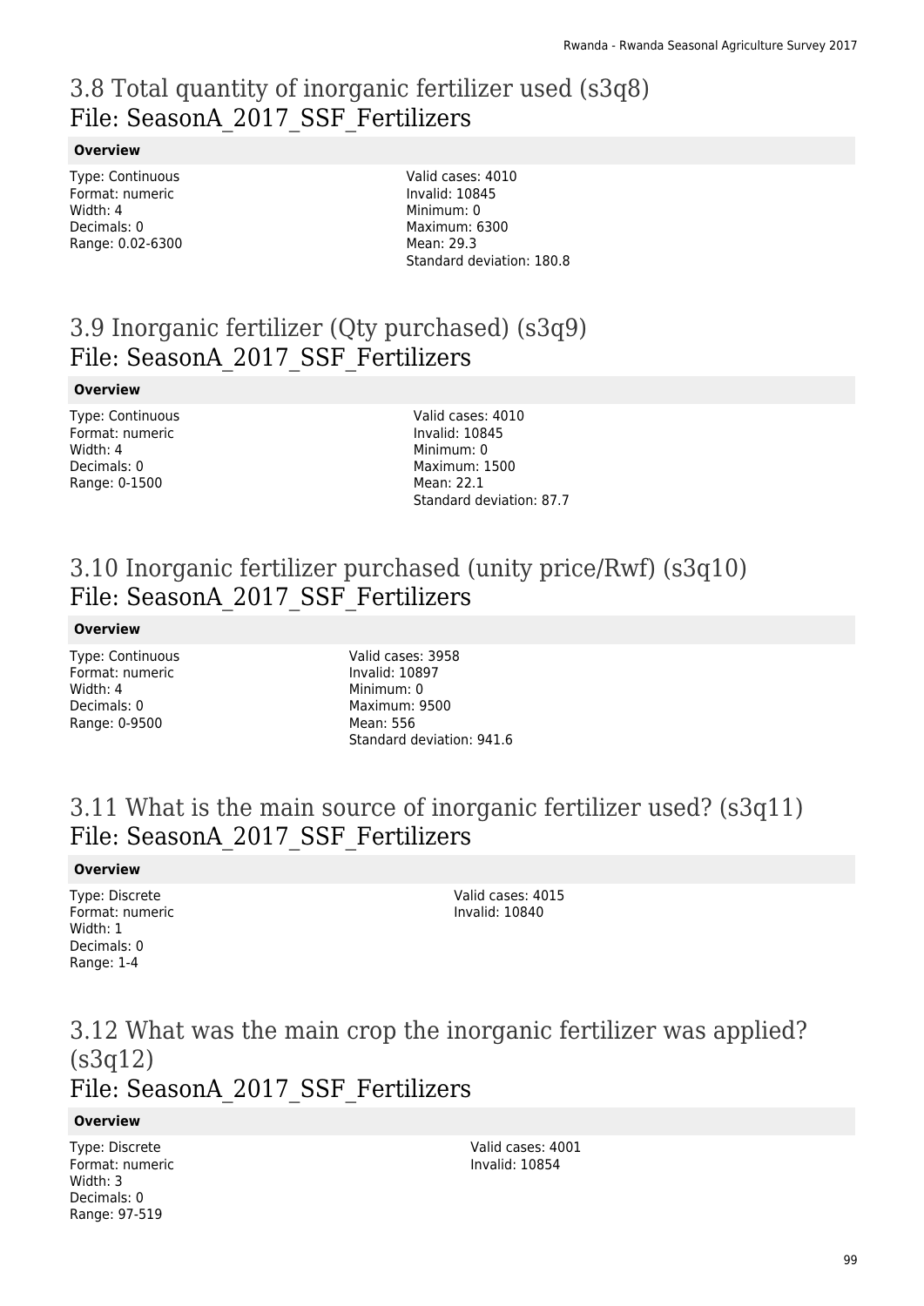## 3.8 Total quantity of inorganic fertilizer used (s3q8)
## File: SeasonA_2017_SSF_Fertilizers

**Overview**

Type: Continuous
Format: numeric
Width: 4
Decimals: 0
Range: 0.02-6300

Valid cases: 4010
Invalid: 10845
Minimum: 0
Maximum: 6300
Mean: 29.3
Standard deviation: 180.8

## 3.9 Inorganic fertilizer (Qty purchased) (s3q9)
## File: SeasonA_2017_SSF_Fertilizers

**Overview**

Type: Continuous
Format: numeric
Width: 4
Decimals: 0
Range: 0-1500

Valid cases: 4010
Invalid: 10845
Minimum: 0
Maximum: 1500
Mean: 22.1
Standard deviation: 87.7

## 3.10 Inorganic fertilizer purchased (unity price/Rwf) (s3q10)
## File: SeasonA_2017_SSF_Fertilizers

**Overview**

Type: Continuous
Format: numeric
Width: 4
Decimals: 0
Range: 0-9500

Valid cases: 3958
Invalid: 10897
Minimum: 0
Maximum: 9500
Mean: 556
Standard deviation: 941.6

## 3.11 What is the main source of inorganic fertilizer used? (s3q11)
## File: SeasonA_2017_SSF_Fertilizers

**Overview**

Type: Discrete
Format: numeric
Width: 1
Decimals: 0
Range: 1-4

Valid cases: 4015
Invalid: 10840

## 3.12 What was the main crop the inorganic fertilizer was applied? (s3q12)
## File: SeasonA_2017_SSF_Fertilizers

**Overview**

Type: Discrete
Format: numeric
Width: 3
Decimals: 0
Range: 97-519

Valid cases: 4001
Invalid: 10854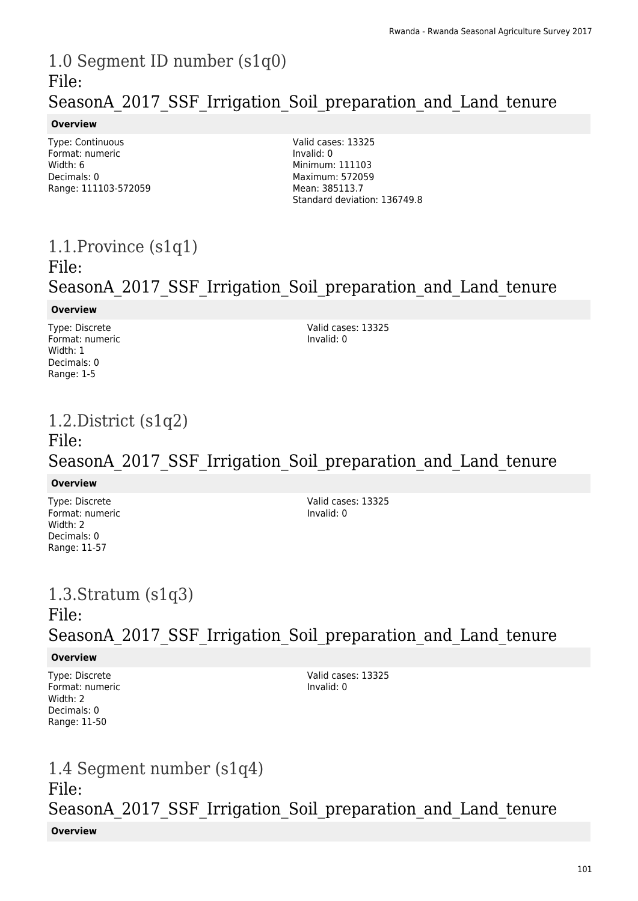# 1.0 Segment ID number (s1q0)
File:
SeasonA_2017_SSF_Irrigation_Soil_preparation_and_Land_tenure

**Overview**

Type: Continuous
Format: numeric
Width: 6
Decimals: 0
Range: 111103-572059

Valid cases: 13325
Invalid: 0
Minimum: 111103
Maximum: 572059
Mean: 385113.7
Standard deviation: 136749.8

# 1.1.Province (s1q1)
File:
SeasonA_2017_SSF_Irrigation_Soil_preparation_and_Land_tenure

**Overview**

Type: Discrete
Format: numeric
Width: 1
Decimals: 0
Range: 1-5

Valid cases: 13325
Invalid: 0

# 1.2.District (s1q2)
File:
SeasonA_2017_SSF_Irrigation_Soil_preparation_and_Land_tenure

**Overview**

Type: Discrete
Format: numeric
Width: 2
Decimals: 0
Range: 11-57

Valid cases: 13325
Invalid: 0

# 1.3.Stratum (s1q3)
File:
SeasonA_2017_SSF_Irrigation_Soil_preparation_and_Land_tenure

**Overview**

Type: Discrete
Format: numeric
Width: 2
Decimals: 0
Range: 11-50

Valid cases: 13325
Invalid: 0

# 1.4 Segment number (s1q4)
File:
SeasonA_2017_SSF_Irrigation_Soil_preparation_and_Land_tenure

**Overview**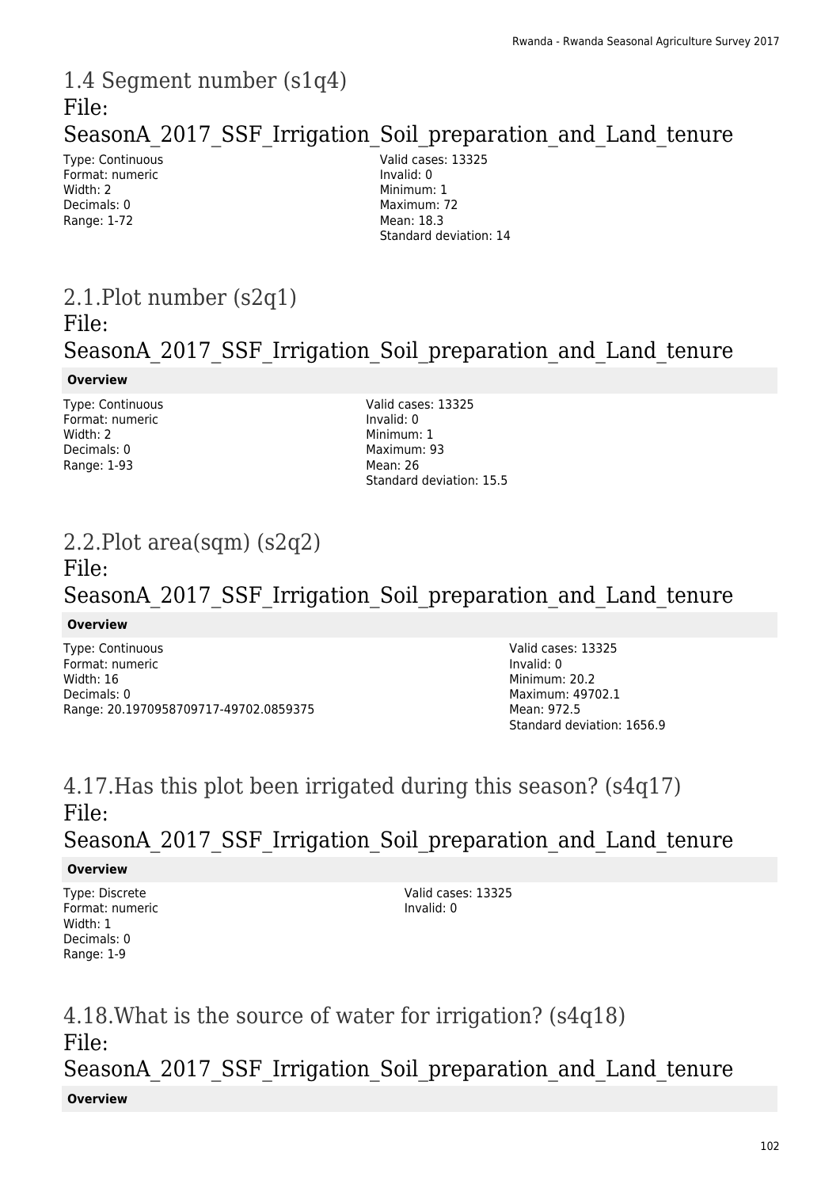## 1.4 Segment number (s1q4)
## File: SeasonA_2017_SSF_Irrigation_Soil_preparation_and_Land_tenure

Type: Continuous
Format: numeric
Width: 2
Decimals: 0
Range: 1-72

Valid cases: 13325
Invalid: 0
Minimum: 1
Maximum: 72
Mean: 18.3
Standard deviation: 14

## 2.1.Plot number (s2q1)
## File: SeasonA_2017_SSF_Irrigation_Soil_preparation_and_Land_tenure

**Overview**

Type: Continuous
Format: numeric
Width: 2
Decimals: 0
Range: 1-93

Valid cases: 13325
Invalid: 0
Minimum: 1
Maximum: 93
Mean: 26
Standard deviation: 15.5

## 2.2.Plot area(sqm) (s2q2)
## File: SeasonA_2017_SSF_Irrigation_Soil_preparation_and_Land_tenure

**Overview**

Type: Continuous
Format: numeric
Width: 16
Decimals: 0
Range: 20.1970958709717-49702.0859375

Valid cases: 13325
Invalid: 0
Minimum: 20.2
Maximum: 49702.1
Mean: 972.5
Standard deviation: 1656.9

## 4.17.Has this plot been irrigated during this season? (s4q17)
## File: SeasonA_2017_SSF_Irrigation_Soil_preparation_and_Land_tenure

**Overview**

Type: Discrete
Format: numeric
Width: 1
Decimals: 0
Range: 1-9

Valid cases: 13325
Invalid: 0

## 4.18.What is the source of water for irrigation? (s4q18)
## File: SeasonA_2017_SSF_Irrigation_Soil_preparation_and_Land_tenure

**Overview**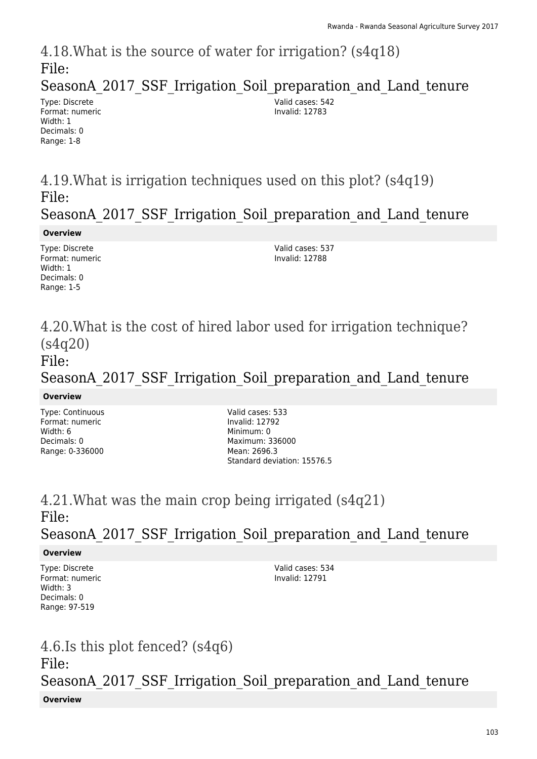## 4.18.What is the source of water for irrigation? (s4q18)

File: SeasonA_2017_SSF_Irrigation_Soil_preparation_and_Land_tenure

Type: Discrete
Format: numeric
Width: 1
Decimals: 0
Range: 1-8

Valid cases: 542
Invalid: 12783

## 4.19.What is irrigation techniques used on this plot? (s4q19)

File: SeasonA_2017_SSF_Irrigation_Soil_preparation_and_Land_tenure

**Overview**

Type: Discrete
Format: numeric
Width: 1
Decimals: 0
Range: 1-5

Valid cases: 537
Invalid: 12788

## 4.20.What is the cost of hired labor used for irrigation technique? (s4q20)

File: SeasonA_2017_SSF_Irrigation_Soil_preparation_and_Land_tenure

**Overview**

Type: Continuous
Format: numeric
Width: 6
Decimals: 0
Range: 0-336000

Valid cases: 533
Invalid: 12792
Minimum: 0
Maximum: 336000
Mean: 2696.3
Standard deviation: 15576.5

## 4.21.What was the main crop being irrigated (s4q21)

File: SeasonA_2017_SSF_Irrigation_Soil_preparation_and_Land_tenure

**Overview**

Type: Discrete
Format: numeric
Width: 3
Decimals: 0
Range: 97-519

Valid cases: 534
Invalid: 12791

## 4.6.Is this plot fenced? (s4q6)

File: SeasonA_2017_SSF_Irrigation_Soil_preparation_and_Land_tenure

**Overview**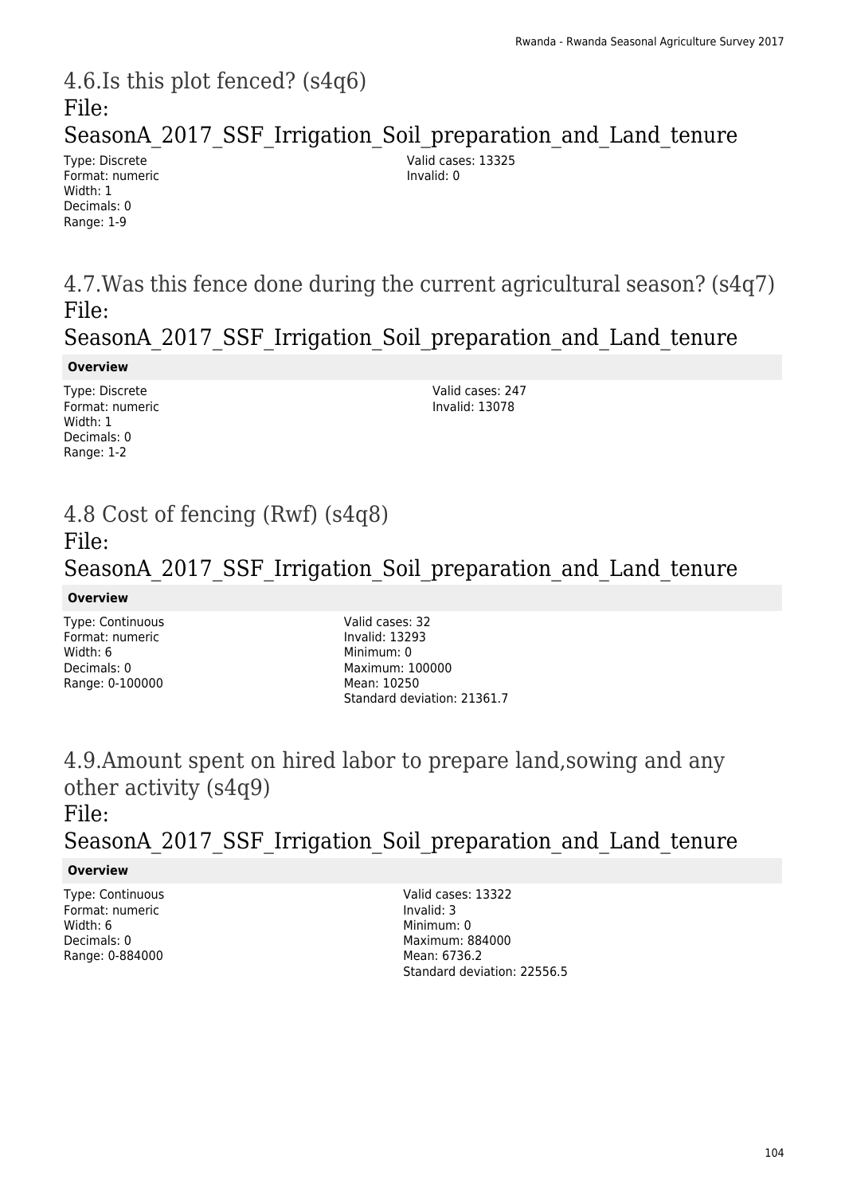## 4.6.Is this plot fenced? (s4q6)
## File: SeasonA_2017_SSF_Irrigation_Soil_preparation_and_Land_tenure

Type: Discrete
Format: numeric
Width: 1
Decimals: 0
Range: 1-9

Valid cases: 13325
Invalid: 0

## 4.7.Was this fence done during the current agricultural season? (s4q7)
## File: SeasonA_2017_SSF_Irrigation_Soil_preparation_and_Land_tenure

**Overview**

Type: Discrete
Format: numeric
Width: 1
Decimals: 0
Range: 1-2

Valid cases: 247
Invalid: 13078

## 4.8 Cost of fencing (Rwf) (s4q8)
## File: SeasonA_2017_SSF_Irrigation_Soil_preparation_and_Land_tenure

**Overview**

Type: Continuous
Format: numeric
Width: 6
Decimals: 0
Range: 0-100000

Valid cases: 32
Invalid: 13293
Minimum: 0
Maximum: 100000
Mean: 10250
Standard deviation: 21361.7

## 4.9.Amount spent on hired labor to prepare land,sowing and any other activity (s4q9)
## File: SeasonA_2017_SSF_Irrigation_Soil_preparation_and_Land_tenure

**Overview**

Type: Continuous
Format: numeric
Width: 6
Decimals: 0
Range: 0-884000

Valid cases: 13322
Invalid: 3
Minimum: 0
Maximum: 884000
Mean: 6736.2
Standard deviation: 22556.5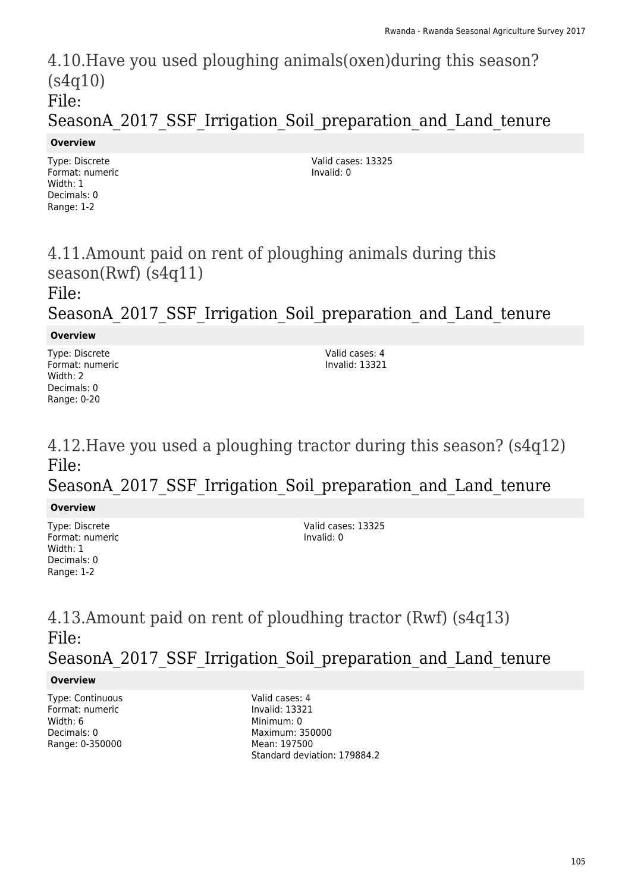# 4.10.Have you used ploughing animals(oxen)during this season? (s4q10)

File: SeasonA_2017_SSF_Irrigation_Soil_preparation_and_Land_tenure

**Overview**

Type: Discrete
Format: numeric
Width: 1
Decimals: 0
Range: 1-2

Valid cases: 13325
Invalid: 0

# 4.11.Amount paid on rent of ploughing animals during this season(Rwf) (s4q11)

File: SeasonA_2017_SSF_Irrigation_Soil_preparation_and_Land_tenure

**Overview**

Type: Discrete
Format: numeric
Width: 2
Decimals: 0
Range: 0-20

Valid cases: 4
Invalid: 13321

# 4.12.Have you used a ploughing tractor during this season? (s4q12)

File: SeasonA_2017_SSF_Irrigation_Soil_preparation_and_Land_tenure

**Overview**

Type: Discrete
Format: numeric
Width: 1
Decimals: 0
Range: 1-2

Valid cases: 13325
Invalid: 0

# 4.13.Amount paid on rent of ploudhing tractor (Rwf) (s4q13)

File: SeasonA_2017_SSF_Irrigation_Soil_preparation_and_Land_tenure

**Overview**

Type: Continuous
Format: numeric
Width: 6
Decimals: 0
Range: 0-350000

Valid cases: 4
Invalid: 13321
Minimum: 0
Maximum: 350000
Mean: 197500
Standard deviation: 179884.2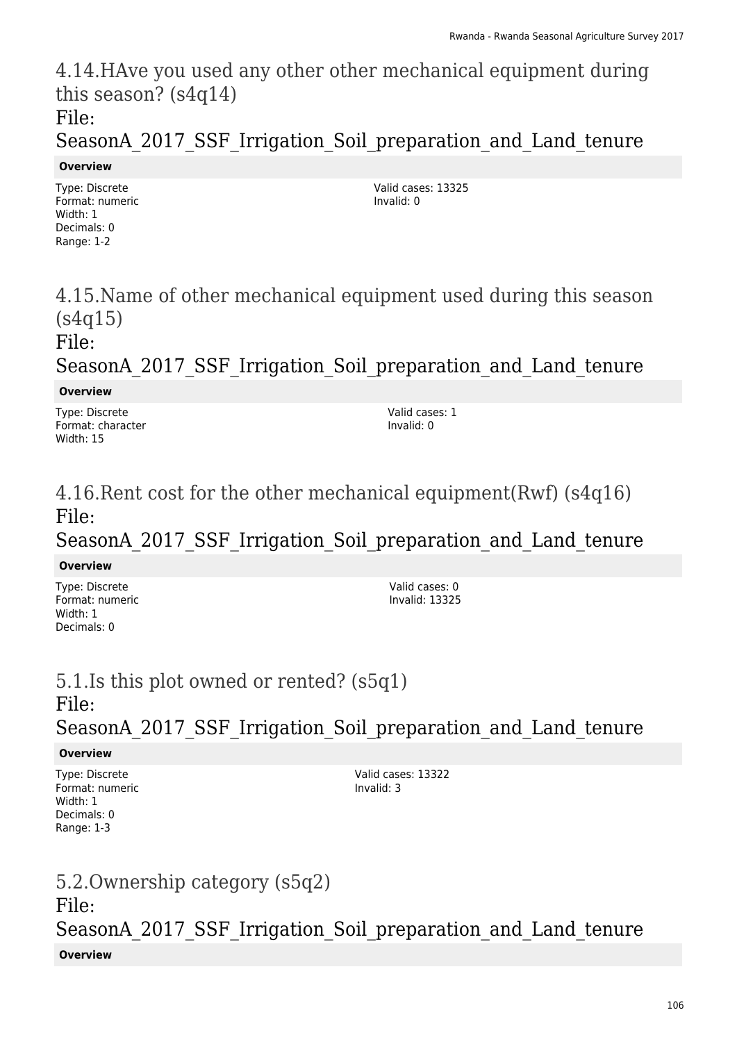## 4.14.HAve you used any other other mechanical equipment during this season? (s4q14)

File: SeasonA_2017_SSF_Irrigation_Soil_preparation_and_Land_tenure

**Overview**

Type: Discrete
Format: numeric
Width: 1
Decimals: 0
Range: 1-2

Valid cases: 13325
Invalid: 0

## 4.15.Name of other mechanical equipment used during this season (s4q15)

File: SeasonA_2017_SSF_Irrigation_Soil_preparation_and_Land_tenure

**Overview**

Type: Discrete
Format: character
Width: 15

Valid cases: 1
Invalid: 0

## 4.16.Rent cost for the other mechanical equipment(Rwf) (s4q16)

File: SeasonA_2017_SSF_Irrigation_Soil_preparation_and_Land_tenure

**Overview**

Type: Discrete
Format: numeric
Width: 1
Decimals: 0

Valid cases: 0
Invalid: 13325

## 5.1.Is this plot owned or rented? (s5q1)

File: SeasonA_2017_SSF_Irrigation_Soil_preparation_and_Land_tenure

**Overview**

Type: Discrete
Format: numeric
Width: 1
Decimals: 0
Range: 1-3

Valid cases: 13322
Invalid: 3

## 5.2.Ownership category (s5q2)

File: SeasonA_2017_SSF_Irrigation_Soil_preparation_and_Land_tenure

**Overview**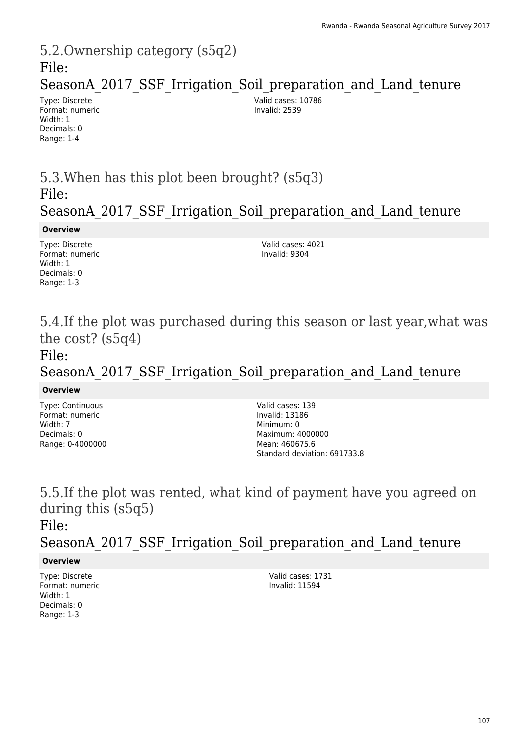## 5.2.Ownership category (s5q2)

File: SeasonA_2017_SSF_Irrigation_Soil_preparation_and_Land_tenure

Type: Discrete
Format: numeric
Width: 1
Decimals: 0
Range: 1-4

Valid cases: 10786
Invalid: 2539

## 5.3.When has this plot been brought? (s5q3)

File: SeasonA_2017_SSF_Irrigation_Soil_preparation_and_Land_tenure

**Overview**

Type: Discrete
Format: numeric
Width: 1
Decimals: 0
Range: 1-3

Valid cases: 4021
Invalid: 9304

## 5.4.If the plot was purchased during this season or last year,what was the cost? (s5q4)

File: SeasonA_2017_SSF_Irrigation_Soil_preparation_and_Land_tenure

**Overview**

Type: Continuous
Format: numeric
Width: 7
Decimals: 0
Range: 0-4000000

Valid cases: 139
Invalid: 13186
Minimum: 0
Maximum: 4000000
Mean: 460675.6
Standard deviation: 691733.8

## 5.5.If the plot was rented, what kind of payment have you agreed on during this (s5q5)

File: SeasonA_2017_SSF_Irrigation_Soil_preparation_and_Land_tenure

**Overview**

Type: Discrete
Format: numeric
Width: 1
Decimals: 0
Range: 1-3

Valid cases: 1731
Invalid: 11594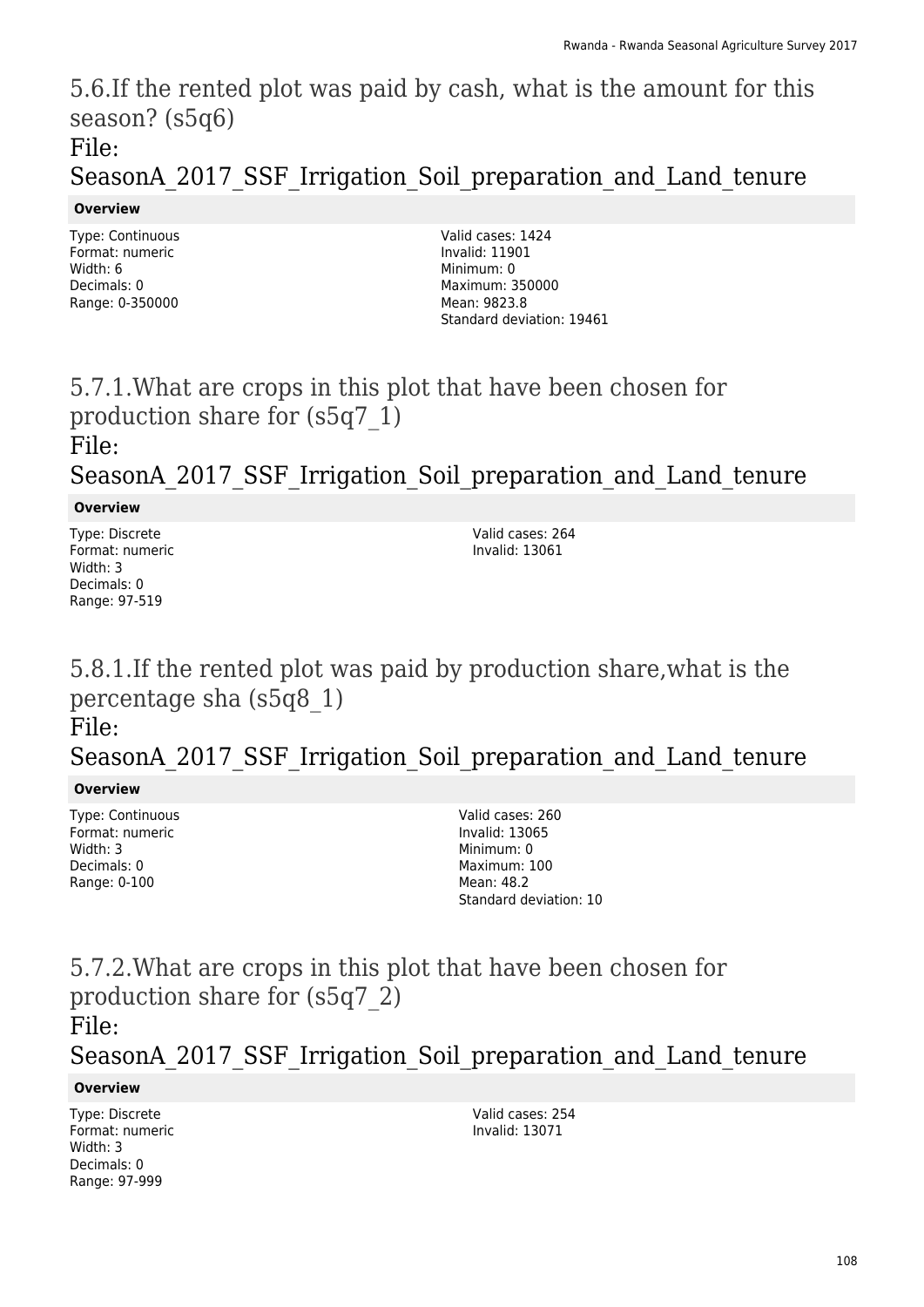## 5.6.If the rented plot was paid by cash, what is the amount for this season? (s5q6)

File: SeasonA_2017_SSF_Irrigation_Soil_preparation_and_Land_tenure

**Overview**

Type: Continuous
Format: numeric
Width: 6
Decimals: 0
Range: 0-350000

Valid cases: 1424
Invalid: 11901
Minimum: 0
Maximum: 350000
Mean: 9823.8
Standard deviation: 19461

## 5.7.1.What are crops in this plot that have been chosen for production share for (s5q7_1)

File: SeasonA_2017_SSF_Irrigation_Soil_preparation_and_Land_tenure

**Overview**

Type: Discrete
Format: numeric
Width: 3
Decimals: 0
Range: 97-519

Valid cases: 264
Invalid: 13061

## 5.8.1.If the rented plot was paid by production share,what is the percentage sha (s5q8_1)

File: SeasonA_2017_SSF_Irrigation_Soil_preparation_and_Land_tenure

**Overview**

Type: Continuous
Format: numeric
Width: 3
Decimals: 0
Range: 0-100

Valid cases: 260
Invalid: 13065
Minimum: 0
Maximum: 100
Mean: 48.2
Standard deviation: 10

## 5.7.2.What are crops in this plot that have been chosen for production share for (s5q7_2)

File: SeasonA_2017_SSF_Irrigation_Soil_preparation_and_Land_tenure

**Overview**

Type: Discrete
Format: numeric
Width: 3
Decimals: 0
Range: 97-999

Valid cases: 254
Invalid: 13071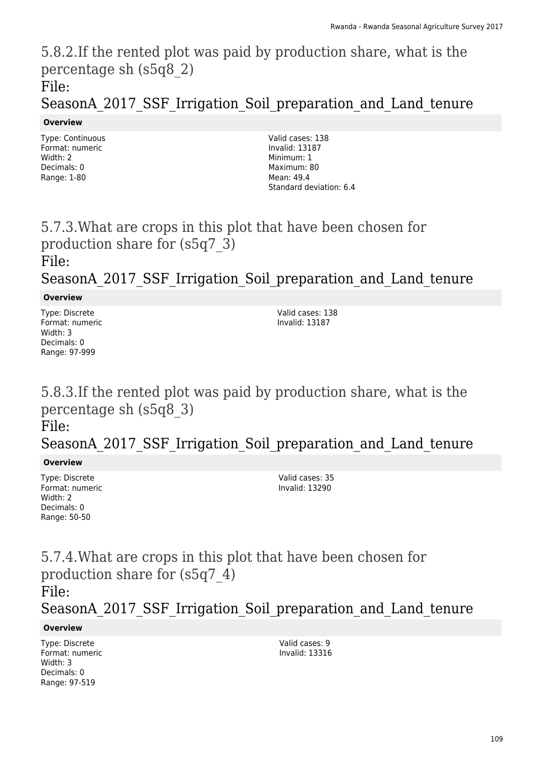## 5.8.2.If the rented plot was paid by production share, what is the percentage sh (s5q8_2)

## File: SeasonA_2017_SSF_Irrigation_Soil_preparation_and_Land_tenure

**Overview**

Type: Continuous
Format: numeric
Width: 2
Decimals: 0
Range: 1-80

Valid cases: 138
Invalid: 13187
Minimum: 1
Maximum: 80
Mean: 49.4
Standard deviation: 6.4

## 5.7.3.What are crops in this plot that have been chosen for production share for (s5q7_3)

## File: SeasonA_2017_SSF_Irrigation_Soil_preparation_and_Land_tenure

**Overview**

Type: Discrete
Format: numeric
Width: 3
Decimals: 0
Range: 97-999

Valid cases: 138
Invalid: 13187

## 5.8.3.If the rented plot was paid by production share, what is the percentage sh (s5q8_3)

## File: SeasonA_2017_SSF_Irrigation_Soil_preparation_and_Land_tenure

**Overview**

Type: Discrete
Format: numeric
Width: 2
Decimals: 0
Range: 50-50

Valid cases: 35
Invalid: 13290

## 5.7.4.What are crops in this plot that have been chosen for production share for (s5q7_4)

## File: SeasonA_2017_SSF_Irrigation_Soil_preparation_and_Land_tenure

**Overview**

Type: Discrete
Format: numeric
Width: 3
Decimals: 0
Range: 97-519

Valid cases: 9
Invalid: 13316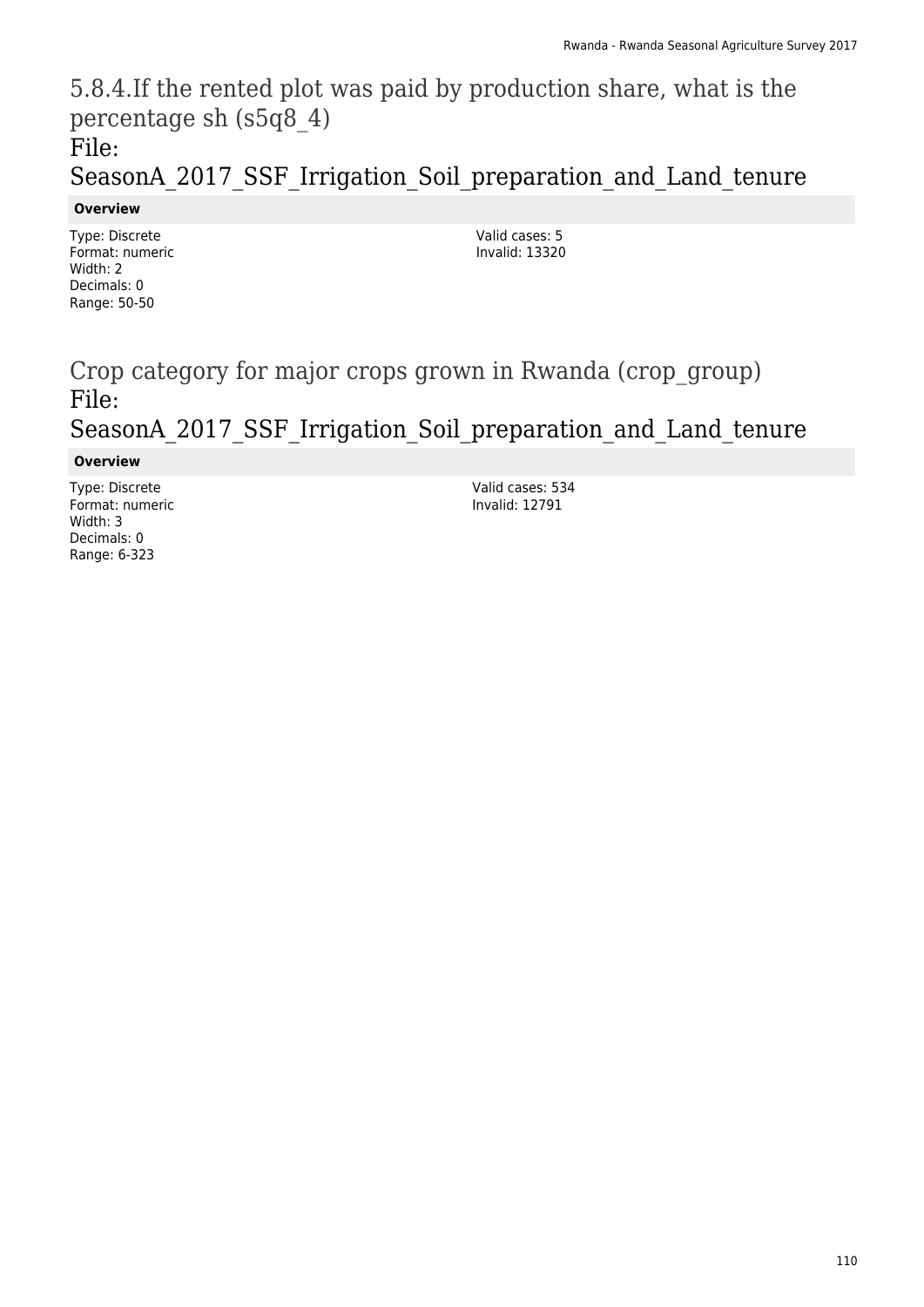## 5.8.4.If the rented plot was paid by production share, what is the percentage sh (s5q8_4)

## File: SeasonA_2017_SSF_Irrigation_Soil_preparation_and_Land_tenure

**Overview**

Type: Discrete
Format: numeric
Width: 2
Decimals: 0
Range: 50-50

Valid cases: 5
Invalid: 13320

## Crop category for major crops grown in Rwanda (crop_group)

## File: SeasonA_2017_SSF_Irrigation_Soil_preparation_and_Land_tenure

**Overview**

Type: Discrete
Format: numeric
Width: 3
Decimals: 0
Range: 6-323

Valid cases: 534
Invalid: 12791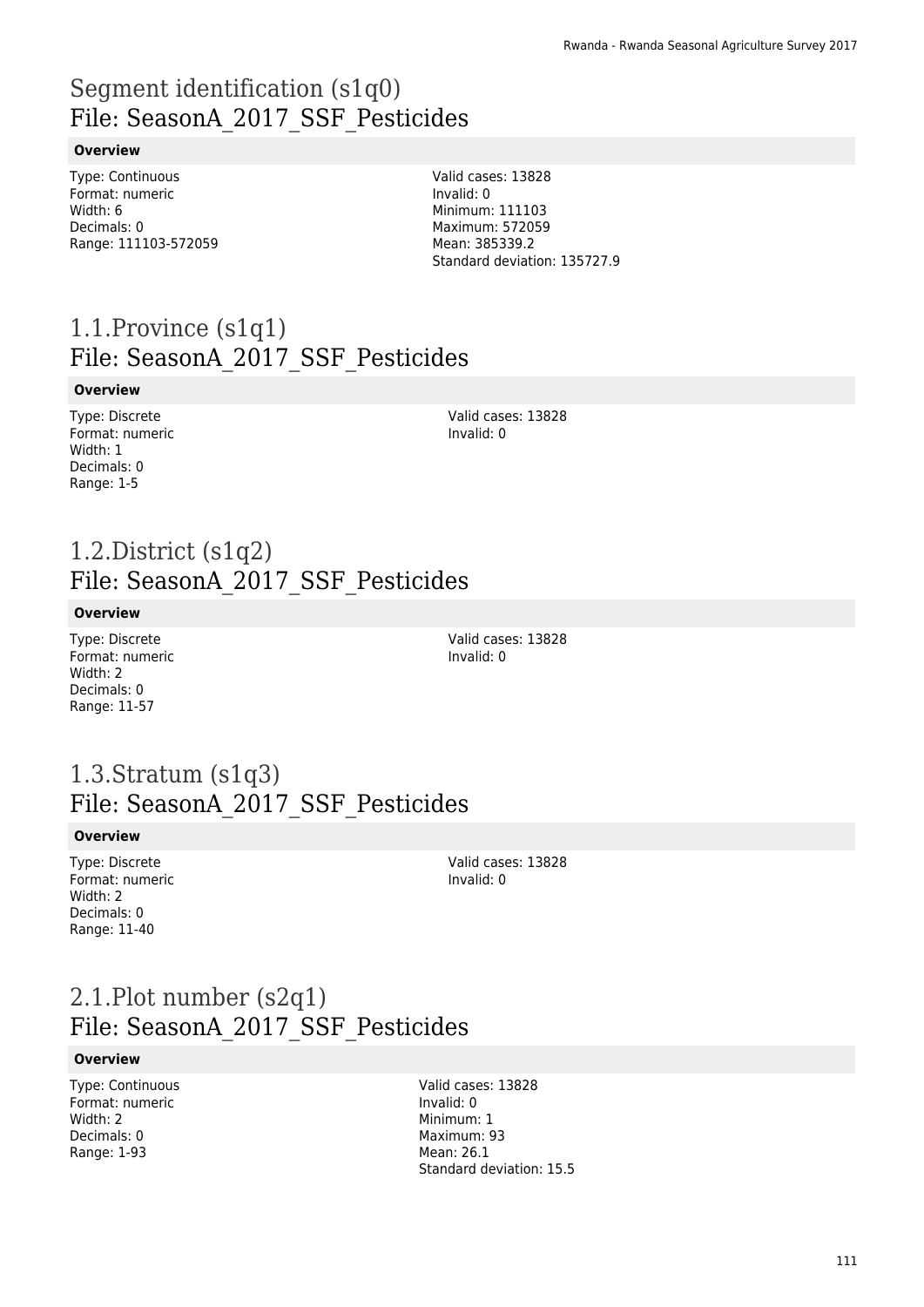# Segment identification (s1q0)
## File: SeasonA_2017_SSF_Pesticides

**Overview**

Type: Continuous
Format: numeric
Width: 6
Decimals: 0
Range: 111103-572059

Valid cases: 13828
Invalid: 0
Minimum: 111103
Maximum: 572059
Mean: 385339.2
Standard deviation: 135727.9

# 1.1.Province (s1q1)
## File: SeasonA_2017_SSF_Pesticides

**Overview**

Type: Discrete
Format: numeric
Width: 1
Decimals: 0
Range: 1-5

Valid cases: 13828
Invalid: 0

# 1.2.District (s1q2)
## File: SeasonA_2017_SSF_Pesticides

**Overview**

Type: Discrete
Format: numeric
Width: 2
Decimals: 0
Range: 11-57

Valid cases: 13828
Invalid: 0

# 1.3.Stratum (s1q3)
## File: SeasonA_2017_SSF_Pesticides

**Overview**

Type: Discrete
Format: numeric
Width: 2
Decimals: 0
Range: 11-40

Valid cases: 13828
Invalid: 0

# 2.1.Plot number (s2q1)
## File: SeasonA_2017_SSF_Pesticides

**Overview**

Type: Continuous
Format: numeric
Width: 2
Decimals: 0
Range: 1-93

Valid cases: 13828
Invalid: 0
Minimum: 1
Maximum: 93
Mean: 26.1
Standard deviation: 15.5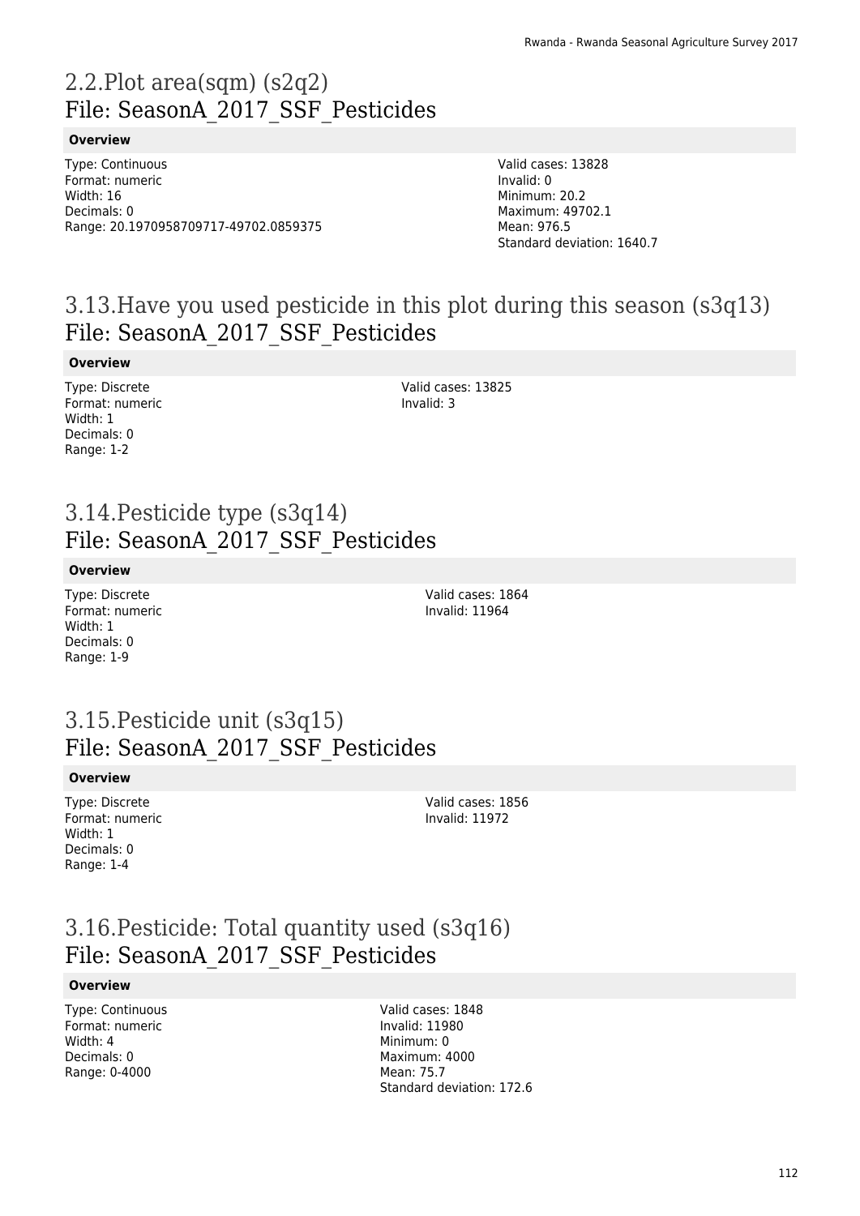# 2.2.Plot area(sqm) (s2q2)
## File: SeasonA_2017_SSF_Pesticides

**Overview**

Type: Continuous
Format: numeric
Width: 16
Decimals: 0
Range: 20.1970958709717-49702.0859375

Valid cases: 13828
Invalid: 0
Minimum: 20.2
Maximum: 49702.1
Mean: 976.5
Standard deviation: 1640.7

# 3.13.Have you used pesticide in this plot during this season (s3q13)
## File: SeasonA_2017_SSF_Pesticides

**Overview**

Type: Discrete
Format: numeric
Width: 1
Decimals: 0
Range: 1-2

Valid cases: 13825
Invalid: 3

# 3.14.Pesticide type (s3q14)
## File: SeasonA_2017_SSF_Pesticides

**Overview**

Type: Discrete
Format: numeric
Width: 1
Decimals: 0
Range: 1-9

Valid cases: 1864
Invalid: 11964

# 3.15.Pesticide unit (s3q15)
## File: SeasonA_2017_SSF_Pesticides

**Overview**

Type: Discrete
Format: numeric
Width: 1
Decimals: 0
Range: 1-4

Valid cases: 1856
Invalid: 11972

# 3.16.Pesticide: Total quantity used (s3q16)
## File: SeasonA_2017_SSF_Pesticides

**Overview**

Type: Continuous
Format: numeric
Width: 4
Decimals: 0
Range: 0-4000

Valid cases: 1848
Invalid: 11980
Minimum: 0
Maximum: 4000
Mean: 75.7
Standard deviation: 172.6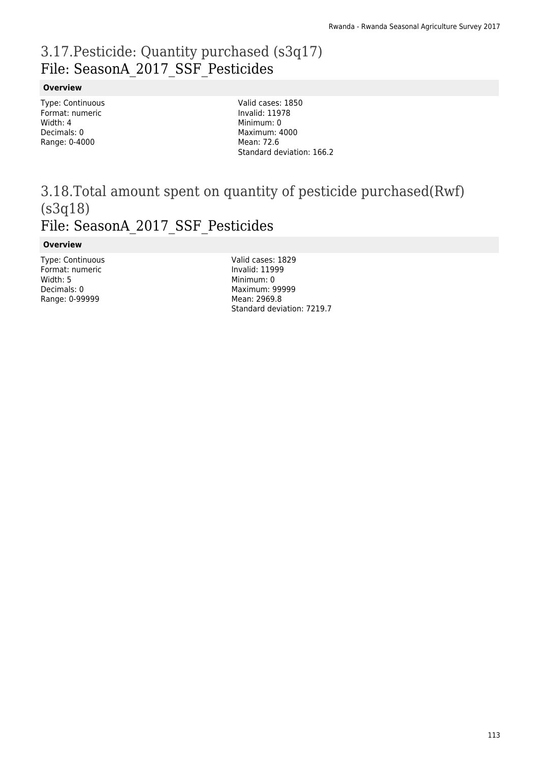# 3.17.Pesticide: Quantity purchased (s3q17)
## File: SeasonA_2017_SSF_Pesticides

**Overview**

Type: Continuous
Format: numeric
Width: 4
Decimals: 0
Range: 0-4000

Valid cases: 1850
Invalid: 11978
Minimum: 0
Maximum: 4000
Mean: 72.6
Standard deviation: 166.2

# 3.18.Total amount spent on quantity of pesticide purchased(Rwf) (s3q18)
## File: SeasonA_2017_SSF_Pesticides

**Overview**

Type: Continuous
Format: numeric
Width: 5
Decimals: 0
Range: 0-99999

Valid cases: 1829
Invalid: 11999
Minimum: 0
Maximum: 99999
Mean: 2969.8
Standard deviation: 7219.7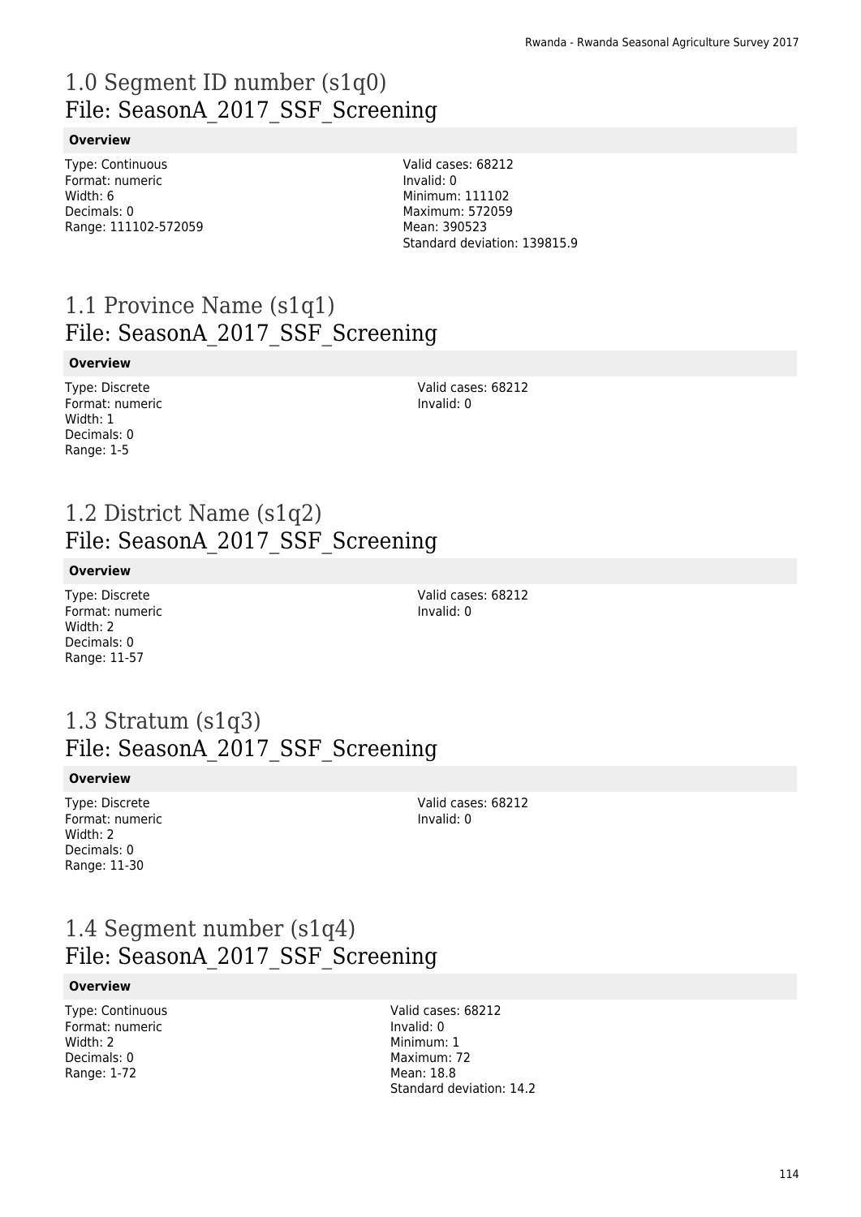# 1.0 Segment ID number (s1q0)
## File: SeasonA_2017_SSF_Screening

**Overview**

Type: Continuous
Format: numeric
Width: 6
Decimals: 0
Range: 111102-572059

Valid cases: 68212
Invalid: 0
Minimum: 111102
Maximum: 572059
Mean: 390523
Standard deviation: 139815.9

# 1.1 Province Name (s1q1)
## File: SeasonA_2017_SSF_Screening

**Overview**

Type: Discrete
Format: numeric
Width: 1
Decimals: 0
Range: 1-5

Valid cases: 68212
Invalid: 0

# 1.2 District Name (s1q2)
## File: SeasonA_2017_SSF_Screening

**Overview**

Type: Discrete
Format: numeric
Width: 2
Decimals: 0
Range: 11-57

Valid cases: 68212
Invalid: 0

# 1.3 Stratum (s1q3)
## File: SeasonA_2017_SSF_Screening

**Overview**

Type: Discrete
Format: numeric
Width: 2
Decimals: 0
Range: 11-30

Valid cases: 68212
Invalid: 0

# 1.4 Segment number (s1q4)
## File: SeasonA_2017_SSF_Screening

**Overview**

Type: Continuous
Format: numeric
Width: 2
Decimals: 0
Range: 1-72

Valid cases: 68212
Invalid: 0
Minimum: 1
Maximum: 72
Mean: 18.8
Standard deviation: 14.2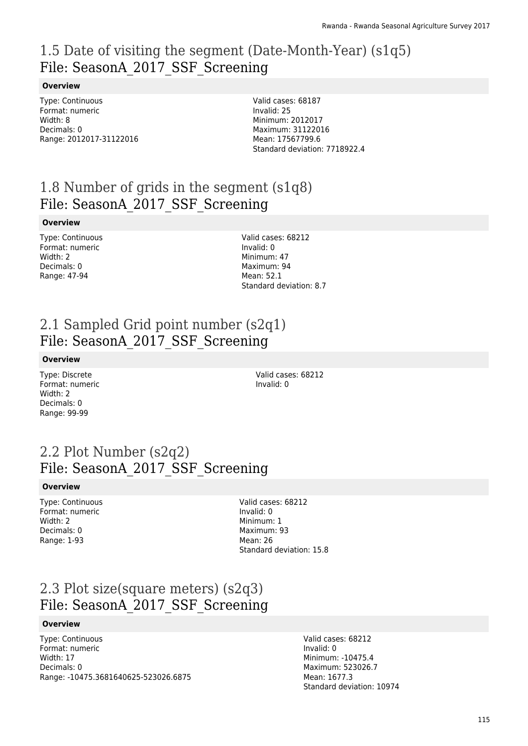# 1.5 Date of visiting the segment (Date-Month-Year) (s1q5)
File: SeasonA_2017_SSF_Screening

### Overview

Type: Continuous
Format: numeric
Width: 8
Decimals: 0
Range: 2012017-31122016

Valid cases: 68187
Invalid: 25
Minimum: 2012017
Maximum: 31122016
Mean: 17567799.6
Standard deviation: 7718922.4

# 1.8 Number of grids in the segment (s1q8)
File: SeasonA_2017_SSF_Screening

### Overview

Type: Continuous
Format: numeric
Width: 2
Decimals: 0
Range: 47-94

Valid cases: 68212
Invalid: 0
Minimum: 47
Maximum: 94
Mean: 52.1
Standard deviation: 8.7

# 2.1 Sampled Grid point number (s2q1)
File: SeasonA_2017_SSF_Screening

### Overview

Type: Discrete
Format: numeric
Width: 2
Decimals: 0
Range: 99-99

Valid cases: 68212
Invalid: 0

# 2.2 Plot Number (s2q2)
File: SeasonA_2017_SSF_Screening

### Overview

Type: Continuous
Format: numeric
Width: 2
Decimals: 0
Range: 1-93

Valid cases: 68212
Invalid: 0
Minimum: 1
Maximum: 93
Mean: 26
Standard deviation: 15.8

# 2.3 Plot size(square meters) (s2q3)
File: SeasonA_2017_SSF_Screening

### Overview

Type: Continuous
Format: numeric
Width: 17
Decimals: 0
Range: -10475.3681640625-523026.6875

Valid cases: 68212
Invalid: 0
Minimum: -10475.4
Maximum: 523026.7
Mean: 1677.3
Standard deviation: 10974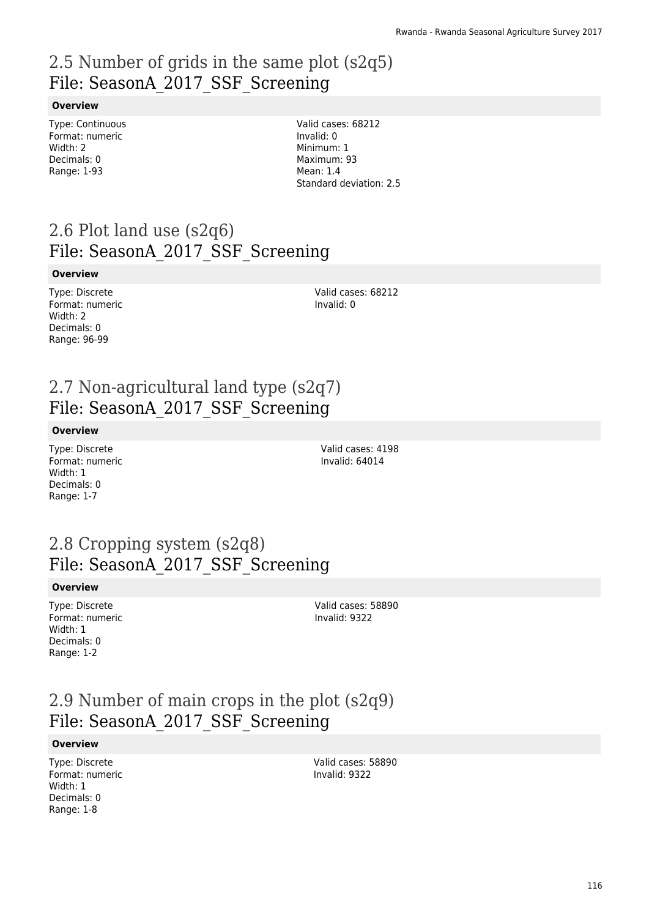## 2.5 Number of grids in the same plot (s2q5)
File: SeasonA_2017_SSF_Screening

**Overview**

Type: Continuous
Format: numeric
Width: 2
Decimals: 0
Range: 1-93

Valid cases: 68212
Invalid: 0
Minimum: 1
Maximum: 93
Mean: 1.4
Standard deviation: 2.5

## 2.6 Plot land use (s2q6)
File: SeasonA_2017_SSF_Screening

**Overview**

Type: Discrete
Format: numeric
Width: 2
Decimals: 0
Range: 96-99

Valid cases: 68212
Invalid: 0

## 2.7 Non-agricultural land type (s2q7)
File: SeasonA_2017_SSF_Screening

**Overview**

Type: Discrete
Format: numeric
Width: 1
Decimals: 0
Range: 1-7

Valid cases: 4198
Invalid: 64014

## 2.8 Cropping system (s2q8)
File: SeasonA_2017_SSF_Screening

**Overview**

Type: Discrete
Format: numeric
Width: 1
Decimals: 0
Range: 1-2

Valid cases: 58890
Invalid: 9322

## 2.9 Number of main crops in the plot (s2q9)
File: SeasonA_2017_SSF_Screening

**Overview**

Type: Discrete
Format: numeric
Width: 1
Decimals: 0
Range: 1-8

Valid cases: 58890
Invalid: 9322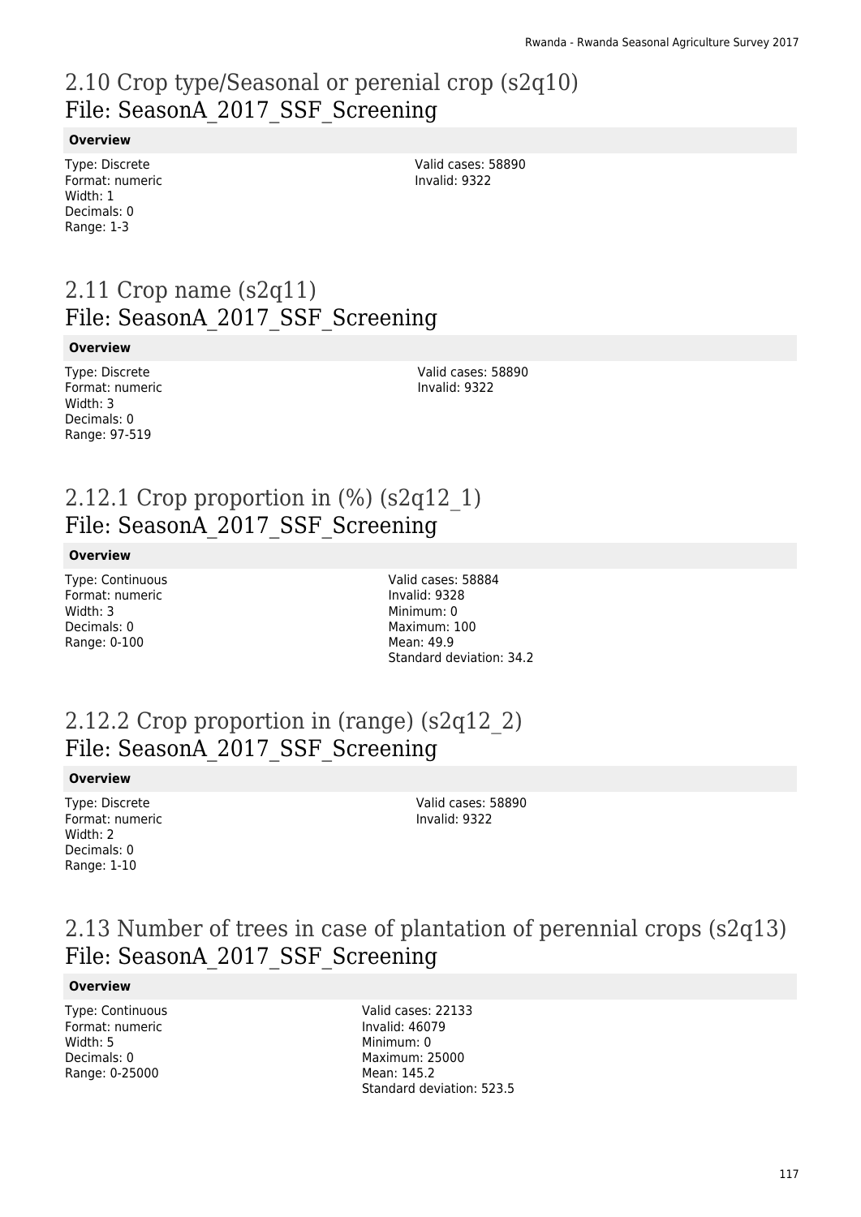## 2.10 Crop type/Seasonal or perenial crop (s2q10)
File: SeasonA_2017_SSF_Screening

**Overview**

Type: Discrete
Format: numeric
Width: 1
Decimals: 0
Range: 1-3

Valid cases: 58890
Invalid: 9322

## 2.11 Crop name (s2q11)
File: SeasonA_2017_SSF_Screening

**Overview**

Type: Discrete
Format: numeric
Width: 3
Decimals: 0
Range: 97-519

Valid cases: 58890
Invalid: 9322

## 2.12.1 Crop proportion in (%) (s2q12_1)
File: SeasonA_2017_SSF_Screening

**Overview**

Type: Continuous
Format: numeric
Width: 3
Decimals: 0
Range: 0-100

Valid cases: 58884
Invalid: 9328
Minimum: 0
Maximum: 100
Mean: 49.9
Standard deviation: 34.2

## 2.12.2 Crop proportion in (range) (s2q12_2)
File: SeasonA_2017_SSF_Screening

**Overview**

Type: Discrete
Format: numeric
Width: 2
Decimals: 0
Range: 1-10

Valid cases: 58890
Invalid: 9322

## 2.13 Number of trees in case of plantation of perennial crops (s2q13)
File: SeasonA_2017_SSF_Screening

**Overview**

Type: Continuous
Format: numeric
Width: 5
Decimals: 0
Range: 0-25000

Valid cases: 22133
Invalid: 46079
Minimum: 0
Maximum: 25000
Mean: 145.2
Standard deviation: 523.5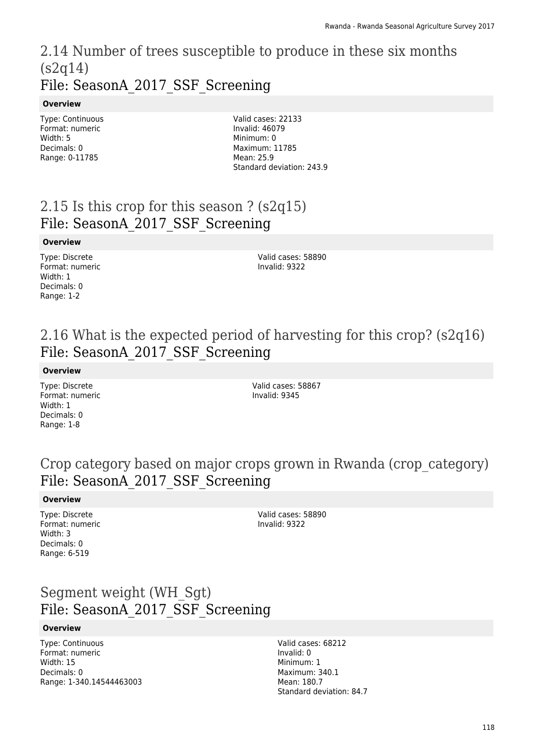## 2.14 Number of trees susceptible to produce in these six months (s2q14)
File: SeasonA_2017_SSF_Screening

**Overview**

Type: Continuous
Format: numeric
Width: 5
Decimals: 0
Range: 0-11785

Valid cases: 22133
Invalid: 46079
Minimum: 0
Maximum: 11785
Mean: 25.9
Standard deviation: 243.9

## 2.15 Is this crop for this season ? (s2q15)
File: SeasonA_2017_SSF_Screening

**Overview**

Type: Discrete
Format: numeric
Width: 1
Decimals: 0
Range: 1-2

Valid cases: 58890
Invalid: 9322

## 2.16 What is the expected period of harvesting for this crop? (s2q16)
File: SeasonA_2017_SSF_Screening

**Overview**

Type: Discrete
Format: numeric
Width: 1
Decimals: 0
Range: 1-8

Valid cases: 58867
Invalid: 9345

## Crop category based on major crops grown in Rwanda (crop_category)
File: SeasonA_2017_SSF_Screening

**Overview**

Type: Discrete
Format: numeric
Width: 3
Decimals: 0
Range: 6-519

Valid cases: 58890
Invalid: 9322

## Segment weight (WH_Sgt)
File: SeasonA_2017_SSF_Screening

**Overview**

Type: Continuous
Format: numeric
Width: 15
Decimals: 0
Range: 1-340.14544463003

Valid cases: 68212
Invalid: 0
Minimum: 1
Maximum: 340.1
Mean: 180.7
Standard deviation: 84.7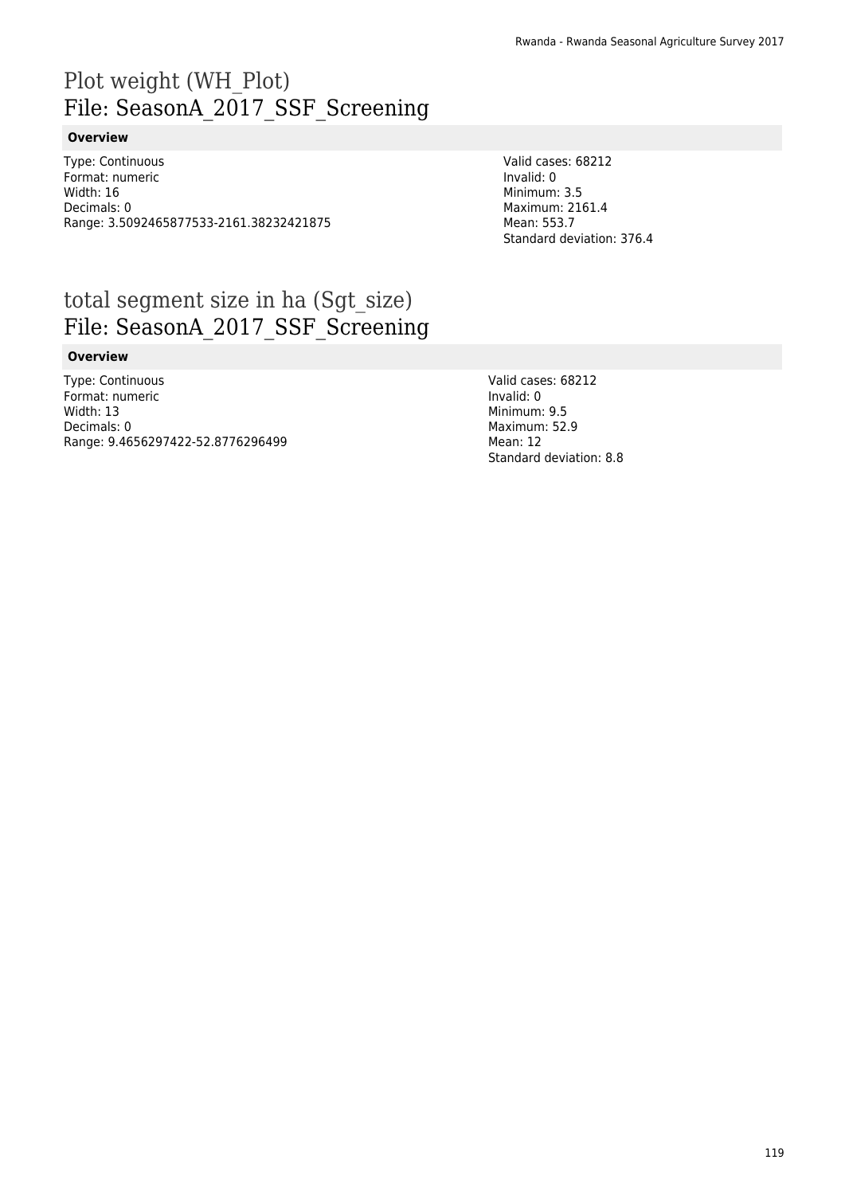# Plot weight (WH_Plot)
File: SeasonA_2017_SSF_Screening

### Overview

Type: Continuous
Format: numeric
Width: 16
Decimals: 0
Range: 3.5092465877533-2161.38232421875

Valid cases: 68212
Invalid: 0
Minimum: 3.5
Maximum: 2161.4
Mean: 553.7
Standard deviation: 376.4

# total segment size in ha (Sgt_size)
File: SeasonA_2017_SSF_Screening

### Overview

Type: Continuous
Format: numeric
Width: 13
Decimals: 0
Range: 9.4656297422-52.8776296499

Valid cases: 68212
Invalid: 0
Minimum: 9.5
Maximum: 52.9
Mean: 12
Standard deviation: 8.8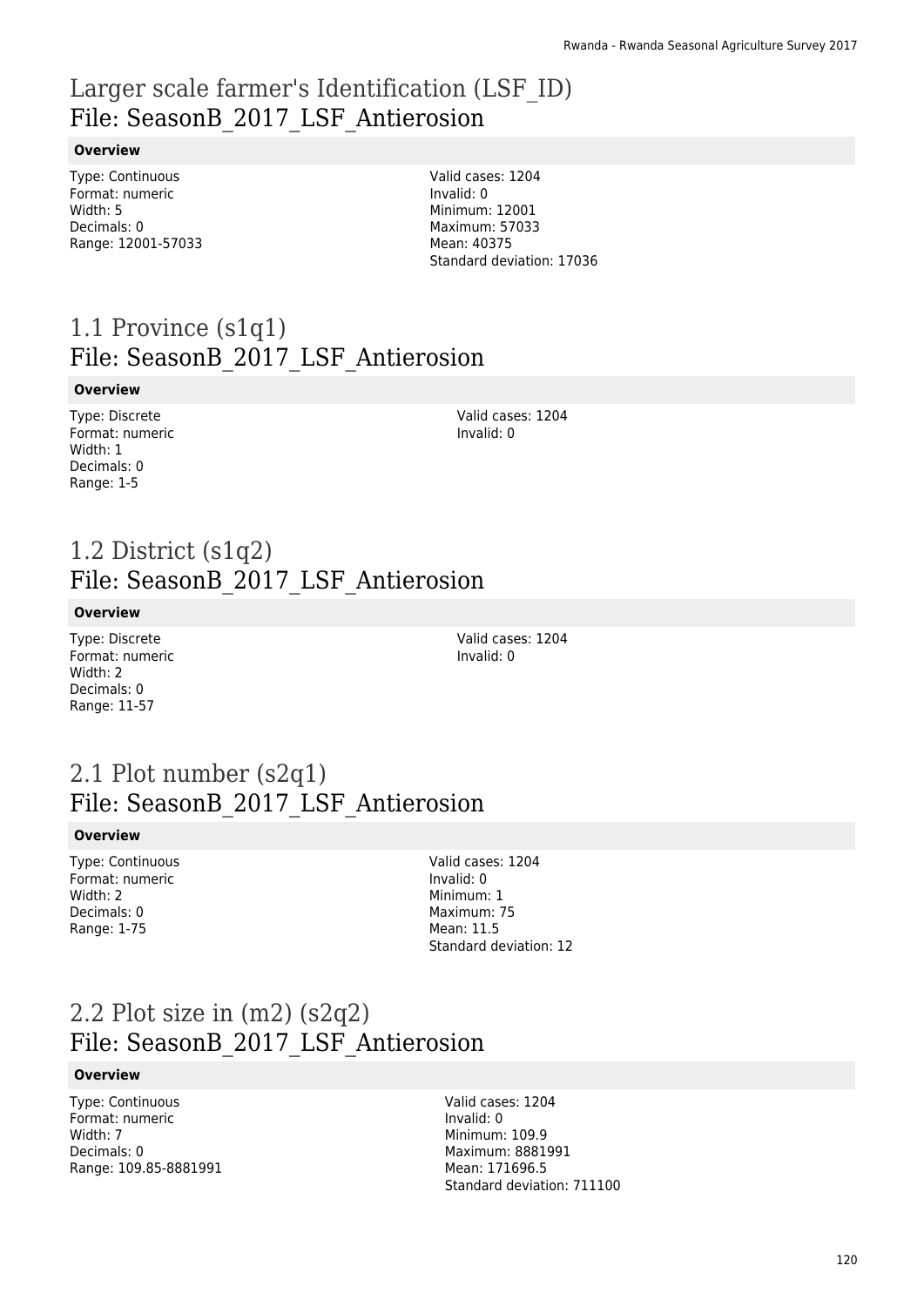# Larger scale farmer's Identification (LSF_ID)
## File: SeasonB_2017_LSF_Antierosion

**Overview**

Type: Continuous
Format: numeric
Width: 5
Decimals: 0
Range: 12001-57033

Valid cases: 1204
Invalid: 0
Minimum: 12001
Maximum: 57033
Mean: 40375
Standard deviation: 17036

# 1.1 Province (s1q1)
## File: SeasonB_2017_LSF_Antierosion

**Overview**

Type: Discrete
Format: numeric
Width: 1
Decimals: 0
Range: 1-5

Valid cases: 1204
Invalid: 0

# 1.2 District (s1q2)
## File: SeasonB_2017_LSF_Antierosion

**Overview**

Type: Discrete
Format: numeric
Width: 2
Decimals: 0
Range: 11-57

Valid cases: 1204
Invalid: 0

# 2.1 Plot number (s2q1)
## File: SeasonB_2017_LSF_Antierosion

**Overview**

Type: Continuous
Format: numeric
Width: 2
Decimals: 0
Range: 1-75

Valid cases: 1204
Invalid: 0
Minimum: 1
Maximum: 75
Mean: 11.5
Standard deviation: 12

# 2.2 Plot size in (m2) (s2q2)
## File: SeasonB_2017_LSF_Antierosion

**Overview**

Type: Continuous
Format: numeric
Width: 7
Decimals: 0
Range: 109.85-8881991

Valid cases: 1204
Invalid: 0
Minimum: 109.9
Maximum: 8881991
Mean: 171696.5
Standard deviation: 711100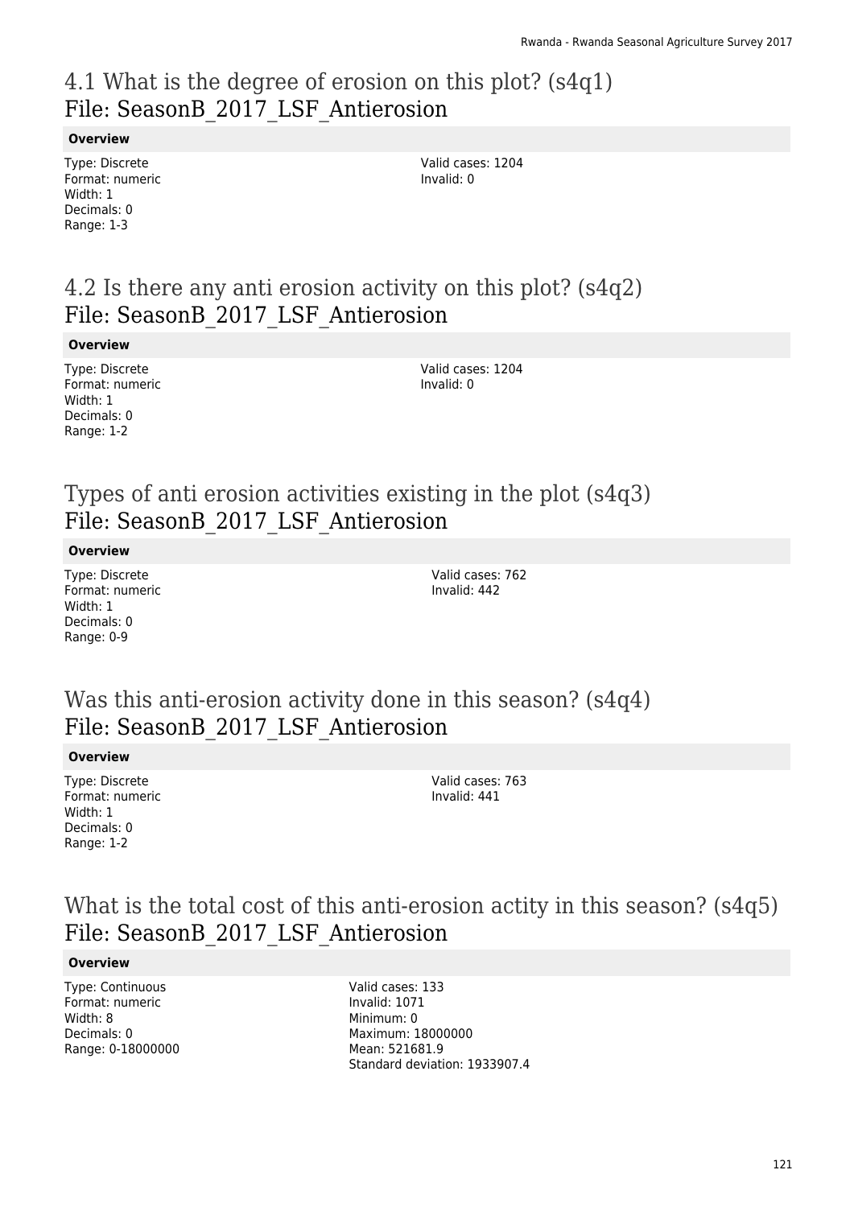## 4.1 What is the degree of erosion on this plot? (s4q1)
## File: SeasonB_2017_LSF_Antierosion

**Overview**

Type: Discrete
Format: numeric
Width: 1
Decimals: 0
Range: 1-3

Valid cases: 1204
Invalid: 0

## 4.2 Is there any anti erosion activity on this plot? (s4q2)
## File: SeasonB_2017_LSF_Antierosion

**Overview**

Type: Discrete
Format: numeric
Width: 1
Decimals: 0
Range: 1-2

Valid cases: 1204
Invalid: 0

## Types of anti erosion activities existing in the plot (s4q3)
## File: SeasonB_2017_LSF_Antierosion

**Overview**

Type: Discrete
Format: numeric
Width: 1
Decimals: 0
Range: 0-9

Valid cases: 762
Invalid: 442

## Was this anti-erosion activity done in this season? (s4q4)
## File: SeasonB_2017_LSF_Antierosion

**Overview**

Type: Discrete
Format: numeric
Width: 1
Decimals: 0
Range: 1-2

Valid cases: 763
Invalid: 441

## What is the total cost of this anti-erosion actity in this season? (s4q5)
## File: SeasonB_2017_LSF_Antierosion

**Overview**

Type: Continuous
Format: numeric
Width: 8
Decimals: 0
Range: 0-18000000

Valid cases: 133
Invalid: 1071
Minimum: 0
Maximum: 18000000
Mean: 521681.9
Standard deviation: 1933907.4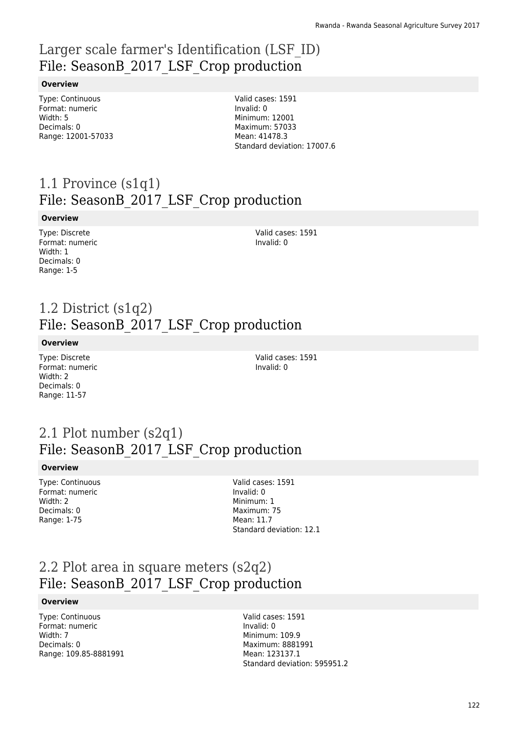# Larger scale farmer's Identification (LSF_ID)
## File: SeasonB_2017_LSF_Crop production

**Overview**

Type: Continuous
Format: numeric
Width: 5
Decimals: 0
Range: 12001-57033

Valid cases: 1591
Invalid: 0
Minimum: 12001
Maximum: 57033
Mean: 41478.3
Standard deviation: 17007.6

# 1.1 Province (s1q1)
## File: SeasonB_2017_LSF_Crop production

**Overview**

Type: Discrete
Format: numeric
Width: 1
Decimals: 0
Range: 1-5

Valid cases: 1591
Invalid: 0

# 1.2 District (s1q2)
## File: SeasonB_2017_LSF_Crop production

**Overview**

Type: Discrete
Format: numeric
Width: 2
Decimals: 0
Range: 11-57

Valid cases: 1591
Invalid: 0

# 2.1 Plot number (s2q1)
## File: SeasonB_2017_LSF_Crop production

**Overview**

Type: Continuous
Format: numeric
Width: 2
Decimals: 0
Range: 1-75

Valid cases: 1591
Invalid: 0
Minimum: 1
Maximum: 75
Mean: 11.7
Standard deviation: 12.1

# 2.2 Plot area in square meters (s2q2)
## File: SeasonB_2017_LSF_Crop production

**Overview**

Type: Continuous
Format: numeric
Width: 7
Decimals: 0
Range: 109.85-8881991

Valid cases: 1591
Invalid: 0
Minimum: 109.9
Maximum: 8881991
Mean: 123137.1
Standard deviation: 595951.2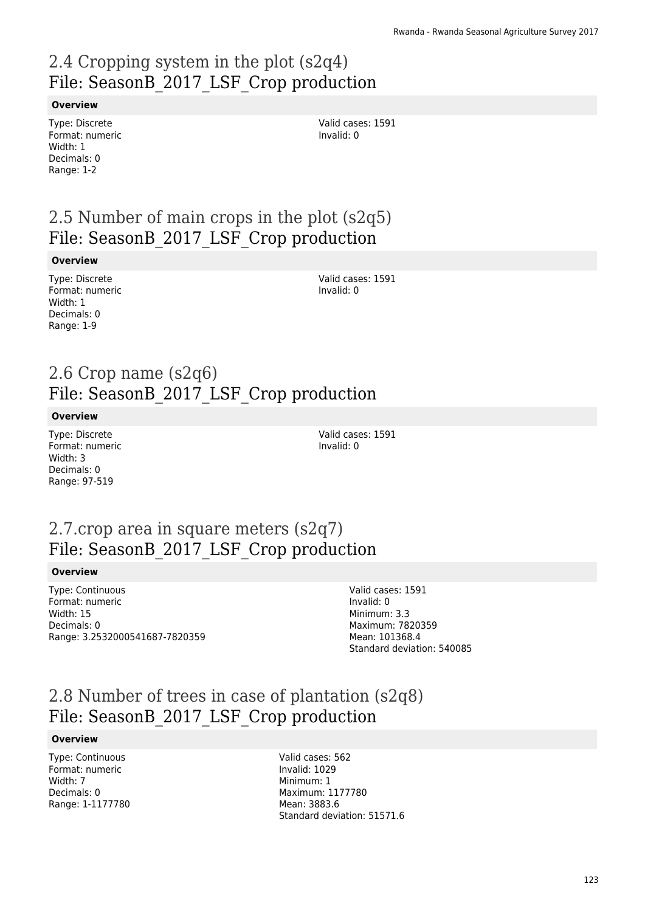# 2.4 Cropping system in the plot (s2q4)
## File: SeasonB_2017_LSF_Crop production

**Overview**

Type: Discrete
Format: numeric
Width: 1
Decimals: 0
Range: 1-2

Valid cases: 1591
Invalid: 0

# 2.5 Number of main crops in the plot (s2q5)
## File: SeasonB_2017_LSF_Crop production

**Overview**

Type: Discrete
Format: numeric
Width: 1
Decimals: 0
Range: 1-9

Valid cases: 1591
Invalid: 0

# 2.6 Crop name (s2q6)
## File: SeasonB_2017_LSF_Crop production

**Overview**

Type: Discrete
Format: numeric
Width: 3
Decimals: 0
Range: 97-519

Valid cases: 1591
Invalid: 0

# 2.7.crop area in square meters (s2q7)
## File: SeasonB_2017_LSF_Crop production

**Overview**

Type: Continuous
Format: numeric
Width: 15
Decimals: 0
Range: 3.2532000541687-7820359

Valid cases: 1591
Invalid: 0
Minimum: 3.3
Maximum: 7820359
Mean: 101368.4
Standard deviation: 540085

# 2.8 Number of trees in case of plantation (s2q8)
## File: SeasonB_2017_LSF_Crop production

**Overview**

Type: Continuous
Format: numeric
Width: 7
Decimals: 0
Range: 1-1177780

Valid cases: 562
Invalid: 1029
Minimum: 1
Maximum: 1177780
Mean: 3883.6
Standard deviation: 51571.6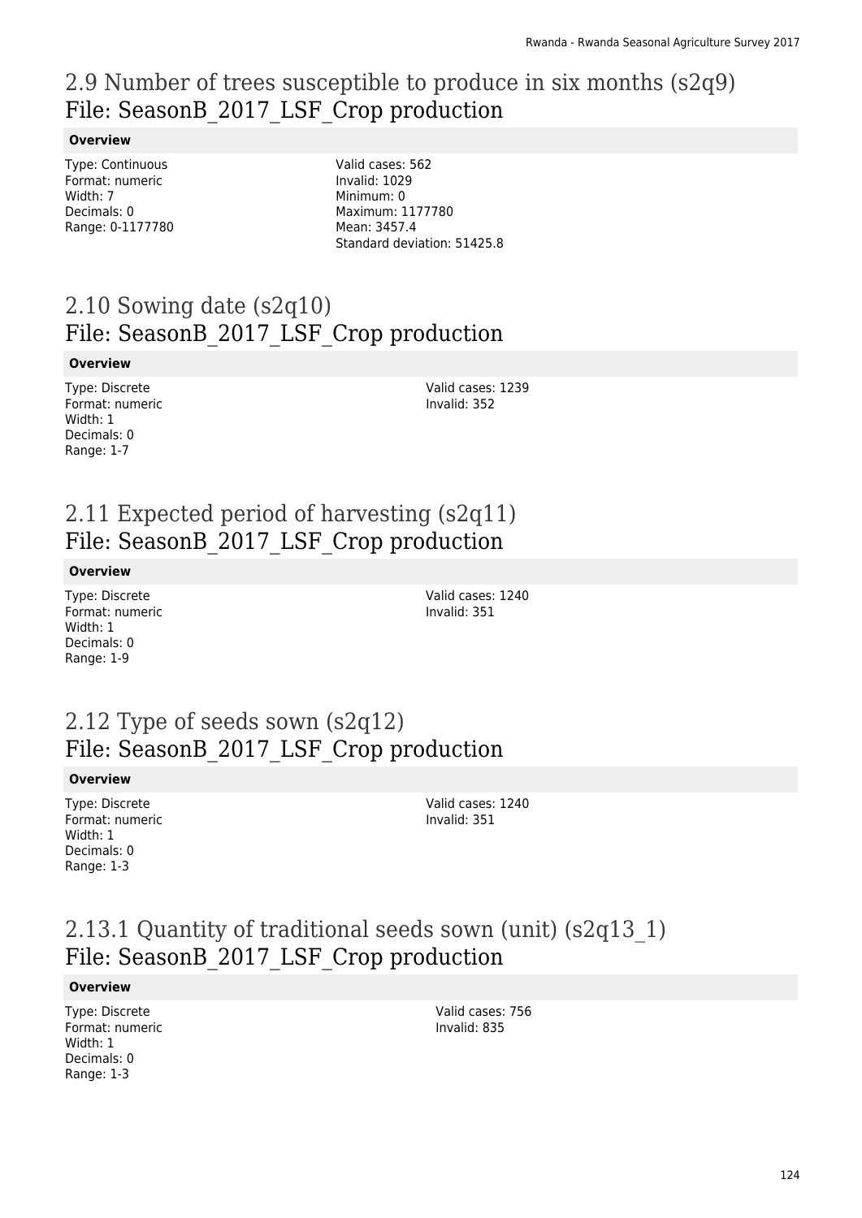## 2.9 Number of trees susceptible to produce in six months (s2q9)
## File: SeasonB_2017_LSF_Crop production

**Overview**

Type: Continuous
Format: numeric
Width: 7
Decimals: 0
Range: 0-1177780

Valid cases: 562
Invalid: 1029
Minimum: 0
Maximum: 1177780
Mean: 3457.4
Standard deviation: 51425.8

## 2.10 Sowing date (s2q10)
## File: SeasonB_2017_LSF_Crop production

**Overview**

Type: Discrete
Format: numeric
Width: 1
Decimals: 0
Range: 1-7

Valid cases: 1239
Invalid: 352

## 2.11 Expected period of harvesting (s2q11)
## File: SeasonB_2017_LSF_Crop production

**Overview**

Type: Discrete
Format: numeric
Width: 1
Decimals: 0
Range: 1-9

Valid cases: 1240
Invalid: 351

## 2.12 Type of seeds sown (s2q12)
## File: SeasonB_2017_LSF_Crop production

**Overview**

Type: Discrete
Format: numeric
Width: 1
Decimals: 0
Range: 1-3

Valid cases: 1240
Invalid: 351

## 2.13.1 Quantity of traditional seeds sown (unit) (s2q13_1)
## File: SeasonB_2017_LSF_Crop production

**Overview**

Type: Discrete
Format: numeric
Width: 1
Decimals: 0
Range: 1-3

Valid cases: 756
Invalid: 835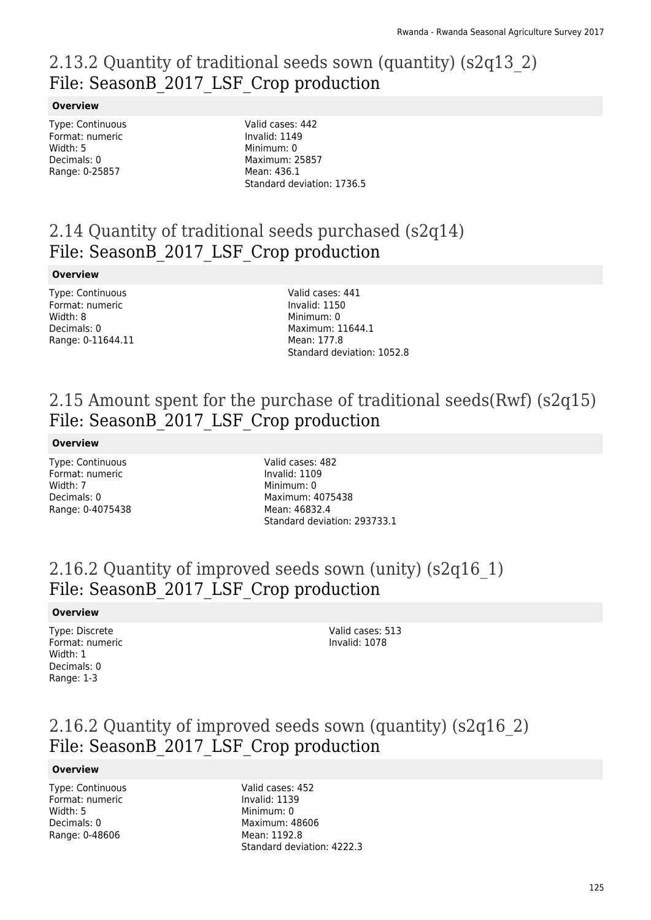## 2.13.2 Quantity of traditional seeds sown (quantity) (s2q13_2)
## File: SeasonB_2017_LSF_Crop production

**Overview**

Type: Continuous
Format: numeric
Width: 5
Decimals: 0
Range: 0-25857

Valid cases: 442
Invalid: 1149
Minimum: 0
Maximum: 25857
Mean: 436.1
Standard deviation: 1736.5

## 2.14 Quantity of traditional seeds purchased (s2q14)
## File: SeasonB_2017_LSF_Crop production

**Overview**

Type: Continuous
Format: numeric
Width: 8
Decimals: 0
Range: 0-11644.11

Valid cases: 441
Invalid: 1150
Minimum: 0
Maximum: 11644.1
Mean: 177.8
Standard deviation: 1052.8

## 2.15 Amount spent for the purchase of traditional seeds(Rwf) (s2q15)
## File: SeasonB_2017_LSF_Crop production

**Overview**

Type: Continuous
Format: numeric
Width: 7
Decimals: 0
Range: 0-4075438

Valid cases: 482
Invalid: 1109
Minimum: 0
Maximum: 4075438
Mean: 46832.4
Standard deviation: 293733.1

## 2.16.2 Quantity of improved seeds sown (unity) (s2q16_1)
## File: SeasonB_2017_LSF_Crop production

**Overview**

Type: Discrete
Format: numeric
Width: 1
Decimals: 0
Range: 1-3

Valid cases: 513
Invalid: 1078

## 2.16.2 Quantity of improved seeds sown (quantity) (s2q16_2)
## File: SeasonB_2017_LSF_Crop production

**Overview**

Type: Continuous
Format: numeric
Width: 5
Decimals: 0
Range: 0-48606

Valid cases: 452
Invalid: 1139
Minimum: 0
Maximum: 48606
Mean: 1192.8
Standard deviation: 4222.3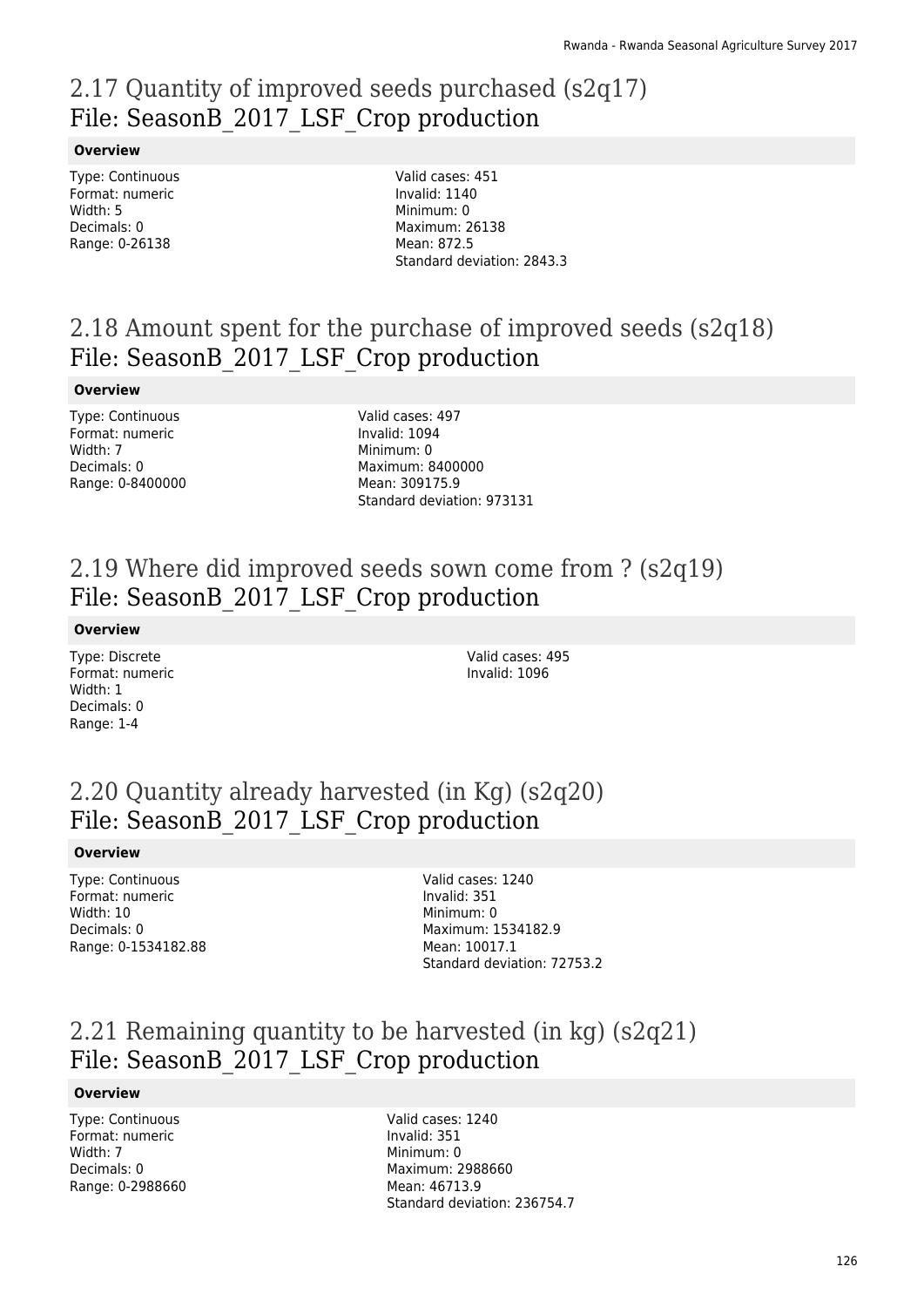## 2.17 Quantity of improved seeds purchased (s2q17)
## File: SeasonB_2017_LSF_Crop production

**Overview**

Type: Continuous
Format: numeric
Width: 5
Decimals: 0
Range: 0-26138

Valid cases: 451
Invalid: 1140
Minimum: 0
Maximum: 26138
Mean: 872.5
Standard deviation: 2843.3

## 2.18 Amount spent for the purchase of improved seeds (s2q18)
## File: SeasonB_2017_LSF_Crop production

**Overview**

Type: Continuous
Format: numeric
Width: 7
Decimals: 0
Range: 0-8400000

Valid cases: 497
Invalid: 1094
Minimum: 0
Maximum: 8400000
Mean: 309175.9
Standard deviation: 973131

## 2.19 Where did improved seeds sown come from ? (s2q19)
## File: SeasonB_2017_LSF_Crop production

**Overview**

Type: Discrete
Format: numeric
Width: 1
Decimals: 0
Range: 1-4

Valid cases: 495
Invalid: 1096

## 2.20 Quantity already harvested (in Kg) (s2q20)
## File: SeasonB_2017_LSF_Crop production

**Overview**

Type: Continuous
Format: numeric
Width: 10
Decimals: 0
Range: 0-1534182.88

Valid cases: 1240
Invalid: 351
Minimum: 0
Maximum: 1534182.9
Mean: 10017.1
Standard deviation: 72753.2

## 2.21 Remaining quantity to be harvested (in kg) (s2q21)
## File: SeasonB_2017_LSF_Crop production

**Overview**

Type: Continuous
Format: numeric
Width: 7
Decimals: 0
Range: 0-2988660

Valid cases: 1240
Invalid: 351
Minimum: 0
Maximum: 2988660
Mean: 46713.9
Standard deviation: 236754.7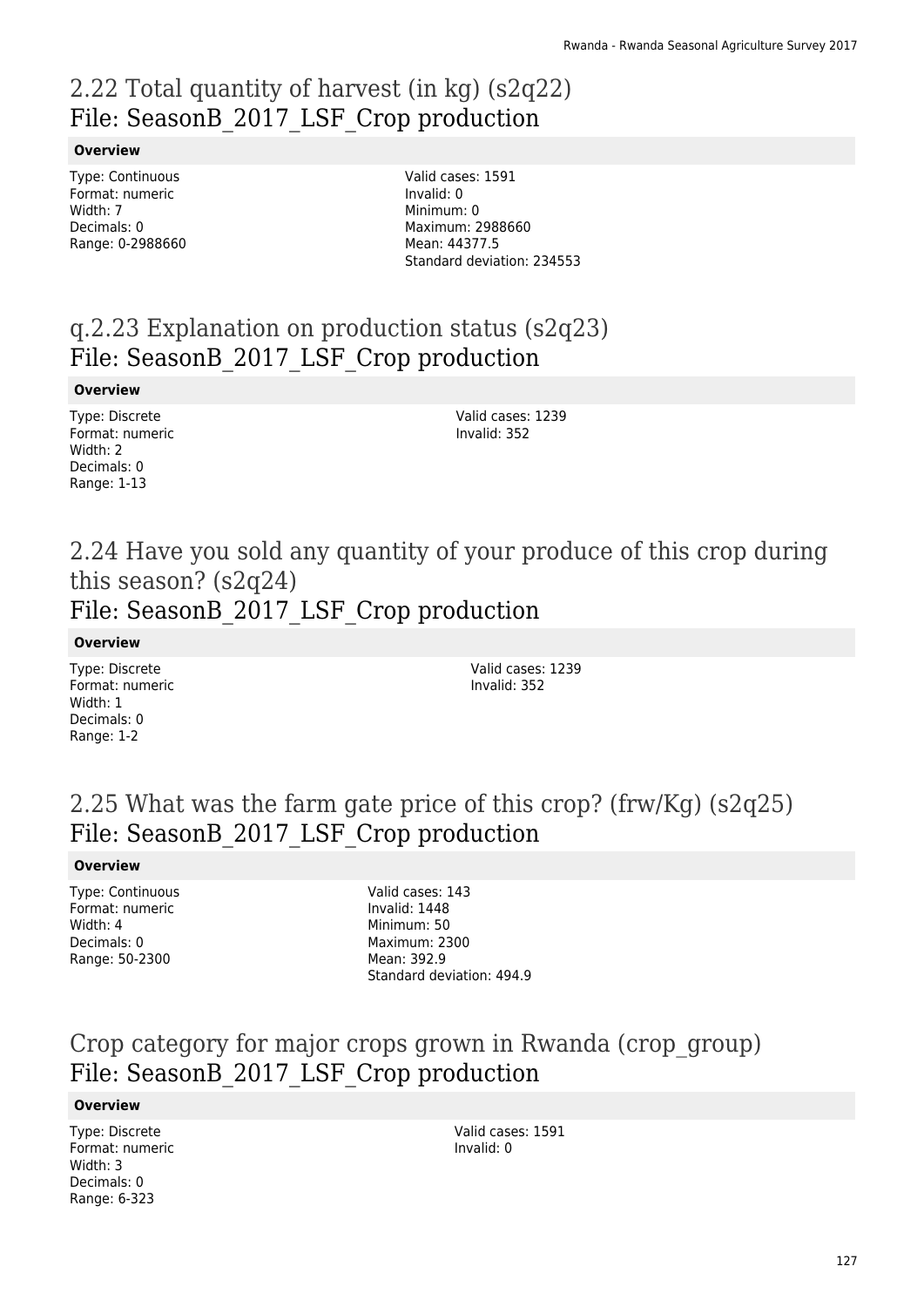## 2.22 Total quantity of harvest (in kg) (s2q22)
## File: SeasonB_2017_LSF_Crop production

**Overview**

Type: Continuous
Format: numeric
Width: 7
Decimals: 0
Range: 0-2988660

Valid cases: 1591
Invalid: 0
Minimum: 0
Maximum: 2988660
Mean: 44377.5
Standard deviation: 234553

## q.2.23 Explanation on production status (s2q23)
## File: SeasonB_2017_LSF_Crop production

**Overview**

Type: Discrete
Format: numeric
Width: 2
Decimals: 0
Range: 1-13

Valid cases: 1239
Invalid: 352

## 2.24 Have you sold any quantity of your produce of this crop during this season? (s2q24)
## File: SeasonB_2017_LSF_Crop production

**Overview**

Type: Discrete
Format: numeric
Width: 1
Decimals: 0
Range: 1-2

Valid cases: 1239
Invalid: 352

## 2.25 What was the farm gate price of this crop? (frw/Kg) (s2q25)
## File: SeasonB_2017_LSF_Crop production

**Overview**

Type: Continuous
Format: numeric
Width: 4
Decimals: 0
Range: 50-2300

Valid cases: 143
Invalid: 1448
Minimum: 50
Maximum: 2300
Mean: 392.9
Standard deviation: 494.9

## Crop category for major crops grown in Rwanda (crop_group)
## File: SeasonB_2017_LSF_Crop production

**Overview**

Type: Discrete
Format: numeric
Width: 3
Decimals: 0
Range: 6-323

Valid cases: 1591
Invalid: 0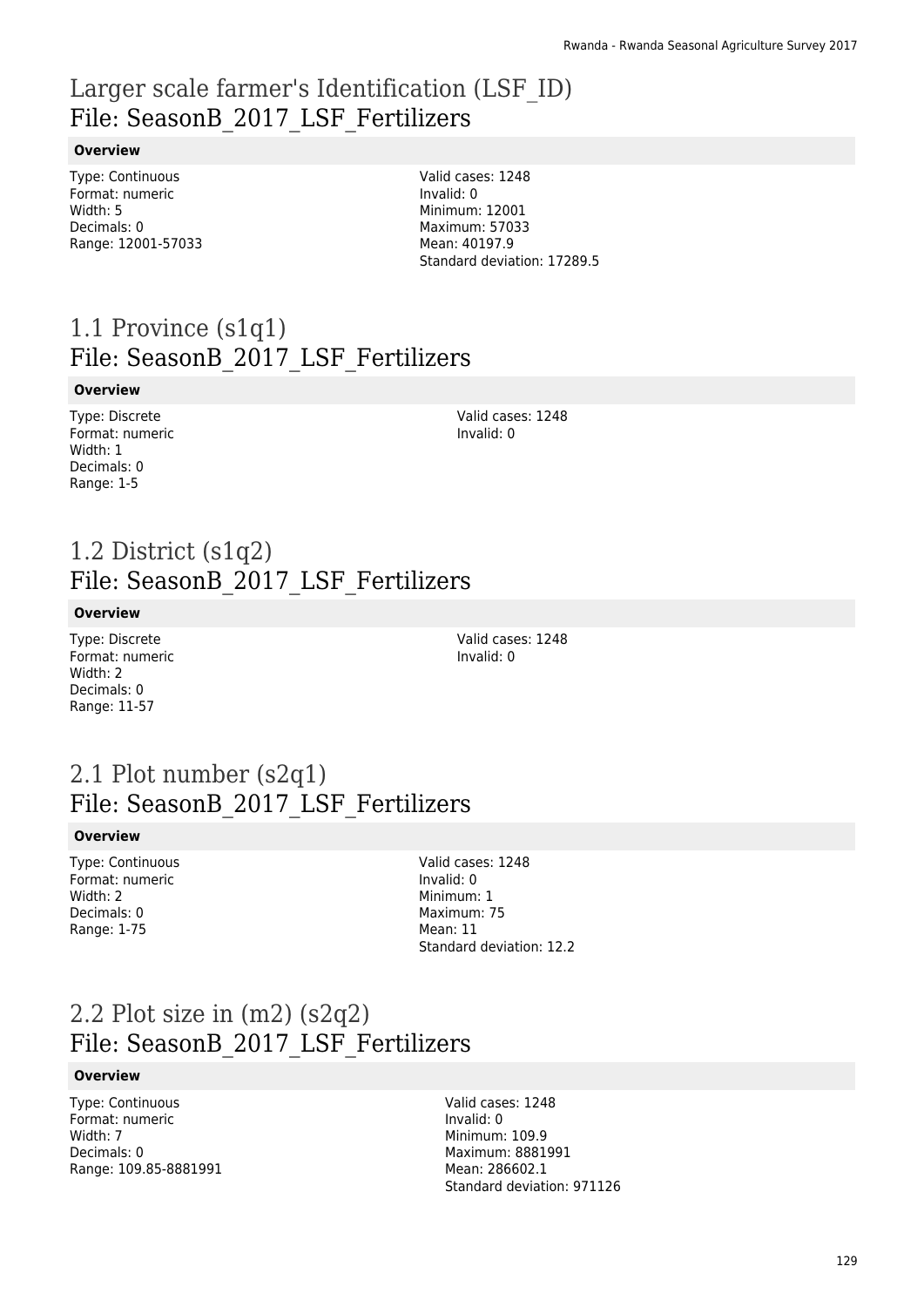# Larger scale farmer's Identification (LSF_ID)
## File: SeasonB_2017_LSF_Fertilizers

**Overview**

Type: Continuous
Format: numeric
Width: 5
Decimals: 0
Range: 12001-57033

Valid cases: 1248
Invalid: 0
Minimum: 12001
Maximum: 57033
Mean: 40197.9
Standard deviation: 17289.5

# 1.1 Province (s1q1)
## File: SeasonB_2017_LSF_Fertilizers

**Overview**

Type: Discrete
Format: numeric
Width: 1
Decimals: 0
Range: 1-5

Valid cases: 1248
Invalid: 0

# 1.2 District (s1q2)
## File: SeasonB_2017_LSF_Fertilizers

**Overview**

Type: Discrete
Format: numeric
Width: 2
Decimals: 0
Range: 11-57

Valid cases: 1248
Invalid: 0

# 2.1 Plot number (s2q1)
## File: SeasonB_2017_LSF_Fertilizers

**Overview**

Type: Continuous
Format: numeric
Width: 2
Decimals: 0
Range: 1-75

Valid cases: 1248
Invalid: 0
Minimum: 1
Maximum: 75
Mean: 11
Standard deviation: 12.2

# 2.2 Plot size in (m2) (s2q2)
## File: SeasonB_2017_LSF_Fertilizers

**Overview**

Type: Continuous
Format: numeric
Width: 7
Decimals: 0
Range: 109.85-8881991

Valid cases: 1248
Invalid: 0
Minimum: 109.9
Maximum: 8881991
Mean: 286602.1
Standard deviation: 971126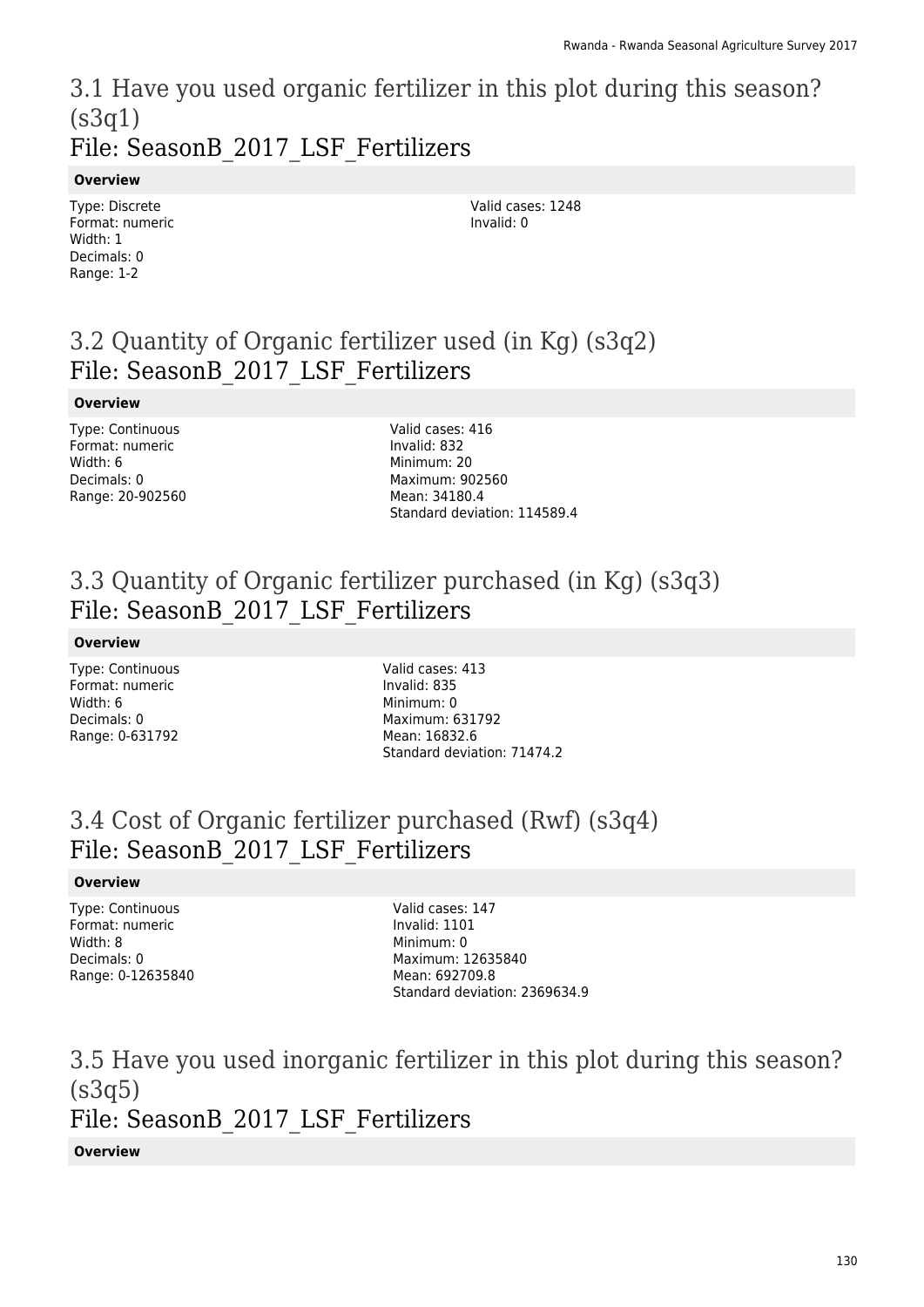## 3.1 Have you used organic fertilizer in this plot during this season? (s3q1)
## File: SeasonB_2017_LSF_Fertilizers

**Overview**

Type: Discrete
Format: numeric
Width: 1
Decimals: 0
Range: 1-2

Valid cases: 1248
Invalid: 0

## 3.2 Quantity of Organic fertilizer used (in Kg) (s3q2)
## File: SeasonB_2017_LSF_Fertilizers

**Overview**

Type: Continuous
Format: numeric
Width: 6
Decimals: 0
Range: 20-902560

Valid cases: 416
Invalid: 832
Minimum: 20
Maximum: 902560
Mean: 34180.4
Standard deviation: 114589.4

## 3.3 Quantity of Organic fertilizer purchased (in Kg) (s3q3)
## File: SeasonB_2017_LSF_Fertilizers

**Overview**

Type: Continuous
Format: numeric
Width: 6
Decimals: 0
Range: 0-631792

Valid cases: 413
Invalid: 835
Minimum: 0
Maximum: 631792
Mean: 16832.6
Standard deviation: 71474.2

## 3.4 Cost of Organic fertilizer purchased (Rwf) (s3q4)
## File: SeasonB_2017_LSF_Fertilizers

**Overview**

Type: Continuous
Format: numeric
Width: 8
Decimals: 0
Range: 0-12635840

Valid cases: 147
Invalid: 1101
Minimum: 0
Maximum: 12635840
Mean: 692709.8
Standard deviation: 2369634.9

## 3.5 Have you used inorganic fertilizer in this plot during this season? (s3q5)
## File: SeasonB_2017_LSF_Fertilizers

**Overview**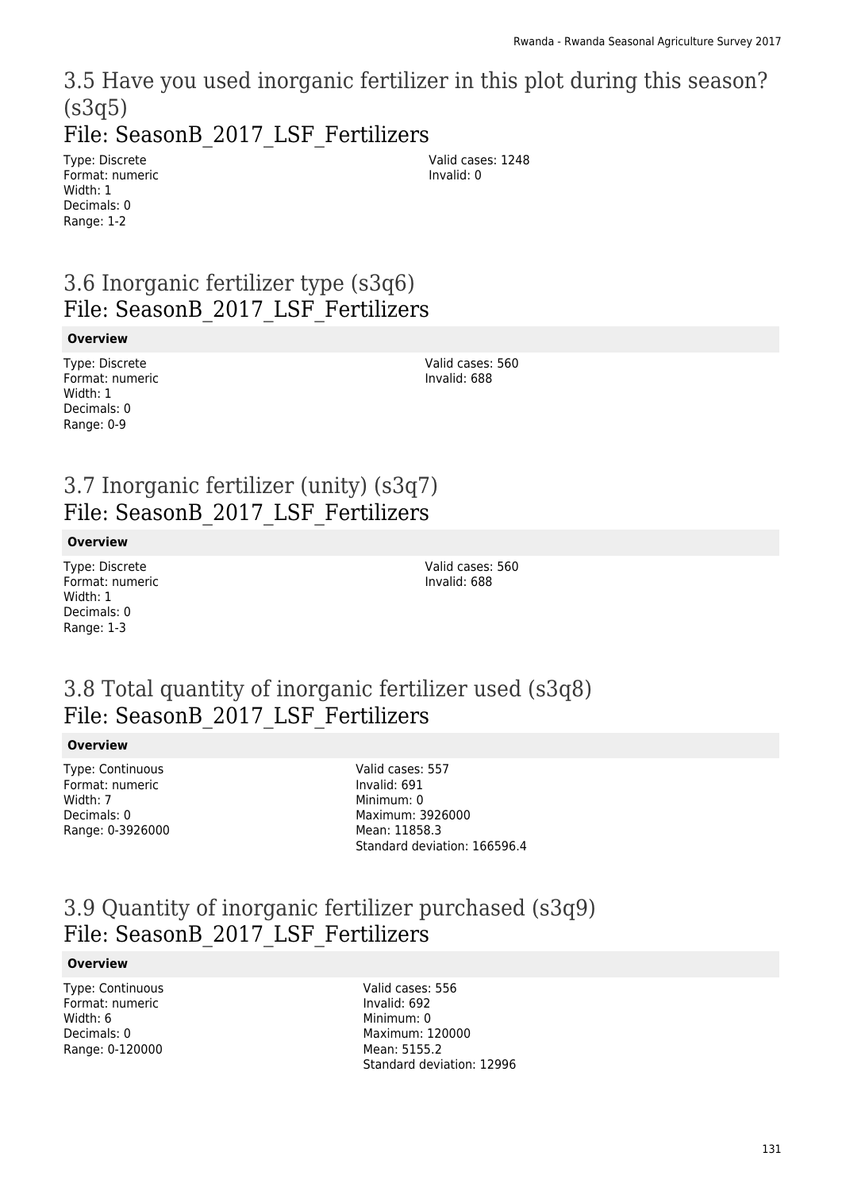## 3.5 Have you used inorganic fertilizer in this plot during this season? (s3q5)

### File: SeasonB_2017_LSF_Fertilizers

Type: Discrete
Format: numeric
Width: 1
Decimals: 0
Range: 1-2

Valid cases: 1248
Invalid: 0

## 3.6 Inorganic fertilizer type (s3q6)

### File: SeasonB_2017_LSF_Fertilizers

**Overview**

Type: Discrete
Format: numeric
Width: 1
Decimals: 0
Range: 0-9

Valid cases: 560
Invalid: 688

## 3.7 Inorganic fertilizer (unity) (s3q7)

### File: SeasonB_2017_LSF_Fertilizers

**Overview**

Type: Discrete
Format: numeric
Width: 1
Decimals: 0
Range: 1-3

Valid cases: 560
Invalid: 688

## 3.8 Total quantity of inorganic fertilizer used (s3q8)

### File: SeasonB_2017_LSF_Fertilizers

**Overview**

Type: Continuous
Format: numeric
Width: 7
Decimals: 0
Range: 0-3926000

Valid cases: 557
Invalid: 691
Minimum: 0
Maximum: 3926000
Mean: 11858.3
Standard deviation: 166596.4

## 3.9 Quantity of inorganic fertilizer purchased (s3q9)

### File: SeasonB_2017_LSF_Fertilizers

**Overview**

Type: Continuous
Format: numeric
Width: 6
Decimals: 0
Range: 0-120000

Valid cases: 556
Invalid: 692
Minimum: 0
Maximum: 120000
Mean: 5155.2
Standard deviation: 12996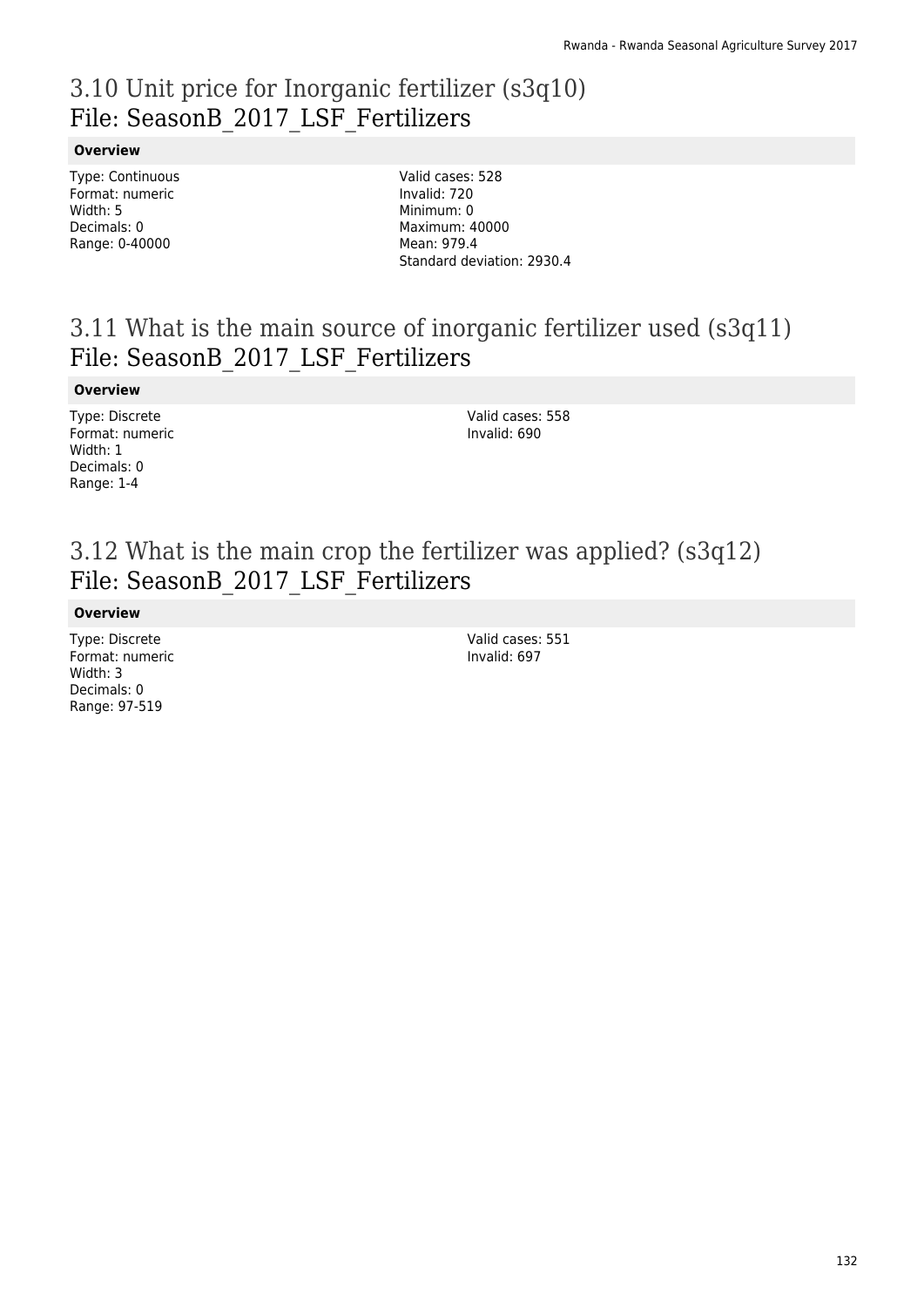# 3.10 Unit price for Inorganic fertilizer (s3q10)
## File: SeasonB_2017_LSF_Fertilizers

**Overview**

Type: Continuous
Format: numeric
Width: 5
Decimals: 0
Range: 0-40000

Valid cases: 528
Invalid: 720
Minimum: 0
Maximum: 40000
Mean: 979.4
Standard deviation: 2930.4

# 3.11 What is the main source of inorganic fertilizer used (s3q11)
## File: SeasonB_2017_LSF_Fertilizers

**Overview**

Type: Discrete
Format: numeric
Width: 1
Decimals: 0
Range: 1-4

Valid cases: 558
Invalid: 690

# 3.12 What is the main crop the fertilizer was applied? (s3q12)
## File: SeasonB_2017_LSF_Fertilizers

**Overview**

Type: Discrete
Format: numeric
Width: 3
Decimals: 0
Range: 97-519

Valid cases: 551
Invalid: 697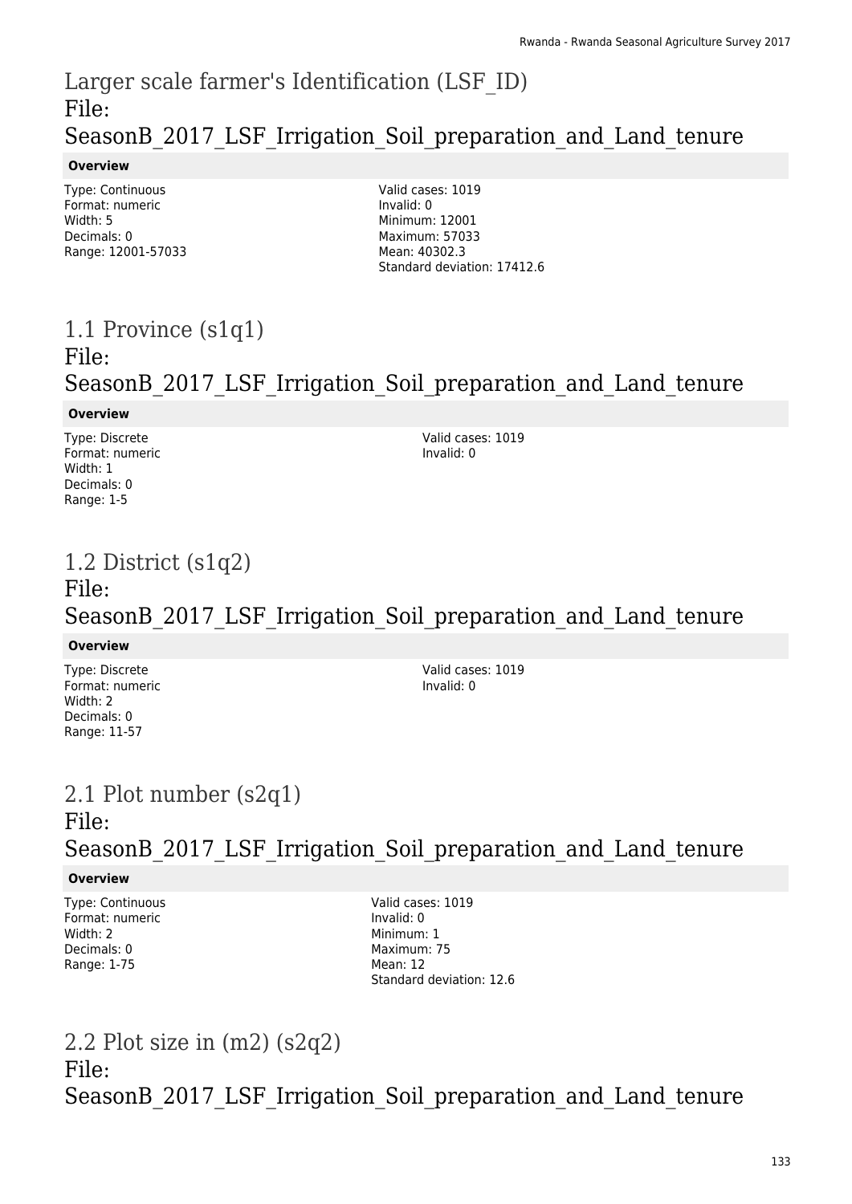## Larger scale farmer's Identification (LSF_ID)
## File: SeasonB_2017_LSF_Irrigation_Soil_preparation_and_Land_tenure

**Overview**

Type: Continuous
Format: numeric
Width: 5
Decimals: 0
Range: 12001-57033

Valid cases: 1019
Invalid: 0
Minimum: 12001
Maximum: 57033
Mean: 40302.3
Standard deviation: 17412.6

## 1.1 Province (s1q1)
## File: SeasonB_2017_LSF_Irrigation_Soil_preparation_and_Land_tenure

**Overview**

Type: Discrete
Format: numeric
Width: 1
Decimals: 0
Range: 1-5

Valid cases: 1019
Invalid: 0

## 1.2 District (s1q2)
## File: SeasonB_2017_LSF_Irrigation_Soil_preparation_and_Land_tenure

**Overview**

Type: Discrete
Format: numeric
Width: 2
Decimals: 0
Range: 11-57

Valid cases: 1019
Invalid: 0

## 2.1 Plot number (s2q1)
## File: SeasonB_2017_LSF_Irrigation_Soil_preparation_and_Land_tenure

**Overview**

Type: Continuous
Format: numeric
Width: 2
Decimals: 0
Range: 1-75

Valid cases: 1019
Invalid: 0
Minimum: 1
Maximum: 75
Mean: 12
Standard deviation: 12.6

## 2.2 Plot size in (m2) (s2q2)
## File: SeasonB_2017_LSF_Irrigation_Soil_preparation_and_Land_tenure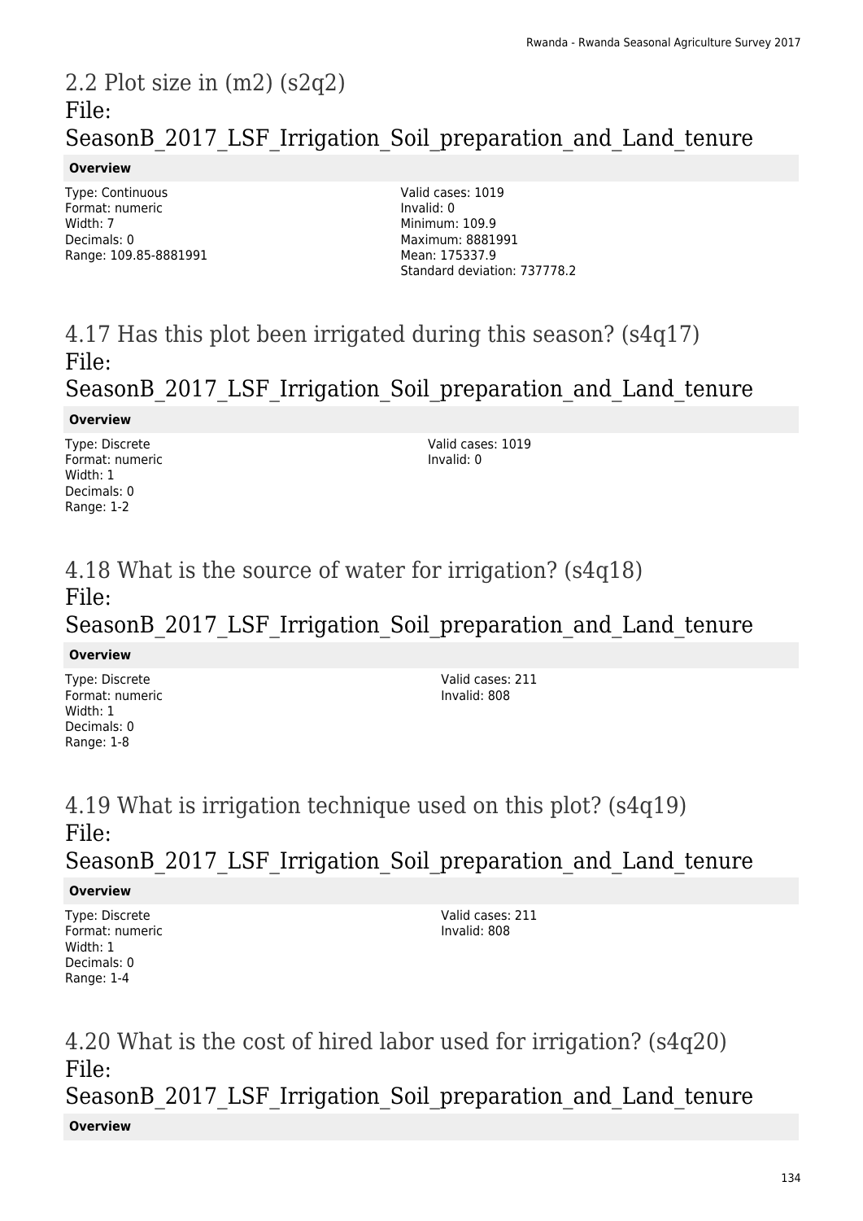## 2.2 Plot size in (m2) (s2q2)
## File: SeasonB_2017_LSF_Irrigation_Soil_preparation_and_Land_tenure

**Overview**

Type: Continuous
Format: numeric
Width: 7
Decimals: 0
Range: 109.85-8881991

Valid cases: 1019
Invalid: 0
Minimum: 109.9
Maximum: 8881991
Mean: 175337.9
Standard deviation: 737778.2

## 4.17 Has this plot been irrigated during this season? (s4q17)
## File: SeasonB_2017_LSF_Irrigation_Soil_preparation_and_Land_tenure

**Overview**

Type: Discrete
Format: numeric
Width: 1
Decimals: 0
Range: 1-2

Valid cases: 1019
Invalid: 0

## 4.18 What is the source of water for irrigation? (s4q18)
## File: SeasonB_2017_LSF_Irrigation_Soil_preparation_and_Land_tenure

**Overview**

Type: Discrete
Format: numeric
Width: 1
Decimals: 0
Range: 1-8

Valid cases: 211
Invalid: 808

## 4.19 What is irrigation technique used on this plot? (s4q19)
## File: SeasonB_2017_LSF_Irrigation_Soil_preparation_and_Land_tenure

**Overview**

Type: Discrete
Format: numeric
Width: 1
Decimals: 0
Range: 1-4

Valid cases: 211
Invalid: 808

## 4.20 What is the cost of hired labor used for irrigation? (s4q20)
## File: SeasonB_2017_LSF_Irrigation_Soil_preparation_and_Land_tenure

**Overview**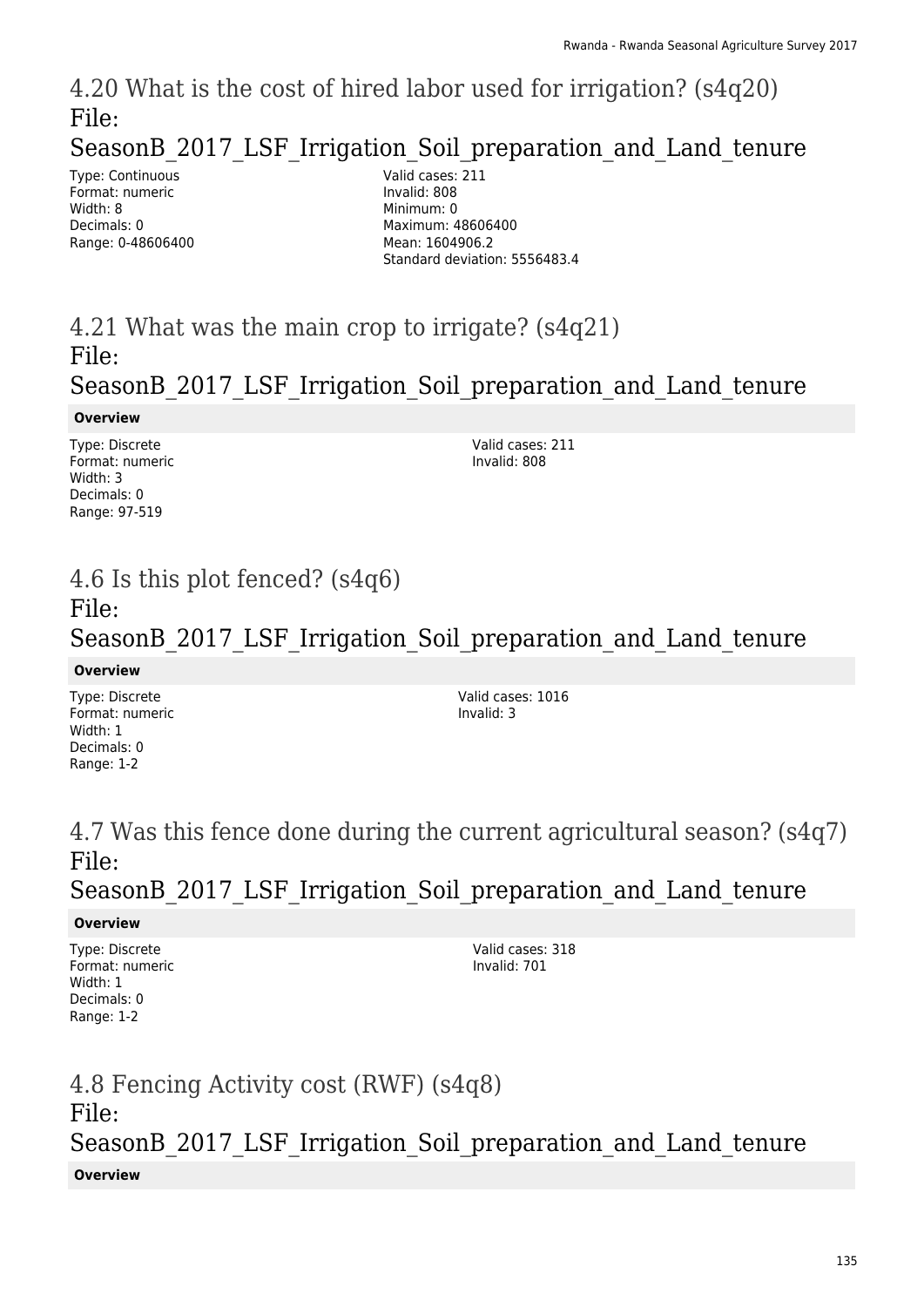## 4.20 What is the cost of hired labor used for irrigation? (s4q20) File: SeasonB_2017_LSF_Irrigation_Soil_preparation_and_Land_tenure

Type: Continuous
Format: numeric
Width: 8
Decimals: 0
Range: 0-48606400

Valid cases: 211
Invalid: 808
Minimum: 0
Maximum: 48606400
Mean: 1604906.2
Standard deviation: 5556483.4

## 4.21 What was the main crop to irrigate? (s4q21) File: SeasonB_2017_LSF_Irrigation_Soil_preparation_and_Land_tenure

**Overview**

Type: Discrete
Format: numeric
Width: 3
Decimals: 0
Range: 97-519

Valid cases: 211
Invalid: 808

## 4.6 Is this plot fenced? (s4q6) File: SeasonB_2017_LSF_Irrigation_Soil_preparation_and_Land_tenure

**Overview**

Type: Discrete
Format: numeric
Width: 1
Decimals: 0
Range: 1-2

Valid cases: 1016
Invalid: 3

## 4.7 Was this fence done during the current agricultural season? (s4q7) File: SeasonB_2017_LSF_Irrigation_Soil_preparation_and_Land_tenure

**Overview**

Type: Discrete
Format: numeric
Width: 1
Decimals: 0
Range: 1-2

Valid cases: 318
Invalid: 701

## 4.8 Fencing Activity cost (RWF) (s4q8) File: SeasonB_2017_LSF_Irrigation_Soil_preparation_and_Land_tenure

**Overview**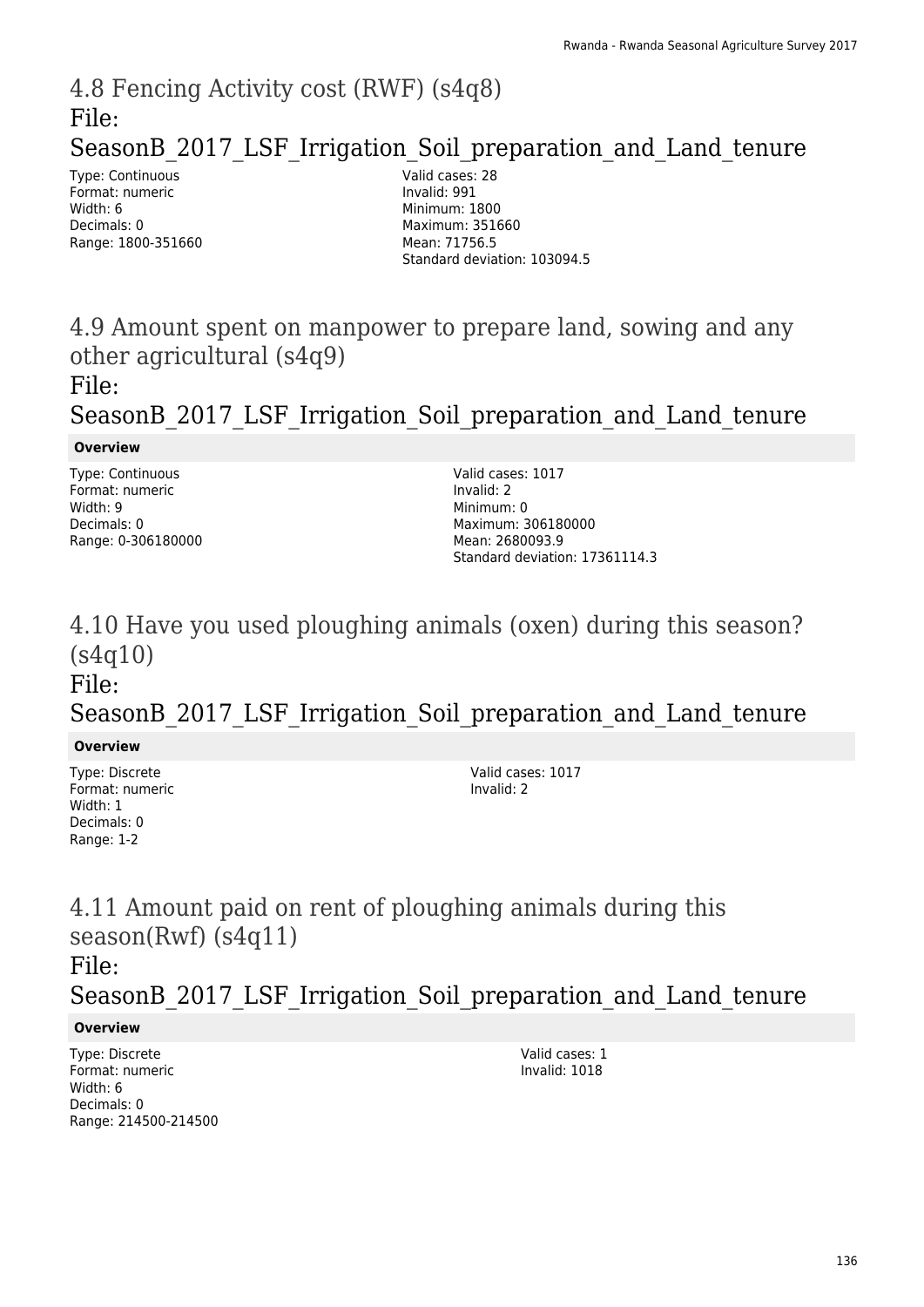# 4.8 Fencing Activity cost (RWF) (s4q8)

File: SeasonB_2017_LSF_Irrigation_Soil_preparation_and_Land_tenure

Type: Continuous
Format: numeric
Width: 6
Decimals: 0
Range: 1800-351660

Valid cases: 28
Invalid: 991
Minimum: 1800
Maximum: 351660
Mean: 71756.5
Standard deviation: 103094.5

# 4.9 Amount spent on manpower to prepare land, sowing and any other agricultural (s4q9)

File: SeasonB_2017_LSF_Irrigation_Soil_preparation_and_Land_tenure

**Overview**

Type: Continuous
Format: numeric
Width: 9
Decimals: 0
Range: 0-306180000

Valid cases: 1017
Invalid: 2
Minimum: 0
Maximum: 306180000
Mean: 2680093.9
Standard deviation: 17361114.3

# 4.10 Have you used ploughing animals (oxen) during this season? (s4q10)

File: SeasonB_2017_LSF_Irrigation_Soil_preparation_and_Land_tenure

**Overview**

Type: Discrete
Format: numeric
Width: 1
Decimals: 0
Range: 1-2

Valid cases: 1017
Invalid: 2

# 4.11 Amount paid on rent of ploughing animals during this season(Rwf) (s4q11)

File: SeasonB_2017_LSF_Irrigation_Soil_preparation_and_Land_tenure

**Overview**

Type: Discrete
Format: numeric
Width: 6
Decimals: 0
Range: 214500-214500

Valid cases: 1
Invalid: 1018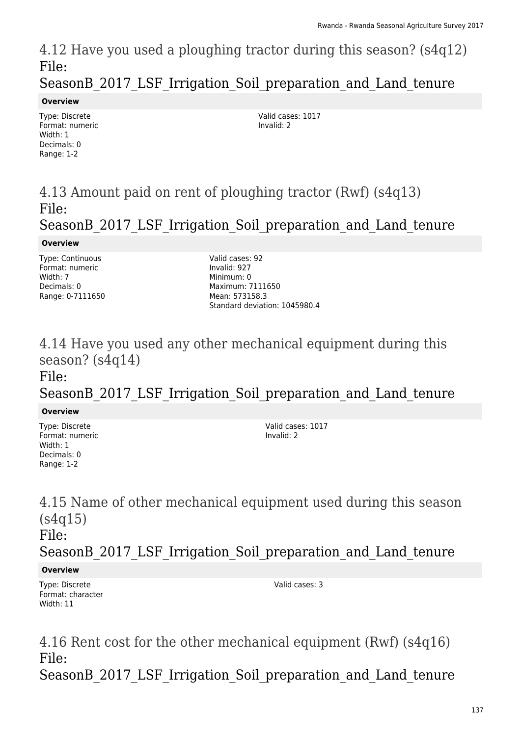# 4.12 Have you used a ploughing tractor during this season? (s4q12) File: SeasonB_2017_LSF_Irrigation_Soil_preparation_and_Land_tenure

**Overview**

Type: Discrete
Format: numeric
Width: 1
Decimals: 0
Range: 1-2

Valid cases: 1017
Invalid: 2

# 4.13 Amount paid on rent of ploughing tractor (Rwf) (s4q13) File: SeasonB_2017_LSF_Irrigation_Soil_preparation_and_Land_tenure

**Overview**

Type: Continuous
Format: numeric
Width: 7
Decimals: 0
Range: 0-7111650

Valid cases: 92
Invalid: 927
Minimum: 0
Maximum: 7111650
Mean: 573158.3
Standard deviation: 1045980.4

# 4.14 Have you used any other mechanical equipment during this season? (s4q14) File: SeasonB_2017_LSF_Irrigation_Soil_preparation_and_Land_tenure

**Overview**

Type: Discrete
Format: numeric
Width: 1
Decimals: 0
Range: 1-2

Valid cases: 1017
Invalid: 2

# 4.15 Name of other mechanical equipment used during this season (s4q15) File: SeasonB_2017_LSF_Irrigation_Soil_preparation_and_Land_tenure

**Overview**

Type: Discrete
Format: character
Width: 11

Valid cases: 3

# 4.16 Rent cost for the other mechanical equipment (Rwf) (s4q16) File: SeasonB_2017_LSF_Irrigation_Soil_preparation_and_Land_tenure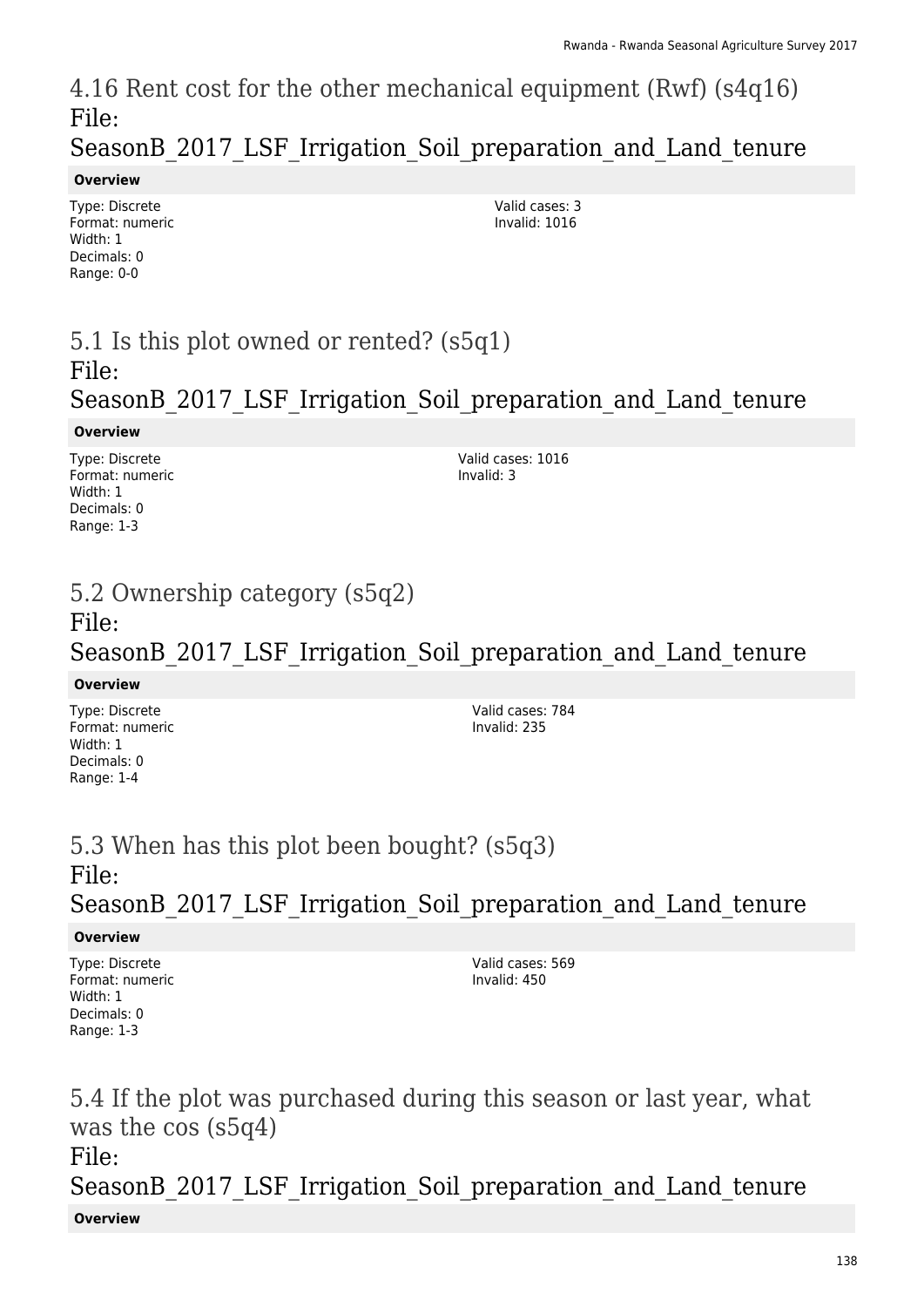## 4.16 Rent cost for the other mechanical equipment (Rwf) (s4q16)

File: SeasonB_2017_LSF_Irrigation_Soil_preparation_and_Land_tenure

**Overview**

Type: Discrete
Format: numeric
Width: 1
Decimals: 0
Range: 0-0

Valid cases: 3
Invalid: 1016

## 5.1 Is this plot owned or rented? (s5q1)

File: SeasonB_2017_LSF_Irrigation_Soil_preparation_and_Land_tenure

**Overview**

Type: Discrete
Format: numeric
Width: 1
Decimals: 0
Range: 1-3

Valid cases: 1016
Invalid: 3

## 5.2 Ownership category (s5q2)

File: SeasonB_2017_LSF_Irrigation_Soil_preparation_and_Land_tenure

**Overview**

Type: Discrete
Format: numeric
Width: 1
Decimals: 0
Range: 1-4

Valid cases: 784
Invalid: 235

## 5.3 When has this plot been bought? (s5q3)

File: SeasonB_2017_LSF_Irrigation_Soil_preparation_and_Land_tenure

**Overview**

Type: Discrete
Format: numeric
Width: 1
Decimals: 0
Range: 1-3

Valid cases: 569
Invalid: 450

## 5.4 If the plot was purchased during this season or last year, what was the cos (s5q4)

File: SeasonB_2017_LSF_Irrigation_Soil_preparation_and_Land_tenure

**Overview**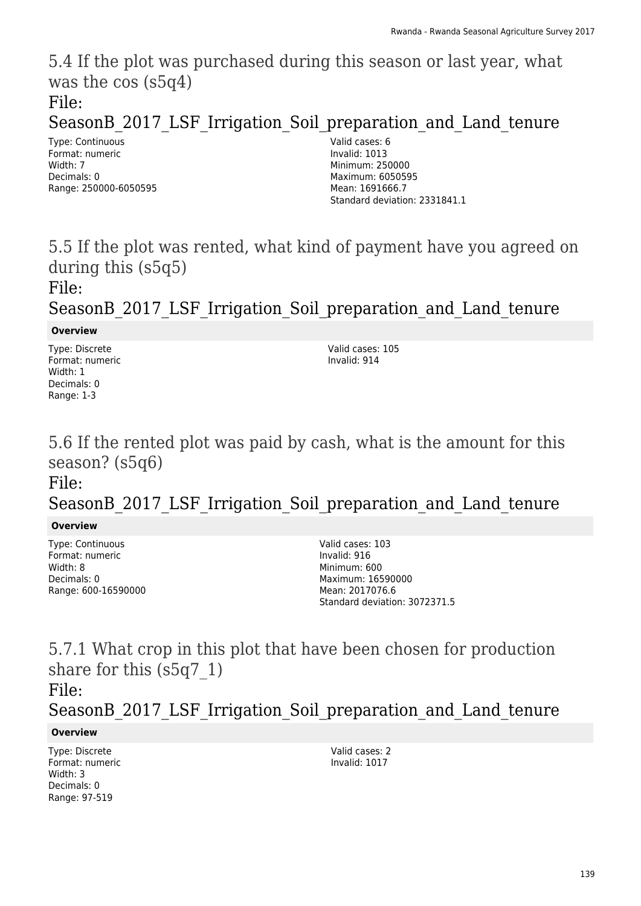## 5.4 If the plot was purchased during this season or last year, what was the cos (s5q4)

File: SeasonB_2017_LSF_Irrigation_Soil_preparation_and_Land_tenure

Type: Continuous
Format: numeric
Width: 7
Decimals: 0
Range: 250000-6050595

Valid cases: 6
Invalid: 1013
Minimum: 250000
Maximum: 6050595
Mean: 1691666.7
Standard deviation: 2331841.1

## 5.5 If the plot was rented, what kind of payment have you agreed on during this (s5q5)

File: SeasonB_2017_LSF_Irrigation_Soil_preparation_and_Land_tenure

**Overview**

Type: Discrete
Format: numeric
Width: 1
Decimals: 0
Range: 1-3

Valid cases: 105
Invalid: 914

## 5.6 If the rented plot was paid by cash, what is the amount for this season? (s5q6)

File: SeasonB_2017_LSF_Irrigation_Soil_preparation_and_Land_tenure

**Overview**

Type: Continuous
Format: numeric
Width: 8
Decimals: 0
Range: 600-16590000

Valid cases: 103
Invalid: 916
Minimum: 600
Maximum: 16590000
Mean: 2017076.6
Standard deviation: 3072371.5

## 5.7.1 What crop in this plot that have been chosen for production share for this (s5q7_1)

File: SeasonB_2017_LSF_Irrigation_Soil_preparation_and_Land_tenure

**Overview**

Type: Discrete
Format: numeric
Width: 3
Decimals: 0
Range: 97-519

Valid cases: 2
Invalid: 1017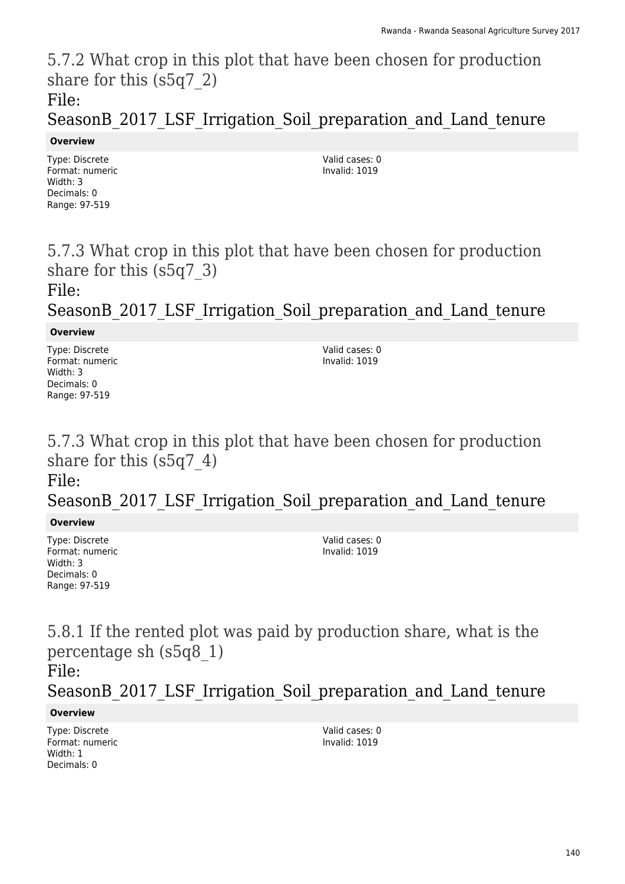## 5.7.2 What crop in this plot that have been chosen for production share for this (s5q7_2)

File: SeasonB_2017_LSF_Irrigation_Soil_preparation_and_Land_tenure

**Overview**

Type: Discrete
Format: numeric
Width: 3
Decimals: 0
Range: 97-519

Valid cases: 0
Invalid: 1019

## 5.7.3 What crop in this plot that have been chosen for production share for this (s5q7_3)

File: SeasonB_2017_LSF_Irrigation_Soil_preparation_and_Land_tenure

**Overview**

Type: Discrete
Format: numeric
Width: 3
Decimals: 0
Range: 97-519

Valid cases: 0
Invalid: 1019

## 5.7.3 What crop in this plot that have been chosen for production share for this (s5q7_4)

File: SeasonB_2017_LSF_Irrigation_Soil_preparation_and_Land_tenure

**Overview**

Type: Discrete
Format: numeric
Width: 3
Decimals: 0
Range: 97-519

Valid cases: 0
Invalid: 1019

## 5.8.1 If the rented plot was paid by production share, what is the percentage sh (s5q8_1)

File: SeasonB_2017_LSF_Irrigation_Soil_preparation_and_Land_tenure

**Overview**

Type: Discrete
Format: numeric
Width: 1
Decimals: 0

Valid cases: 0
Invalid: 1019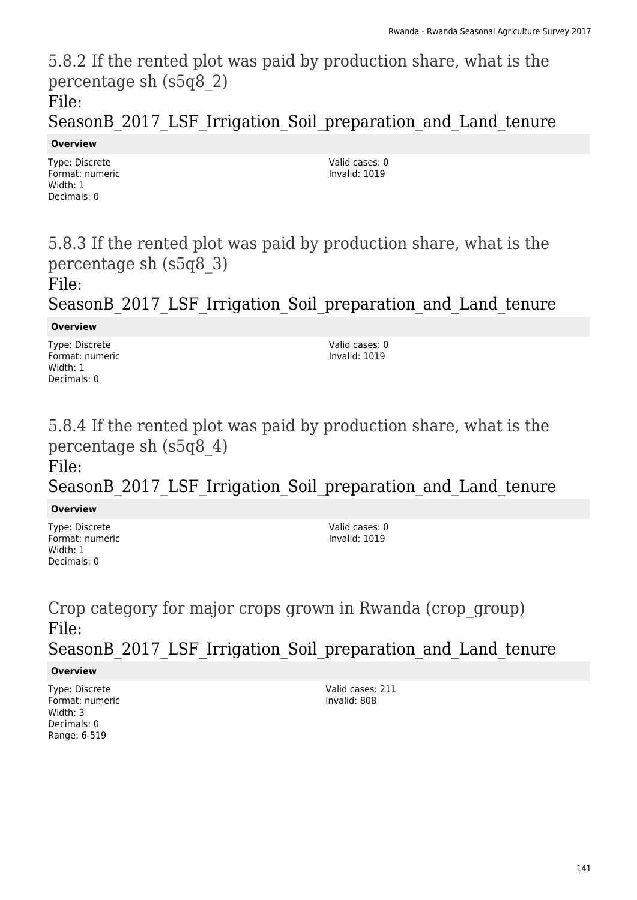## 5.8.2 If the rented plot was paid by production share, what is the percentage sh (s5q8_2)

File: SeasonB_2017_LSF_Irrigation_Soil_preparation_and_Land_tenure

**Overview**

Type: Discrete
Format: numeric
Width: 1
Decimals: 0

Valid cases: 0
Invalid: 1019

## 5.8.3 If the rented plot was paid by production share, what is the percentage sh (s5q8_3)

File: SeasonB_2017_LSF_Irrigation_Soil_preparation_and_Land_tenure

**Overview**

Type: Discrete
Format: numeric
Width: 1
Decimals: 0

Valid cases: 0
Invalid: 1019

## 5.8.4 If the rented plot was paid by production share, what is the percentage sh (s5q8_4)

File: SeasonB_2017_LSF_Irrigation_Soil_preparation_and_Land_tenure

**Overview**

Type: Discrete
Format: numeric
Width: 1
Decimals: 0

Valid cases: 0
Invalid: 1019

## Crop category for major crops grown in Rwanda (crop_group)

File: SeasonB_2017_LSF_Irrigation_Soil_preparation_and_Land_tenure

**Overview**

Type: Discrete
Format: numeric
Width: 3
Decimals: 0
Range: 6-519

Valid cases: 211
Invalid: 808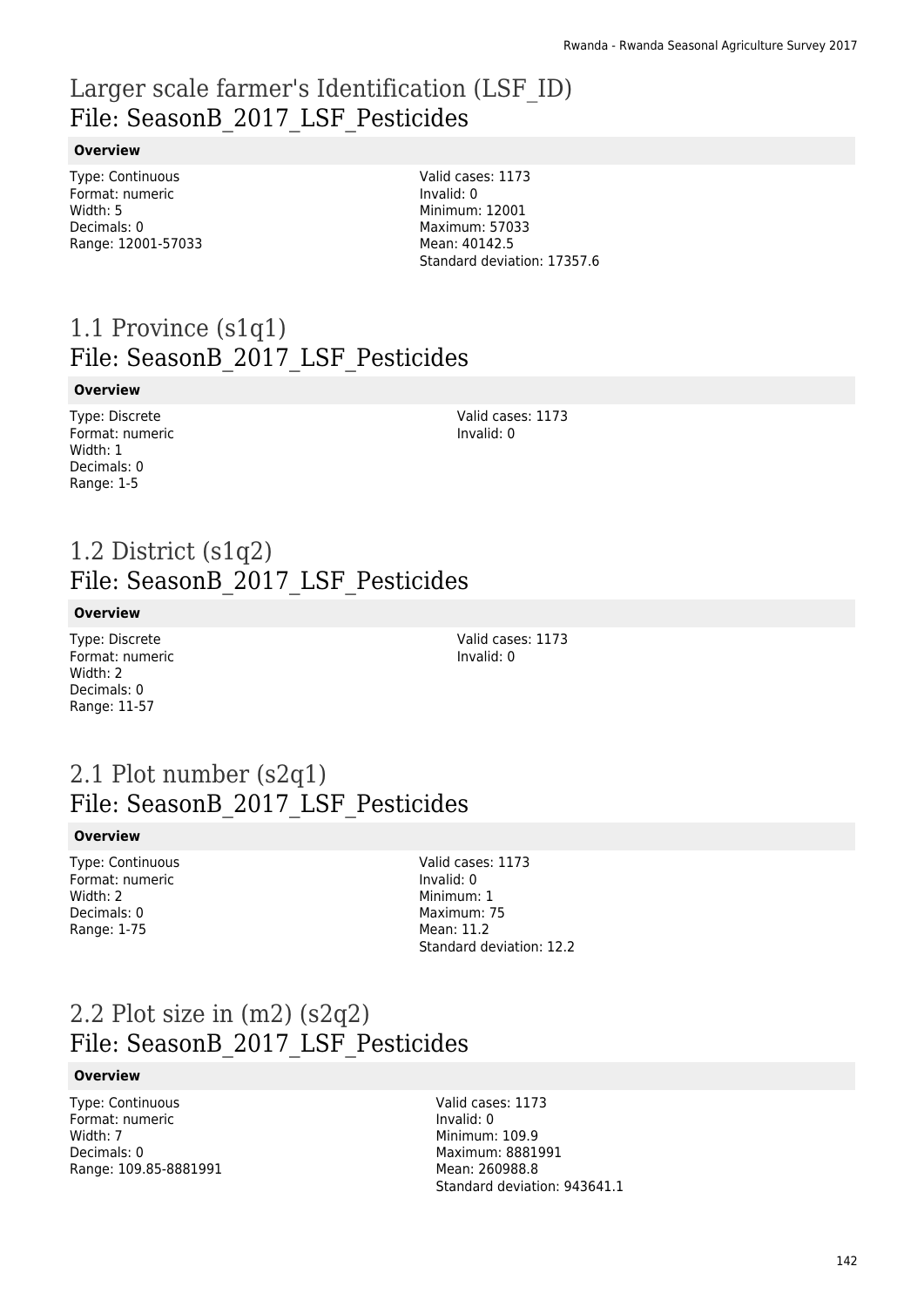# Larger scale farmer's Identification (LSF_ID)
## File: SeasonB_2017_LSF_Pesticides

**Overview**

Type: Continuous
Format: numeric
Width: 5
Decimals: 0
Range: 12001-57033

Valid cases: 1173
Invalid: 0
Minimum: 12001
Maximum: 57033
Mean: 40142.5
Standard deviation: 17357.6

# 1.1 Province (s1q1)
## File: SeasonB_2017_LSF_Pesticides

**Overview**

Type: Discrete
Format: numeric
Width: 1
Decimals: 0
Range: 1-5

Valid cases: 1173
Invalid: 0

# 1.2 District (s1q2)
## File: SeasonB_2017_LSF_Pesticides

**Overview**

Type: Discrete
Format: numeric
Width: 2
Decimals: 0
Range: 11-57

Valid cases: 1173
Invalid: 0

# 2.1 Plot number (s2q1)
## File: SeasonB_2017_LSF_Pesticides

**Overview**

Type: Continuous
Format: numeric
Width: 2
Decimals: 0
Range: 1-75

Valid cases: 1173
Invalid: 0
Minimum: 1
Maximum: 75
Mean: 11.2
Standard deviation: 12.2

# 2.2 Plot size in (m2) (s2q2)
## File: SeasonB_2017_LSF_Pesticides

**Overview**

Type: Continuous
Format: numeric
Width: 7
Decimals: 0
Range: 109.85-8881991

Valid cases: 1173
Invalid: 0
Minimum: 109.9
Maximum: 8881991
Mean: 260988.8
Standard deviation: 943641.1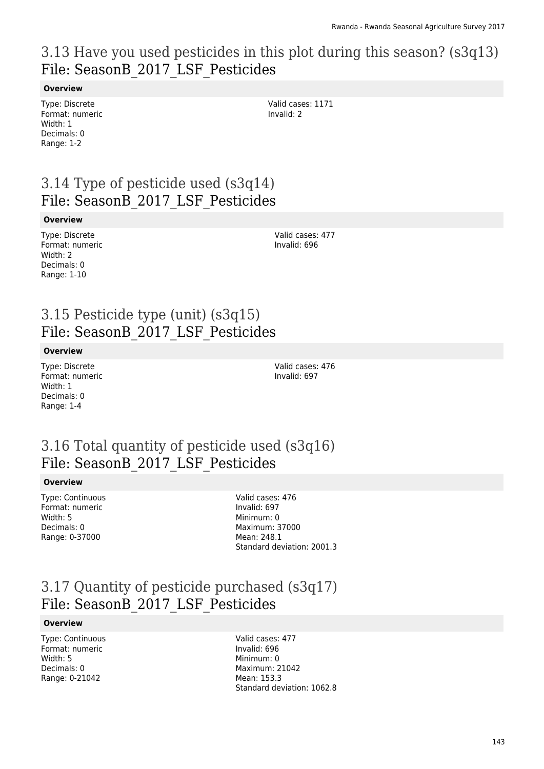## 3.13 Have you used pesticides in this plot during this season? (s3q13)
## File: SeasonB_2017_LSF_Pesticides

**Overview**

Type: Discrete
Format: numeric
Width: 1
Decimals: 0
Range: 1-2

Valid cases: 1171
Invalid: 2

## 3.14 Type of pesticide used (s3q14)
## File: SeasonB_2017_LSF_Pesticides

**Overview**

Type: Discrete
Format: numeric
Width: 2
Decimals: 0
Range: 1-10

Valid cases: 477
Invalid: 696

## 3.15 Pesticide type (unit) (s3q15)
## File: SeasonB_2017_LSF_Pesticides

**Overview**

Type: Discrete
Format: numeric
Width: 1
Decimals: 0
Range: 1-4

Valid cases: 476
Invalid: 697

## 3.16 Total quantity of pesticide used (s3q16)
## File: SeasonB_2017_LSF_Pesticides

**Overview**

Type: Continuous
Format: numeric
Width: 5
Decimals: 0
Range: 0-37000

Valid cases: 476
Invalid: 697
Minimum: 0
Maximum: 37000
Mean: 248.1
Standard deviation: 2001.3

## 3.17 Quantity of pesticide purchased (s3q17)
## File: SeasonB_2017_LSF_Pesticides

**Overview**

Type: Continuous
Format: numeric
Width: 5
Decimals: 0
Range: 0-21042

Valid cases: 477
Invalid: 696
Minimum: 0
Maximum: 21042
Mean: 153.3
Standard deviation: 1062.8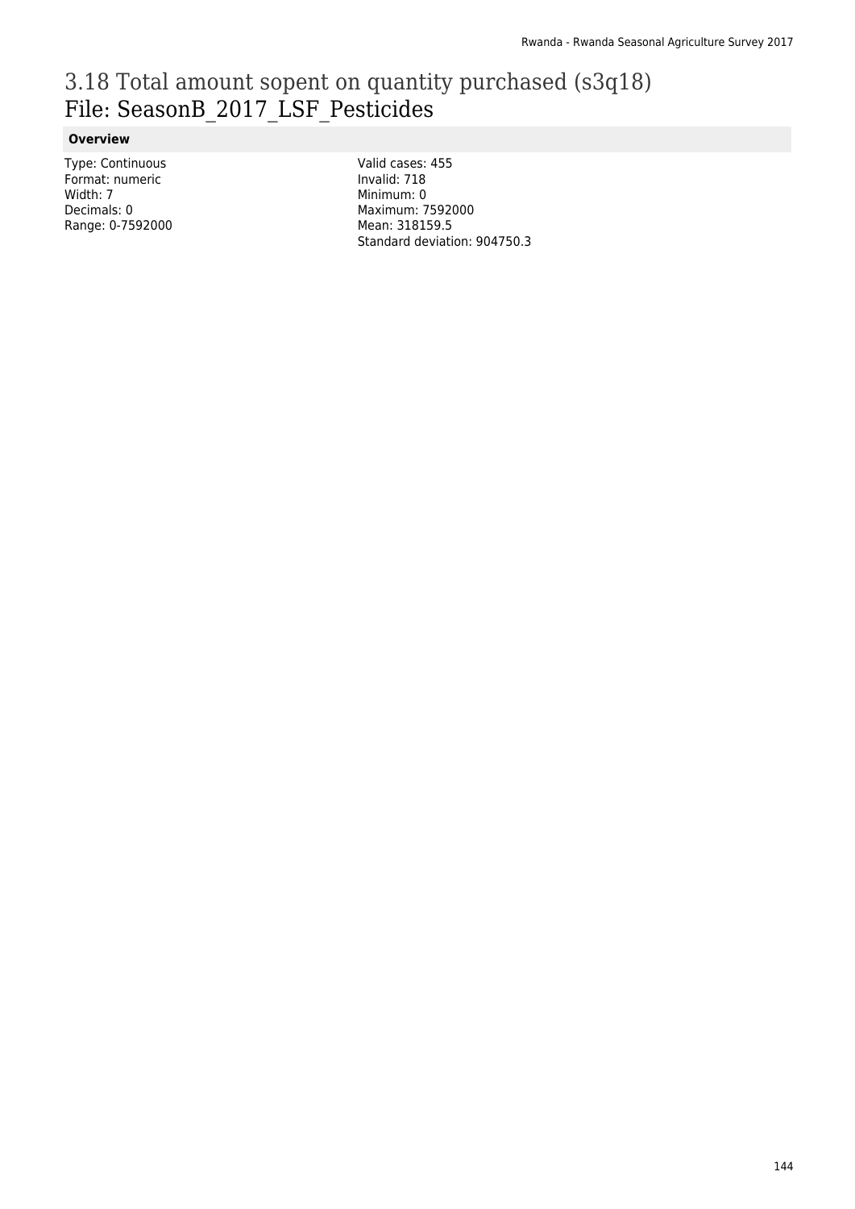# 3.18 Total amount sopent on quantity purchased (s3q18)
File: SeasonB_2017_LSF_Pesticides

**Overview**

Type: Continuous
Format: numeric
Width: 7
Decimals: 0
Range: 0-7592000

Valid cases: 455
Invalid: 718
Minimum: 0
Maximum: 7592000
Mean: 318159.5
Standard deviation: 904750.3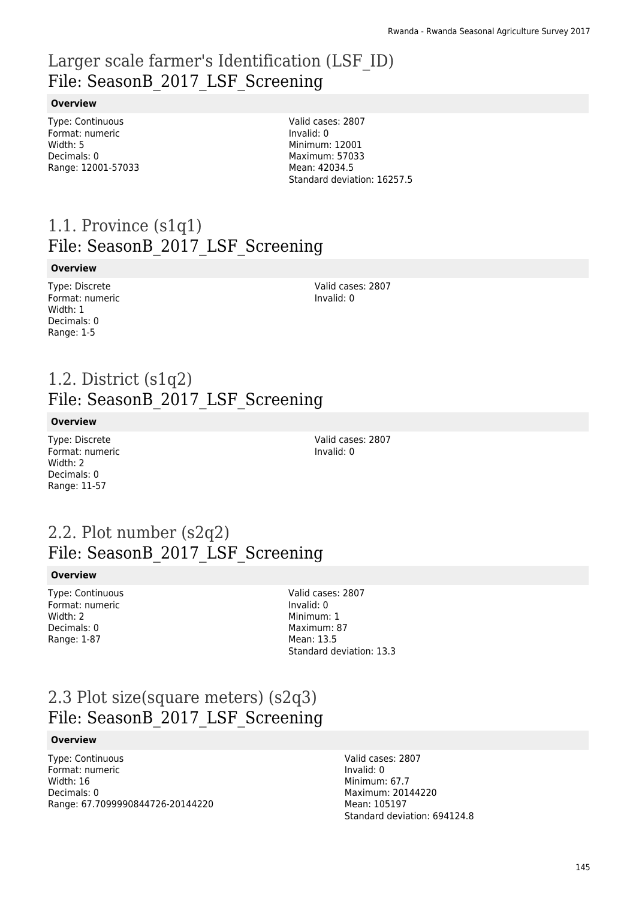# Larger scale farmer's Identification (LSF_ID)
## File: SeasonB_2017_LSF_Screening

**Overview**

Type: Continuous
Format: numeric
Width: 5
Decimals: 0
Range: 12001-57033

Valid cases: 2807
Invalid: 0
Minimum: 12001
Maximum: 57033
Mean: 42034.5
Standard deviation: 16257.5

# 1.1. Province (s1q1)
## File: SeasonB_2017_LSF_Screening

**Overview**

Type: Discrete
Format: numeric
Width: 1
Decimals: 0
Range: 1-5

Valid cases: 2807
Invalid: 0

# 1.2. District (s1q2)
## File: SeasonB_2017_LSF_Screening

**Overview**

Type: Discrete
Format: numeric
Width: 2
Decimals: 0
Range: 11-57

Valid cases: 2807
Invalid: 0

# 2.2. Plot number (s2q2)
## File: SeasonB_2017_LSF_Screening

**Overview**

Type: Continuous
Format: numeric
Width: 2
Decimals: 0
Range: 1-87

Valid cases: 2807
Invalid: 0
Minimum: 1
Maximum: 87
Mean: 13.5
Standard deviation: 13.3

# 2.3 Plot size(square meters) (s2q3)
## File: SeasonB_2017_LSF_Screening

**Overview**

Type: Continuous
Format: numeric
Width: 16
Decimals: 0
Range: 67.7099990844726-20144220

Valid cases: 2807
Invalid: 0
Minimum: 67.7
Maximum: 20144220
Mean: 105197
Standard deviation: 694124.8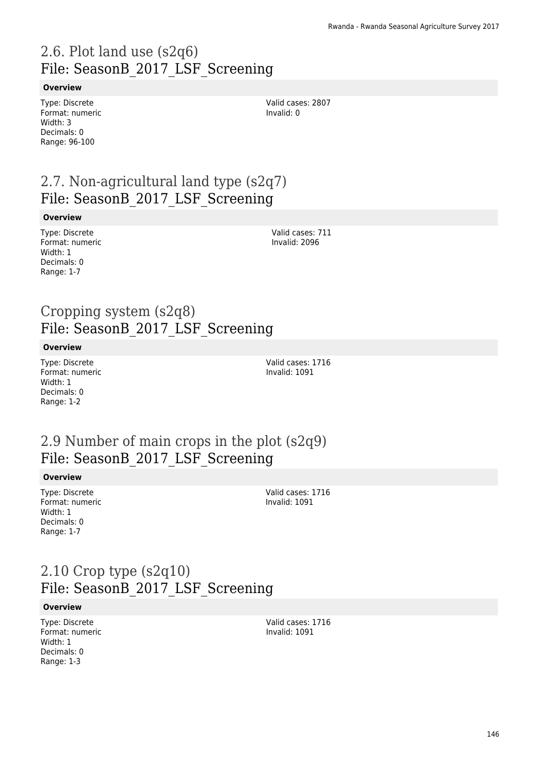## 2.6. Plot land use (s2q6)
## File: SeasonB_2017_LSF_Screening

**Overview**

Type: Discrete
Format: numeric
Width: 3
Decimals: 0
Range: 96-100

Valid cases: 2807
Invalid: 0

## 2.7. Non-agricultural land type (s2q7)
## File: SeasonB_2017_LSF_Screening

**Overview**

Type: Discrete
Format: numeric
Width: 1
Decimals: 0
Range: 1-7

Valid cases: 711
Invalid: 2096

## Cropping system (s2q8)
## File: SeasonB_2017_LSF_Screening

**Overview**

Type: Discrete
Format: numeric
Width: 1
Decimals: 0
Range: 1-2

Valid cases: 1716
Invalid: 1091

## 2.9 Number of main crops in the plot (s2q9)
## File: SeasonB_2017_LSF_Screening

**Overview**

Type: Discrete
Format: numeric
Width: 1
Decimals: 0
Range: 1-7

Valid cases: 1716
Invalid: 1091

## 2.10 Crop type (s2q10)
## File: SeasonB_2017_LSF_Screening

**Overview**

Type: Discrete
Format: numeric
Width: 1
Decimals: 0
Range: 1-3

Valid cases: 1716
Invalid: 1091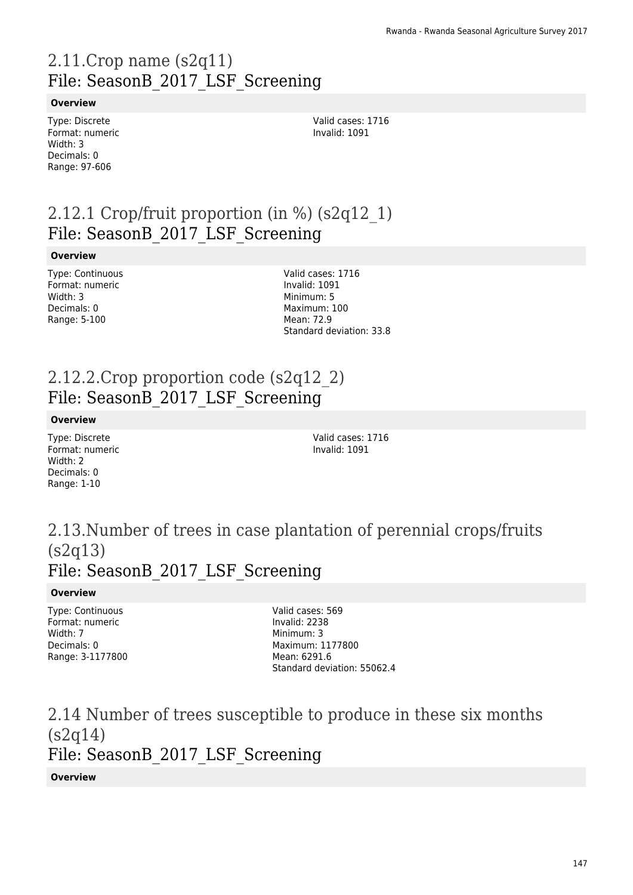## 2.11.Crop name (s2q11)
## File: SeasonB_2017_LSF_Screening

**Overview**

Type: Discrete
Format: numeric
Width: 3
Decimals: 0
Range: 97-606

Valid cases: 1716
Invalid: 1091

## 2.12.1 Crop/fruit proportion (in %) (s2q12_1)
## File: SeasonB_2017_LSF_Screening

**Overview**

Type: Continuous
Format: numeric
Width: 3
Decimals: 0
Range: 5-100

Valid cases: 1716
Invalid: 1091
Minimum: 5
Maximum: 100
Mean: 72.9
Standard deviation: 33.8

## 2.12.2.Crop proportion code (s2q12_2)
## File: SeasonB_2017_LSF_Screening

**Overview**

Type: Discrete
Format: numeric
Width: 2
Decimals: 0
Range: 1-10

Valid cases: 1716
Invalid: 1091

## 2.13.Number of trees in case plantation of perennial crops/fruits (s2q13)
## File: SeasonB_2017_LSF_Screening

**Overview**

Type: Continuous
Format: numeric
Width: 7
Decimals: 0
Range: 3-1177800

Valid cases: 569
Invalid: 2238
Minimum: 3
Maximum: 1177800
Mean: 6291.6
Standard deviation: 55062.4

## 2.14 Number of trees susceptible to produce in these six months (s2q14)
## File: SeasonB_2017_LSF_Screening

**Overview**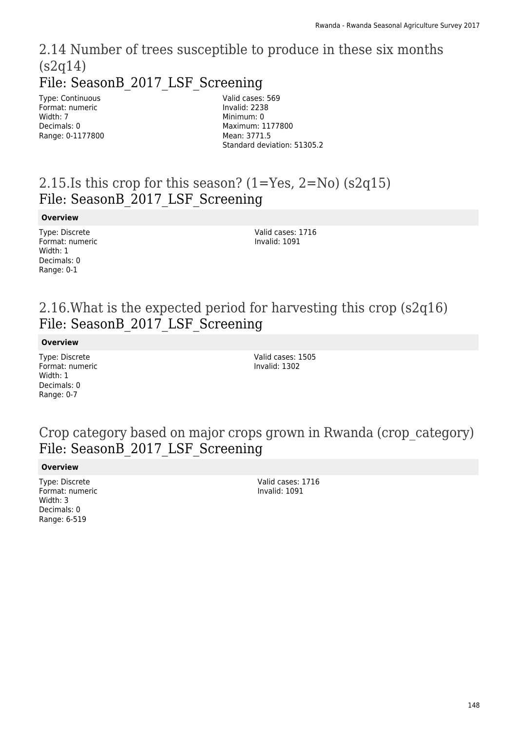## 2.14 Number of trees susceptible to produce in these six months (s2q14)

File: SeasonB_2017_LSF_Screening

Type: Continuous
Format: numeric
Width: 7
Decimals: 0
Range: 0-1177800

Valid cases: 569
Invalid: 2238
Minimum: 0
Maximum: 1177800
Mean: 3771.5
Standard deviation: 51305.2

## 2.15.Is this crop for this season? (1=Yes, 2=No) (s2q15)

File: SeasonB_2017_LSF_Screening

**Overview**

Type: Discrete
Format: numeric
Width: 1
Decimals: 0
Range: 0-1

Valid cases: 1716
Invalid: 1091

## 2.16.What is the expected period for harvesting this crop (s2q16)

File: SeasonB_2017_LSF_Screening

**Overview**

Type: Discrete
Format: numeric
Width: 1
Decimals: 0
Range: 0-7

Valid cases: 1505
Invalid: 1302

## Crop category based on major crops grown in Rwanda (crop_category)

File: SeasonB_2017_LSF_Screening

**Overview**

Type: Discrete
Format: numeric
Width: 3
Decimals: 0
Range: 6-519

Valid cases: 1716
Invalid: 1091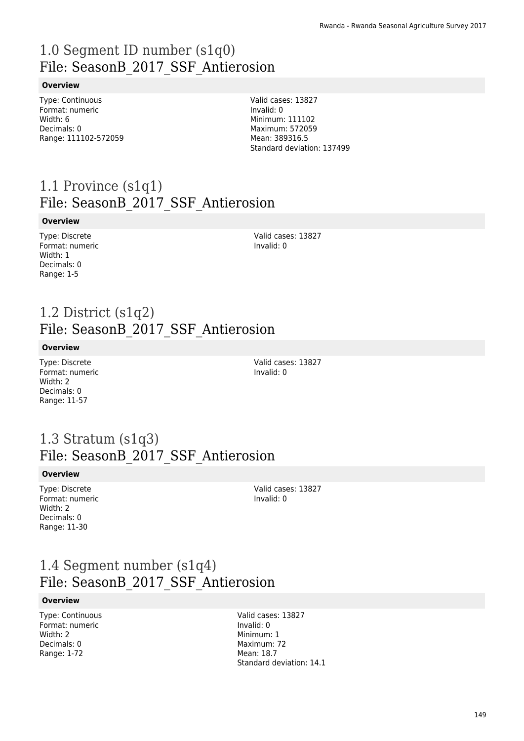# 1.0 Segment ID number (s1q0)
## File: SeasonB_2017_SSF_Antierosion

**Overview**

Type: Continuous
Format: numeric
Width: 6
Decimals: 0
Range: 111102-572059

Valid cases: 13827
Invalid: 0
Minimum: 111102
Maximum: 572059
Mean: 389316.5
Standard deviation: 137499

# 1.1 Province (s1q1)
## File: SeasonB_2017_SSF_Antierosion

**Overview**

Type: Discrete
Format: numeric
Width: 1
Decimals: 0
Range: 1-5

Valid cases: 13827
Invalid: 0

# 1.2 District (s1q2)
## File: SeasonB_2017_SSF_Antierosion

**Overview**

Type: Discrete
Format: numeric
Width: 2
Decimals: 0
Range: 11-57

Valid cases: 13827
Invalid: 0

# 1.3 Stratum (s1q3)
## File: SeasonB_2017_SSF_Antierosion

**Overview**

Type: Discrete
Format: numeric
Width: 2
Decimals: 0
Range: 11-30

Valid cases: 13827
Invalid: 0

# 1.4 Segment number (s1q4)
## File: SeasonB_2017_SSF_Antierosion

**Overview**

Type: Continuous
Format: numeric
Width: 2
Decimals: 0
Range: 1-72

Valid cases: 13827
Invalid: 0
Minimum: 1
Maximum: 72
Mean: 18.7
Standard deviation: 14.1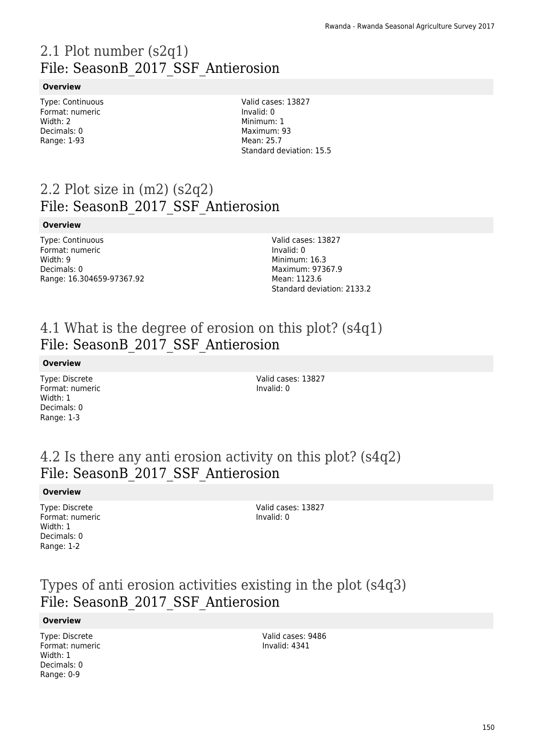## 2.1 Plot number (s2q1)
## File: SeasonB_2017_SSF_Antierosion

**Overview**

Type: Continuous
Format: numeric
Width: 2
Decimals: 0
Range: 1-93

Valid cases: 13827
Invalid: 0
Minimum: 1
Maximum: 93
Mean: 25.7
Standard deviation: 15.5

## 2.2 Plot size in (m2) (s2q2)
## File: SeasonB_2017_SSF_Antierosion

**Overview**

Type: Continuous
Format: numeric
Width: 9
Decimals: 0
Range: 16.304659-97367.92

Valid cases: 13827
Invalid: 0
Minimum: 16.3
Maximum: 97367.9
Mean: 1123.6
Standard deviation: 2133.2

## 4.1 What is the degree of erosion on this plot? (s4q1)
## File: SeasonB_2017_SSF_Antierosion

**Overview**

Type: Discrete
Format: numeric
Width: 1
Decimals: 0
Range: 1-3

Valid cases: 13827
Invalid: 0

## 4.2 Is there any anti erosion activity on this plot? (s4q2)
## File: SeasonB_2017_SSF_Antierosion

**Overview**

Type: Discrete
Format: numeric
Width: 1
Decimals: 0
Range: 1-2

Valid cases: 13827
Invalid: 0

## Types of anti erosion activities existing in the plot (s4q3)
## File: SeasonB_2017_SSF_Antierosion

**Overview**

Type: Discrete
Format: numeric
Width: 1
Decimals: 0
Range: 0-9

Valid cases: 9486
Invalid: 4341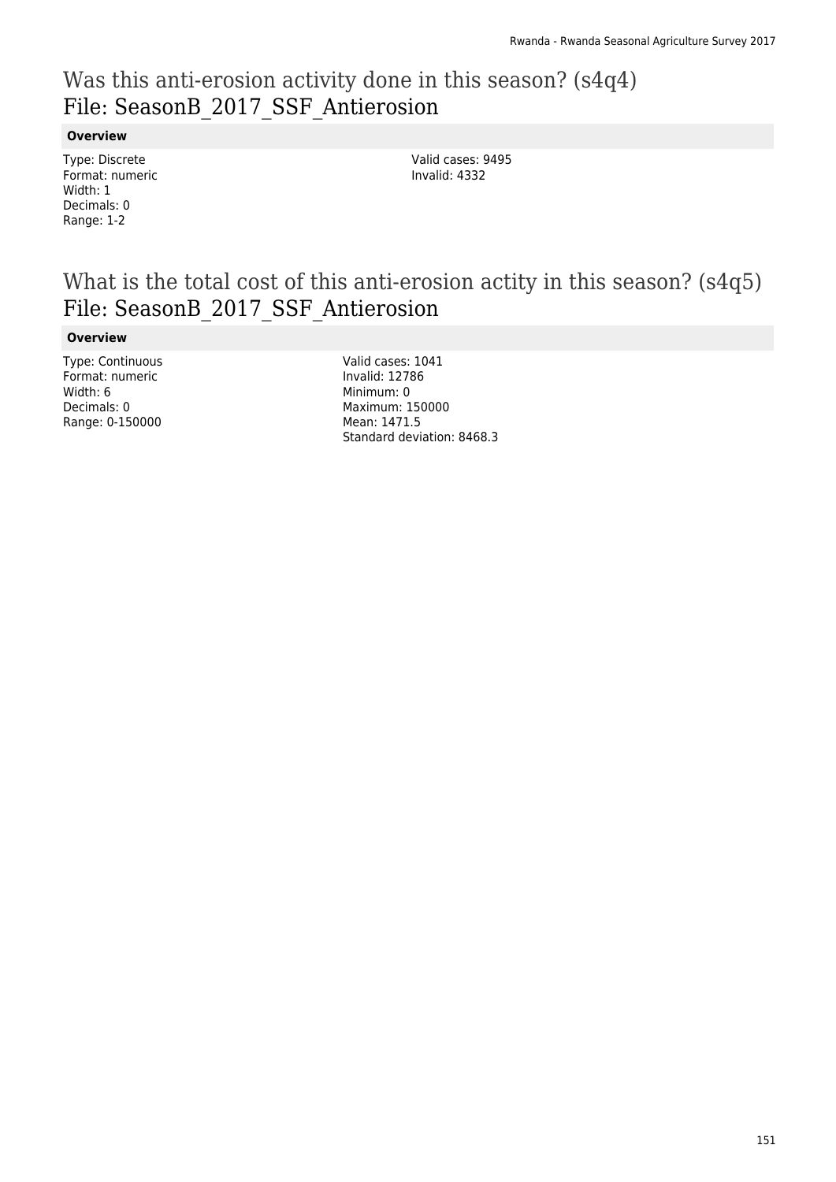## Was this anti-erosion activity done in this season? (s4q4)
## File: SeasonB_2017_SSF_Antierosion

**Overview**

Type: Discrete
Format: numeric
Width: 1
Decimals: 0
Range: 1-2

Valid cases: 9495
Invalid: 4332

## What is the total cost of this anti-erosion actity in this season? (s4q5)
## File: SeasonB_2017_SSF_Antierosion

**Overview**

Type: Continuous
Format: numeric
Width: 6
Decimals: 0
Range: 0-150000

Valid cases: 1041
Invalid: 12786
Minimum: 0
Maximum: 150000
Mean: 1471.5
Standard deviation: 8468.3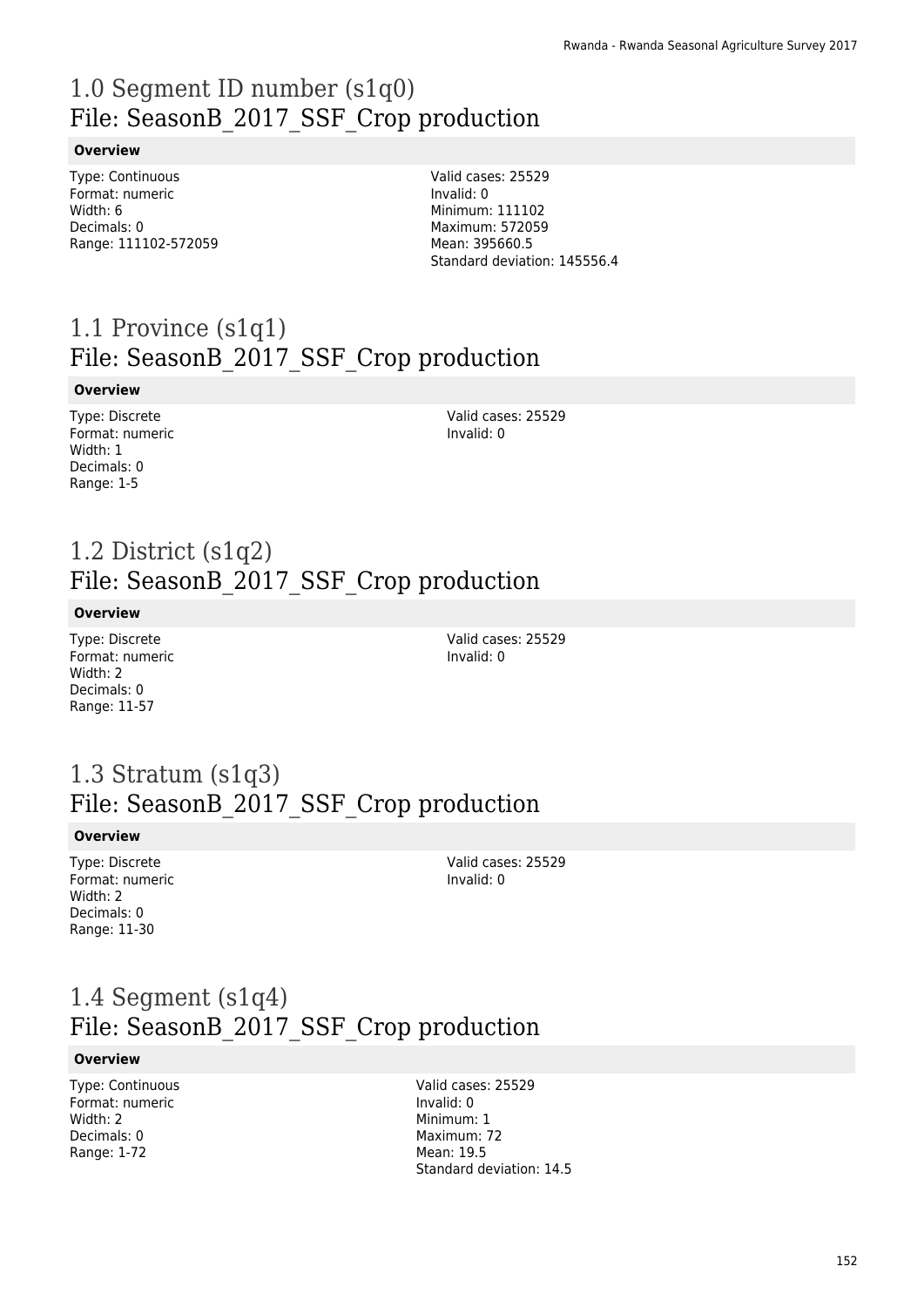# 1.0 Segment ID number (s1q0)
## File: SeasonB_2017_SSF_Crop production

**Overview**

Type: Continuous
Format: numeric
Width: 6
Decimals: 0
Range: 111102-572059

Valid cases: 25529
Invalid: 0
Minimum: 111102
Maximum: 572059
Mean: 395660.5
Standard deviation: 145556.4

# 1.1 Province (s1q1)
## File: SeasonB_2017_SSF_Crop production

**Overview**

Type: Discrete
Format: numeric
Width: 1
Decimals: 0
Range: 1-5

Valid cases: 25529
Invalid: 0

# 1.2 District (s1q2)
## File: SeasonB_2017_SSF_Crop production

**Overview**

Type: Discrete
Format: numeric
Width: 2
Decimals: 0
Range: 11-57

Valid cases: 25529
Invalid: 0

# 1.3 Stratum (s1q3)
## File: SeasonB_2017_SSF_Crop production

**Overview**

Type: Discrete
Format: numeric
Width: 2
Decimals: 0
Range: 11-30

Valid cases: 25529
Invalid: 0

# 1.4 Segment (s1q4)
## File: SeasonB_2017_SSF_Crop production

**Overview**

Type: Continuous
Format: numeric
Width: 2
Decimals: 0
Range: 1-72

Valid cases: 25529
Invalid: 0
Minimum: 1
Maximum: 72
Mean: 19.5
Standard deviation: 14.5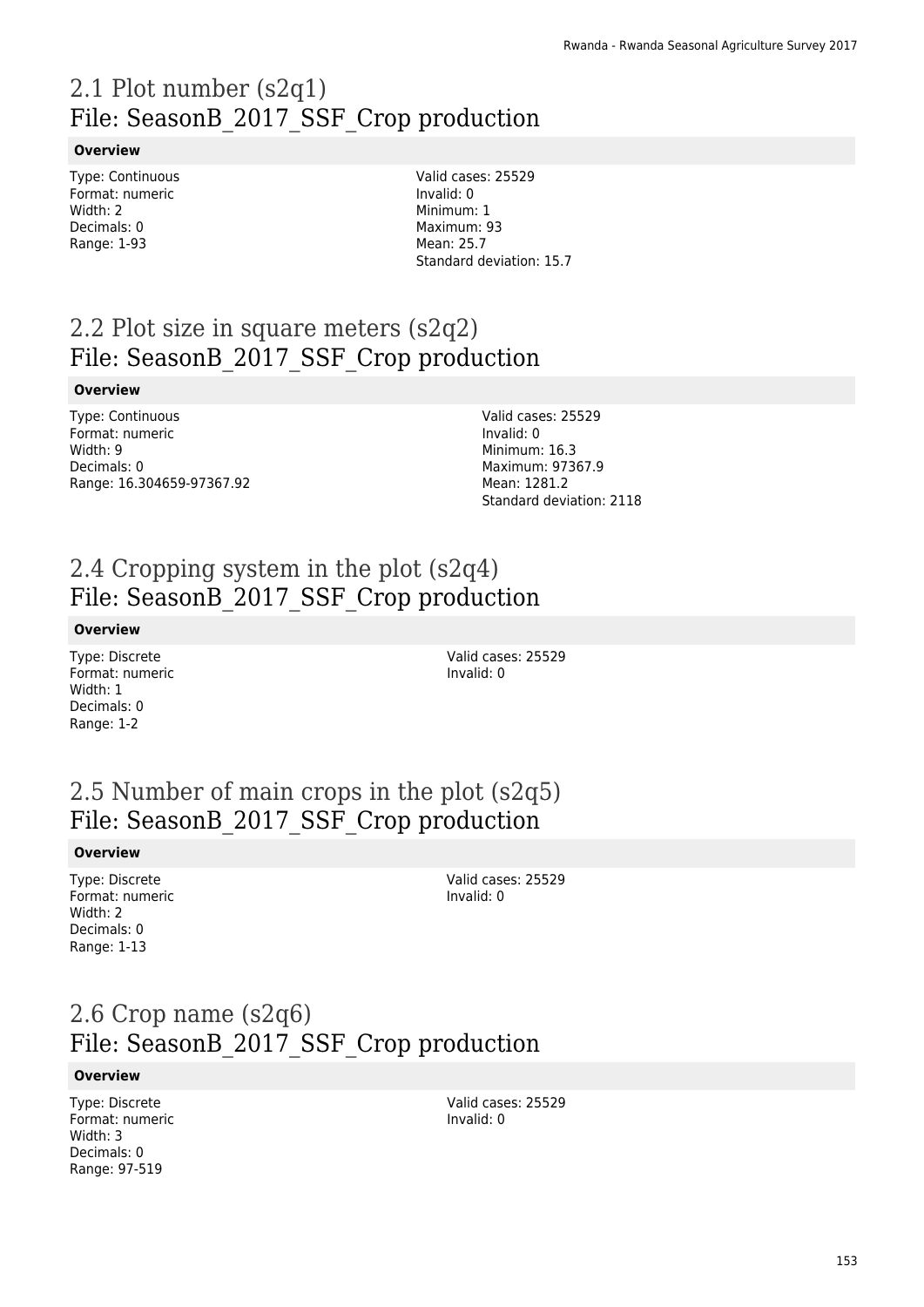## 2.1 Plot number (s2q1)
## File: SeasonB_2017_SSF_Crop production

**Overview**

Type: Continuous
Format: numeric
Width: 2
Decimals: 0
Range: 1-93

Valid cases: 25529
Invalid: 0
Minimum: 1
Maximum: 93
Mean: 25.7
Standard deviation: 15.7

## 2.2 Plot size in square meters (s2q2)
## File: SeasonB_2017_SSF_Crop production

**Overview**

Type: Continuous
Format: numeric
Width: 9
Decimals: 0
Range: 16.304659-97367.92

Valid cases: 25529
Invalid: 0
Minimum: 16.3
Maximum: 97367.9
Mean: 1281.2
Standard deviation: 2118

## 2.4 Cropping system in the plot (s2q4)
## File: SeasonB_2017_SSF_Crop production

**Overview**

Type: Discrete
Format: numeric
Width: 1
Decimals: 0
Range: 1-2

Valid cases: 25529
Invalid: 0

## 2.5 Number of main crops in the plot (s2q5)
## File: SeasonB_2017_SSF_Crop production

**Overview**

Type: Discrete
Format: numeric
Width: 2
Decimals: 0
Range: 1-13

Valid cases: 25529
Invalid: 0

## 2.6 Crop name (s2q6)
## File: SeasonB_2017_SSF_Crop production

**Overview**

Type: Discrete
Format: numeric
Width: 3
Decimals: 0
Range: 97-519

Valid cases: 25529
Invalid: 0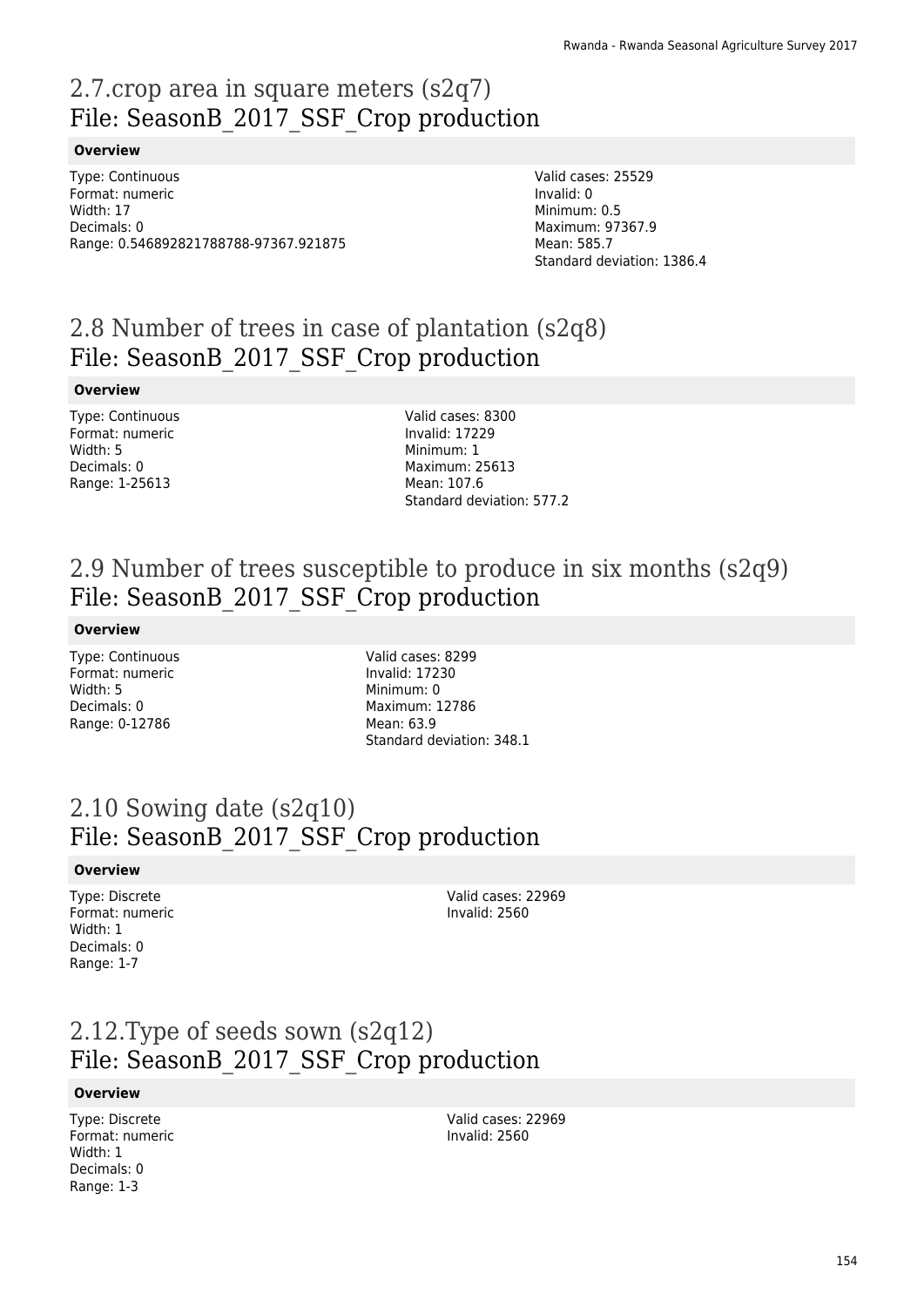# 2.7.crop area in square meters (s2q7)
## File: SeasonB_2017_SSF_Crop production

**Overview**

Type: Continuous
Format: numeric
Width: 17
Decimals: 0
Range: 0.546892821788788-97367.921875

Valid cases: 25529
Invalid: 0
Minimum: 0.5
Maximum: 97367.9
Mean: 585.7
Standard deviation: 1386.4

# 2.8 Number of trees in case of plantation (s2q8)
## File: SeasonB_2017_SSF_Crop production

**Overview**

Type: Continuous
Format: numeric
Width: 5
Decimals: 0
Range: 1-25613

Valid cases: 8300
Invalid: 17229
Minimum: 1
Maximum: 25613
Mean: 107.6
Standard deviation: 577.2

# 2.9 Number of trees susceptible to produce in six months (s2q9)
## File: SeasonB_2017_SSF_Crop production

**Overview**

Type: Continuous
Format: numeric
Width: 5
Decimals: 0
Range: 0-12786

Valid cases: 8299
Invalid: 17230
Minimum: 0
Maximum: 12786
Mean: 63.9
Standard deviation: 348.1

# 2.10 Sowing date (s2q10)
## File: SeasonB_2017_SSF_Crop production

**Overview**

Type: Discrete
Format: numeric
Width: 1
Decimals: 0
Range: 1-7

Valid cases: 22969
Invalid: 2560

# 2.12.Type of seeds sown (s2q12)
## File: SeasonB_2017_SSF_Crop production

**Overview**

Type: Discrete
Format: numeric
Width: 1
Decimals: 0
Range: 1-3

Valid cases: 22969
Invalid: 2560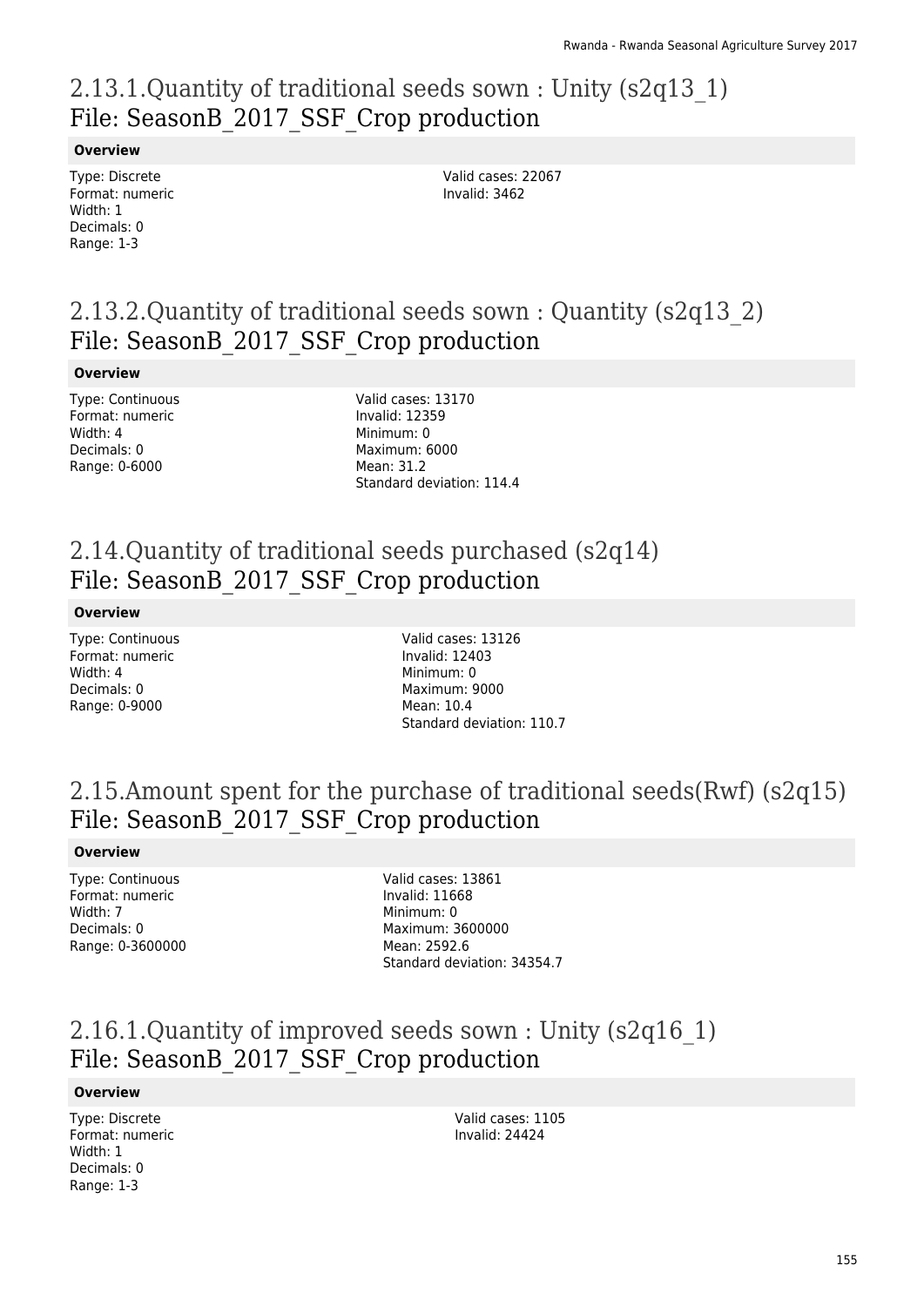## 2.13.1.Quantity of traditional seeds sown : Unity (s2q13_1)
File: SeasonB_2017_SSF_Crop production

**Overview**

Type: Discrete
Format: numeric
Width: 1
Decimals: 0
Range: 1-3

Valid cases: 22067
Invalid: 3462

## 2.13.2.Quantity of traditional seeds sown : Quantity (s2q13_2)
File: SeasonB_2017_SSF_Crop production

**Overview**

Type: Continuous
Format: numeric
Width: 4
Decimals: 0
Range: 0-6000

Valid cases: 13170
Invalid: 12359
Minimum: 0
Maximum: 6000
Mean: 31.2
Standard deviation: 114.4

## 2.14.Quantity of traditional seeds purchased (s2q14)
File: SeasonB_2017_SSF_Crop production

**Overview**

Type: Continuous
Format: numeric
Width: 4
Decimals: 0
Range: 0-9000

Valid cases: 13126
Invalid: 12403
Minimum: 0
Maximum: 9000
Mean: 10.4
Standard deviation: 110.7

## 2.15.Amount spent for the purchase of traditional seeds(Rwf) (s2q15)
File: SeasonB_2017_SSF_Crop production

**Overview**

Type: Continuous
Format: numeric
Width: 7
Decimals: 0
Range: 0-3600000

Valid cases: 13861
Invalid: 11668
Minimum: 0
Maximum: 3600000
Mean: 2592.6
Standard deviation: 34354.7

## 2.16.1.Quantity of improved seeds sown : Unity (s2q16_1)
File: SeasonB_2017_SSF_Crop production

**Overview**

Type: Discrete
Format: numeric
Width: 1
Decimals: 0
Range: 1-3

Valid cases: 1105
Invalid: 24424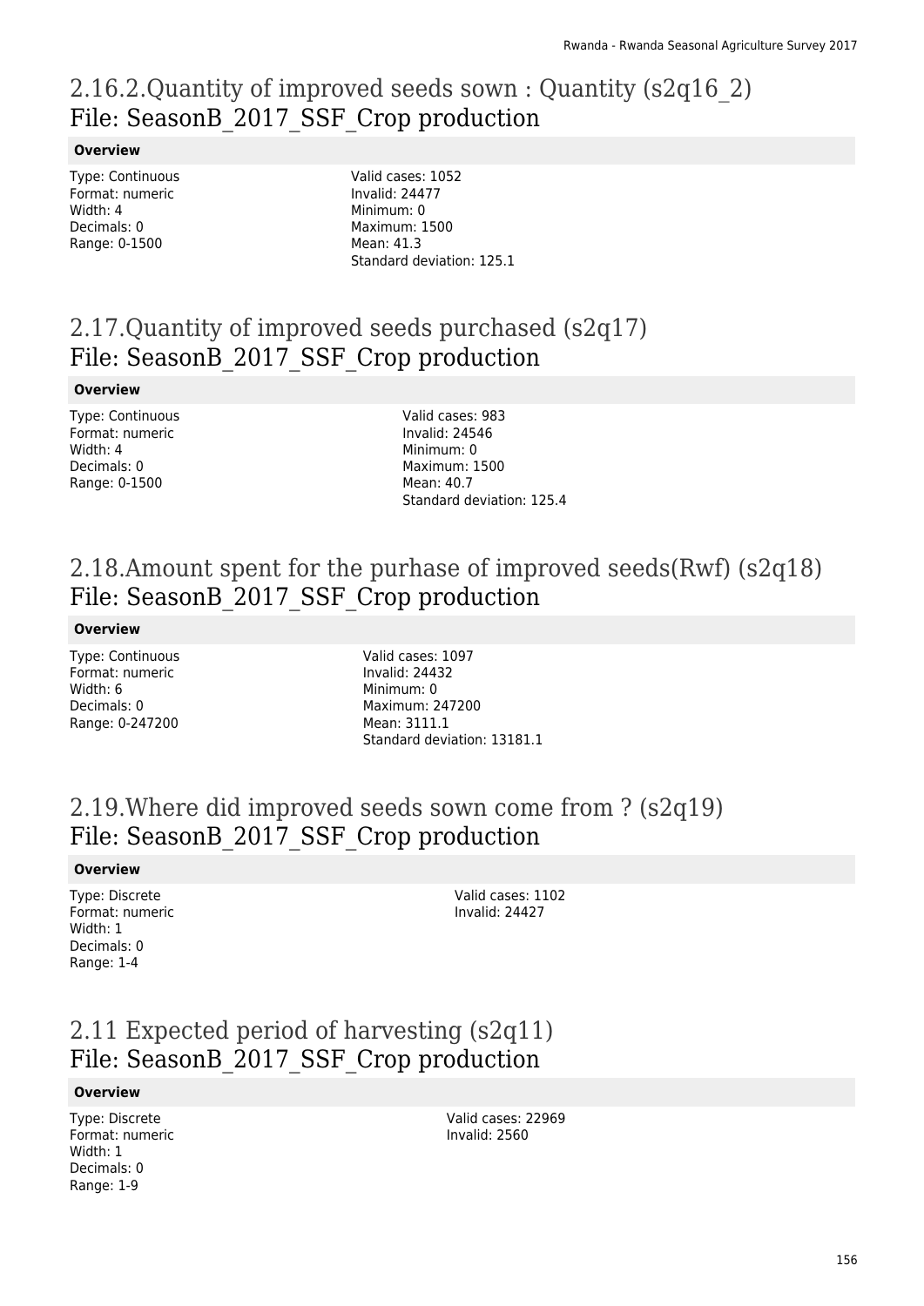## 2.16.2.Quantity of improved seeds sown : Quantity (s2q16_2)
## File: SeasonB_2017_SSF_Crop production

**Overview**

Type: Continuous
Format: numeric
Width: 4
Decimals: 0
Range: 0-1500

Valid cases: 1052
Invalid: 24477
Minimum: 0
Maximum: 1500
Mean: 41.3
Standard deviation: 125.1

## 2.17.Quantity of improved seeds purchased (s2q17)
## File: SeasonB_2017_SSF_Crop production

**Overview**

Type: Continuous
Format: numeric
Width: 4
Decimals: 0
Range: 0-1500

Valid cases: 983
Invalid: 24546
Minimum: 0
Maximum: 1500
Mean: 40.7
Standard deviation: 125.4

## 2.18.Amount spent for the purhase of improved seeds(Rwf) (s2q18)
## File: SeasonB_2017_SSF_Crop production

**Overview**

Type: Continuous
Format: numeric
Width: 6
Decimals: 0
Range: 0-247200

Valid cases: 1097
Invalid: 24432
Minimum: 0
Maximum: 247200
Mean: 3111.1
Standard deviation: 13181.1

## 2.19.Where did improved seeds sown come from ? (s2q19)
## File: SeasonB_2017_SSF_Crop production

**Overview**

Type: Discrete
Format: numeric
Width: 1
Decimals: 0
Range: 1-4

Valid cases: 1102
Invalid: 24427

## 2.11 Expected period of harvesting (s2q11)
## File: SeasonB_2017_SSF_Crop production

**Overview**

Type: Discrete
Format: numeric
Width: 1
Decimals: 0
Range: 1-9

Valid cases: 22969
Invalid: 2560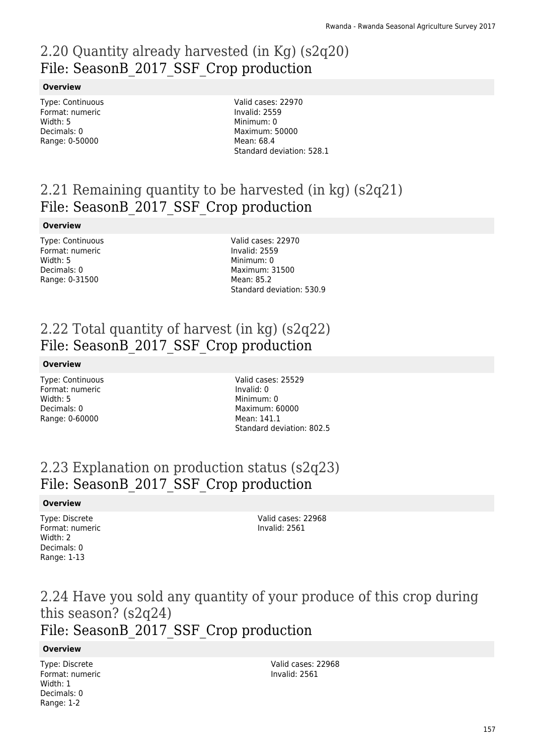## 2.20 Quantity already harvested (in Kg) (s2q20)
## File: SeasonB_2017_SSF_Crop production

**Overview**

Type: Continuous
Format: numeric
Width: 5
Decimals: 0
Range: 0-50000

Valid cases: 22970
Invalid: 2559
Minimum: 0
Maximum: 50000
Mean: 68.4
Standard deviation: 528.1

## 2.21 Remaining quantity to be harvested (in kg) (s2q21)
## File: SeasonB_2017_SSF_Crop production

**Overview**

Type: Continuous
Format: numeric
Width: 5
Decimals: 0
Range: 0-31500

Valid cases: 22970
Invalid: 2559
Minimum: 0
Maximum: 31500
Mean: 85.2
Standard deviation: 530.9

## 2.22 Total quantity of harvest (in kg) (s2q22)
## File: SeasonB_2017_SSF_Crop production

**Overview**

Type: Continuous
Format: numeric
Width: 5
Decimals: 0
Range: 0-60000

Valid cases: 25529
Invalid: 0
Minimum: 0
Maximum: 60000
Mean: 141.1
Standard deviation: 802.5

## 2.23 Explanation on production status (s2q23)
## File: SeasonB_2017_SSF_Crop production

**Overview**

Type: Discrete
Format: numeric
Width: 2
Decimals: 0
Range: 1-13

Valid cases: 22968
Invalid: 2561

## 2.24 Have you sold any quantity of your produce of this crop during this season? (s2q24)
## File: SeasonB_2017_SSF_Crop production

**Overview**

Type: Discrete
Format: numeric
Width: 1
Decimals: 0
Range: 1-2

Valid cases: 22968
Invalid: 2561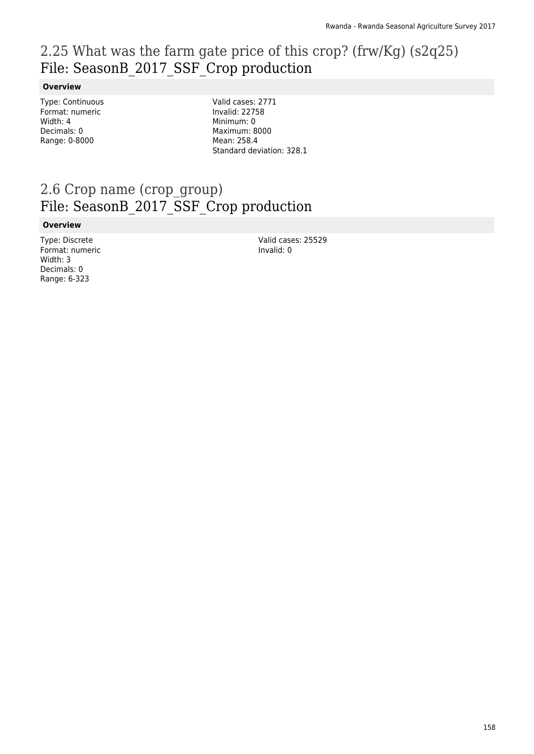## 2.25 What was the farm gate price of this crop? (frw/Kg) (s2q25)
## File: SeasonB_2017_SSF_Crop production

**Overview**

Type: Continuous
Format: numeric
Width: 4
Decimals: 0
Range: 0-8000

Valid cases: 2771
Invalid: 22758
Minimum: 0
Maximum: 8000
Mean: 258.4
Standard deviation: 328.1

## 2.6 Crop name (crop_group)
## File: SeasonB_2017_SSF_Crop production

**Overview**

Type: Discrete
Format: numeric
Width: 3
Decimals: 0
Range: 6-323

Valid cases: 25529
Invalid: 0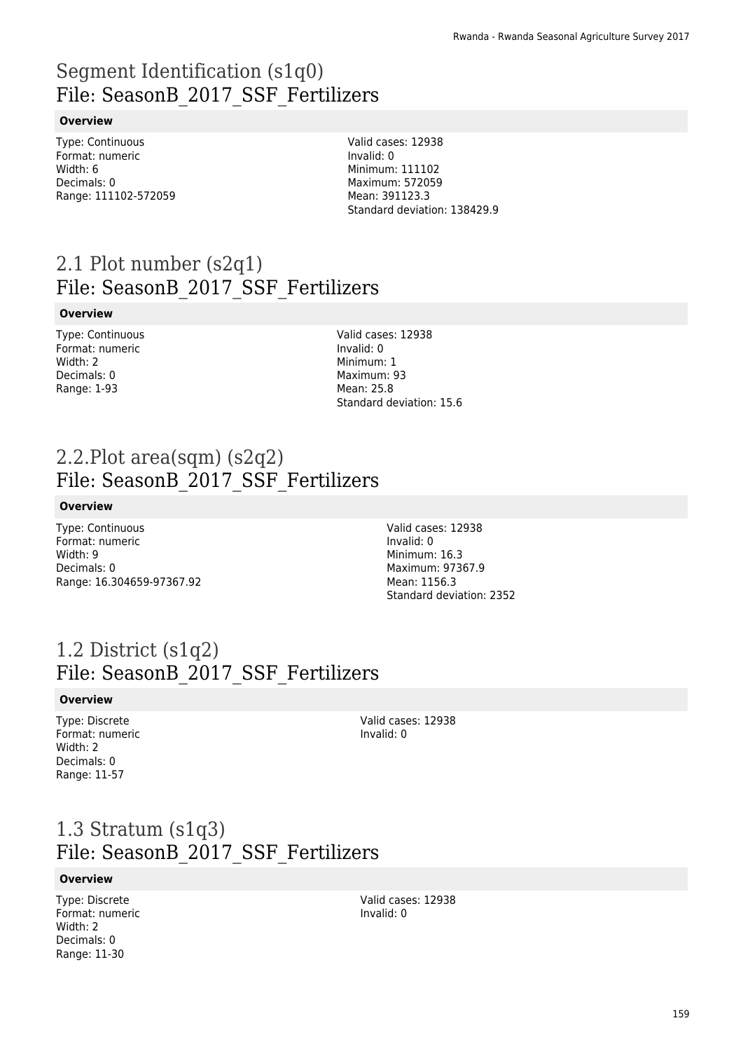# Segment Identification (s1q0)
## File: SeasonB_2017_SSF_Fertilizers

**Overview**

Type: Continuous
Format: numeric
Width: 6
Decimals: 0
Range: 111102-572059

Valid cases: 12938
Invalid: 0
Minimum: 111102
Maximum: 572059
Mean: 391123.3
Standard deviation: 138429.9

# 2.1 Plot number (s2q1)
## File: SeasonB_2017_SSF_Fertilizers

**Overview**

Type: Continuous
Format: numeric
Width: 2
Decimals: 0
Range: 1-93

Valid cases: 12938
Invalid: 0
Minimum: 1
Maximum: 93
Mean: 25.8
Standard deviation: 15.6

# 2.2.Plot area(sqm) (s2q2)
## File: SeasonB_2017_SSF_Fertilizers

**Overview**

Type: Continuous
Format: numeric
Width: 9
Decimals: 0
Range: 16.304659-97367.92

Valid cases: 12938
Invalid: 0
Minimum: 16.3
Maximum: 97367.9
Mean: 1156.3
Standard deviation: 2352

# 1.2 District (s1q2)
## File: SeasonB_2017_SSF_Fertilizers

**Overview**

Type: Discrete
Format: numeric
Width: 2
Decimals: 0
Range: 11-57

Valid cases: 12938
Invalid: 0

# 1.3 Stratum (s1q3)
## File: SeasonB_2017_SSF_Fertilizers

**Overview**

Type: Discrete
Format: numeric
Width: 2
Decimals: 0
Range: 11-30

Valid cases: 12938
Invalid: 0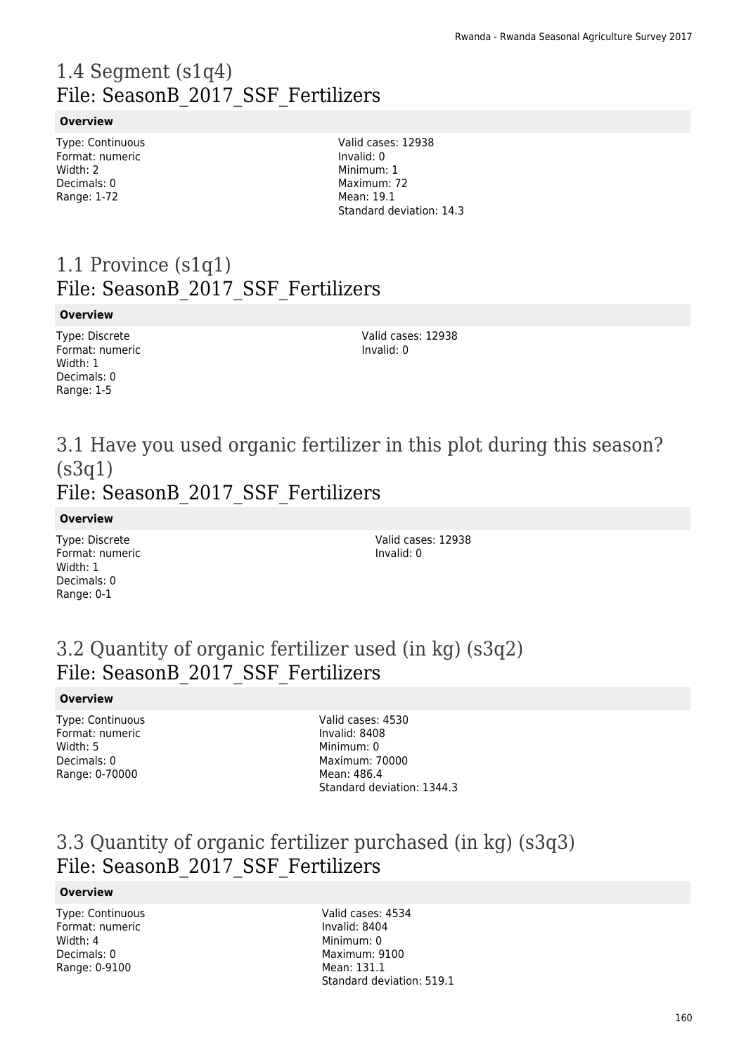# 1.4 Segment (s1q4)
## File: SeasonB_2017_SSF_Fertilizers

**Overview**

Type: Continuous
Format: numeric
Width: 2
Decimals: 0
Range: 1-72

Valid cases: 12938
Invalid: 0
Minimum: 1
Maximum: 72
Mean: 19.1
Standard deviation: 14.3

# 1.1 Province (s1q1)
## File: SeasonB_2017_SSF_Fertilizers

**Overview**

Type: Discrete
Format: numeric
Width: 1
Decimals: 0
Range: 1-5

Valid cases: 12938
Invalid: 0

# 3.1 Have you used organic fertilizer in this plot during this season? (s3q1)
## File: SeasonB_2017_SSF_Fertilizers

**Overview**

Type: Discrete
Format: numeric
Width: 1
Decimals: 0
Range: 0-1

Valid cases: 12938
Invalid: 0

# 3.2 Quantity of organic fertilizer used (in kg) (s3q2)
## File: SeasonB_2017_SSF_Fertilizers

**Overview**

Type: Continuous
Format: numeric
Width: 5
Decimals: 0
Range: 0-70000

Valid cases: 4530
Invalid: 8408
Minimum: 0
Maximum: 70000
Mean: 486.4
Standard deviation: 1344.3

# 3.3 Quantity of organic fertilizer purchased (in kg) (s3q3)
## File: SeasonB_2017_SSF_Fertilizers

**Overview**

Type: Continuous
Format: numeric
Width: 4
Decimals: 0
Range: 0-9100

Valid cases: 4534
Invalid: 8404
Minimum: 0
Maximum: 9100
Mean: 131.1
Standard deviation: 519.1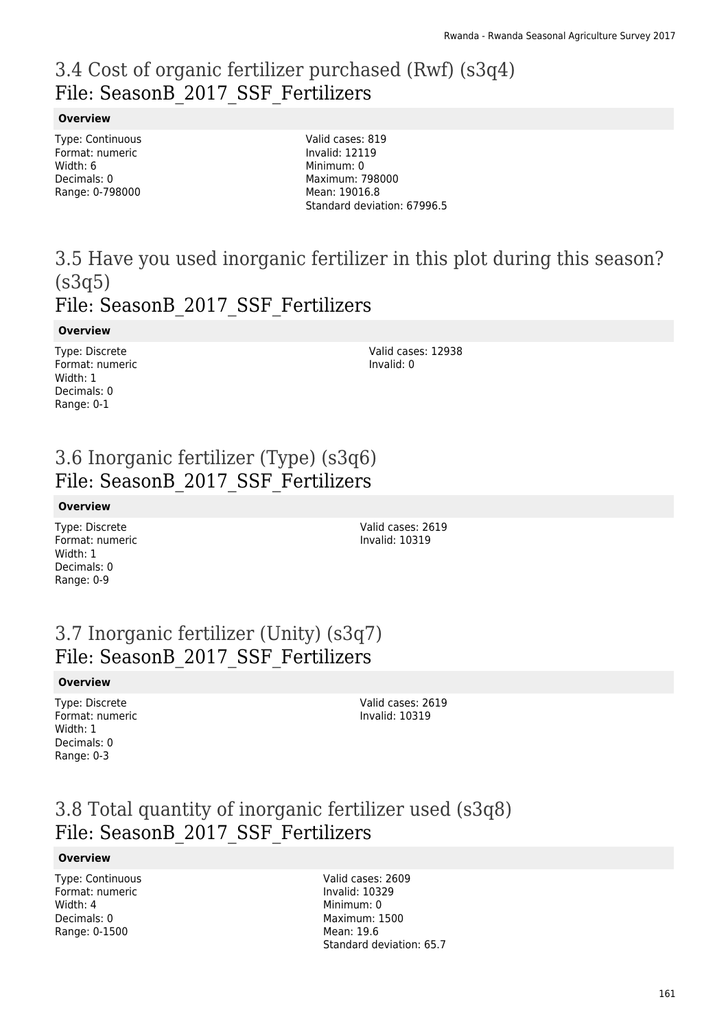# 3.4 Cost of organic fertilizer purchased (Rwf) (s3q4)
## File: SeasonB_2017_SSF_Fertilizers

**Overview**

Type: Continuous
Format: numeric
Width: 6
Decimals: 0
Range: 0-798000

Valid cases: 819
Invalid: 12119
Minimum: 0
Maximum: 798000
Mean: 19016.8
Standard deviation: 67996.5

# 3.5 Have you used inorganic fertilizer in this plot during this season? (s3q5)
## File: SeasonB_2017_SSF_Fertilizers

**Overview**

Type: Discrete
Format: numeric
Width: 1
Decimals: 0
Range: 0-1

Valid cases: 12938
Invalid: 0

# 3.6 Inorganic fertilizer (Type) (s3q6)
## File: SeasonB_2017_SSF_Fertilizers

**Overview**

Type: Discrete
Format: numeric
Width: 1
Decimals: 0
Range: 0-9

Valid cases: 2619
Invalid: 10319

# 3.7 Inorganic fertilizer (Unity) (s3q7)
## File: SeasonB_2017_SSF_Fertilizers

**Overview**

Type: Discrete
Format: numeric
Width: 1
Decimals: 0
Range: 0-3

Valid cases: 2619
Invalid: 10319

# 3.8 Total quantity of inorganic fertilizer used (s3q8)
## File: SeasonB_2017_SSF_Fertilizers

**Overview**

Type: Continuous
Format: numeric
Width: 4
Decimals: 0
Range: 0-1500

Valid cases: 2609
Invalid: 10329
Minimum: 0
Maximum: 1500
Mean: 19.6
Standard deviation: 65.7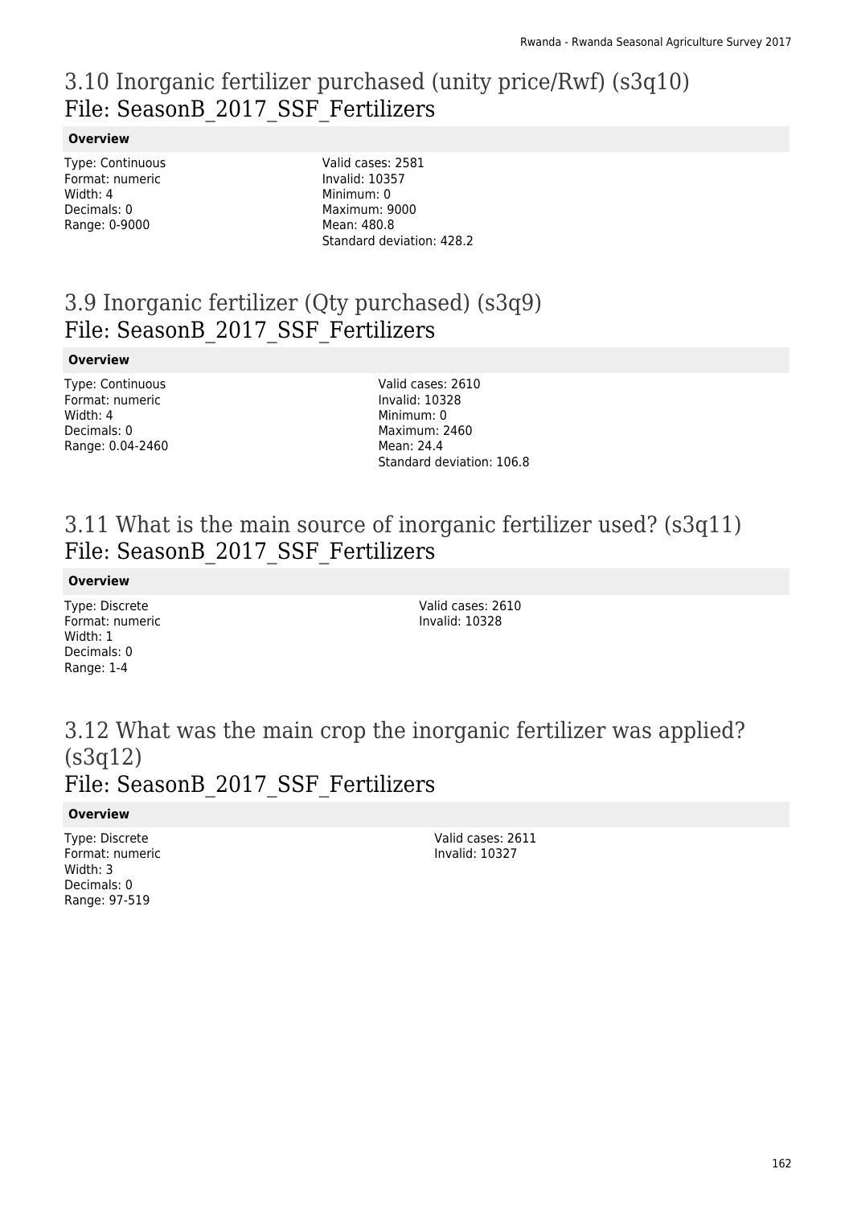## 3.10 Inorganic fertilizer purchased (unity price/Rwf) (s3q10)
## File: SeasonB_2017_SSF_Fertilizers

**Overview**

Type: Continuous
Format: numeric
Width: 4
Decimals: 0
Range: 0-9000

Valid cases: 2581
Invalid: 10357
Minimum: 0
Maximum: 9000
Mean: 480.8
Standard deviation: 428.2

## 3.9 Inorganic fertilizer (Qty purchased) (s3q9)
## File: SeasonB_2017_SSF_Fertilizers

**Overview**

Type: Continuous
Format: numeric
Width: 4
Decimals: 0
Range: 0.04-2460

Valid cases: 2610
Invalid: 10328
Minimum: 0
Maximum: 2460
Mean: 24.4
Standard deviation: 106.8

## 3.11 What is the main source of inorganic fertilizer used? (s3q11)
## File: SeasonB_2017_SSF_Fertilizers

**Overview**

Type: Discrete
Format: numeric
Width: 1
Decimals: 0
Range: 1-4

Valid cases: 2610
Invalid: 10328

## 3.12 What was the main crop the inorganic fertilizer was applied? (s3q12)
## File: SeasonB_2017_SSF_Fertilizers

**Overview**

Type: Discrete
Format: numeric
Width: 3
Decimals: 0
Range: 97-519

Valid cases: 2611
Invalid: 10327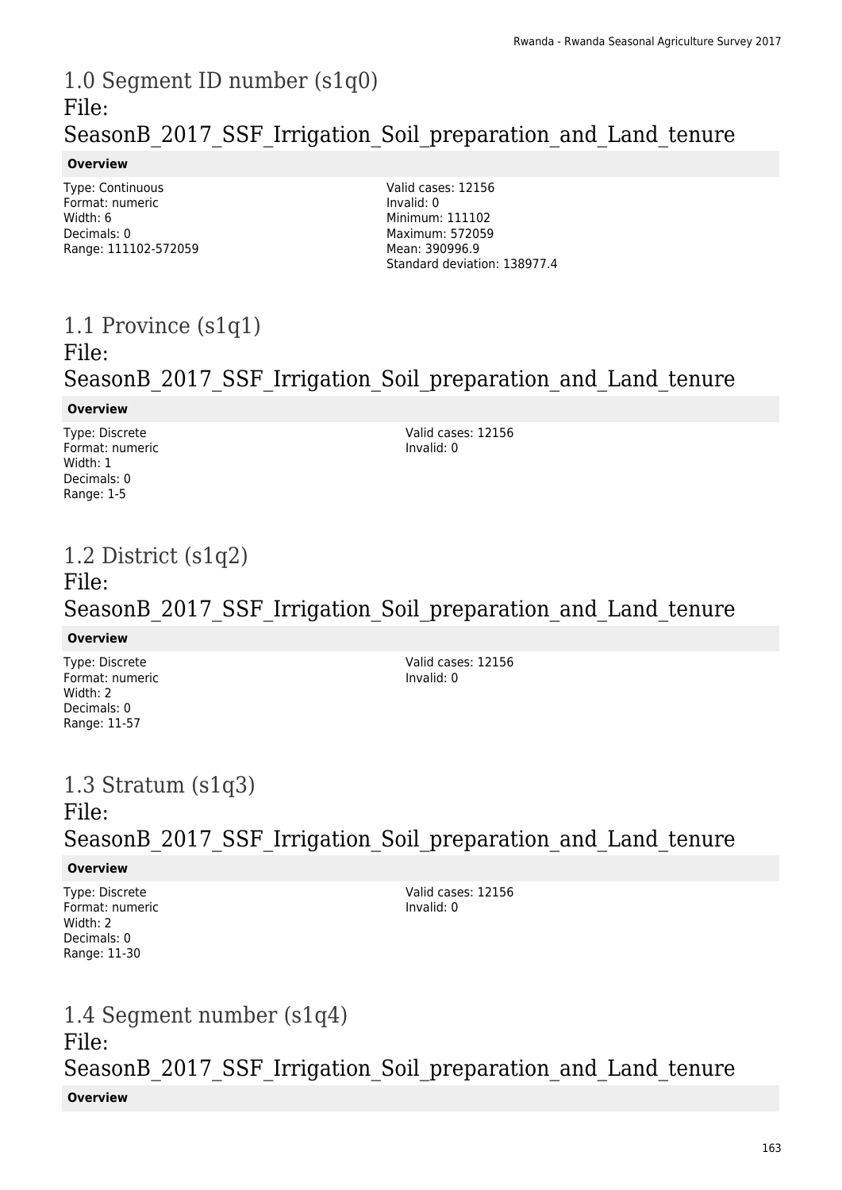# 1.0 Segment ID number (s1q0)
# File: SeasonB_2017_SSF_Irrigation_Soil_preparation_and_Land_tenure

**Overview**

Type: Continuous
Format: numeric
Width: 6
Decimals: 0
Range: 111102-572059

Valid cases: 12156
Invalid: 0
Minimum: 111102
Maximum: 572059
Mean: 390996.9
Standard deviation: 138977.4

# 1.1 Province (s1q1)
# File: SeasonB_2017_SSF_Irrigation_Soil_preparation_and_Land_tenure

**Overview**

Type: Discrete
Format: numeric
Width: 1
Decimals: 0
Range: 1-5

Valid cases: 12156
Invalid: 0

# 1.2 District (s1q2)
# File: SeasonB_2017_SSF_Irrigation_Soil_preparation_and_Land_tenure

**Overview**

Type: Discrete
Format: numeric
Width: 2
Decimals: 0
Range: 11-57

Valid cases: 12156
Invalid: 0

# 1.3 Stratum (s1q3)
# File: SeasonB_2017_SSF_Irrigation_Soil_preparation_and_Land_tenure

**Overview**

Type: Discrete
Format: numeric
Width: 2
Decimals: 0
Range: 11-30

Valid cases: 12156
Invalid: 0

# 1.4 Segment number (s1q4)
# File: SeasonB_2017_SSF_Irrigation_Soil_preparation_and_Land_tenure

**Overview**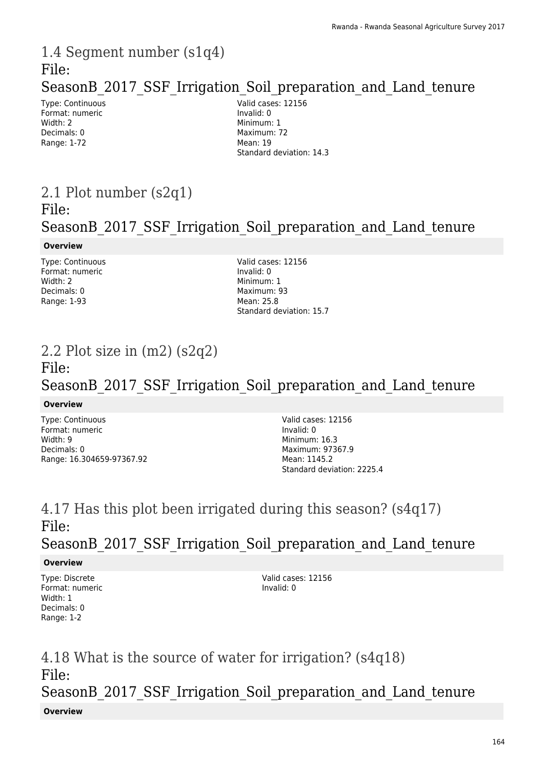## 1.4 Segment number (s1q4)

### File: SeasonB_2017_SSF_Irrigation_Soil_preparation_and_Land_tenure

Type: Continuous
Format: numeric
Width: 2
Decimals: 0
Range: 1-72

Valid cases: 12156
Invalid: 0
Minimum: 1
Maximum: 72
Mean: 19
Standard deviation: 14.3

## 2.1 Plot number (s2q1)

### File: SeasonB_2017_SSF_Irrigation_Soil_preparation_and_Land_tenure

**Overview**

Type: Continuous
Format: numeric
Width: 2
Decimals: 0
Range: 1-93

Valid cases: 12156
Invalid: 0
Minimum: 1
Maximum: 93
Mean: 25.8
Standard deviation: 15.7

## 2.2 Plot size in (m2) (s2q2)

### File: SeasonB_2017_SSF_Irrigation_Soil_preparation_and_Land_tenure

**Overview**

Type: Continuous
Format: numeric
Width: 9
Decimals: 0
Range: 16.304659-97367.92

Valid cases: 12156
Invalid: 0
Minimum: 16.3
Maximum: 97367.9
Mean: 1145.2
Standard deviation: 2225.4

## 4.17 Has this plot been irrigated during this season? (s4q17)

### File: SeasonB_2017_SSF_Irrigation_Soil_preparation_and_Land_tenure

**Overview**

Type: Discrete
Format: numeric
Width: 1
Decimals: 0
Range: 1-2

Valid cases: 12156
Invalid: 0

## 4.18 What is the source of water for irrigation? (s4q18)

### File: SeasonB_2017_SSF_Irrigation_Soil_preparation_and_Land_tenure

**Overview**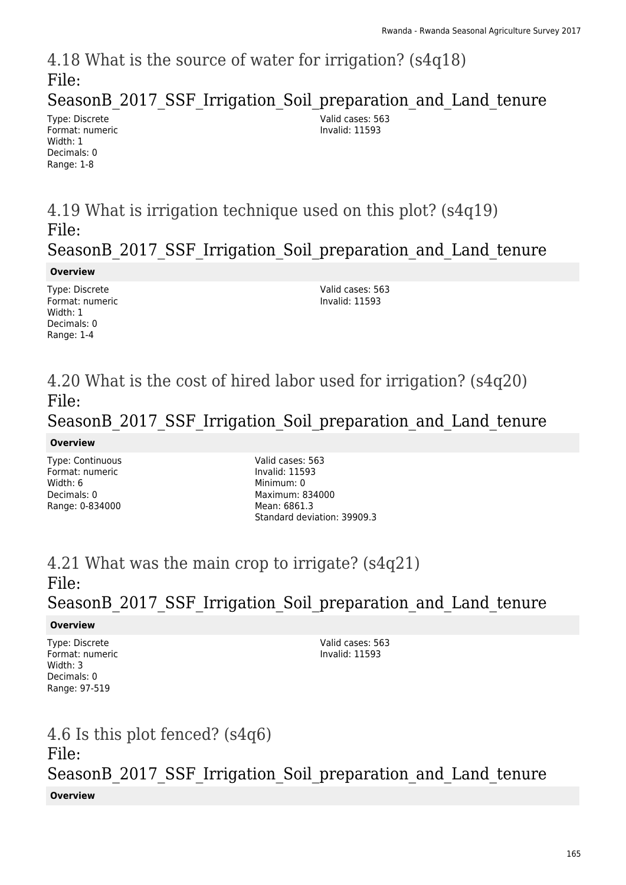## 4.18 What is the source of water for irrigation? (s4q18)
File:
SeasonB_2017_SSF_Irrigation_Soil_preparation_and_Land_tenure

Type: Discrete
Format: numeric
Width: 1
Decimals: 0
Range: 1-8

Valid cases: 563
Invalid: 11593

## 4.19 What is irrigation technique used on this plot? (s4q19)
File:
SeasonB_2017_SSF_Irrigation_Soil_preparation_and_Land_tenure

**Overview**

Type: Discrete
Format: numeric
Width: 1
Decimals: 0
Range: 1-4

Valid cases: 563
Invalid: 11593

## 4.20 What is the cost of hired labor used for irrigation? (s4q20)
File:
SeasonB_2017_SSF_Irrigation_Soil_preparation_and_Land_tenure

**Overview**

Type: Continuous
Format: numeric
Width: 6
Decimals: 0
Range: 0-834000

Valid cases: 563
Invalid: 11593
Minimum: 0
Maximum: 834000
Mean: 6861.3
Standard deviation: 39909.3

## 4.21 What was the main crop to irrigate? (s4q21)
File:
SeasonB_2017_SSF_Irrigation_Soil_preparation_and_Land_tenure

**Overview**

Type: Discrete
Format: numeric
Width: 3
Decimals: 0
Range: 97-519

Valid cases: 563
Invalid: 11593

## 4.6 Is this plot fenced? (s4q6)
File:
SeasonB_2017_SSF_Irrigation_Soil_preparation_and_Land_tenure

**Overview**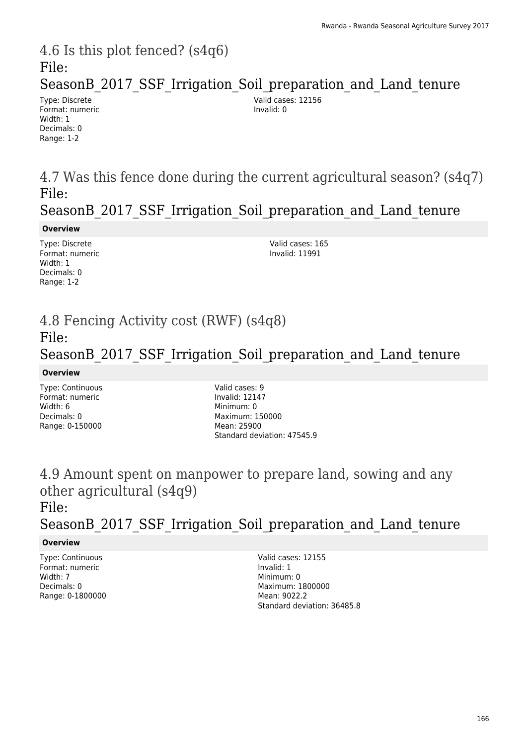# 4.6 Is this plot fenced? (s4q6)
## File: SeasonB_2017_SSF_Irrigation_Soil_preparation_and_Land_tenure

Type: Discrete
Format: numeric
Width: 1
Decimals: 0
Range: 1-2

Valid cases: 12156
Invalid: 0

# 4.7 Was this fence done during the current agricultural season? (s4q7)
## File: SeasonB_2017_SSF_Irrigation_Soil_preparation_and_Land_tenure

**Overview**

Type: Discrete
Format: numeric
Width: 1
Decimals: 0
Range: 1-2

Valid cases: 165
Invalid: 11991

# 4.8 Fencing Activity cost (RWF) (s4q8)
## File: SeasonB_2017_SSF_Irrigation_Soil_preparation_and_Land_tenure

**Overview**

Type: Continuous
Format: numeric
Width: 6
Decimals: 0
Range: 0-150000

Valid cases: 9
Invalid: 12147
Minimum: 0
Maximum: 150000
Mean: 25900
Standard deviation: 47545.9

# 4.9 Amount spent on manpower to prepare land, sowing and any other agricultural (s4q9)
## File: SeasonB_2017_SSF_Irrigation_Soil_preparation_and_Land_tenure

**Overview**

Type: Continuous
Format: numeric
Width: 7
Decimals: 0
Range: 0-1800000

Valid cases: 12155
Invalid: 1
Minimum: 0
Maximum: 1800000
Mean: 9022.2
Standard deviation: 36485.8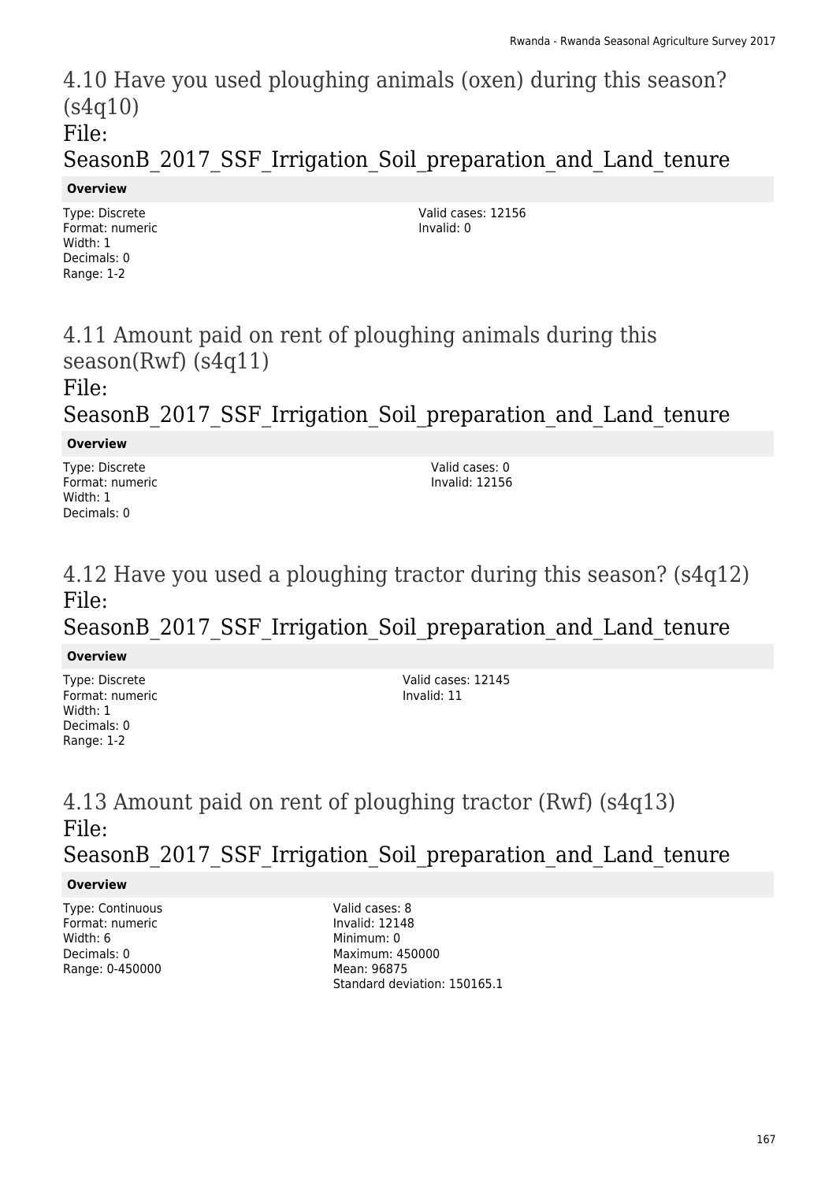# 4.10 Have you used ploughing animals (oxen) during this season? (s4q10)
File: SeasonB_2017_SSF_Irrigation_Soil_preparation_and_Land_tenure

**Overview**

Type: Discrete
Format: numeric
Width: 1
Decimals: 0
Range: 1-2

Valid cases: 12156
Invalid: 0

# 4.11 Amount paid on rent of ploughing animals during this season(Rwf) (s4q11)
File: SeasonB_2017_SSF_Irrigation_Soil_preparation_and_Land_tenure

**Overview**

Type: Discrete
Format: numeric
Width: 1
Decimals: 0

Valid cases: 0
Invalid: 12156

# 4.12 Have you used a ploughing tractor during this season? (s4q12)
File: SeasonB_2017_SSF_Irrigation_Soil_preparation_and_Land_tenure

**Overview**

Type: Discrete
Format: numeric
Width: 1
Decimals: 0
Range: 1-2

Valid cases: 12145
Invalid: 11

# 4.13 Amount paid on rent of ploughing tractor (Rwf) (s4q13)
File: SeasonB_2017_SSF_Irrigation_Soil_preparation_and_Land_tenure

**Overview**

Type: Continuous
Format: numeric
Width: 6
Decimals: 0
Range: 0-450000

Valid cases: 8
Invalid: 12148
Minimum: 0
Maximum: 450000
Mean: 96875
Standard deviation: 150165.1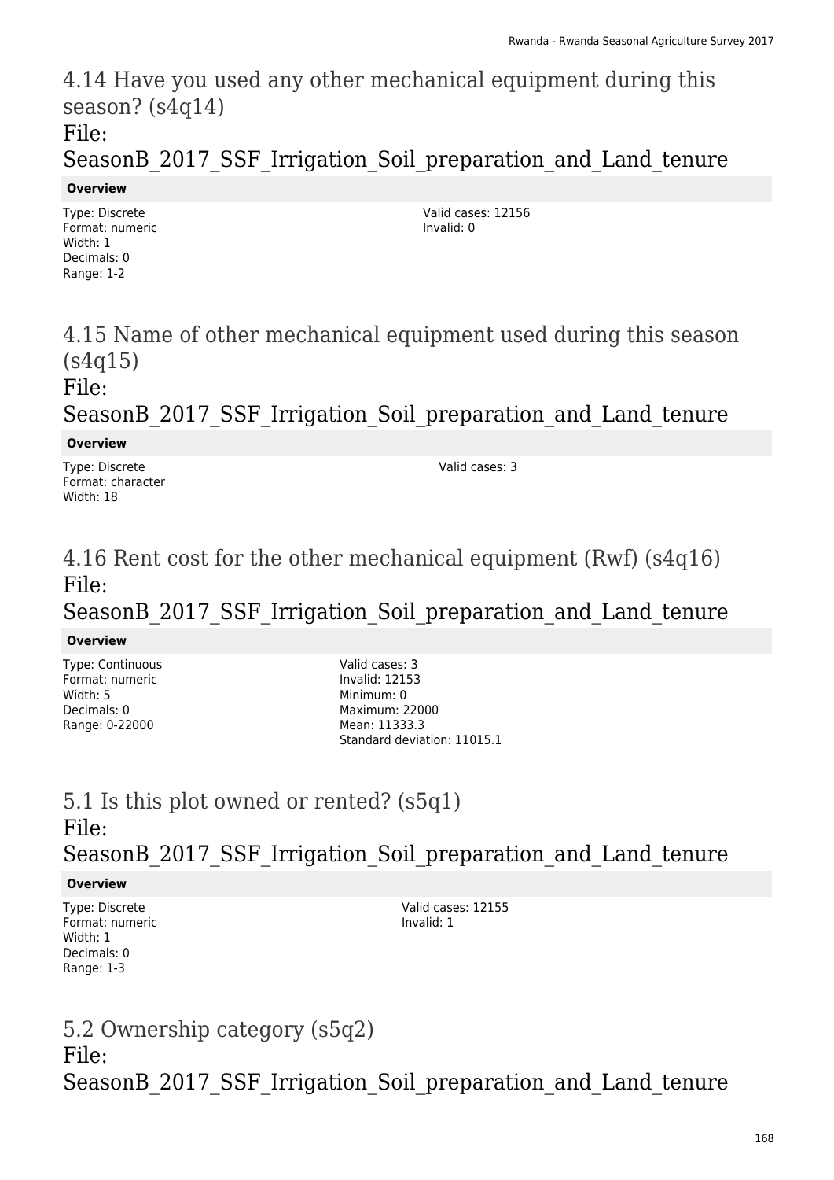## 4.14 Have you used any other mechanical equipment during this season? (s4q14)

### File: SeasonB_2017_SSF_Irrigation_Soil_preparation_and_Land_tenure

**Overview**

Type: Discrete
Format: numeric
Width: 1
Decimals: 0
Range: 1-2

Valid cases: 12156
Invalid: 0

## 4.15 Name of other mechanical equipment used during this season (s4q15)

### File: SeasonB_2017_SSF_Irrigation_Soil_preparation_and_Land_tenure

**Overview**

Type: Discrete
Format: character
Width: 18

Valid cases: 3

## 4.16 Rent cost for the other mechanical equipment (Rwf) (s4q16)

### File: SeasonB_2017_SSF_Irrigation_Soil_preparation_and_Land_tenure

**Overview**

Type: Continuous
Format: numeric
Width: 5
Decimals: 0
Range: 0-22000

Valid cases: 3
Invalid: 12153
Minimum: 0
Maximum: 22000
Mean: 11333.3
Standard deviation: 11015.1

## 5.1 Is this plot owned or rented? (s5q1)

### File: SeasonB_2017_SSF_Irrigation_Soil_preparation_and_Land_tenure

**Overview**

Type: Discrete
Format: numeric
Width: 1
Decimals: 0
Range: 1-3

Valid cases: 12155
Invalid: 1

## 5.2 Ownership category (s5q2)

### File: SeasonB_2017_SSF_Irrigation_Soil_preparation_and_Land_tenure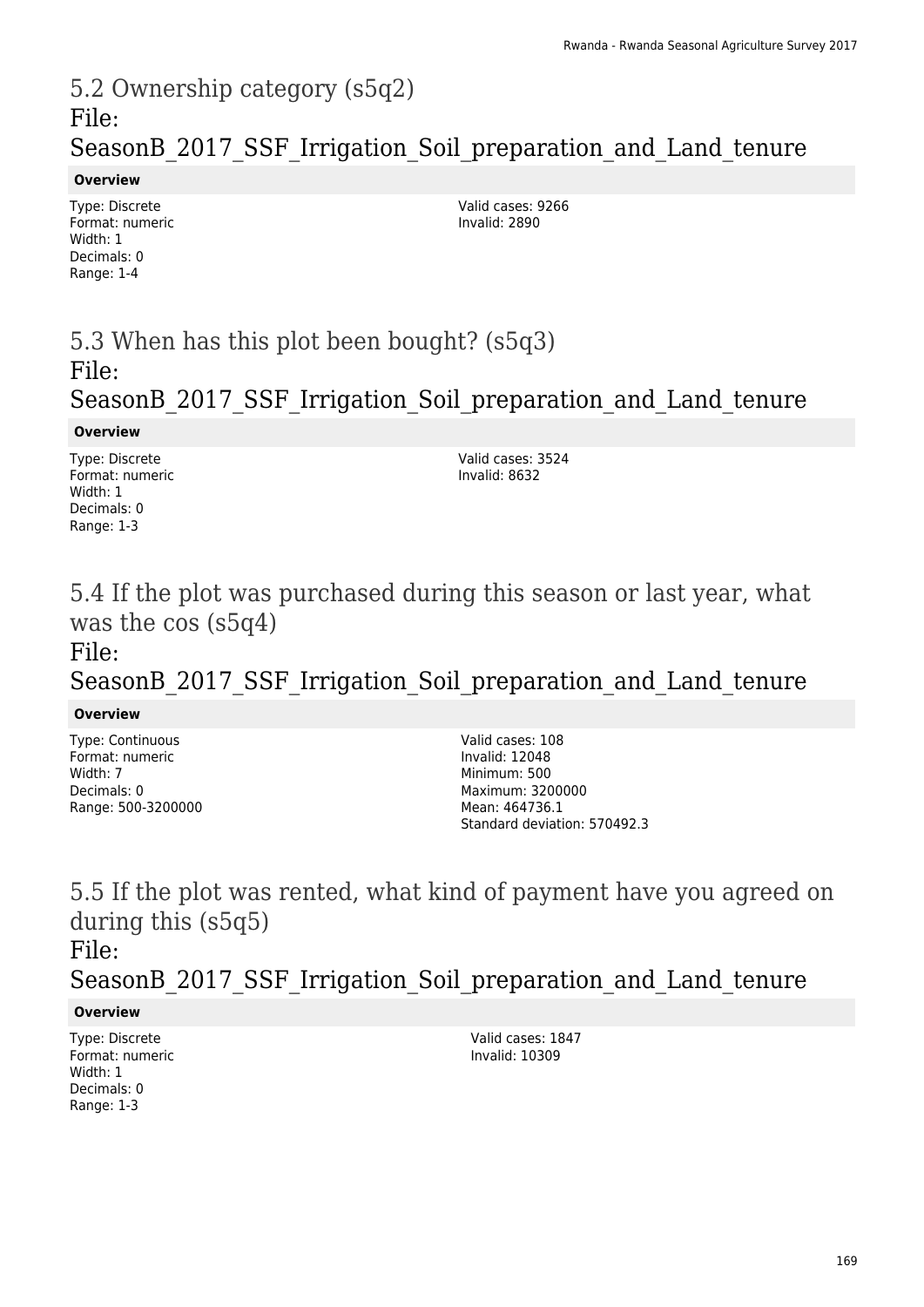## 5.2 Ownership category (s5q2)

File: SeasonB_2017_SSF_Irrigation_Soil_preparation_and_Land_tenure

**Overview**

Type: Discrete
Format: numeric
Width: 1
Decimals: 0
Range: 1-4

Valid cases: 9266
Invalid: 2890

## 5.3 When has this plot been bought? (s5q3)

File: SeasonB_2017_SSF_Irrigation_Soil_preparation_and_Land_tenure

**Overview**

Type: Discrete
Format: numeric
Width: 1
Decimals: 0
Range: 1-3

Valid cases: 3524
Invalid: 8632

## 5.4 If the plot was purchased during this season or last year, what was the cos (s5q4)

File: SeasonB_2017_SSF_Irrigation_Soil_preparation_and_Land_tenure

**Overview**

Type: Continuous
Format: numeric
Width: 7
Decimals: 0
Range: 500-3200000

Valid cases: 108
Invalid: 12048
Minimum: 500
Maximum: 3200000
Mean: 464736.1
Standard deviation: 570492.3

## 5.5 If the plot was rented, what kind of payment have you agreed on during this (s5q5)

File: SeasonB_2017_SSF_Irrigation_Soil_preparation_and_Land_tenure

**Overview**

Type: Discrete
Format: numeric
Width: 1
Decimals: 0
Range: 1-3

Valid cases: 1847
Invalid: 10309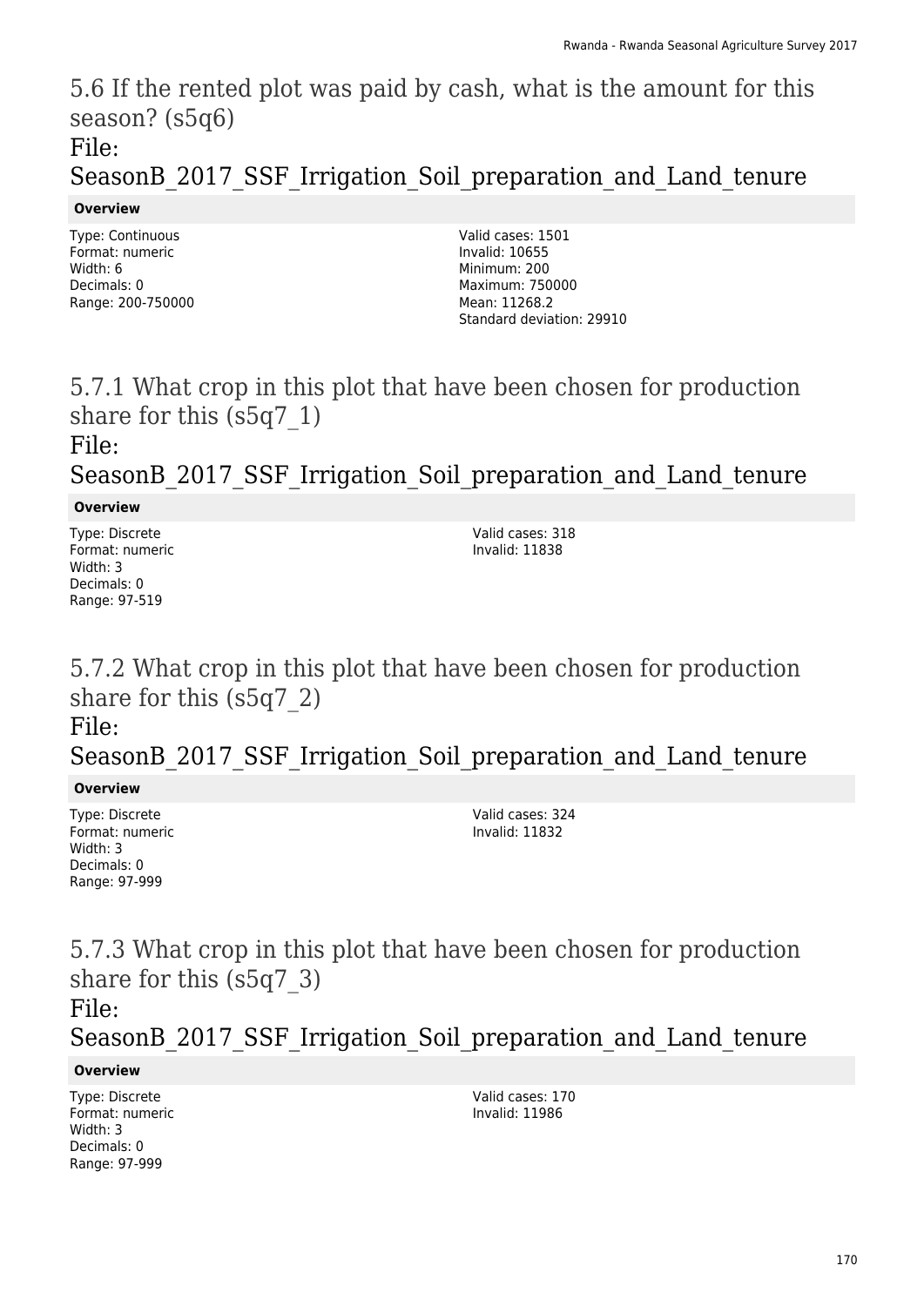## 5.6 If the rented plot was paid by cash, what is the amount for this season? (s5q6)
## File: SeasonB_2017_SSF_Irrigation_Soil_preparation_and_Land_tenure

**Overview**

Type: Continuous
Format: numeric
Width: 6
Decimals: 0
Range: 200-750000

Valid cases: 1501
Invalid: 10655
Minimum: 200
Maximum: 750000
Mean: 11268.2
Standard deviation: 29910

## 5.7.1 What crop in this plot that have been chosen for production share for this (s5q7_1)
## File: SeasonB_2017_SSF_Irrigation_Soil_preparation_and_Land_tenure

**Overview**

Type: Discrete
Format: numeric
Width: 3
Decimals: 0
Range: 97-519

Valid cases: 318
Invalid: 11838

## 5.7.2 What crop in this plot that have been chosen for production share for this (s5q7_2)
## File: SeasonB_2017_SSF_Irrigation_Soil_preparation_and_Land_tenure

**Overview**

Type: Discrete
Format: numeric
Width: 3
Decimals: 0
Range: 97-999

Valid cases: 324
Invalid: 11832

## 5.7.3 What crop in this plot that have been chosen for production share for this (s5q7_3)
## File: SeasonB_2017_SSF_Irrigation_Soil_preparation_and_Land_tenure

**Overview**

Type: Discrete
Format: numeric
Width: 3
Decimals: 0
Range: 97-999

Valid cases: 170
Invalid: 11986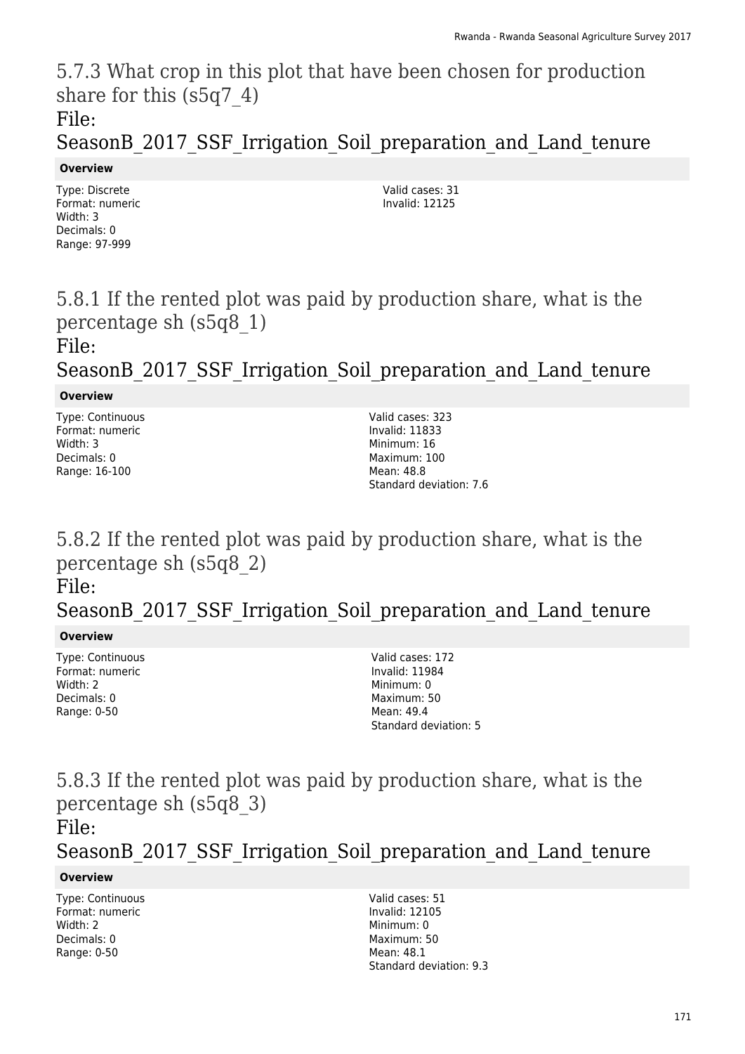# 5.7.3 What crop in this plot that have been chosen for production share for this (s5q7_4)

File: SeasonB_2017_SSF_Irrigation_Soil_preparation_and_Land_tenure

**Overview**

Type: Discrete
Format: numeric
Width: 3
Decimals: 0
Range: 97-999

Valid cases: 31
Invalid: 12125

# 5.8.1 If the rented plot was paid by production share, what is the percentage sh (s5q8_1)

File: SeasonB_2017_SSF_Irrigation_Soil_preparation_and_Land_tenure

**Overview**

Type: Continuous
Format: numeric
Width: 3
Decimals: 0
Range: 16-100

Valid cases: 323
Invalid: 11833
Minimum: 16
Maximum: 100
Mean: 48.8
Standard deviation: 7.6

# 5.8.2 If the rented plot was paid by production share, what is the percentage sh (s5q8_2)

File: SeasonB_2017_SSF_Irrigation_Soil_preparation_and_Land_tenure

**Overview**

Type: Continuous
Format: numeric
Width: 2
Decimals: 0
Range: 0-50

Valid cases: 172
Invalid: 11984
Minimum: 0
Maximum: 50
Mean: 49.4
Standard deviation: 5

# 5.8.3 If the rented plot was paid by production share, what is the percentage sh (s5q8_3)

File: SeasonB_2017_SSF_Irrigation_Soil_preparation_and_Land_tenure

**Overview**

Type: Continuous
Format: numeric
Width: 2
Decimals: 0
Range: 0-50

Valid cases: 51
Invalid: 12105
Minimum: 0
Maximum: 50
Mean: 48.1
Standard deviation: 9.3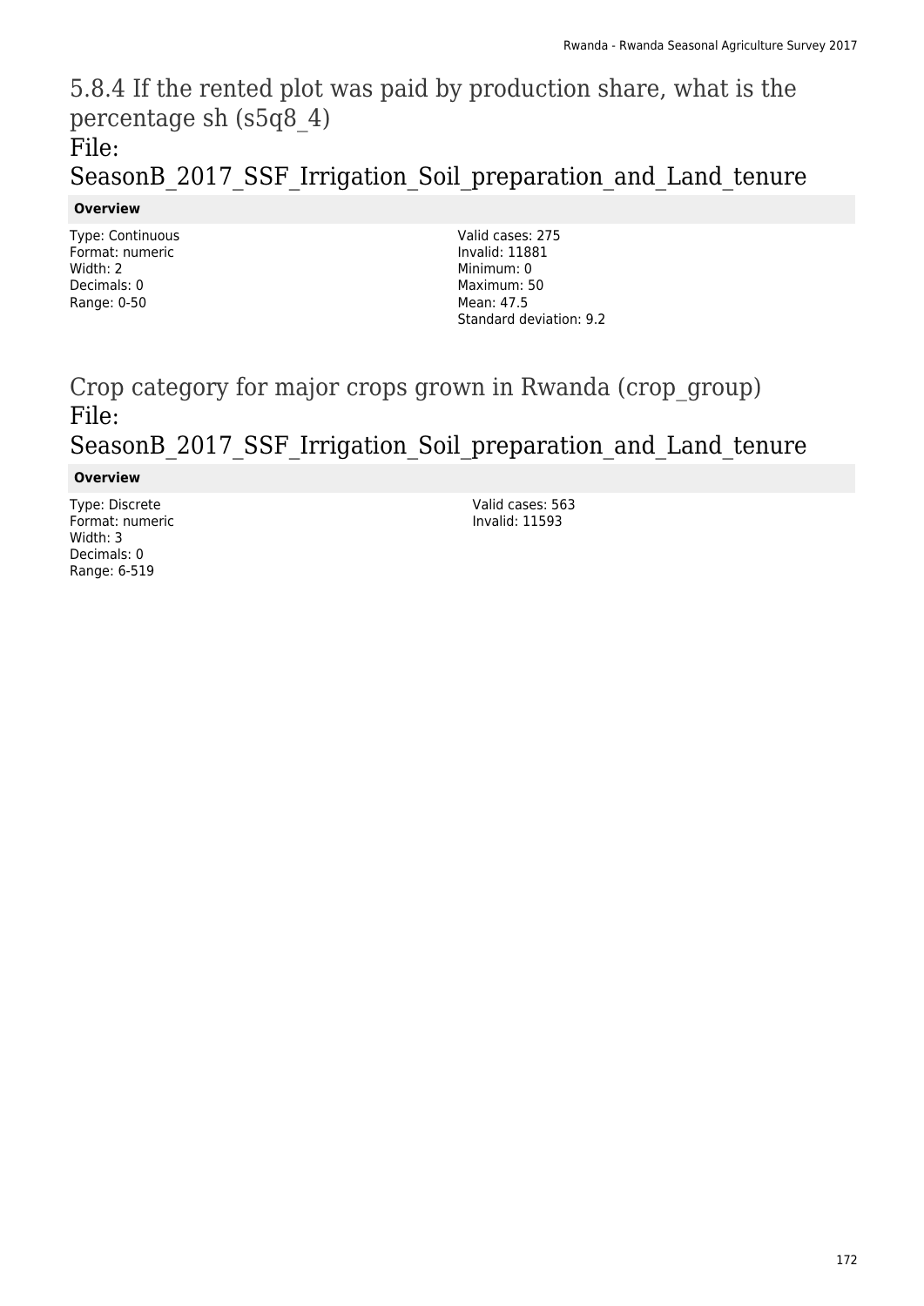## 5.8.4 If the rented plot was paid by production share, what is the percentage sh (s5q8_4)

## File: SeasonB_2017_SSF_Irrigation_Soil_preparation_and_Land_tenure

**Overview**

Type: Continuous
Format: numeric
Width: 2
Decimals: 0
Range: 0-50

Valid cases: 275
Invalid: 11881
Minimum: 0
Maximum: 50
Mean: 47.5
Standard deviation: 9.2

## Crop category for major crops grown in Rwanda (crop_group)

## File: SeasonB_2017_SSF_Irrigation_Soil_preparation_and_Land_tenure

**Overview**

Type: Discrete
Format: numeric
Width: 3
Decimals: 0
Range: 6-519

Valid cases: 563
Invalid: 11593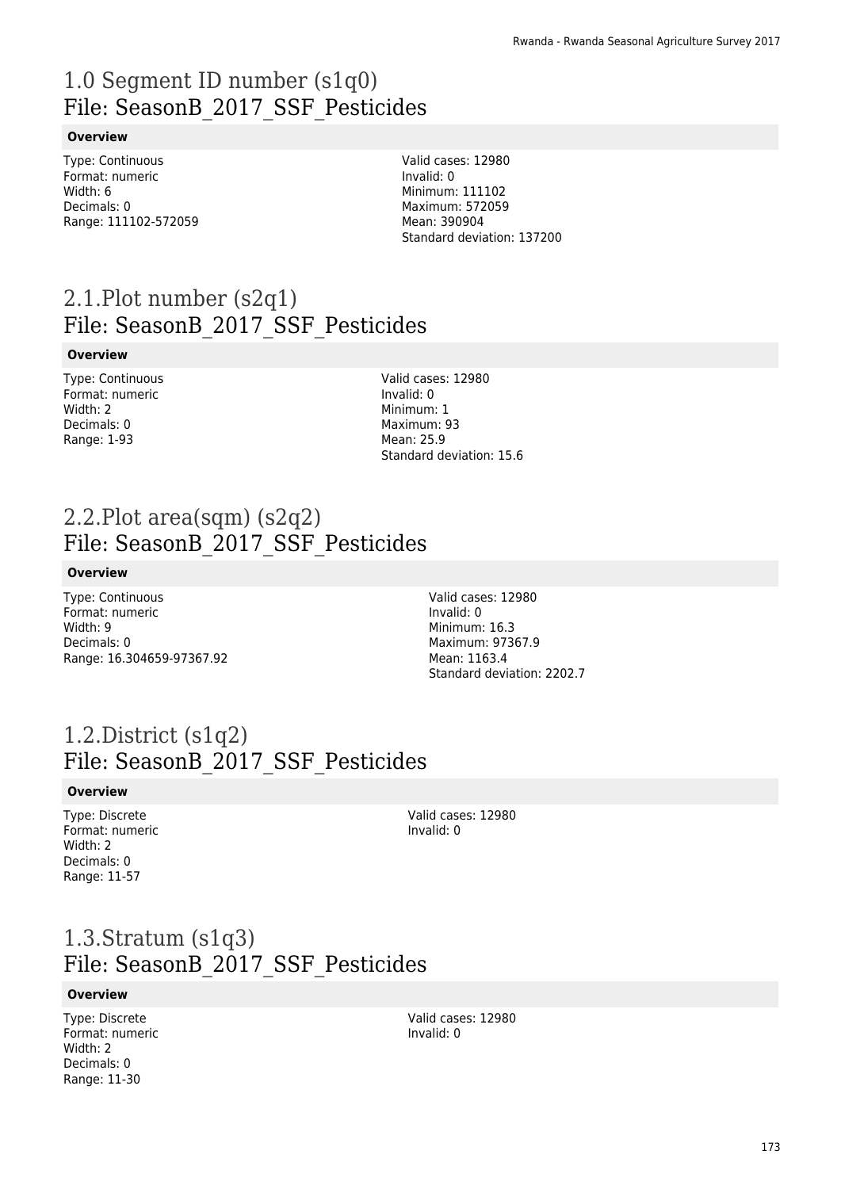# 1.0 Segment ID number (s1q0)
## File: SeasonB_2017_SSF_Pesticides

**Overview**

Type: Continuous
Format: numeric
Width: 6
Decimals: 0
Range: 111102-572059

Valid cases: 12980
Invalid: 0
Minimum: 111102
Maximum: 572059
Mean: 390904
Standard deviation: 137200

# 2.1.Plot number (s2q1)
## File: SeasonB_2017_SSF_Pesticides

**Overview**

Type: Continuous
Format: numeric
Width: 2
Decimals: 0
Range: 1-93

Valid cases: 12980
Invalid: 0
Minimum: 1
Maximum: 93
Mean: 25.9
Standard deviation: 15.6

# 2.2.Plot area(sqm) (s2q2)
## File: SeasonB_2017_SSF_Pesticides

**Overview**

Type: Continuous
Format: numeric
Width: 9
Decimals: 0
Range: 16.304659-97367.92

Valid cases: 12980
Invalid: 0
Minimum: 16.3
Maximum: 97367.9
Mean: 1163.4
Standard deviation: 2202.7

# 1.2.District (s1q2)
## File: SeasonB_2017_SSF_Pesticides

**Overview**

Type: Discrete
Format: numeric
Width: 2
Decimals: 0
Range: 11-57

Valid cases: 12980
Invalid: 0

# 1.3.Stratum (s1q3)
## File: SeasonB_2017_SSF_Pesticides

**Overview**

Type: Discrete
Format: numeric
Width: 2
Decimals: 0
Range: 11-30

Valid cases: 12980
Invalid: 0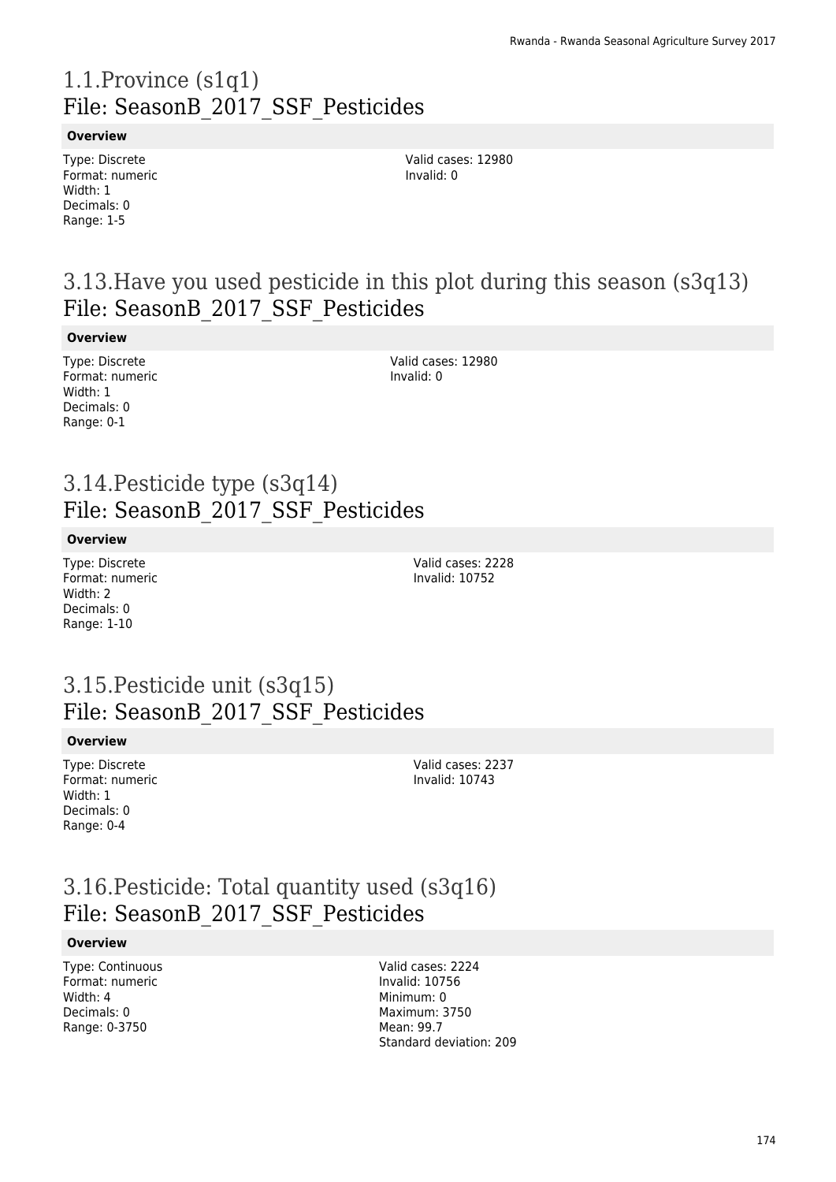# 1.1.Province (s1q1)
## File: SeasonB_2017_SSF_Pesticides

**Overview**

Type: Discrete
Format: numeric
Width: 1
Decimals: 0
Range: 1-5

Valid cases: 12980
Invalid: 0

# 3.13.Have you used pesticide in this plot during this season (s3q13)
## File: SeasonB_2017_SSF_Pesticides

**Overview**

Type: Discrete
Format: numeric
Width: 1
Decimals: 0
Range: 0-1

Valid cases: 12980
Invalid: 0

# 3.14.Pesticide type (s3q14)
## File: SeasonB_2017_SSF_Pesticides

**Overview**

Type: Discrete
Format: numeric
Width: 2
Decimals: 0
Range: 1-10

Valid cases: 2228
Invalid: 10752

# 3.15.Pesticide unit (s3q15)
## File: SeasonB_2017_SSF_Pesticides

**Overview**

Type: Discrete
Format: numeric
Width: 1
Decimals: 0
Range: 0-4

Valid cases: 2237
Invalid: 10743

# 3.16.Pesticide: Total quantity used (s3q16)
## File: SeasonB_2017_SSF_Pesticides

**Overview**

Type: Continuous
Format: numeric
Width: 4
Decimals: 0
Range: 0-3750

Valid cases: 2224
Invalid: 10756
Minimum: 0
Maximum: 3750
Mean: 99.7
Standard deviation: 209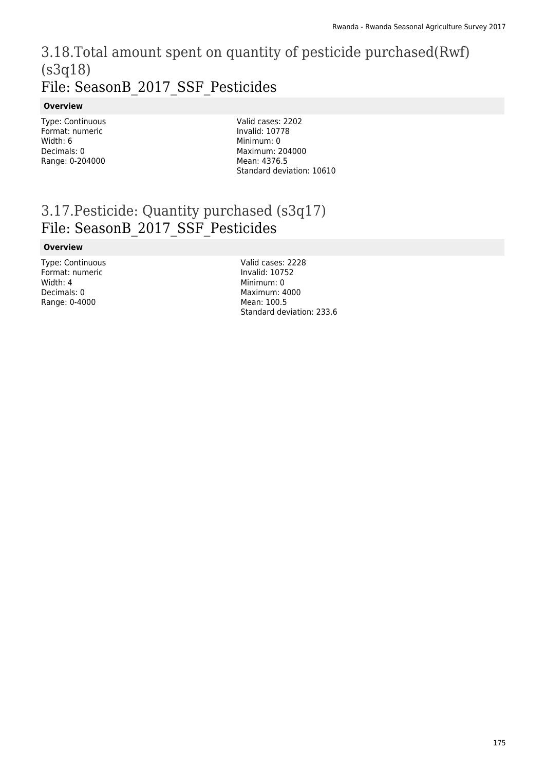# 3.18.Total amount spent on quantity of pesticide purchased(Rwf) (s3q18)
# File: SeasonB_2017_SSF_Pesticides

**Overview**

Type: Continuous
Format: numeric
Width: 6
Decimals: 0
Range: 0-204000

Valid cases: 2202
Invalid: 10778
Minimum: 0
Maximum: 204000
Mean: 4376.5
Standard deviation: 10610

# 3.17.Pesticide: Quantity purchased (s3q17)
# File: SeasonB_2017_SSF_Pesticides

**Overview**

Type: Continuous
Format: numeric
Width: 4
Decimals: 0
Range: 0-4000

Valid cases: 2228
Invalid: 10752
Minimum: 0
Maximum: 4000
Mean: 100.5
Standard deviation: 233.6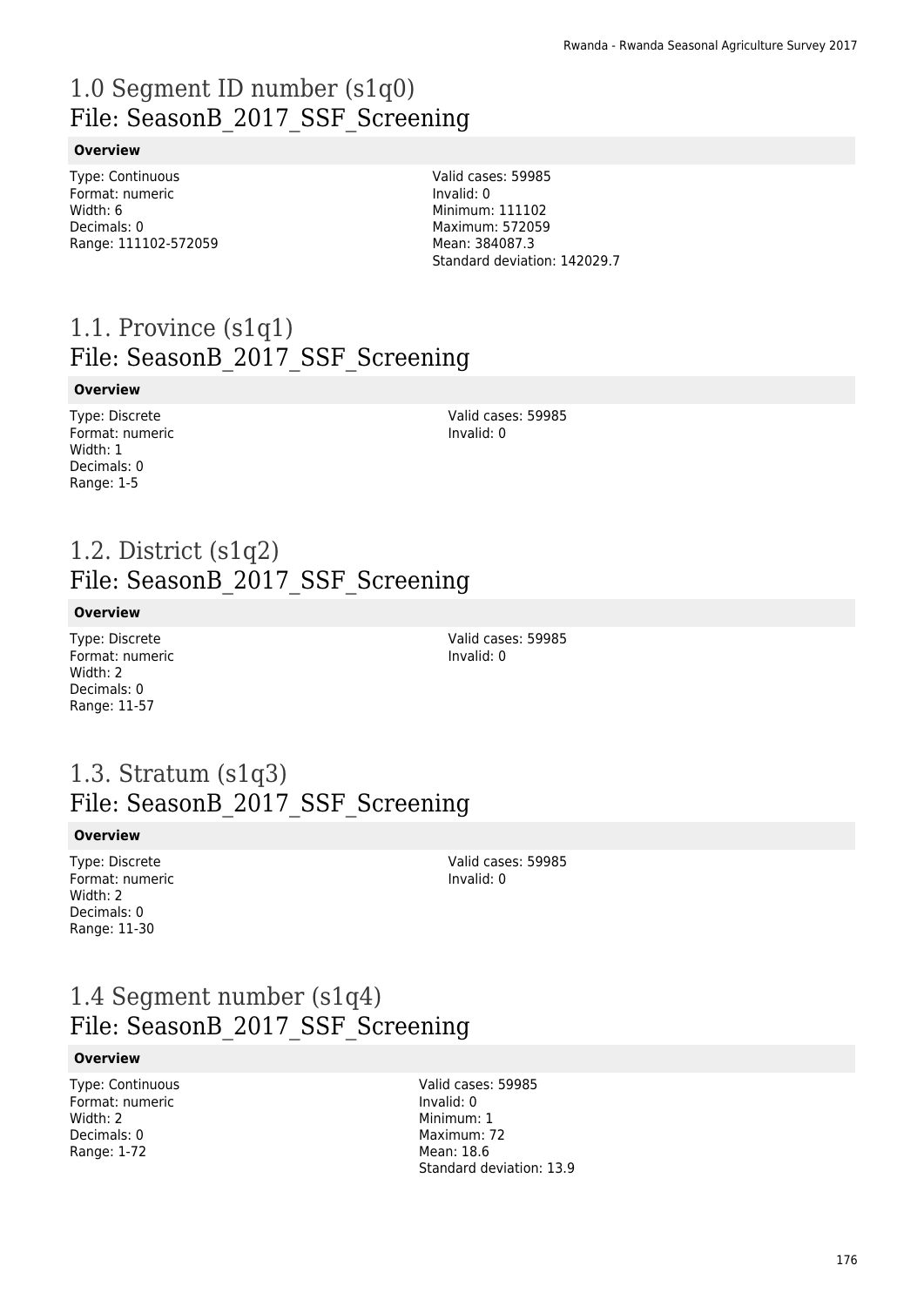# 1.0 Segment ID number (s1q0)
File: SeasonB_2017_SSF_Screening

**Overview**

Type: Continuous
Format: numeric
Width: 6
Decimals: 0
Range: 111102-572059

Valid cases: 59985
Invalid: 0
Minimum: 111102
Maximum: 572059
Mean: 384087.3
Standard deviation: 142029.7

# 1.1. Province (s1q1)
File: SeasonB_2017_SSF_Screening

**Overview**

Type: Discrete
Format: numeric
Width: 1
Decimals: 0
Range: 1-5

Valid cases: 59985
Invalid: 0

# 1.2. District (s1q2)
File: SeasonB_2017_SSF_Screening

**Overview**

Type: Discrete
Format: numeric
Width: 2
Decimals: 0
Range: 11-57

Valid cases: 59985
Invalid: 0

# 1.3. Stratum (s1q3)
File: SeasonB_2017_SSF_Screening

**Overview**

Type: Discrete
Format: numeric
Width: 2
Decimals: 0
Range: 11-30

Valid cases: 59985
Invalid: 0

# 1.4 Segment number (s1q4)
File: SeasonB_2017_SSF_Screening

**Overview**

Type: Continuous
Format: numeric
Width: 2
Decimals: 0
Range: 1-72

Valid cases: 59985
Invalid: 0
Minimum: 1
Maximum: 72
Mean: 18.6
Standard deviation: 13.9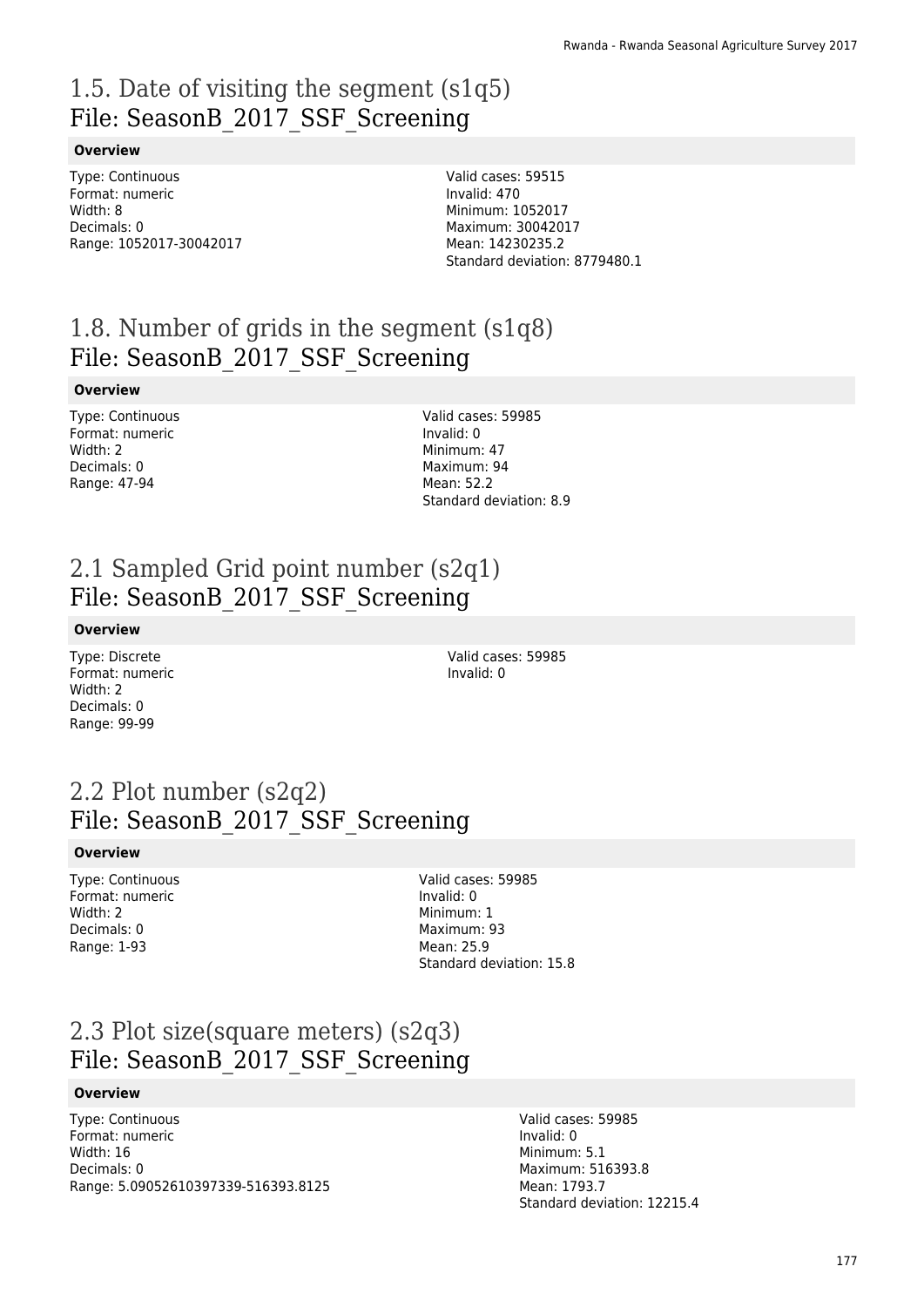# 1.5. Date of visiting the segment (s1q5)
File: SeasonB_2017_SSF_Screening

**Overview**

Type: Continuous
Format: numeric
Width: 8
Decimals: 0
Range: 1052017-30042017

Valid cases: 59515
Invalid: 470
Minimum: 1052017
Maximum: 30042017
Mean: 14230235.2
Standard deviation: 8779480.1

# 1.8. Number of grids in the segment (s1q8)
File: SeasonB_2017_SSF_Screening

**Overview**

Type: Continuous
Format: numeric
Width: 2
Decimals: 0
Range: 47-94

Valid cases: 59985
Invalid: 0
Minimum: 47
Maximum: 94
Mean: 52.2
Standard deviation: 8.9

# 2.1 Sampled Grid point number (s2q1)
File: SeasonB_2017_SSF_Screening

**Overview**

Type: Discrete
Format: numeric
Width: 2
Decimals: 0
Range: 99-99

Valid cases: 59985
Invalid: 0

# 2.2 Plot number (s2q2)
File: SeasonB_2017_SSF_Screening

**Overview**

Type: Continuous
Format: numeric
Width: 2
Decimals: 0
Range: 1-93

Valid cases: 59985
Invalid: 0
Minimum: 1
Maximum: 93
Mean: 25.9
Standard deviation: 15.8

# 2.3 Plot size(square meters) (s2q3)
File: SeasonB_2017_SSF_Screening

**Overview**

Type: Continuous
Format: numeric
Width: 16
Decimals: 0
Range: 5.09052610397339-516393.8125

Valid cases: 59985
Invalid: 0
Minimum: 5.1
Maximum: 516393.8
Mean: 1793.7
Standard deviation: 12215.4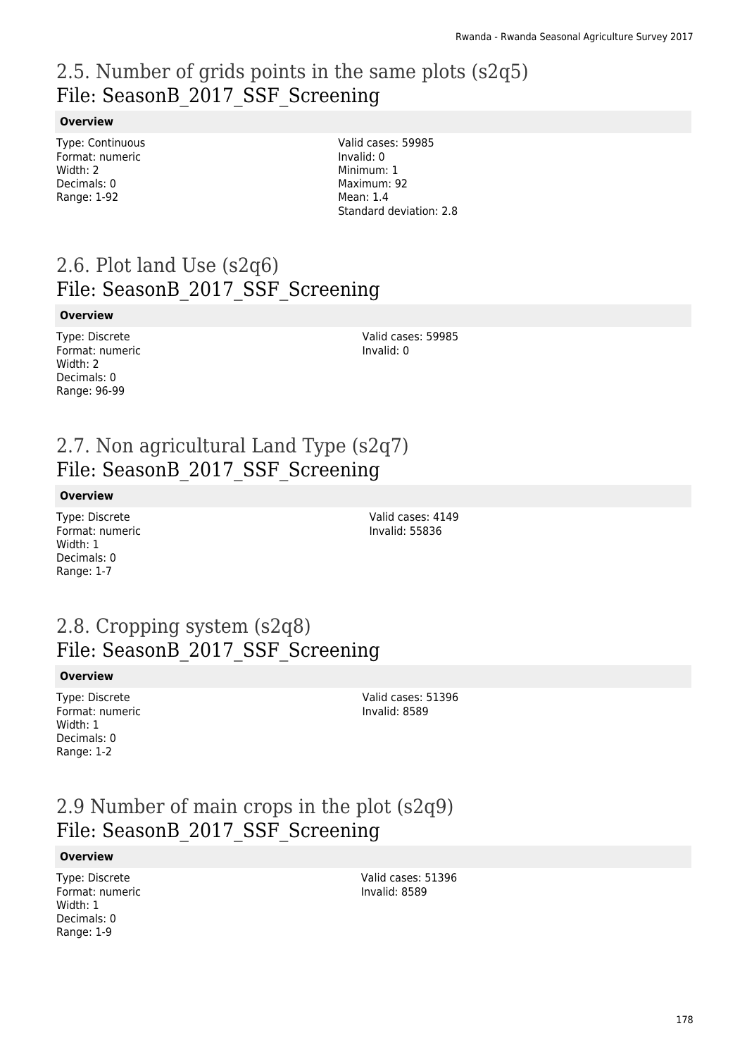## 2.5. Number of grids points in the same plots (s2q5)
File: SeasonB_2017_SSF_Screening

**Overview**

Type: Continuous
Format: numeric
Width: 2
Decimals: 0
Range: 1-92

Valid cases: 59985
Invalid: 0
Minimum: 1
Maximum: 92
Mean: 1.4
Standard deviation: 2.8

## 2.6. Plot land Use (s2q6)
File: SeasonB_2017_SSF_Screening

**Overview**

Type: Discrete
Format: numeric
Width: 2
Decimals: 0
Range: 96-99

Valid cases: 59985
Invalid: 0

## 2.7. Non agricultural Land Type (s2q7)
File: SeasonB_2017_SSF_Screening

**Overview**

Type: Discrete
Format: numeric
Width: 1
Decimals: 0
Range: 1-7

Valid cases: 4149
Invalid: 55836

## 2.8. Cropping system (s2q8)
File: SeasonB_2017_SSF_Screening

**Overview**

Type: Discrete
Format: numeric
Width: 1
Decimals: 0
Range: 1-2

Valid cases: 51396
Invalid: 8589

## 2.9 Number of main crops in the plot (s2q9)
File: SeasonB_2017_SSF_Screening

**Overview**

Type: Discrete
Format: numeric
Width: 1
Decimals: 0
Range: 1-9

Valid cases: 51396
Invalid: 8589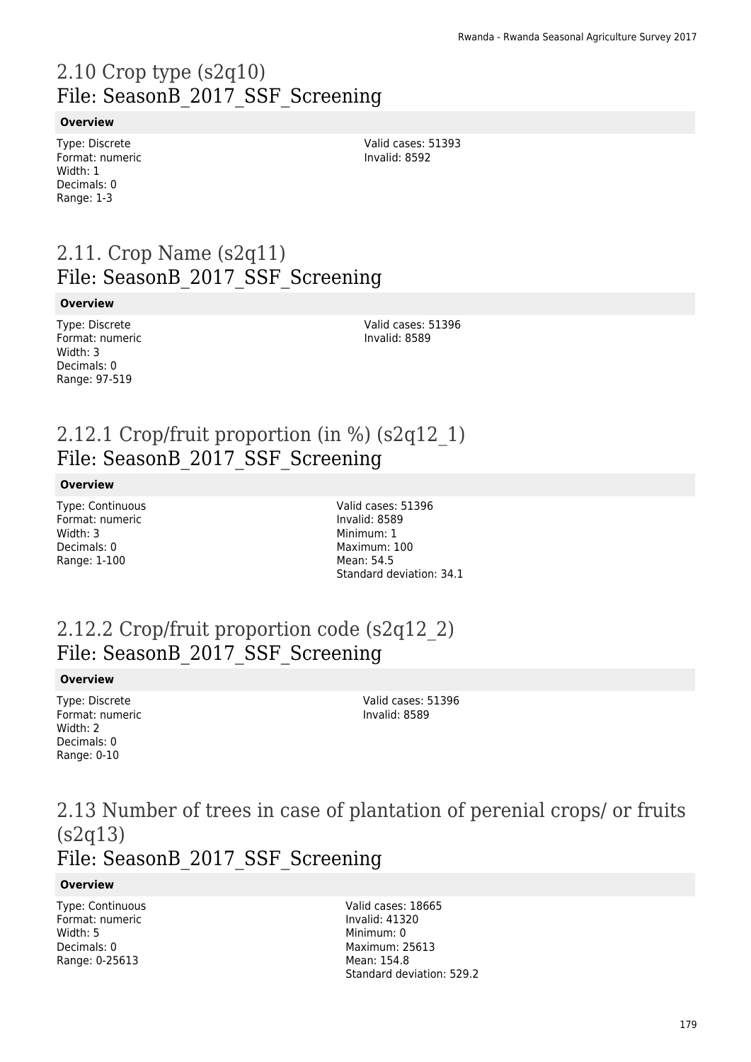# 2.10 Crop type (s2q10)
## File: SeasonB_2017_SSF_Screening

**Overview**

Type: Discrete
Format: numeric
Width: 1
Decimals: 0
Range: 1-3

Valid cases: 51393
Invalid: 8592

# 2.11. Crop Name (s2q11)
## File: SeasonB_2017_SSF_Screening

**Overview**

Type: Discrete
Format: numeric
Width: 3
Decimals: 0
Range: 97-519

Valid cases: 51396
Invalid: 8589

# 2.12.1 Crop/fruit proportion (in %) (s2q12_1)
## File: SeasonB_2017_SSF_Screening

**Overview**

Type: Continuous
Format: numeric
Width: 3
Decimals: 0
Range: 1-100

Valid cases: 51396
Invalid: 8589
Minimum: 1
Maximum: 100
Mean: 54.5
Standard deviation: 34.1

# 2.12.2 Crop/fruit proportion code (s2q12_2)
## File: SeasonB_2017_SSF_Screening

**Overview**

Type: Discrete
Format: numeric
Width: 2
Decimals: 0
Range: 0-10

Valid cases: 51396
Invalid: 8589

# 2.13 Number of trees in case of plantation of perenial crops/ or fruits (s2q13)
## File: SeasonB_2017_SSF_Screening

**Overview**

Type: Continuous
Format: numeric
Width: 5
Decimals: 0
Range: 0-25613

Valid cases: 18665
Invalid: 41320
Minimum: 0
Maximum: 25613
Mean: 154.8
Standard deviation: 529.2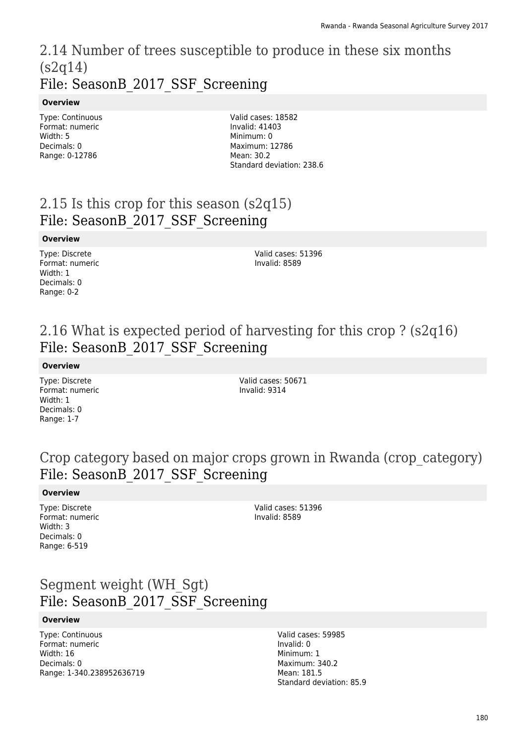## 2.14 Number of trees susceptible to produce in these six months (s2q14)
## File: SeasonB_2017_SSF_Screening

**Overview**

Type: Continuous
Format: numeric
Width: 5
Decimals: 0
Range: 0-12786

Valid cases: 18582
Invalid: 41403
Minimum: 0
Maximum: 12786
Mean: 30.2
Standard deviation: 238.6

## 2.15 Is this crop for this season (s2q15)
## File: SeasonB_2017_SSF_Screening

**Overview**

Type: Discrete
Format: numeric
Width: 1
Decimals: 0
Range: 0-2

Valid cases: 51396
Invalid: 8589

## 2.16 What is expected period of harvesting for this crop ? (s2q16)
## File: SeasonB_2017_SSF_Screening

**Overview**

Type: Discrete
Format: numeric
Width: 1
Decimals: 0
Range: 1-7

Valid cases: 50671
Invalid: 9314

## Crop category based on major crops grown in Rwanda (crop_category)
## File: SeasonB_2017_SSF_Screening

**Overview**

Type: Discrete
Format: numeric
Width: 3
Decimals: 0
Range: 6-519

Valid cases: 51396
Invalid: 8589

## Segment weight (WH_Sgt)
## File: SeasonB_2017_SSF_Screening

**Overview**

Type: Continuous
Format: numeric
Width: 16
Decimals: 0
Range: 1-340.238952636719

Valid cases: 59985
Invalid: 0
Minimum: 1
Maximum: 340.2
Mean: 181.5
Standard deviation: 85.9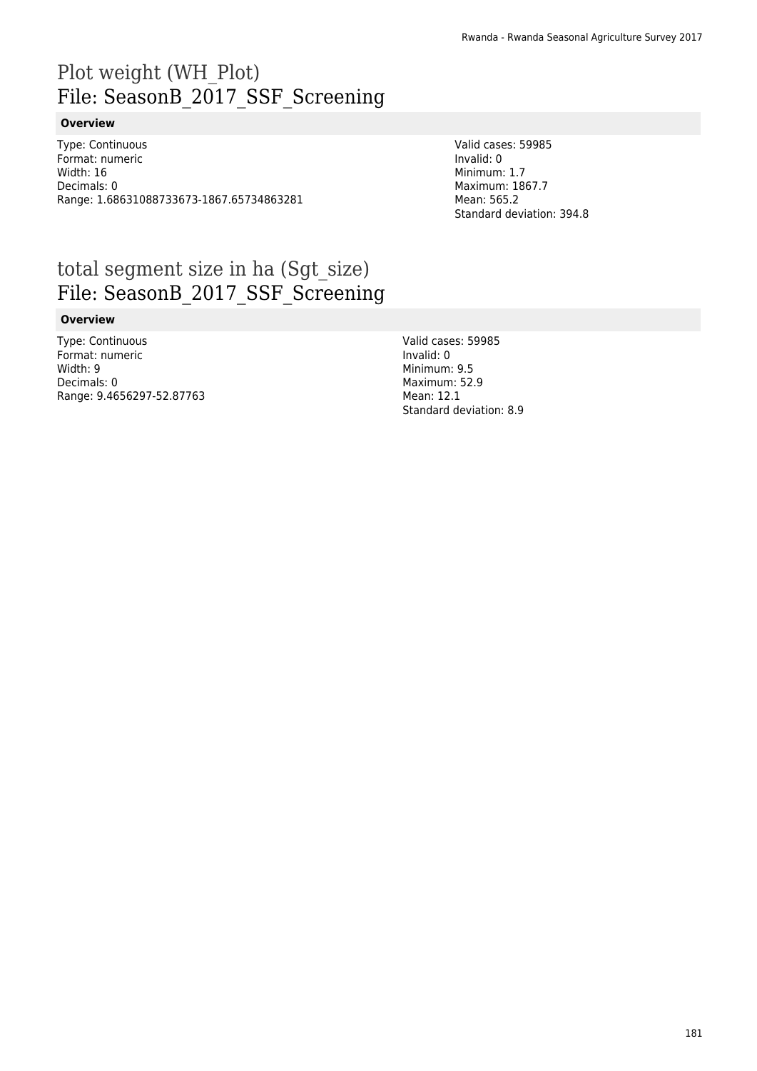# Plot weight (WH_Plot)
# File: SeasonB_2017_SSF_Screening

**Overview**

Type: Continuous
Format: numeric
Width: 16
Decimals: 0
Range: 1.68631088733673-1867.65734863281

Valid cases: 59985
Invalid: 0
Minimum: 1.7
Maximum: 1867.7
Mean: 565.2
Standard deviation: 394.8

# total segment size in ha (Sgt_size)
# File: SeasonB_2017_SSF_Screening

**Overview**

Type: Continuous
Format: numeric
Width: 9
Decimals: 0
Range: 9.4656297-52.87763

Valid cases: 59985
Invalid: 0
Minimum: 9.5
Maximum: 52.9
Mean: 12.1
Standard deviation: 8.9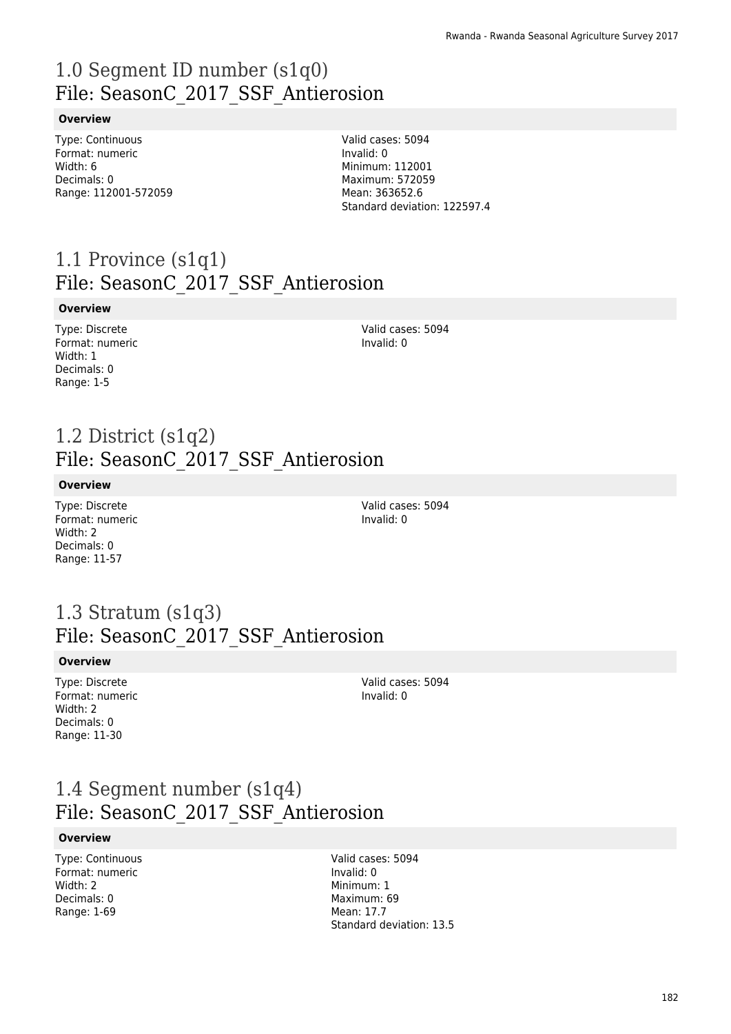# 1.0 Segment ID number (s1q0)
## File: SeasonC_2017_SSF_Antierosion

**Overview**

Type: Continuous
Format: numeric
Width: 6
Decimals: 0
Range: 112001-572059

Valid cases: 5094
Invalid: 0
Minimum: 112001
Maximum: 572059
Mean: 363652.6
Standard deviation: 122597.4

# 1.1 Province (s1q1)
## File: SeasonC_2017_SSF_Antierosion

**Overview**

Type: Discrete
Format: numeric
Width: 1
Decimals: 0
Range: 1-5

Valid cases: 5094
Invalid: 0

# 1.2 District (s1q2)
## File: SeasonC_2017_SSF_Antierosion

**Overview**

Type: Discrete
Format: numeric
Width: 2
Decimals: 0
Range: 11-57

Valid cases: 5094
Invalid: 0

# 1.3 Stratum (s1q3)
## File: SeasonC_2017_SSF_Antierosion

**Overview**

Type: Discrete
Format: numeric
Width: 2
Decimals: 0
Range: 11-30

Valid cases: 5094
Invalid: 0

# 1.4 Segment number (s1q4)
## File: SeasonC_2017_SSF_Antierosion

**Overview**

Type: Continuous
Format: numeric
Width: 2
Decimals: 0
Range: 1-69

Valid cases: 5094
Invalid: 0
Minimum: 1
Maximum: 69
Mean: 17.7
Standard deviation: 13.5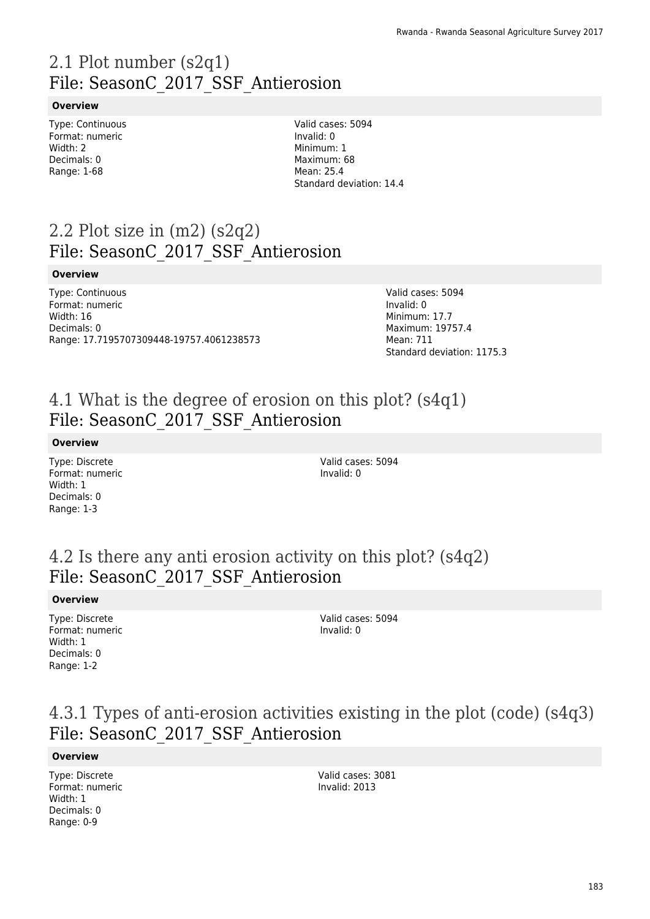# 2.1 Plot number (s2q1)
## File: SeasonC_2017_SSF_Antierosion

**Overview**

Type: Continuous
Format: numeric
Width: 2
Decimals: 0
Range: 1-68

Valid cases: 5094
Invalid: 0
Minimum: 1
Maximum: 68
Mean: 25.4
Standard deviation: 14.4

# 2.2 Plot size in (m2) (s2q2)
## File: SeasonC_2017_SSF_Antierosion

**Overview**

Type: Continuous
Format: numeric
Width: 16
Decimals: 0
Range: 17.7195707309448-19757.4061238573

Valid cases: 5094
Invalid: 0
Minimum: 17.7
Maximum: 19757.4
Mean: 711
Standard deviation: 1175.3

# 4.1 What is the degree of erosion on this plot? (s4q1)
## File: SeasonC_2017_SSF_Antierosion

**Overview**

Type: Discrete
Format: numeric
Width: 1
Decimals: 0
Range: 1-3

Valid cases: 5094
Invalid: 0

# 4.2 Is there any anti erosion activity on this plot? (s4q2)
## File: SeasonC_2017_SSF_Antierosion

**Overview**

Type: Discrete
Format: numeric
Width: 1
Decimals: 0
Range: 1-2

Valid cases: 5094
Invalid: 0

# 4.3.1 Types of anti-erosion activities existing in the plot (code) (s4q3)
## File: SeasonC_2017_SSF_Antierosion

**Overview**

Type: Discrete
Format: numeric
Width: 1
Decimals: 0
Range: 0-9

Valid cases: 3081
Invalid: 2013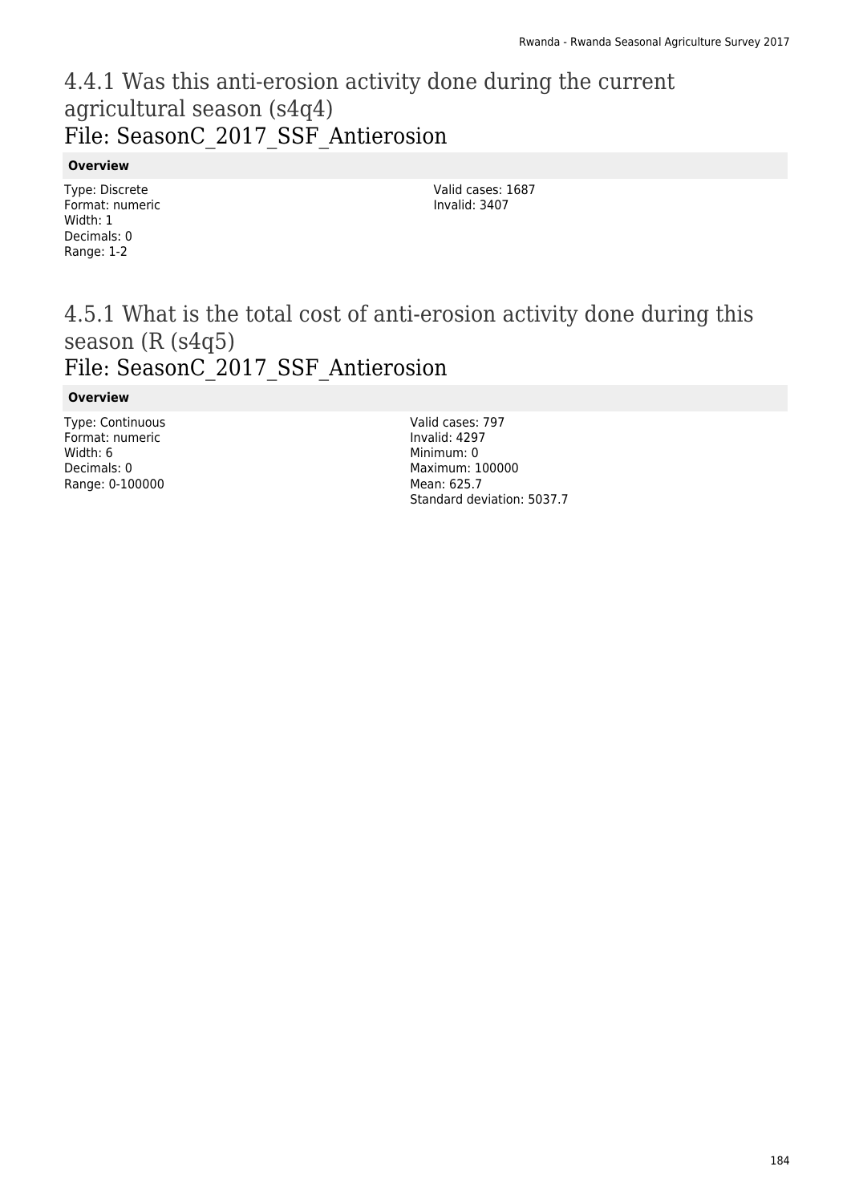## 4.4.1 Was this anti-erosion activity done during the current agricultural season (s4q4)
## File: SeasonC_2017_SSF_Antierosion

**Overview**

Type: Discrete
Format: numeric
Width: 1
Decimals: 0
Range: 1-2

Valid cases: 1687
Invalid: 3407

## 4.5.1 What is the total cost of anti-erosion activity done during this season (R (s4q5)
## File: SeasonC_2017_SSF_Antierosion

**Overview**

Type: Continuous
Format: numeric
Width: 6
Decimals: 0
Range: 0-100000

Valid cases: 797
Invalid: 4297
Minimum: 0
Maximum: 100000
Mean: 625.7
Standard deviation: 5037.7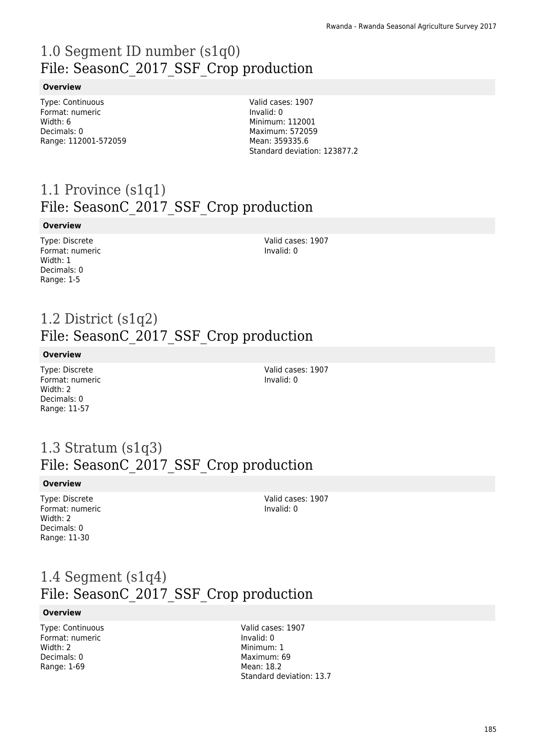# 1.0 Segment ID number (s1q0)
## File: SeasonC_2017_SSF_Crop production

**Overview**

Type: Continuous
Format: numeric
Width: 6
Decimals: 0
Range: 112001-572059

Valid cases: 1907
Invalid: 0
Minimum: 112001
Maximum: 572059
Mean: 359335.6
Standard deviation: 123877.2

# 1.1 Province (s1q1)
## File: SeasonC_2017_SSF_Crop production

**Overview**

Type: Discrete
Format: numeric
Width: 1
Decimals: 0
Range: 1-5

Valid cases: 1907
Invalid: 0

# 1.2 District (s1q2)
## File: SeasonC_2017_SSF_Crop production

**Overview**

Type: Discrete
Format: numeric
Width: 2
Decimals: 0
Range: 11-57

Valid cases: 1907
Invalid: 0

# 1.3 Stratum (s1q3)
## File: SeasonC_2017_SSF_Crop production

**Overview**

Type: Discrete
Format: numeric
Width: 2
Decimals: 0
Range: 11-30

Valid cases: 1907
Invalid: 0

# 1.4 Segment (s1q4)
## File: SeasonC_2017_SSF_Crop production

**Overview**

Type: Continuous
Format: numeric
Width: 2
Decimals: 0
Range: 1-69

Valid cases: 1907
Invalid: 0
Minimum: 1
Maximum: 69
Mean: 18.2
Standard deviation: 13.7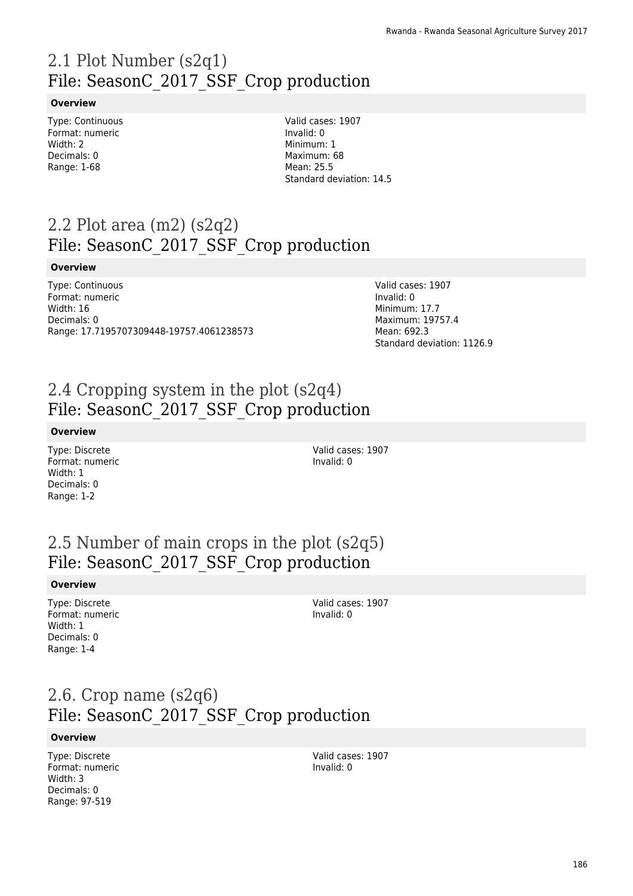## 2.1 Plot Number (s2q1)
## File: SeasonC_2017_SSF_Crop production

### Overview

Type: Continuous
Format: numeric
Width: 2
Decimals: 0
Range: 1-68

Valid cases: 1907
Invalid: 0
Minimum: 1
Maximum: 68
Mean: 25.5
Standard deviation: 14.5

## 2.2 Plot area (m2) (s2q2)
## File: SeasonC_2017_SSF_Crop production

### Overview

Type: Continuous
Format: numeric
Width: 16
Decimals: 0
Range: 17.7195707309448-19757.4061238573

Valid cases: 1907
Invalid: 0
Minimum: 17.7
Maximum: 19757.4
Mean: 692.3
Standard deviation: 1126.9

## 2.4 Cropping system in the plot (s2q4)
## File: SeasonC_2017_SSF_Crop production

### Overview

Type: Discrete
Format: numeric
Width: 1
Decimals: 0
Range: 1-2

Valid cases: 1907
Invalid: 0

## 2.5 Number of main crops in the plot (s2q5)
## File: SeasonC_2017_SSF_Crop production

### Overview

Type: Discrete
Format: numeric
Width: 1
Decimals: 0
Range: 1-4

Valid cases: 1907
Invalid: 0

## 2.6. Crop name (s2q6)
## File: SeasonC_2017_SSF_Crop production

### Overview

Type: Discrete
Format: numeric
Width: 3
Decimals: 0
Range: 97-519

Valid cases: 1907
Invalid: 0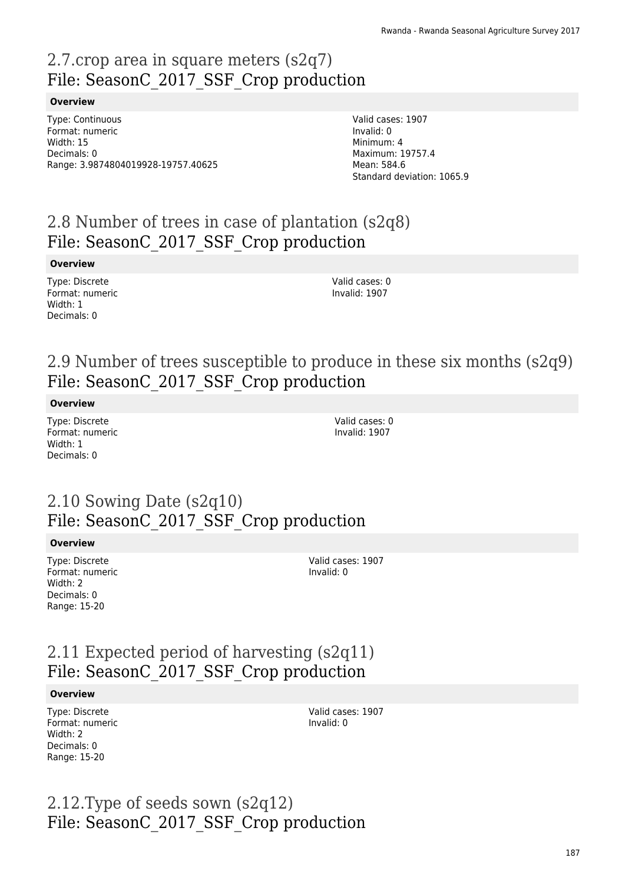## 2.7.crop area in square meters (s2q7)
## File: SeasonC_2017_SSF_Crop production

**Overview**

Type: Continuous
Format: numeric
Width: 15
Decimals: 0
Range: 3.9874804019928-19757.40625

Valid cases: 1907
Invalid: 0
Minimum: 4
Maximum: 19757.4
Mean: 584.6
Standard deviation: 1065.9

## 2.8 Number of trees in case of plantation (s2q8)
## File: SeasonC_2017_SSF_Crop production

**Overview**

Type: Discrete
Format: numeric
Width: 1
Decimals: 0

Valid cases: 0
Invalid: 1907

## 2.9 Number of trees susceptible to produce in these six months (s2q9)
## File: SeasonC_2017_SSF_Crop production

**Overview**

Type: Discrete
Format: numeric
Width: 1
Decimals: 0

Valid cases: 0
Invalid: 1907

## 2.10 Sowing Date (s2q10)
## File: SeasonC_2017_SSF_Crop production

**Overview**

Type: Discrete
Format: numeric
Width: 2
Decimals: 0
Range: 15-20

Valid cases: 1907
Invalid: 0

## 2.11 Expected period of harvesting (s2q11)
## File: SeasonC_2017_SSF_Crop production

**Overview**

Type: Discrete
Format: numeric
Width: 2
Decimals: 0
Range: 15-20

Valid cases: 1907
Invalid: 0

## 2.12.Type of seeds sown (s2q12)
## File: SeasonC_2017_SSF_Crop production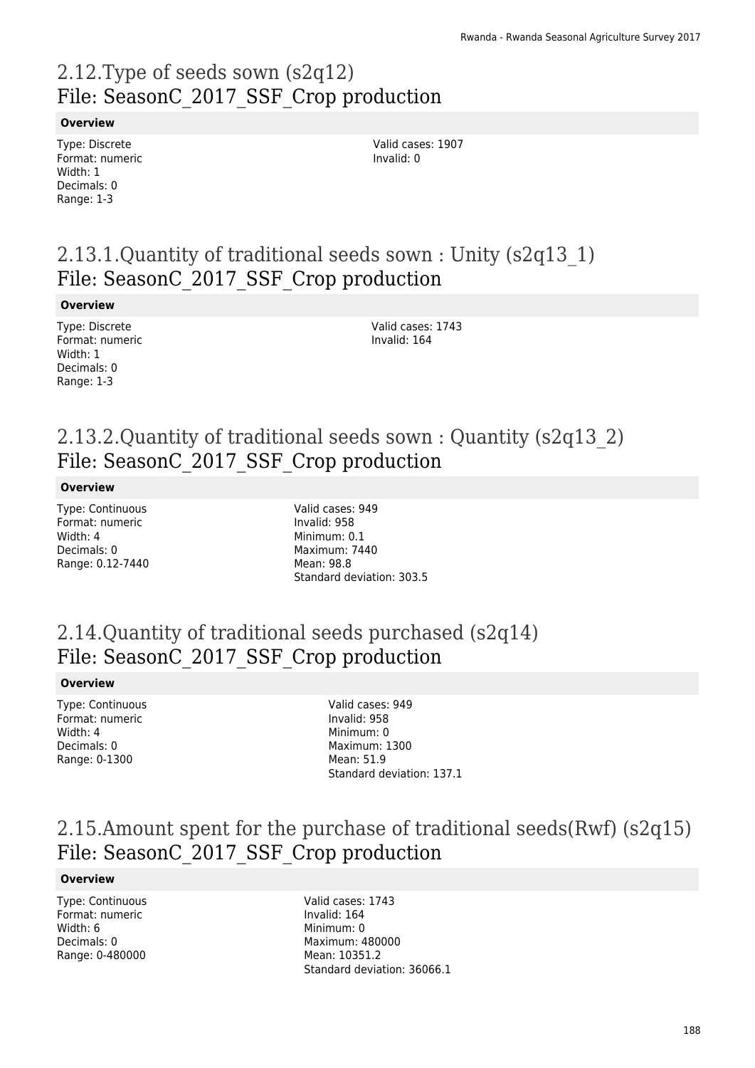## 2.12.Type of seeds sown (s2q12)
## File: SeasonC_2017_SSF_Crop production

**Overview**

Type: Discrete
Format: numeric
Width: 1
Decimals: 0
Range: 1-3

Valid cases: 1907
Invalid: 0

## 2.13.1.Quantity of traditional seeds sown : Unity (s2q13_1)
## File: SeasonC_2017_SSF_Crop production

**Overview**

Type: Discrete
Format: numeric
Width: 1
Decimals: 0
Range: 1-3

Valid cases: 1743
Invalid: 164

## 2.13.2.Quantity of traditional seeds sown : Quantity (s2q13_2)
## File: SeasonC_2017_SSF_Crop production

**Overview**

Type: Continuous
Format: numeric
Width: 4
Decimals: 0
Range: 0.12-7440

Valid cases: 949
Invalid: 958
Minimum: 0.1
Maximum: 7440
Mean: 98.8
Standard deviation: 303.5

## 2.14.Quantity of traditional seeds purchased (s2q14)
## File: SeasonC_2017_SSF_Crop production

**Overview**

Type: Continuous
Format: numeric
Width: 4
Decimals: 0
Range: 0-1300

Valid cases: 949
Invalid: 958
Minimum: 0
Maximum: 1300
Mean: 51.9
Standard deviation: 137.1

## 2.15.Amount spent for the purchase of traditional seeds(Rwf) (s2q15)
## File: SeasonC_2017_SSF_Crop production

**Overview**

Type: Continuous
Format: numeric
Width: 6
Decimals: 0
Range: 0-480000

Valid cases: 1743
Invalid: 164
Minimum: 0
Maximum: 480000
Mean: 10351.2
Standard deviation: 36066.1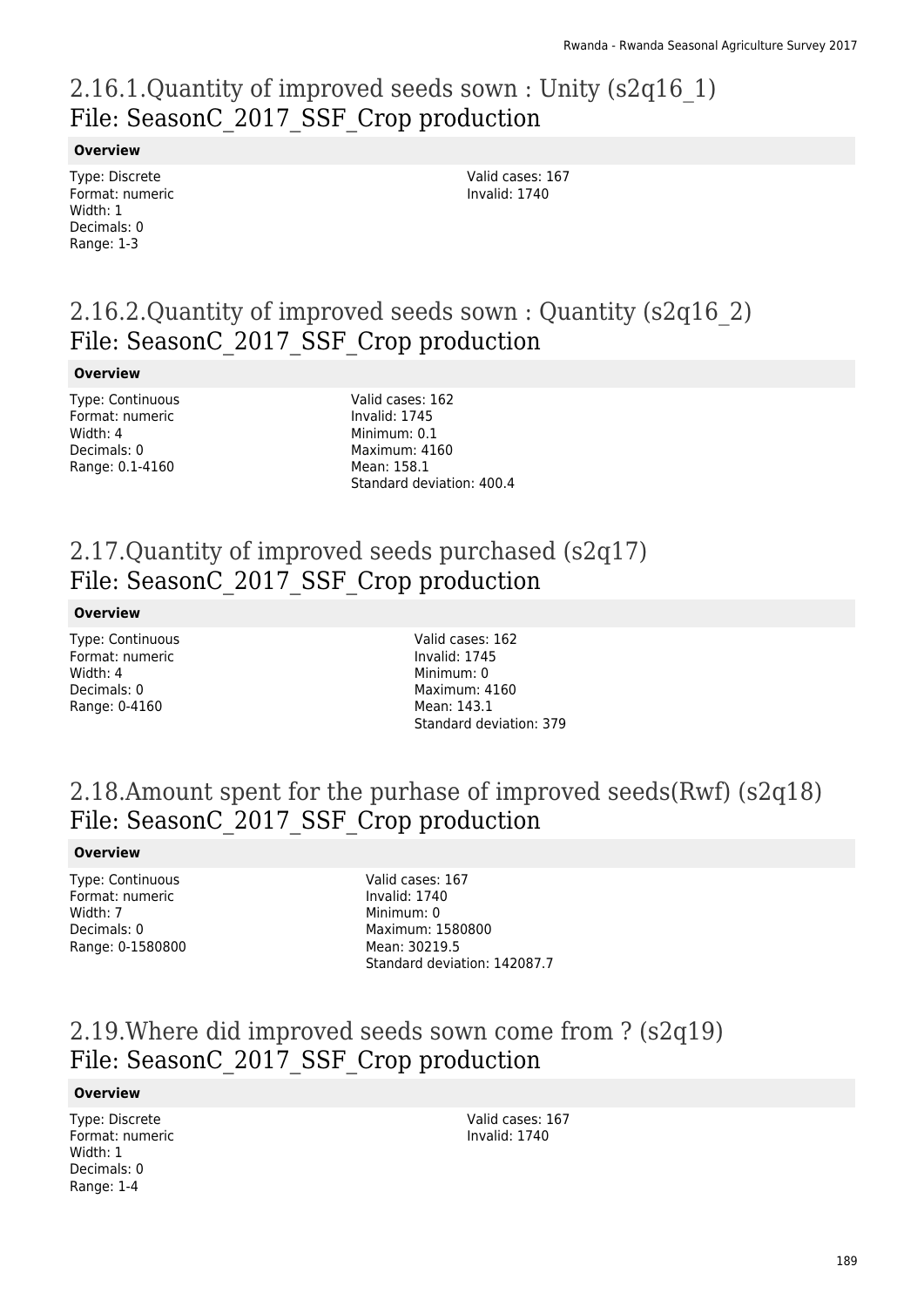## 2.16.1.Quantity of improved seeds sown : Unity (s2q16_1)
File: SeasonC_2017_SSF_Crop production

**Overview**

Type: Discrete
Format: numeric
Width: 1
Decimals: 0
Range: 1-3

Valid cases: 167
Invalid: 1740

## 2.16.2.Quantity of improved seeds sown : Quantity (s2q16_2)
File: SeasonC_2017_SSF_Crop production

**Overview**

Type: Continuous
Format: numeric
Width: 4
Decimals: 0
Range: 0.1-4160

Valid cases: 162
Invalid: 1745
Minimum: 0.1
Maximum: 4160
Mean: 158.1
Standard deviation: 400.4

## 2.17.Quantity of improved seeds purchased (s2q17)
File: SeasonC_2017_SSF_Crop production

**Overview**

Type: Continuous
Format: numeric
Width: 4
Decimals: 0
Range: 0-4160

Valid cases: 162
Invalid: 1745
Minimum: 0
Maximum: 4160
Mean: 143.1
Standard deviation: 379

## 2.18.Amount spent for the purhase of improved seeds(Rwf) (s2q18)
File: SeasonC_2017_SSF_Crop production

**Overview**

Type: Continuous
Format: numeric
Width: 7
Decimals: 0
Range: 0-1580800

Valid cases: 167
Invalid: 1740
Minimum: 0
Maximum: 1580800
Mean: 30219.5
Standard deviation: 142087.7

## 2.19.Where did improved seeds sown come from ? (s2q19)
File: SeasonC_2017_SSF_Crop production

**Overview**

Type: Discrete
Format: numeric
Width: 1
Decimals: 0
Range: 1-4

Valid cases: 167
Invalid: 1740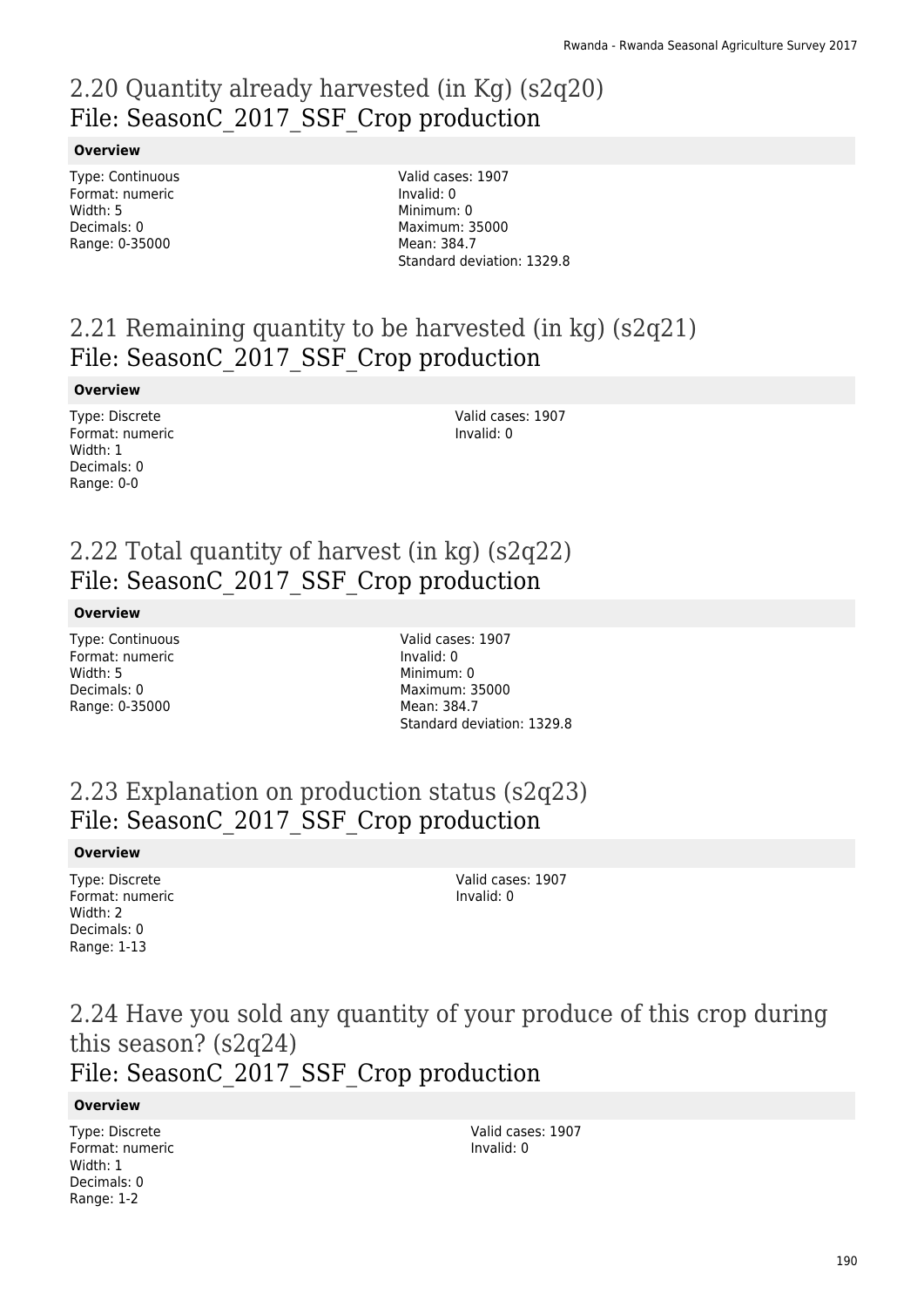## 2.20 Quantity already harvested (in Kg) (s2q20)
## File: SeasonC_2017_SSF_Crop production

**Overview**

Type: Continuous
Format: numeric
Width: 5
Decimals: 0
Range: 0-35000

Valid cases: 1907
Invalid: 0
Minimum: 0
Maximum: 35000
Mean: 384.7
Standard deviation: 1329.8

## 2.21 Remaining quantity to be harvested (in kg) (s2q21)
## File: SeasonC_2017_SSF_Crop production

**Overview**

Type: Discrete
Format: numeric
Width: 1
Decimals: 0
Range: 0-0

Valid cases: 1907
Invalid: 0

## 2.22 Total quantity of harvest (in kg) (s2q22)
## File: SeasonC_2017_SSF_Crop production

**Overview**

Type: Continuous
Format: numeric
Width: 5
Decimals: 0
Range: 0-35000

Valid cases: 1907
Invalid: 0
Minimum: 0
Maximum: 35000
Mean: 384.7
Standard deviation: 1329.8

## 2.23 Explanation on production status (s2q23)
## File: SeasonC_2017_SSF_Crop production

**Overview**

Type: Discrete
Format: numeric
Width: 2
Decimals: 0
Range: 1-13

Valid cases: 1907
Invalid: 0

## 2.24 Have you sold any quantity of your produce of this crop during this season? (s2q24)
## File: SeasonC_2017_SSF_Crop production

**Overview**

Type: Discrete
Format: numeric
Width: 1
Decimals: 0
Range: 1-2

Valid cases: 1907
Invalid: 0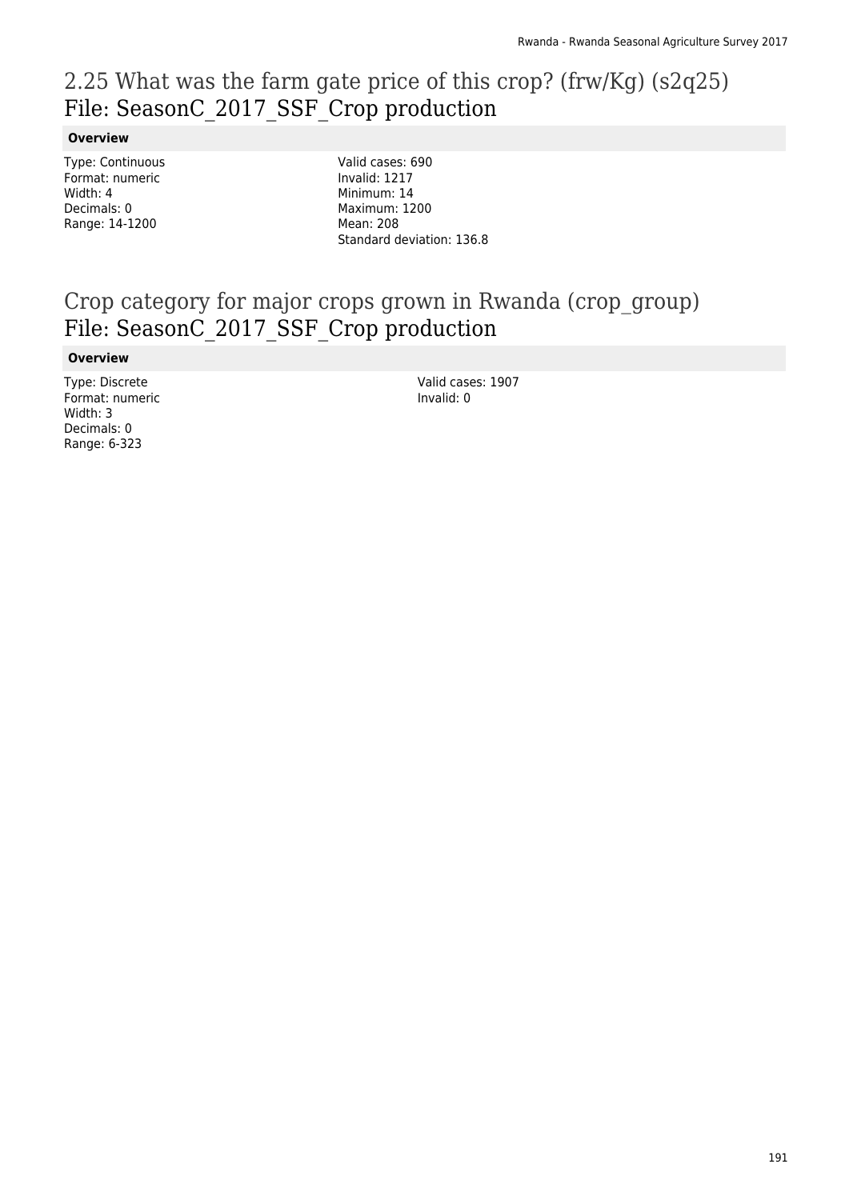## 2.25 What was the farm gate price of this crop? (frw/Kg) (s2q25)
## File: SeasonC_2017_SSF_Crop production

**Overview**

Type: Continuous
Format: numeric
Width: 4
Decimals: 0
Range: 14-1200

Valid cases: 690
Invalid: 1217
Minimum: 14
Maximum: 1200
Mean: 208
Standard deviation: 136.8

## Crop category for major crops grown in Rwanda (crop_group)
## File: SeasonC_2017_SSF_Crop production

**Overview**

Type: Discrete
Format: numeric
Width: 3
Decimals: 0
Range: 6-323

Valid cases: 1907
Invalid: 0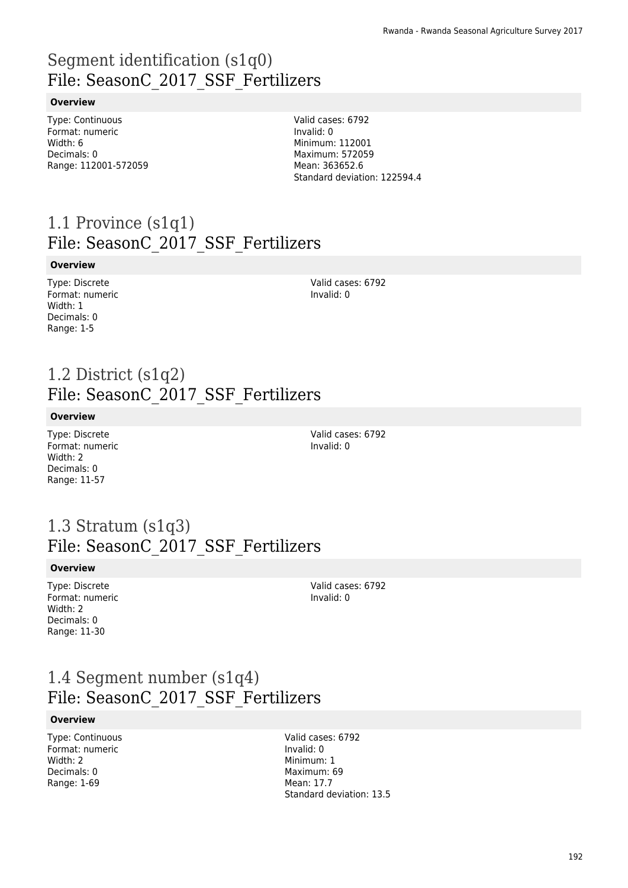# Segment identification (s1q0)
## File: SeasonC_2017_SSF_Fertilizers

**Overview**

Type: Continuous
Format: numeric
Width: 6
Decimals: 0
Range: 112001-572059

Valid cases: 6792
Invalid: 0
Minimum: 112001
Maximum: 572059
Mean: 363652.6
Standard deviation: 122594.4

# 1.1 Province (s1q1)
## File: SeasonC_2017_SSF_Fertilizers

**Overview**

Type: Discrete
Format: numeric
Width: 1
Decimals: 0
Range: 1-5

Valid cases: 6792
Invalid: 0

# 1.2 District (s1q2)
## File: SeasonC_2017_SSF_Fertilizers

**Overview**

Type: Discrete
Format: numeric
Width: 2
Decimals: 0
Range: 11-57

Valid cases: 6792
Invalid: 0

# 1.3 Stratum (s1q3)
## File: SeasonC_2017_SSF_Fertilizers

**Overview**

Type: Discrete
Format: numeric
Width: 2
Decimals: 0
Range: 11-30

Valid cases: 6792
Invalid: 0

# 1.4 Segment number (s1q4)
## File: SeasonC_2017_SSF_Fertilizers

**Overview**

Type: Continuous
Format: numeric
Width: 2
Decimals: 0
Range: 1-69

Valid cases: 6792
Invalid: 0
Minimum: 1
Maximum: 69
Mean: 17.7
Standard deviation: 13.5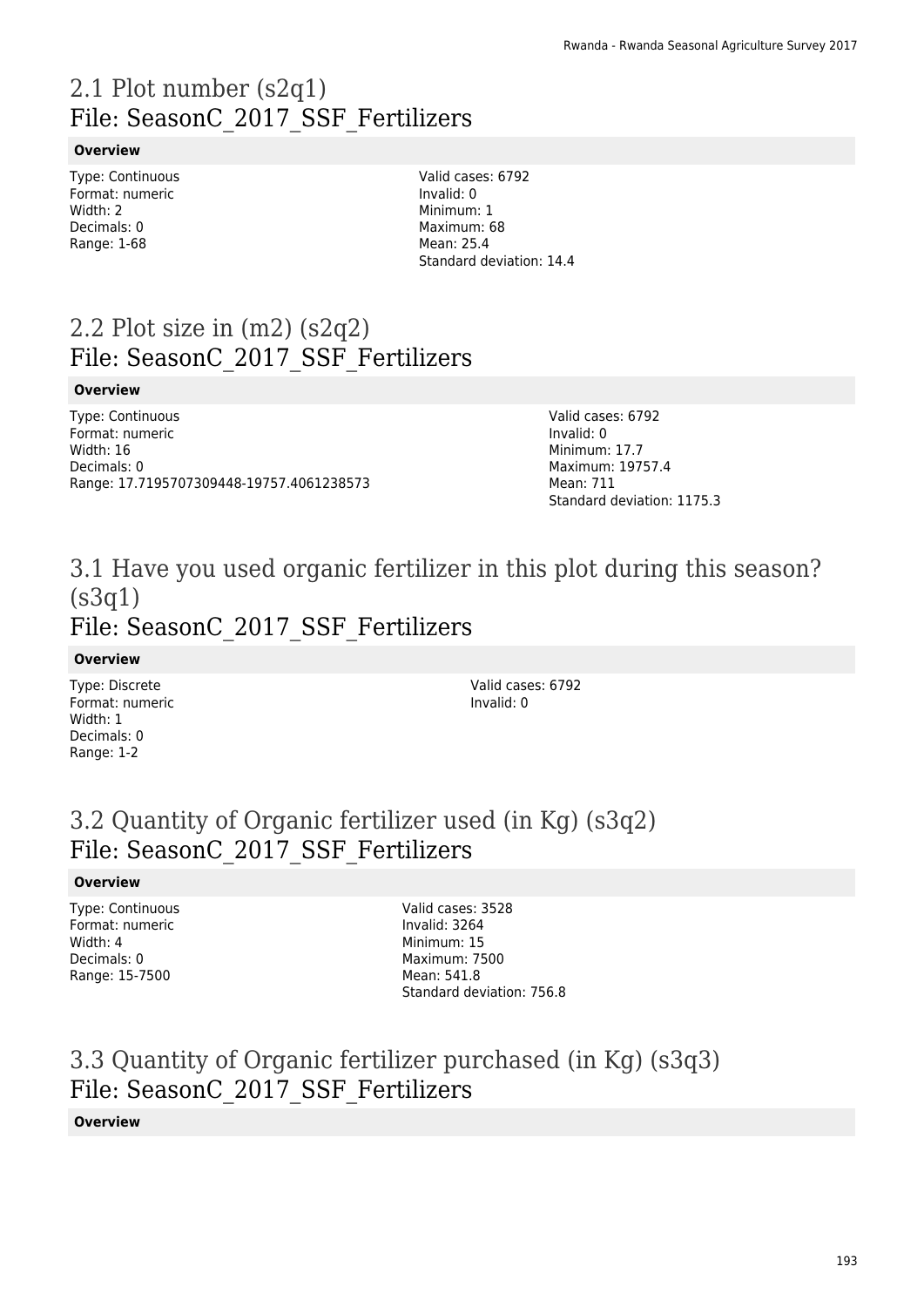## 2.1 Plot number (s2q1)
## File: SeasonC_2017_SSF_Fertilizers

**Overview**

Type: Continuous
Format: numeric
Width: 2
Decimals: 0
Range: 1-68

Valid cases: 6792
Invalid: 0
Minimum: 1
Maximum: 68
Mean: 25.4
Standard deviation: 14.4

## 2.2 Plot size in (m2) (s2q2)
## File: SeasonC_2017_SSF_Fertilizers

**Overview**

Type: Continuous
Format: numeric
Width: 16
Decimals: 0
Range: 17.7195707309448-19757.4061238573

Valid cases: 6792
Invalid: 0
Minimum: 17.7
Maximum: 19757.4
Mean: 711
Standard deviation: 1175.3

## 3.1 Have you used organic fertilizer in this plot during this season? (s3q1)
## File: SeasonC_2017_SSF_Fertilizers

**Overview**

Type: Discrete
Format: numeric
Width: 1
Decimals: 0
Range: 1-2

Valid cases: 6792
Invalid: 0

## 3.2 Quantity of Organic fertilizer used (in Kg) (s3q2)
## File: SeasonC_2017_SSF_Fertilizers

**Overview**

Type: Continuous
Format: numeric
Width: 4
Decimals: 0
Range: 15-7500

Valid cases: 3528
Invalid: 3264
Minimum: 15
Maximum: 7500
Mean: 541.8
Standard deviation: 756.8

## 3.3 Quantity of Organic fertilizer purchased (in Kg) (s3q3)
## File: SeasonC_2017_SSF_Fertilizers

**Overview**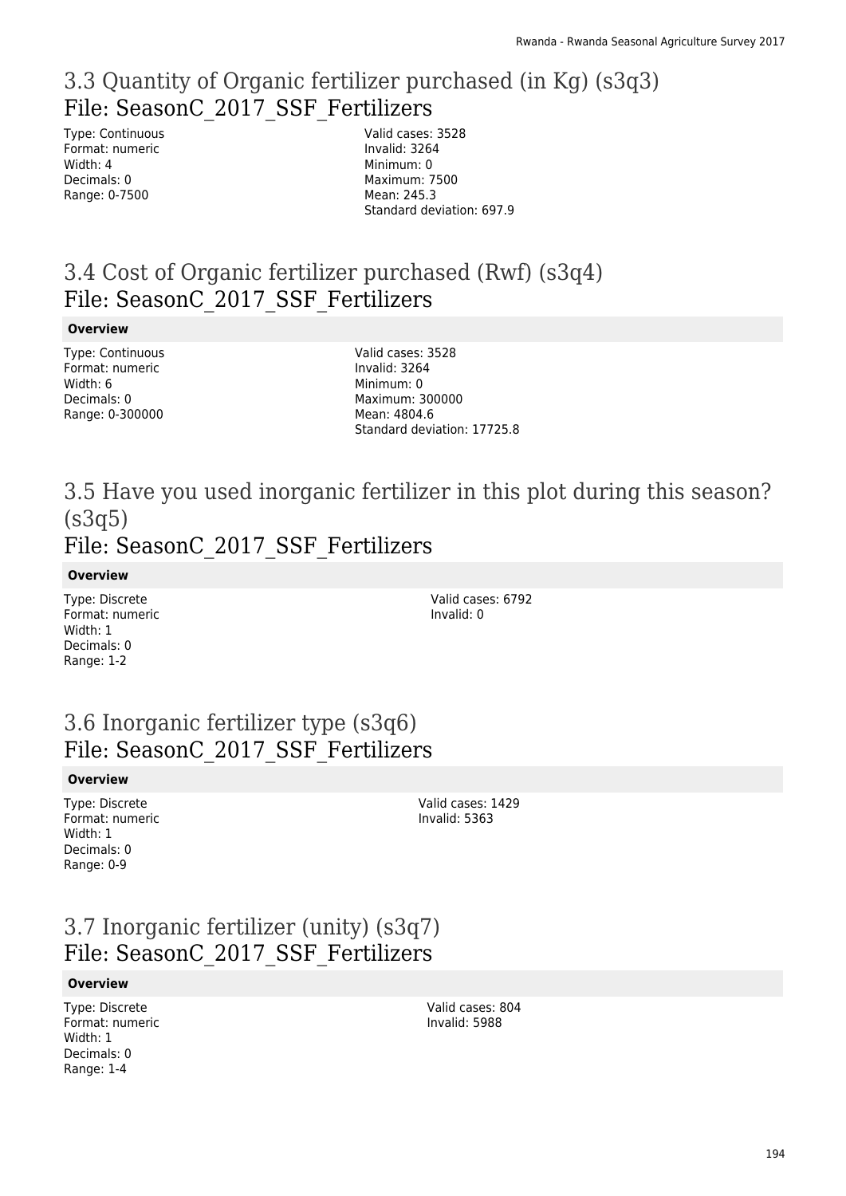## 3.3 Quantity of Organic fertilizer purchased (in Kg) (s3q3)
## File: SeasonC_2017_SSF_Fertilizers

Type: Continuous
Format: numeric
Width: 4
Decimals: 0
Range: 0-7500

Valid cases: 3528
Invalid: 3264
Minimum: 0
Maximum: 7500
Mean: 245.3
Standard deviation: 697.9

## 3.4 Cost of Organic fertilizer purchased (Rwf) (s3q4)
## File: SeasonC_2017_SSF_Fertilizers

**Overview**

Type: Continuous
Format: numeric
Width: 6
Decimals: 0
Range: 0-300000

Valid cases: 3528
Invalid: 3264
Minimum: 0
Maximum: 300000
Mean: 4804.6
Standard deviation: 17725.8

## 3.5 Have you used inorganic fertilizer in this plot during this season? (s3q5)
## File: SeasonC_2017_SSF_Fertilizers

**Overview**

Type: Discrete
Format: numeric
Width: 1
Decimals: 0
Range: 1-2

Valid cases: 6792
Invalid: 0

## 3.6 Inorganic fertilizer type (s3q6)
## File: SeasonC_2017_SSF_Fertilizers

**Overview**

Type: Discrete
Format: numeric
Width: 1
Decimals: 0
Range: 0-9

Valid cases: 1429
Invalid: 5363

## 3.7 Inorganic fertilizer (unity) (s3q7)
## File: SeasonC_2017_SSF_Fertilizers

**Overview**

Type: Discrete
Format: numeric
Width: 1
Decimals: 0
Range: 1-4

Valid cases: 804
Invalid: 5988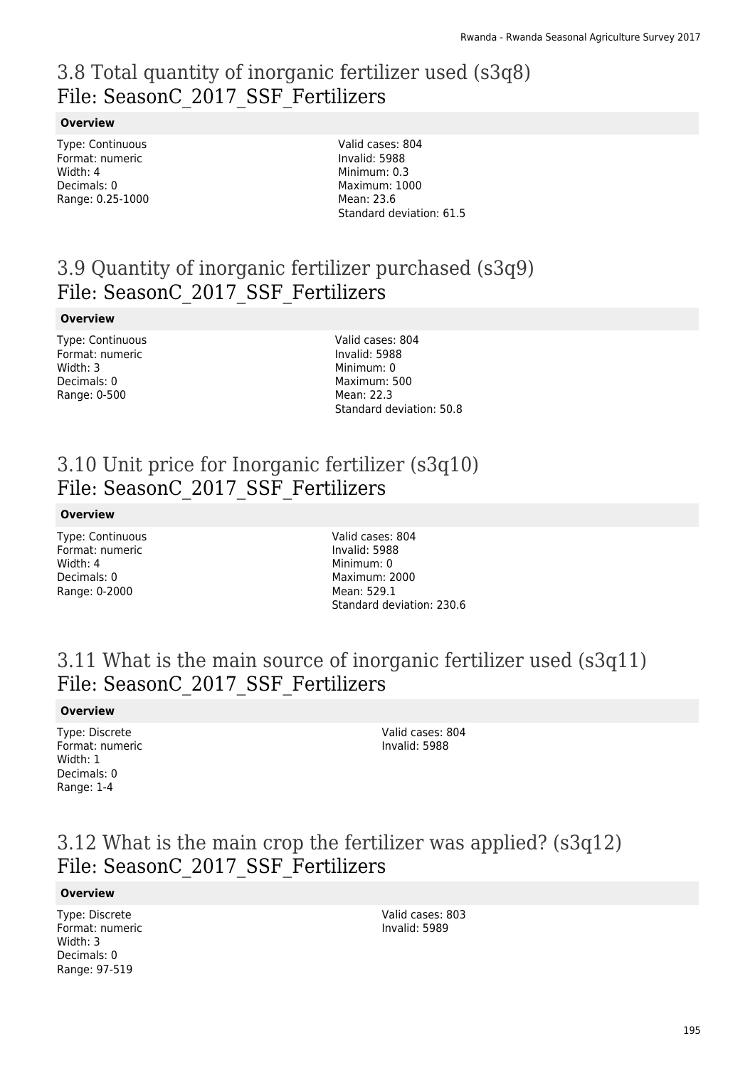## 3.8 Total quantity of inorganic fertilizer used (s3q8)
## File: SeasonC_2017_SSF_Fertilizers

**Overview**

Type: Continuous
Format: numeric
Width: 4
Decimals: 0
Range: 0.25-1000

Valid cases: 804
Invalid: 5988
Minimum: 0.3
Maximum: 1000
Mean: 23.6
Standard deviation: 61.5

## 3.9 Quantity of inorganic fertilizer purchased (s3q9)
## File: SeasonC_2017_SSF_Fertilizers

**Overview**

Type: Continuous
Format: numeric
Width: 3
Decimals: 0
Range: 0-500

Valid cases: 804
Invalid: 5988
Minimum: 0
Maximum: 500
Mean: 22.3
Standard deviation: 50.8

## 3.10 Unit price for Inorganic fertilizer (s3q10)
## File: SeasonC_2017_SSF_Fertilizers

**Overview**

Type: Continuous
Format: numeric
Width: 4
Decimals: 0
Range: 0-2000

Valid cases: 804
Invalid: 5988
Minimum: 0
Maximum: 2000
Mean: 529.1
Standard deviation: 230.6

## 3.11 What is the main source of inorganic fertilizer used (s3q11)
## File: SeasonC_2017_SSF_Fertilizers

**Overview**

Type: Discrete
Format: numeric
Width: 1
Decimals: 0
Range: 1-4

Valid cases: 804
Invalid: 5988

## 3.12 What is the main crop the fertilizer was applied? (s3q12)
## File: SeasonC_2017_SSF_Fertilizers

**Overview**

Type: Discrete
Format: numeric
Width: 3
Decimals: 0
Range: 97-519

Valid cases: 803
Invalid: 5989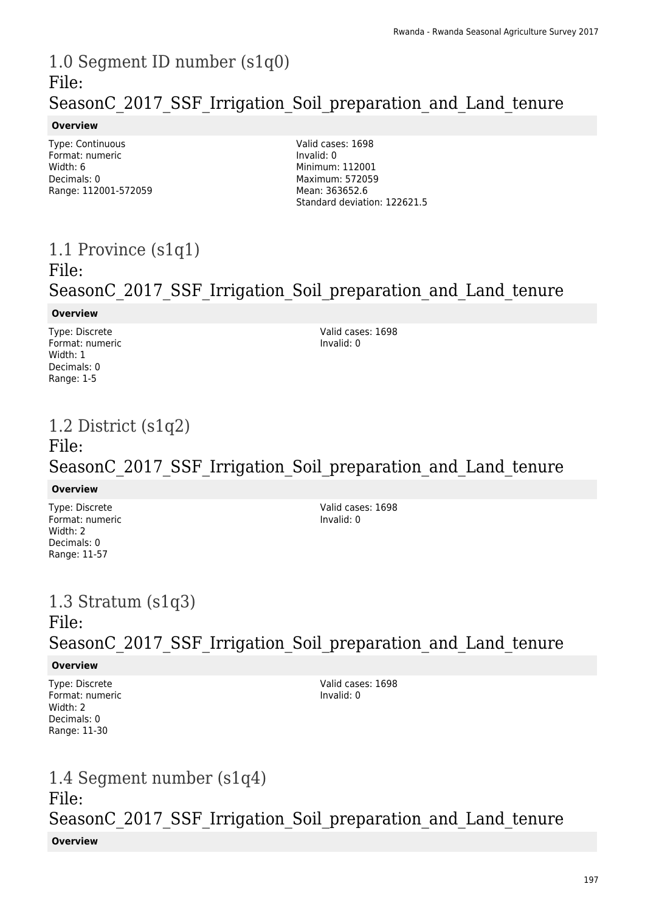# 1.0 Segment ID number (s1q0)
File:
SeasonC_2017_SSF_Irrigation_Soil_preparation_and_Land_tenure

**Overview**

Type: Continuous
Format: numeric
Width: 6
Decimals: 0
Range: 112001-572059

Valid cases: 1698
Invalid: 0
Minimum: 112001
Maximum: 572059
Mean: 363652.6
Standard deviation: 122621.5

# 1.1 Province (s1q1)
File:
SeasonC_2017_SSF_Irrigation_Soil_preparation_and_Land_tenure

**Overview**

Type: Discrete
Format: numeric
Width: 1
Decimals: 0
Range: 1-5

Valid cases: 1698
Invalid: 0

# 1.2 District (s1q2)
File:
SeasonC_2017_SSF_Irrigation_Soil_preparation_and_Land_tenure

**Overview**

Type: Discrete
Format: numeric
Width: 2
Decimals: 0
Range: 11-57

Valid cases: 1698
Invalid: 0

# 1.3 Stratum (s1q3)
File:
SeasonC_2017_SSF_Irrigation_Soil_preparation_and_Land_tenure

**Overview**

Type: Discrete
Format: numeric
Width: 2
Decimals: 0
Range: 11-30

Valid cases: 1698
Invalid: 0

# 1.4 Segment number (s1q4)
File:
SeasonC_2017_SSF_Irrigation_Soil_preparation_and_Land_tenure

**Overview**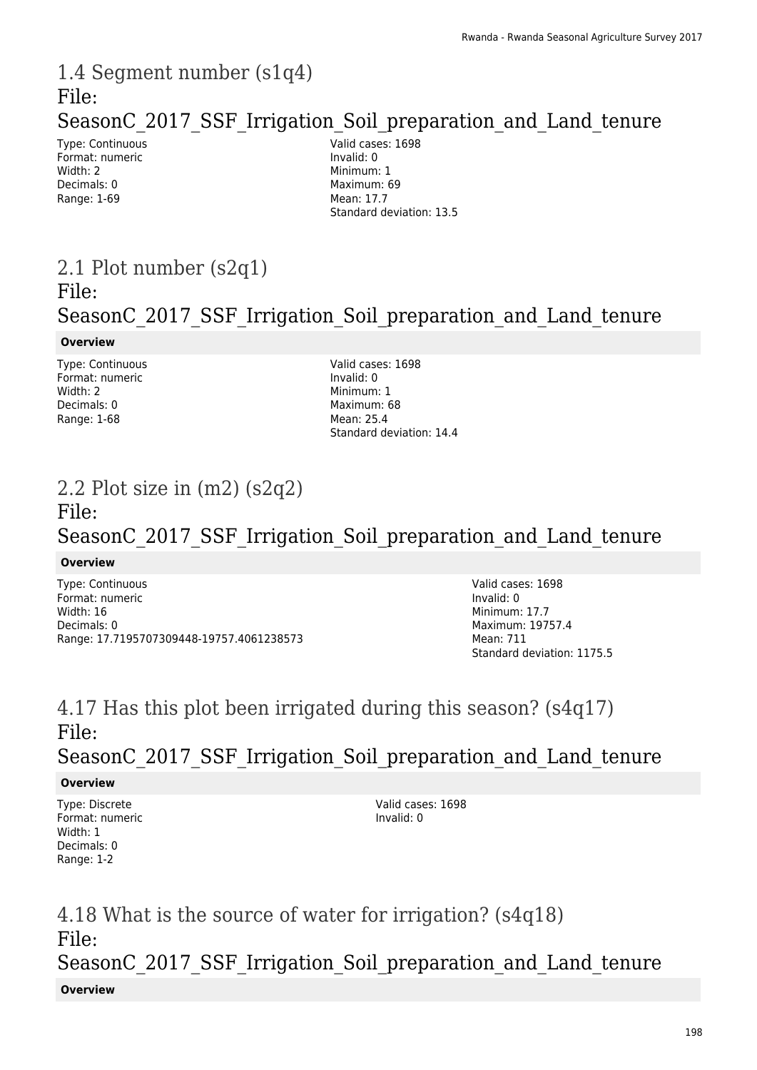## 1.4 Segment number (s1q4)

## File: SeasonC_2017_SSF_Irrigation_Soil_preparation_and_Land_tenure

Type: Continuous
Format: numeric
Width: 2
Decimals: 0
Range: 1-69

Valid cases: 1698
Invalid: 0
Minimum: 1
Maximum: 69
Mean: 17.7
Standard deviation: 13.5

## 2.1 Plot number (s2q1)

## File: SeasonC_2017_SSF_Irrigation_Soil_preparation_and_Land_tenure

**Overview**

Type: Continuous
Format: numeric
Width: 2
Decimals: 0
Range: 1-68

Valid cases: 1698
Invalid: 0
Minimum: 1
Maximum: 68
Mean: 25.4
Standard deviation: 14.4

## 2.2 Plot size in (m2) (s2q2)

## File: SeasonC_2017_SSF_Irrigation_Soil_preparation_and_Land_tenure

**Overview**

Type: Continuous
Format: numeric
Width: 16
Decimals: 0
Range: 17.7195707309448-19757.4061238573

Valid cases: 1698
Invalid: 0
Minimum: 17.7
Maximum: 19757.4
Mean: 711
Standard deviation: 1175.5

## 4.17 Has this plot been irrigated during this season? (s4q17)

## File: SeasonC_2017_SSF_Irrigation_Soil_preparation_and_Land_tenure

**Overview**

Type: Discrete
Format: numeric
Width: 1
Decimals: 0
Range: 1-2

Valid cases: 1698
Invalid: 0

## 4.18 What is the source of water for irrigation? (s4q18)

## File: SeasonC_2017_SSF_Irrigation_Soil_preparation_and_Land_tenure

**Overview**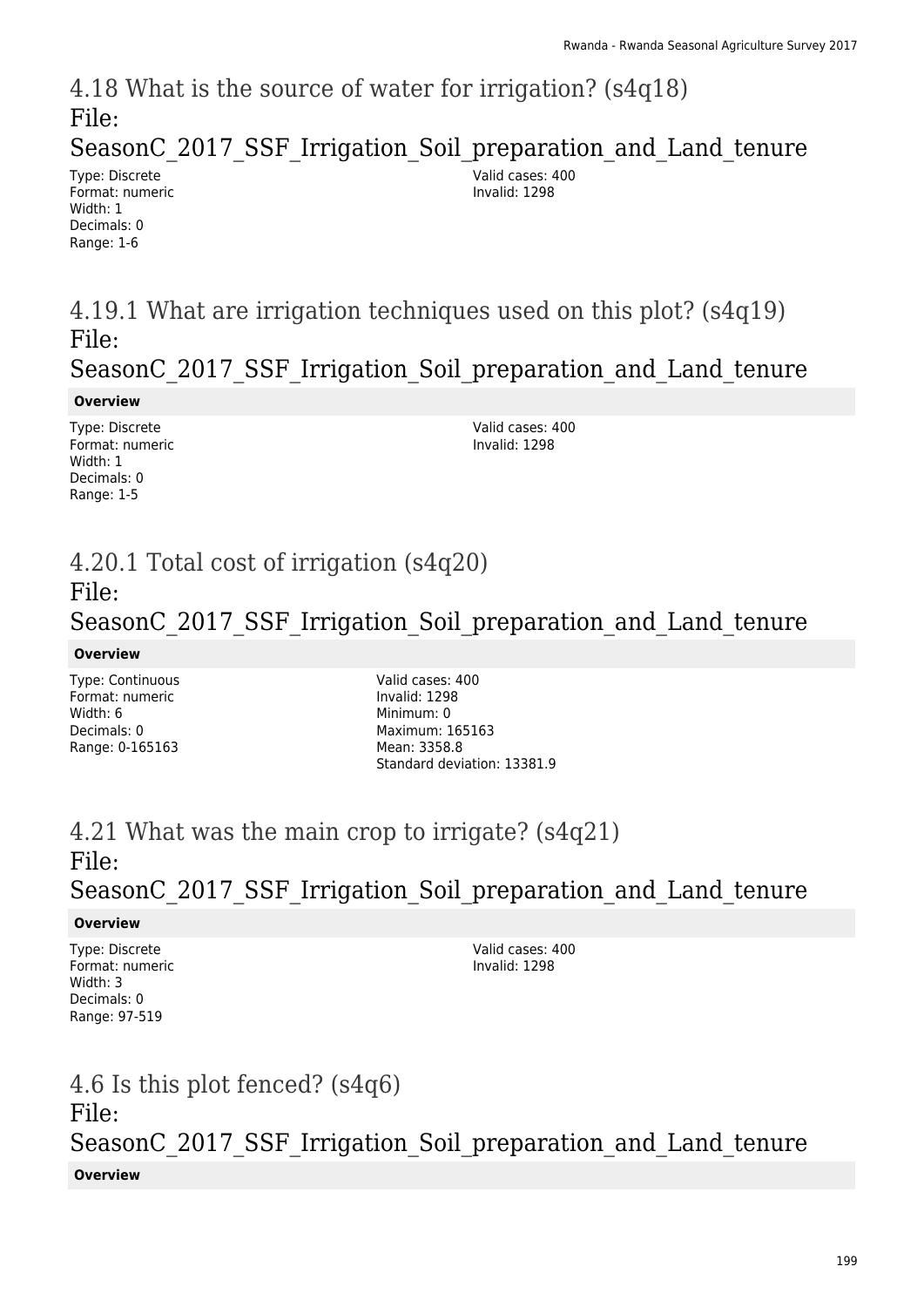## 4.18 What is the source of water for irrigation? (s4q18)
## File: SeasonC_2017_SSF_Irrigation_Soil_preparation_and_Land_tenure

Type: Discrete
Format: numeric
Width: 1
Decimals: 0
Range: 1-6

Valid cases: 400
Invalid: 1298

## 4.19.1 What are irrigation techniques used on this plot? (s4q19)
## File: SeasonC_2017_SSF_Irrigation_Soil_preparation_and_Land_tenure

**Overview**

Type: Discrete
Format: numeric
Width: 1
Decimals: 0
Range: 1-5

Valid cases: 400
Invalid: 1298

## 4.20.1 Total cost of irrigation (s4q20)
## File: SeasonC_2017_SSF_Irrigation_Soil_preparation_and_Land_tenure

**Overview**

Type: Continuous
Format: numeric
Width: 6
Decimals: 0
Range: 0-165163

Valid cases: 400
Invalid: 1298
Minimum: 0
Maximum: 165163
Mean: 3358.8
Standard deviation: 13381.9

## 4.21 What was the main crop to irrigate? (s4q21)
## File: SeasonC_2017_SSF_Irrigation_Soil_preparation_and_Land_tenure

**Overview**

Type: Discrete
Format: numeric
Width: 3
Decimals: 0
Range: 97-519

Valid cases: 400
Invalid: 1298

## 4.6 Is this plot fenced? (s4q6)
## File: SeasonC_2017_SSF_Irrigation_Soil_preparation_and_Land_tenure

**Overview**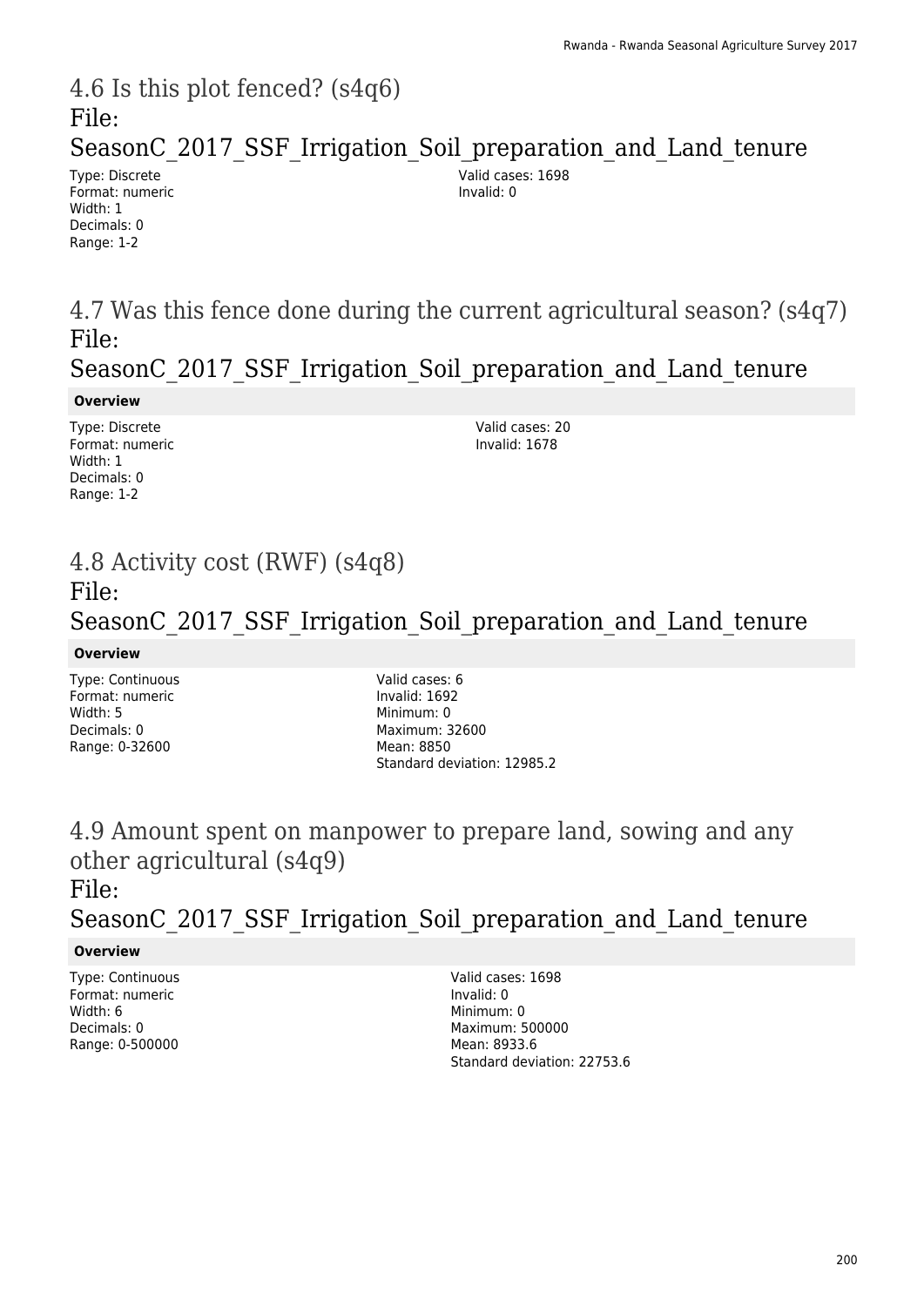## 4.6 Is this plot fenced? (s4q6)
## File: SeasonC_2017_SSF_Irrigation_Soil_preparation_and_Land_tenure

Type: Discrete
Format: numeric
Width: 1
Decimals: 0
Range: 1-2

Valid cases: 1698
Invalid: 0

## 4.7 Was this fence done during the current agricultural season? (s4q7)
## File: SeasonC_2017_SSF_Irrigation_Soil_preparation_and_Land_tenure

**Overview**

Type: Discrete
Format: numeric
Width: 1
Decimals: 0
Range: 1-2

Valid cases: 20
Invalid: 1678

## 4.8 Activity cost (RWF) (s4q8)
## File: SeasonC_2017_SSF_Irrigation_Soil_preparation_and_Land_tenure

**Overview**

Type: Continuous
Format: numeric
Width: 5
Decimals: 0
Range: 0-32600

Valid cases: 6
Invalid: 1692
Minimum: 0
Maximum: 32600
Mean: 8850
Standard deviation: 12985.2

## 4.9 Amount spent on manpower to prepare land, sowing and any other agricultural (s4q9)
## File: SeasonC_2017_SSF_Irrigation_Soil_preparation_and_Land_tenure

**Overview**

Type: Continuous
Format: numeric
Width: 6
Decimals: 0
Range: 0-500000

Valid cases: 1698
Invalid: 0
Minimum: 0
Maximum: 500000
Mean: 8933.6
Standard deviation: 22753.6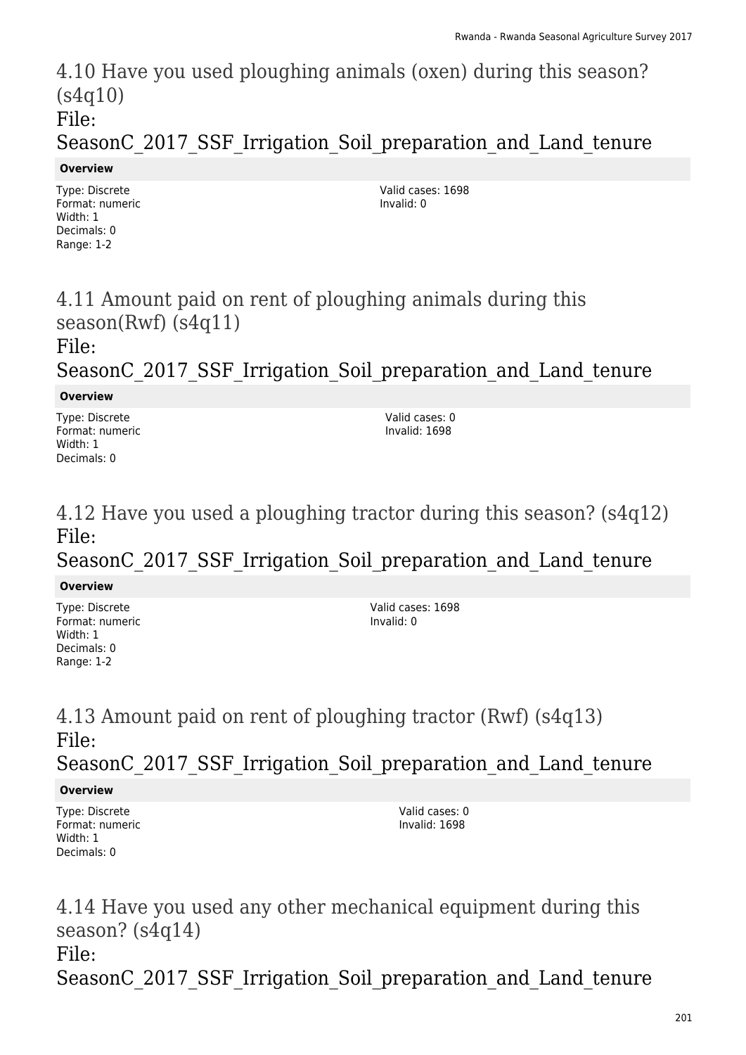## 4.10 Have you used ploughing animals (oxen) during this season? (s4q10)

File: SeasonC_2017_SSF_Irrigation_Soil_preparation_and_Land_tenure

**Overview**

Type: Discrete
Format: numeric
Width: 1
Decimals: 0
Range: 1-2

Valid cases: 1698
Invalid: 0

## 4.11 Amount paid on rent of ploughing animals during this season(Rwf) (s4q11)

File: SeasonC_2017_SSF_Irrigation_Soil_preparation_and_Land_tenure

**Overview**

Type: Discrete
Format: numeric
Width: 1
Decimals: 0

Valid cases: 0
Invalid: 1698

## 4.12 Have you used a ploughing tractor during this season? (s4q12)

File: SeasonC_2017_SSF_Irrigation_Soil_preparation_and_Land_tenure

**Overview**

Type: Discrete
Format: numeric
Width: 1
Decimals: 0
Range: 1-2

Valid cases: 1698
Invalid: 0

## 4.13 Amount paid on rent of ploughing tractor (Rwf) (s4q13)

File: SeasonC_2017_SSF_Irrigation_Soil_preparation_and_Land_tenure

**Overview**

Type: Discrete
Format: numeric
Width: 1
Decimals: 0

Valid cases: 0
Invalid: 1698

## 4.14 Have you used any other mechanical equipment during this season? (s4q14)

File: SeasonC_2017_SSF_Irrigation_Soil_preparation_and_Land_tenure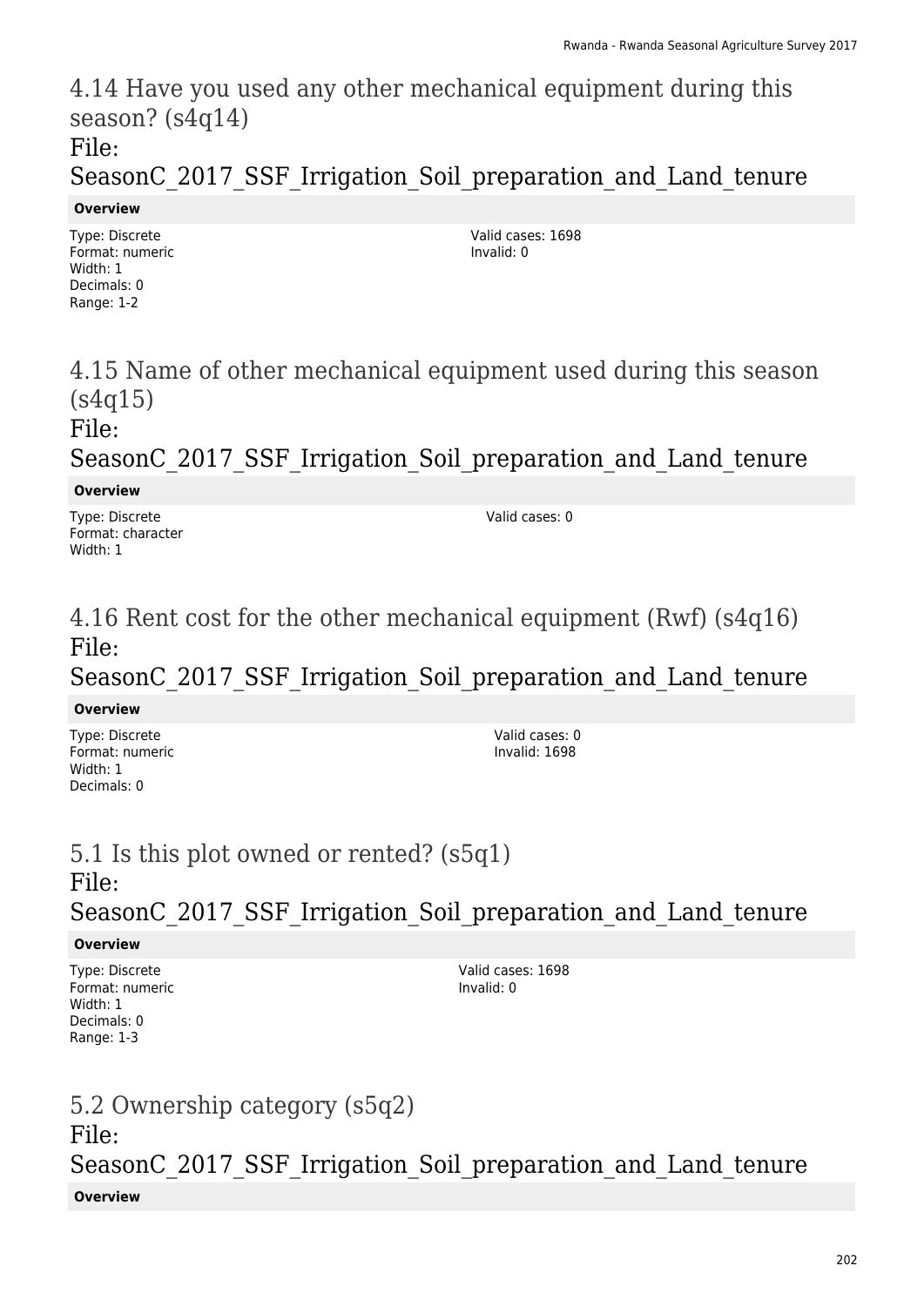## 4.14 Have you used any other mechanical equipment during this season? (s4q14)

File:
SeasonC_2017_SSF_Irrigation_Soil_preparation_and_Land_tenure

**Overview**

Type: Discrete
Format: numeric
Width: 1
Decimals: 0
Range: 1-2

Valid cases: 1698
Invalid: 0

## 4.15 Name of other mechanical equipment used during this season (s4q15)

File:
SeasonC_2017_SSF_Irrigation_Soil_preparation_and_Land_tenure

**Overview**

Type: Discrete
Format: character
Width: 1

Valid cases: 0

## 4.16 Rent cost for the other mechanical equipment (Rwf) (s4q16)

File:
SeasonC_2017_SSF_Irrigation_Soil_preparation_and_Land_tenure

**Overview**

Type: Discrete
Format: numeric
Width: 1
Decimals: 0

Valid cases: 0
Invalid: 1698

## 5.1 Is this plot owned or rented? (s5q1)

File:
SeasonC_2017_SSF_Irrigation_Soil_preparation_and_Land_tenure

**Overview**

Type: Discrete
Format: numeric
Width: 1
Decimals: 0
Range: 1-3

Valid cases: 1698
Invalid: 0

## 5.2 Ownership category (s5q2)

File:
SeasonC_2017_SSF_Irrigation_Soil_preparation_and_Land_tenure

**Overview**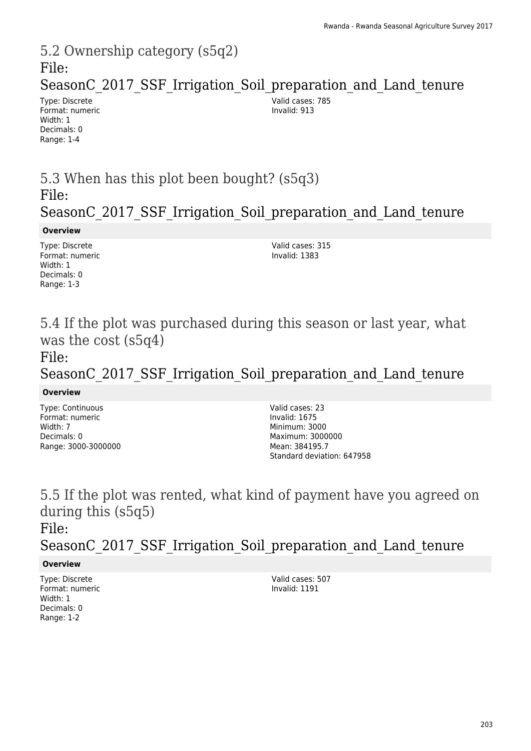## 5.2 Ownership category (s5q2)

File: SeasonC_2017_SSF_Irrigation_Soil_preparation_and_Land_tenure

Type: Discrete
Format: numeric
Width: 1
Decimals: 0
Range: 1-4

Valid cases: 785
Invalid: 913

## 5.3 When has this plot been bought? (s5q3)

File: SeasonC_2017_SSF_Irrigation_Soil_preparation_and_Land_tenure

**Overview**

Type: Discrete
Format: numeric
Width: 1
Decimals: 0
Range: 1-3

Valid cases: 315
Invalid: 1383

## 5.4 If the plot was purchased during this season or last year, what was the cost (s5q4)

File: SeasonC_2017_SSF_Irrigation_Soil_preparation_and_Land_tenure

**Overview**

Type: Continuous
Format: numeric
Width: 7
Decimals: 0
Range: 3000-3000000

Valid cases: 23
Invalid: 1675
Minimum: 3000
Maximum: 3000000
Mean: 384195.7
Standard deviation: 647958

## 5.5 If the plot was rented, what kind of payment have you agreed on during this (s5q5)

File: SeasonC_2017_SSF_Irrigation_Soil_preparation_and_Land_tenure

**Overview**

Type: Discrete
Format: numeric
Width: 1
Decimals: 0
Range: 1-2

Valid cases: 507
Invalid: 1191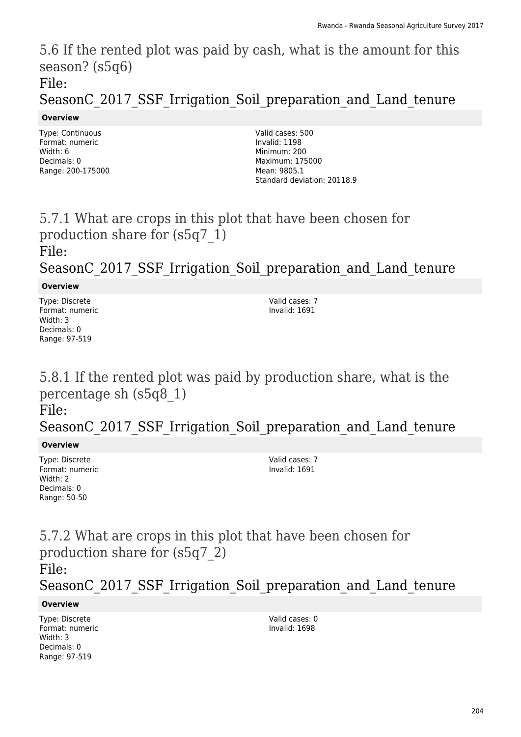## 5.6 If the rented plot was paid by cash, what is the amount for this season? (s5q6)

## File: SeasonC_2017_SSF_Irrigation_Soil_preparation_and_Land_tenure

**Overview**

Type: Continuous
Format: numeric
Width: 6
Decimals: 0
Range: 200-175000

Valid cases: 500
Invalid: 1198
Minimum: 200
Maximum: 175000
Mean: 9805.1
Standard deviation: 20118.9

## 5.7.1 What are crops in this plot that have been chosen for production share for (s5q7_1)

## File: SeasonC_2017_SSF_Irrigation_Soil_preparation_and_Land_tenure

**Overview**

Type: Discrete
Format: numeric
Width: 3
Decimals: 0
Range: 97-519

Valid cases: 7
Invalid: 1691

## 5.8.1 If the rented plot was paid by production share, what is the percentage sh (s5q8_1)

## File: SeasonC_2017_SSF_Irrigation_Soil_preparation_and_Land_tenure

**Overview**

Type: Discrete
Format: numeric
Width: 2
Decimals: 0
Range: 50-50

Valid cases: 7
Invalid: 1691

## 5.7.2 What are crops in this plot that have been chosen for production share for (s5q7_2)

## File: SeasonC_2017_SSF_Irrigation_Soil_preparation_and_Land_tenure

**Overview**

Type: Discrete
Format: numeric
Width: 3
Decimals: 0
Range: 97-519

Valid cases: 0
Invalid: 1698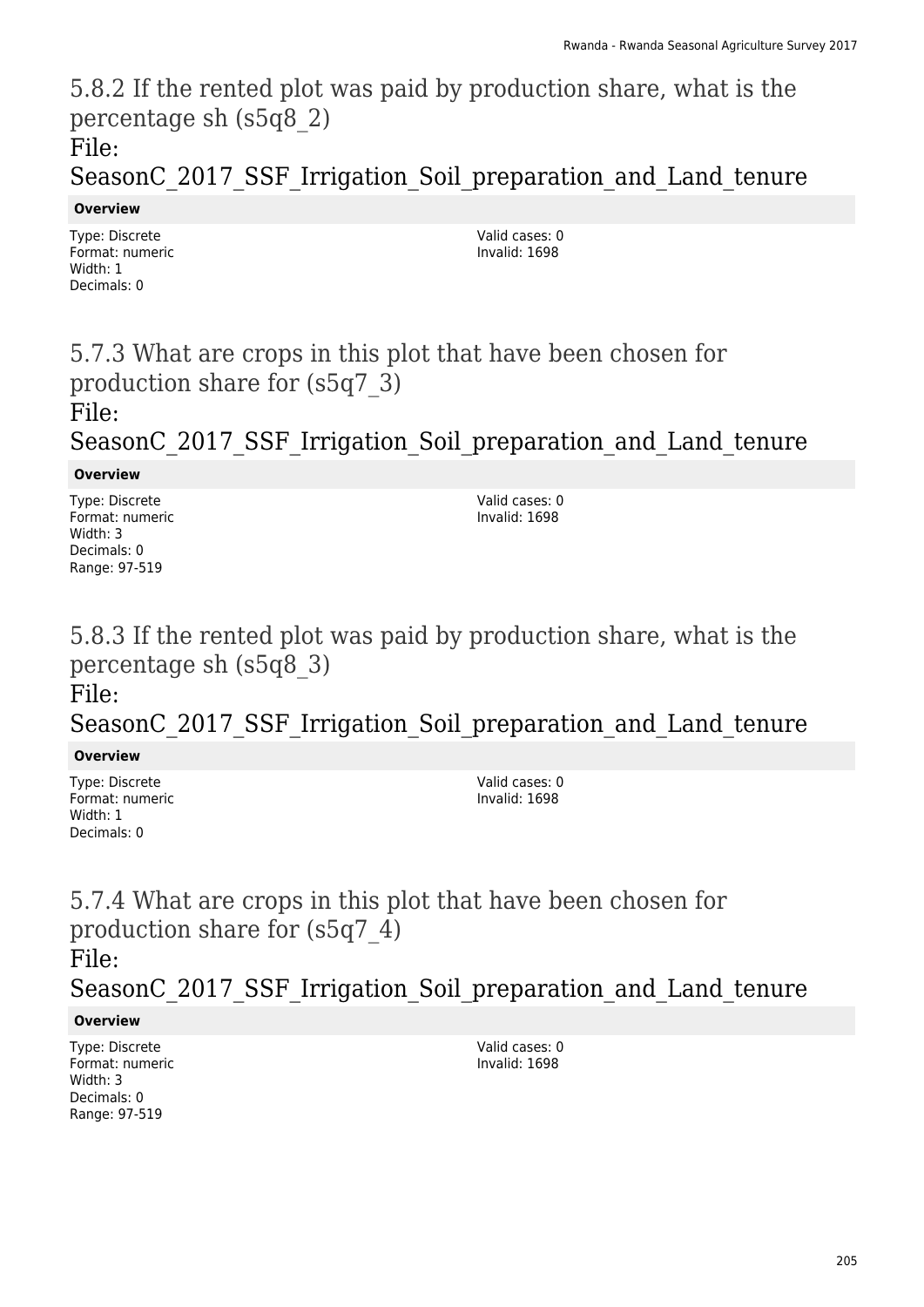## 5.8.2 If the rented plot was paid by production share, what is the percentage sh (s5q8_2)

File: SeasonC_2017_SSF_Irrigation_Soil_preparation_and_Land_tenure

**Overview**

Type: Discrete
Format: numeric
Width: 1
Decimals: 0

Valid cases: 0
Invalid: 1698

## 5.7.3 What are crops in this plot that have been chosen for production share for (s5q7_3)

File: SeasonC_2017_SSF_Irrigation_Soil_preparation_and_Land_tenure

**Overview**

Type: Discrete
Format: numeric
Width: 3
Decimals: 0
Range: 97-519

Valid cases: 0
Invalid: 1698

## 5.8.3 If the rented plot was paid by production share, what is the percentage sh (s5q8_3)

File: SeasonC_2017_SSF_Irrigation_Soil_preparation_and_Land_tenure

**Overview**

Type: Discrete
Format: numeric
Width: 1
Decimals: 0

Valid cases: 0
Invalid: 1698

## 5.7.4 What are crops in this plot that have been chosen for production share for (s5q7_4)

File: SeasonC_2017_SSF_Irrigation_Soil_preparation_and_Land_tenure

**Overview**

Type: Discrete
Format: numeric
Width: 3
Decimals: 0
Range: 97-519

Valid cases: 0
Invalid: 1698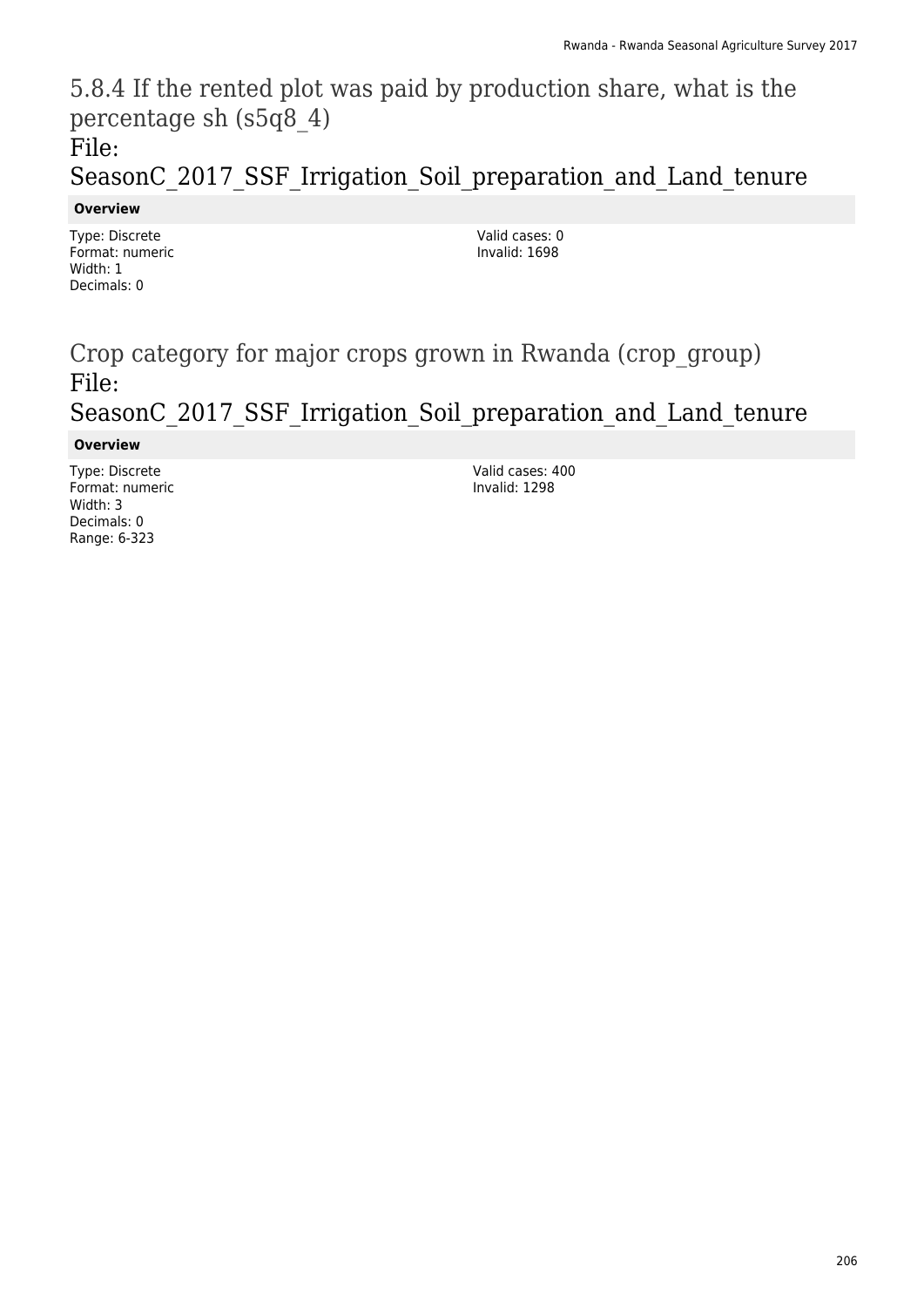## 5.8.4 If the rented plot was paid by production share, what is the percentage sh (s5q8_4)

## File: SeasonC_2017_SSF_Irrigation_Soil_preparation_and_Land_tenure

**Overview**

Type: Discrete
Format: numeric
Width: 1
Decimals: 0

Valid cases: 0
Invalid: 1698

## Crop category for major crops grown in Rwanda (crop_group)

## File: SeasonC_2017_SSF_Irrigation_Soil_preparation_and_Land_tenure

**Overview**

Type: Discrete
Format: numeric
Width: 3
Decimals: 0
Range: 6-323

Valid cases: 400
Invalid: 1298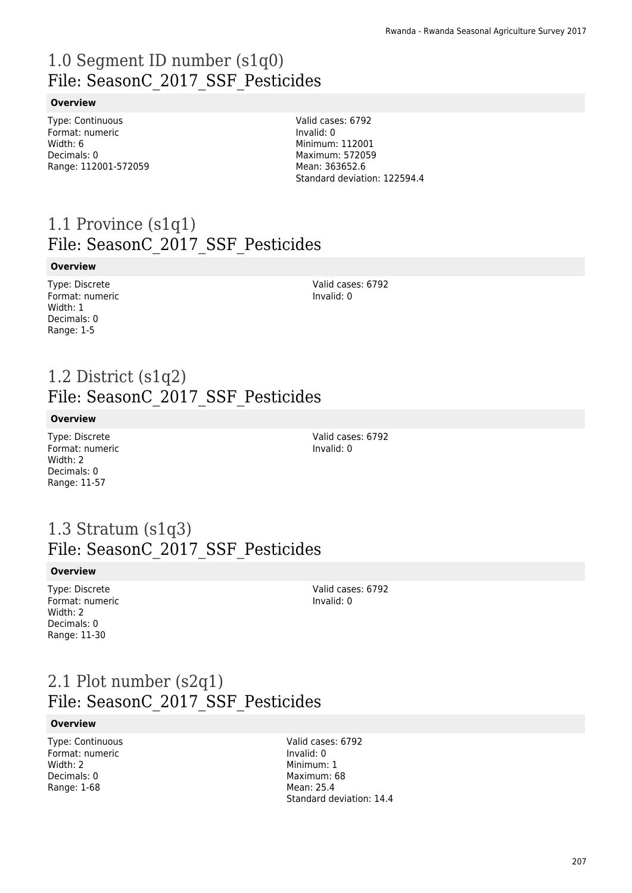# 1.0 Segment ID number (s1q0)
File: SeasonC_2017_SSF_Pesticides

**Overview**

Type: Continuous
Format: numeric
Width: 6
Decimals: 0
Range: 112001-572059

Valid cases: 6792
Invalid: 0
Minimum: 112001
Maximum: 572059
Mean: 363652.6
Standard deviation: 122594.4

# 1.1 Province (s1q1)
File: SeasonC_2017_SSF_Pesticides

**Overview**

Type: Discrete
Format: numeric
Width: 1
Decimals: 0
Range: 1-5

Valid cases: 6792
Invalid: 0

# 1.2 District (s1q2)
File: SeasonC_2017_SSF_Pesticides

**Overview**

Type: Discrete
Format: numeric
Width: 2
Decimals: 0
Range: 11-57

Valid cases: 6792
Invalid: 0

# 1.3 Stratum (s1q3)
File: SeasonC_2017_SSF_Pesticides

**Overview**

Type: Discrete
Format: numeric
Width: 2
Decimals: 0
Range: 11-30

Valid cases: 6792
Invalid: 0

# 2.1 Plot number (s2q1)
File: SeasonC_2017_SSF_Pesticides

**Overview**

Type: Continuous
Format: numeric
Width: 2
Decimals: 0
Range: 1-68

Valid cases: 6792
Invalid: 0
Minimum: 1
Maximum: 68
Mean: 25.4
Standard deviation: 14.4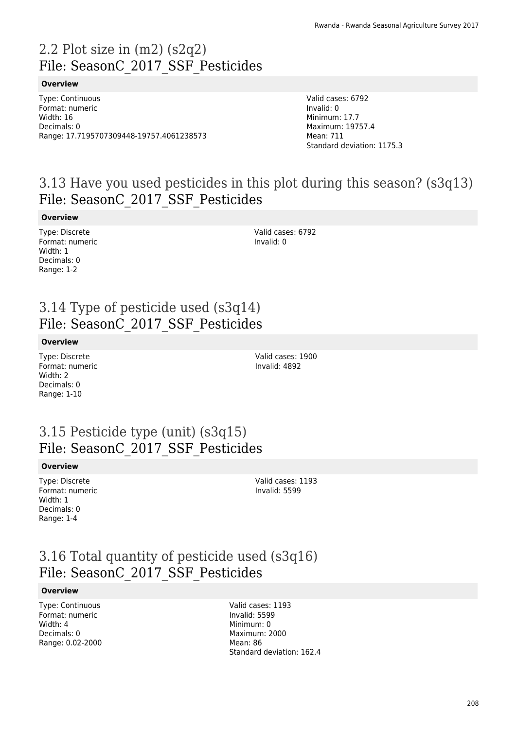## 2.2 Plot size in (m2) (s2q2)
File: SeasonC_2017_SSF_Pesticides

**Overview**

Type: Continuous
Format: numeric
Width: 16
Decimals: 0
Range: 17.7195707309448-19757.4061238573

Valid cases: 6792
Invalid: 0
Minimum: 17.7
Maximum: 19757.4
Mean: 711
Standard deviation: 1175.3

## 3.13 Have you used pesticides in this plot during this season? (s3q13)
File: SeasonC_2017_SSF_Pesticides

**Overview**

Type: Discrete
Format: numeric
Width: 1
Decimals: 0
Range: 1-2

Valid cases: 6792
Invalid: 0

## 3.14 Type of pesticide used (s3q14)
File: SeasonC_2017_SSF_Pesticides

**Overview**

Type: Discrete
Format: numeric
Width: 2
Decimals: 0
Range: 1-10

Valid cases: 1900
Invalid: 4892

## 3.15 Pesticide type (unit) (s3q15)
File: SeasonC_2017_SSF_Pesticides

**Overview**

Type: Discrete
Format: numeric
Width: 1
Decimals: 0
Range: 1-4

Valid cases: 1193
Invalid: 5599

## 3.16 Total quantity of pesticide used (s3q16)
File: SeasonC_2017_SSF_Pesticides

**Overview**

Type: Continuous
Format: numeric
Width: 4
Decimals: 0
Range: 0.02-2000

Valid cases: 1193
Invalid: 5599
Minimum: 0
Maximum: 2000
Mean: 86
Standard deviation: 162.4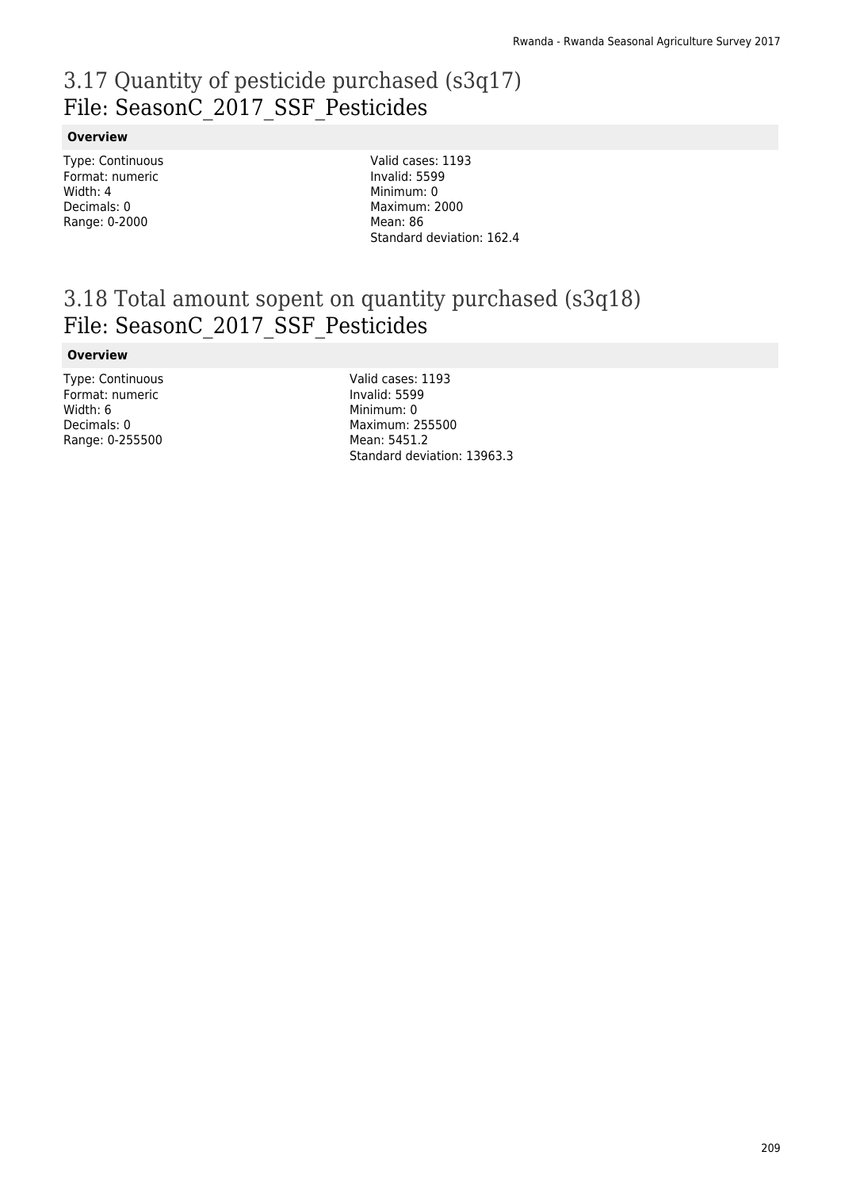# 3.17 Quantity of pesticide purchased (s3q17)
## File: SeasonC_2017_SSF_Pesticides

### Overview

Type: Continuous
Format: numeric
Width: 4
Decimals: 0
Range: 0-2000

Valid cases: 1193
Invalid: 5599
Minimum: 0
Maximum: 2000
Mean: 86
Standard deviation: 162.4

# 3.18 Total amount sopent on quantity purchased (s3q18)
## File: SeasonC_2017_SSF_Pesticides

### Overview

Type: Continuous
Format: numeric
Width: 6
Decimals: 0
Range: 0-255500

Valid cases: 1193
Invalid: 5599
Minimum: 0
Maximum: 255500
Mean: 5451.2
Standard deviation: 13963.3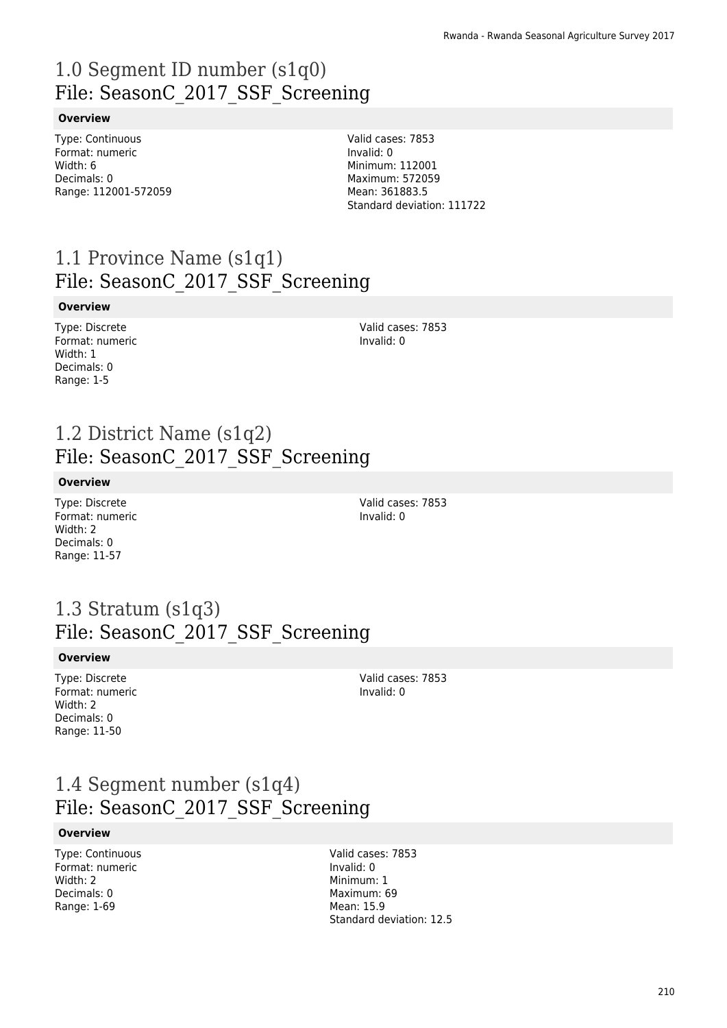# 1.0 Segment ID number (s1q0)
## File: SeasonC_2017_SSF_Screening

**Overview**

Type: Continuous
Format: numeric
Width: 6
Decimals: 0
Range: 112001-572059

Valid cases: 7853
Invalid: 0
Minimum: 112001
Maximum: 572059
Mean: 361883.5
Standard deviation: 111722

# 1.1 Province Name (s1q1)
## File: SeasonC_2017_SSF_Screening

**Overview**

Type: Discrete
Format: numeric
Width: 1
Decimals: 0
Range: 1-5

Valid cases: 7853
Invalid: 0

# 1.2 District Name (s1q2)
## File: SeasonC_2017_SSF_Screening

**Overview**

Type: Discrete
Format: numeric
Width: 2
Decimals: 0
Range: 11-57

Valid cases: 7853
Invalid: 0

# 1.3 Stratum (s1q3)
## File: SeasonC_2017_SSF_Screening

**Overview**

Type: Discrete
Format: numeric
Width: 2
Decimals: 0
Range: 11-50

Valid cases: 7853
Invalid: 0

# 1.4 Segment number (s1q4)
## File: SeasonC_2017_SSF_Screening

**Overview**

Type: Continuous
Format: numeric
Width: 2
Decimals: 0
Range: 1-69

Valid cases: 7853
Invalid: 0
Minimum: 1
Maximum: 69
Mean: 15.9
Standard deviation: 12.5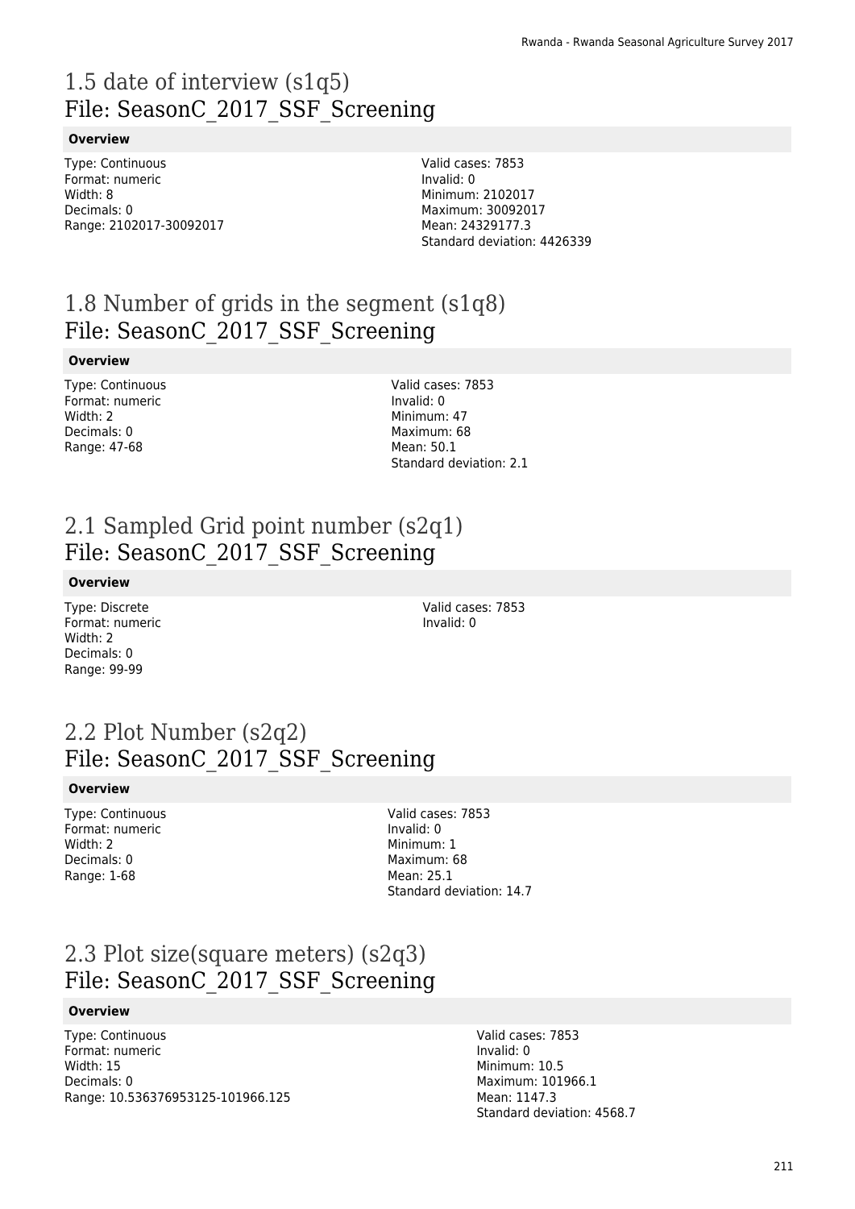# 1.5 date of interview (s1q5)
## File: SeasonC_2017_SSF_Screening

**Overview**

Type: Continuous
Format: numeric
Width: 8
Decimals: 0
Range: 2102017-30092017

Valid cases: 7853
Invalid: 0
Minimum: 2102017
Maximum: 30092017
Mean: 24329177.3
Standard deviation: 4426339

# 1.8 Number of grids in the segment (s1q8)
## File: SeasonC_2017_SSF_Screening

**Overview**

Type: Continuous
Format: numeric
Width: 2
Decimals: 0
Range: 47-68

Valid cases: 7853
Invalid: 0
Minimum: 47
Maximum: 68
Mean: 50.1
Standard deviation: 2.1

# 2.1 Sampled Grid point number (s2q1)
## File: SeasonC_2017_SSF_Screening

**Overview**

Type: Discrete
Format: numeric
Width: 2
Decimals: 0
Range: 99-99

Valid cases: 7853
Invalid: 0

# 2.2 Plot Number (s2q2)
## File: SeasonC_2017_SSF_Screening

**Overview**

Type: Continuous
Format: numeric
Width: 2
Decimals: 0
Range: 1-68

Valid cases: 7853
Invalid: 0
Minimum: 1
Maximum: 68
Mean: 25.1
Standard deviation: 14.7

# 2.3 Plot size(square meters) (s2q3)
## File: SeasonC_2017_SSF_Screening

**Overview**

Type: Continuous
Format: numeric
Width: 15
Decimals: 0
Range: 10.536376953125-101966.125

Valid cases: 7853
Invalid: 0
Minimum: 10.5
Maximum: 101966.1
Mean: 1147.3
Standard deviation: 4568.7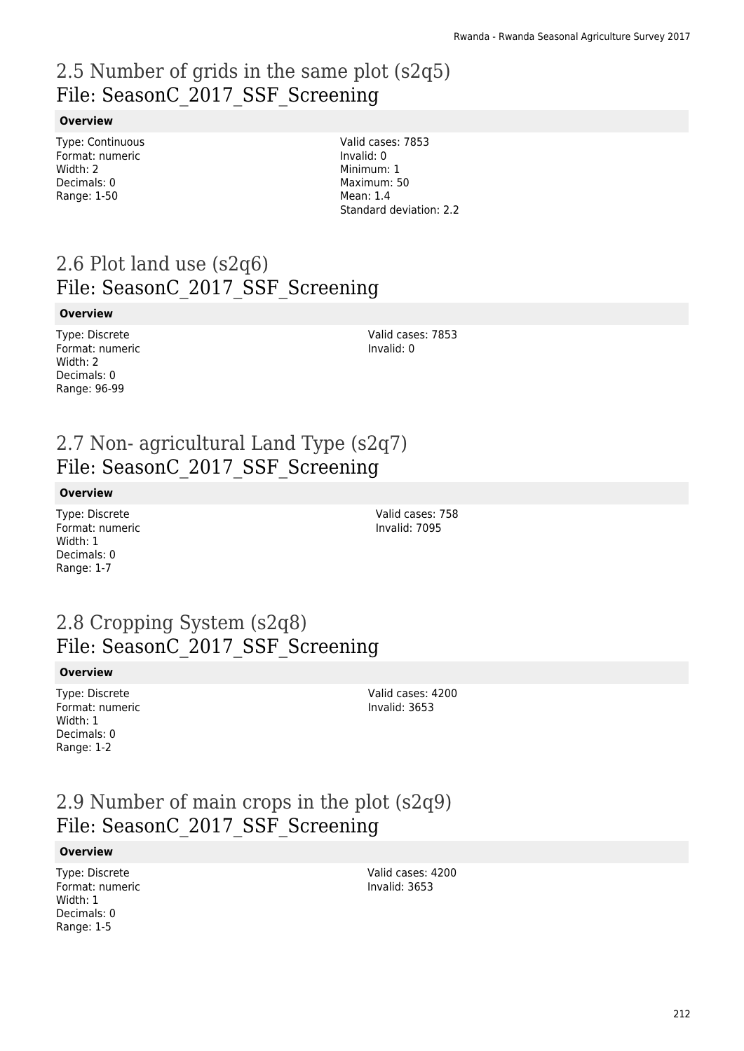## 2.5 Number of grids in the same plot (s2q5)
## File: SeasonC_2017_SSF_Screening

**Overview**

Type: Continuous
Format: numeric
Width: 2
Decimals: 0
Range: 1-50

Valid cases: 7853
Invalid: 0
Minimum: 1
Maximum: 50
Mean: 1.4
Standard deviation: 2.2

## 2.6 Plot land use (s2q6)
## File: SeasonC_2017_SSF_Screening

**Overview**

Type: Discrete
Format: numeric
Width: 2
Decimals: 0
Range: 96-99

Valid cases: 7853
Invalid: 0

## 2.7 Non- agricultural Land Type (s2q7)
## File: SeasonC_2017_SSF_Screening

**Overview**

Type: Discrete
Format: numeric
Width: 1
Decimals: 0
Range: 1-7

Valid cases: 758
Invalid: 7095

## 2.8 Cropping System (s2q8)
## File: SeasonC_2017_SSF_Screening

**Overview**

Type: Discrete
Format: numeric
Width: 1
Decimals: 0
Range: 1-2

Valid cases: 4200
Invalid: 3653

## 2.9 Number of main crops in the plot (s2q9)
## File: SeasonC_2017_SSF_Screening

**Overview**

Type: Discrete
Format: numeric
Width: 1
Decimals: 0
Range: 1-5

Valid cases: 4200
Invalid: 3653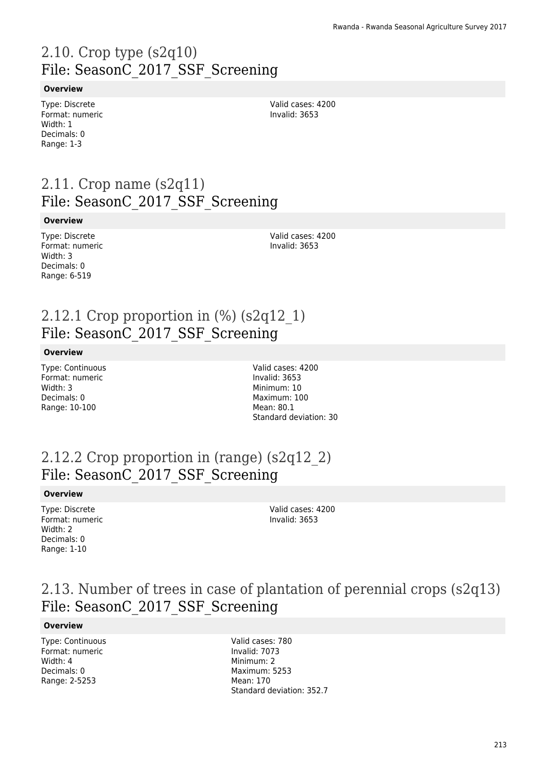# 2.10. Crop type (s2q10)
File: SeasonC_2017_SSF_Screening

**Overview**

Type: Discrete
Format: numeric
Width: 1
Decimals: 0
Range: 1-3

Valid cases: 4200
Invalid: 3653

# 2.11. Crop name (s2q11)
File: SeasonC_2017_SSF_Screening

**Overview**

Type: Discrete
Format: numeric
Width: 3
Decimals: 0
Range: 6-519

Valid cases: 4200
Invalid: 3653

# 2.12.1 Crop proportion in (%) (s2q12_1)
File: SeasonC_2017_SSF_Screening

**Overview**

Type: Continuous
Format: numeric
Width: 3
Decimals: 0
Range: 10-100

Valid cases: 4200
Invalid: 3653
Minimum: 10
Maximum: 100
Mean: 80.1
Standard deviation: 30

# 2.12.2 Crop proportion in (range) (s2q12_2)
File: SeasonC_2017_SSF_Screening

**Overview**

Type: Discrete
Format: numeric
Width: 2
Decimals: 0
Range: 1-10

Valid cases: 4200
Invalid: 3653

# 2.13. Number of trees in case of plantation of perennial crops (s2q13)
File: SeasonC_2017_SSF_Screening

**Overview**

Type: Continuous
Format: numeric
Width: 4
Decimals: 0
Range: 2-5253

Valid cases: 780
Invalid: 7073
Minimum: 2
Maximum: 5253
Mean: 170
Standard deviation: 352.7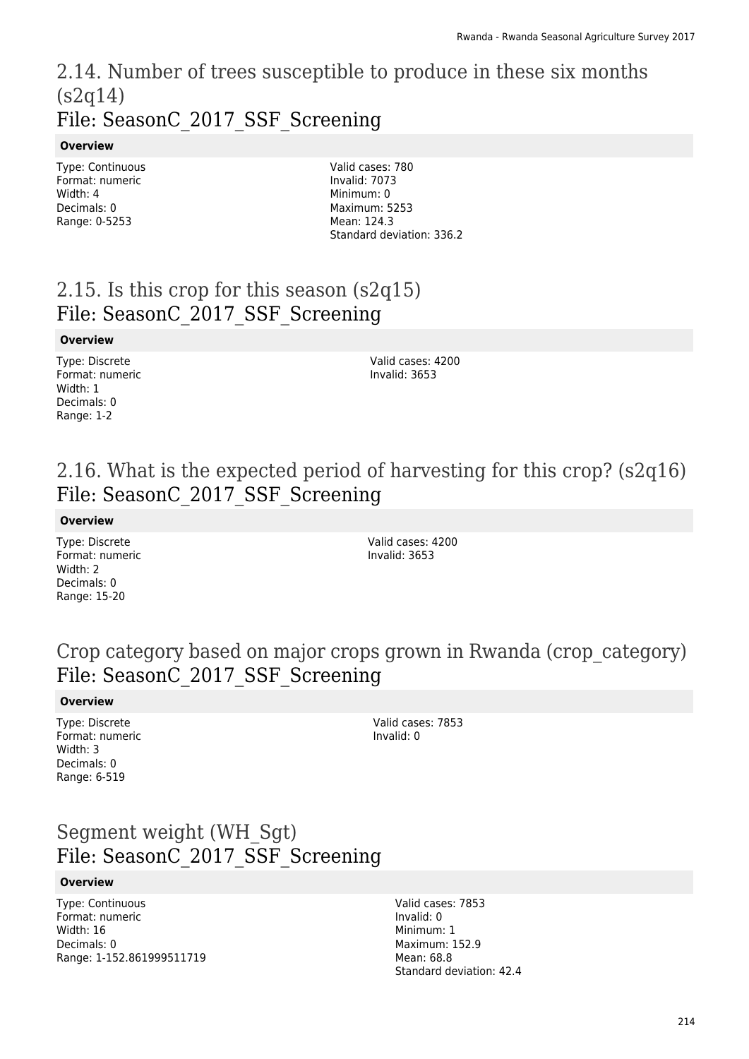## 2.14. Number of trees susceptible to produce in these six months (s2q14)
## File: SeasonC_2017_SSF_Screening

**Overview**

Type: Continuous
Format: numeric
Width: 4
Decimals: 0
Range: 0-5253

Valid cases: 780
Invalid: 7073
Minimum: 0
Maximum: 5253
Mean: 124.3
Standard deviation: 336.2

## 2.15. Is this crop for this season (s2q15)
## File: SeasonC_2017_SSF_Screening

**Overview**

Type: Discrete
Format: numeric
Width: 1
Decimals: 0
Range: 1-2

Valid cases: 4200
Invalid: 3653

## 2.16. What is the expected period of harvesting for this crop? (s2q16)
## File: SeasonC_2017_SSF_Screening

**Overview**

Type: Discrete
Format: numeric
Width: 2
Decimals: 0
Range: 15-20

Valid cases: 4200
Invalid: 3653

## Crop category based on major crops grown in Rwanda (crop_category)
## File: SeasonC_2017_SSF_Screening

**Overview**

Type: Discrete
Format: numeric
Width: 3
Decimals: 0
Range: 6-519

Valid cases: 7853
Invalid: 0

## Segment weight (WH_Sgt)
## File: SeasonC_2017_SSF_Screening

**Overview**

Type: Continuous
Format: numeric
Width: 16
Decimals: 0
Range: 1-152.861999511719

Valid cases: 7853
Invalid: 0
Minimum: 1
Maximum: 152.9
Mean: 68.8
Standard deviation: 42.4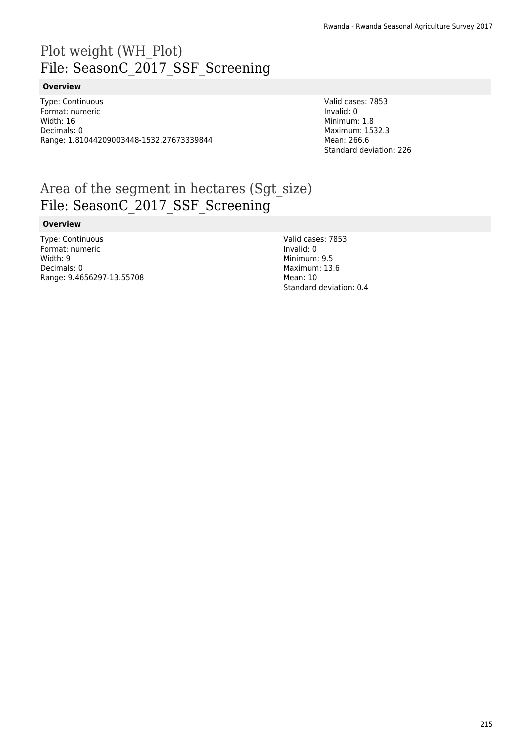# Plot weight (WH_Plot)
# File: SeasonC_2017_SSF_Screening

**Overview**

Type: Continuous
Format: numeric
Width: 16
Decimals: 0
Range: 1.81044209003448-1532.27673339844

Valid cases: 7853
Invalid: 0
Minimum: 1.8
Maximum: 1532.3
Mean: 266.6
Standard deviation: 226

# Area of the segment in hectares (Sgt_size)
# File: SeasonC_2017_SSF_Screening

**Overview**

Type: Continuous
Format: numeric
Width: 9
Decimals: 0
Range: 9.4656297-13.55708

Valid cases: 7853
Invalid: 0
Minimum: 9.5
Maximum: 13.6
Mean: 10
Standard deviation: 0.4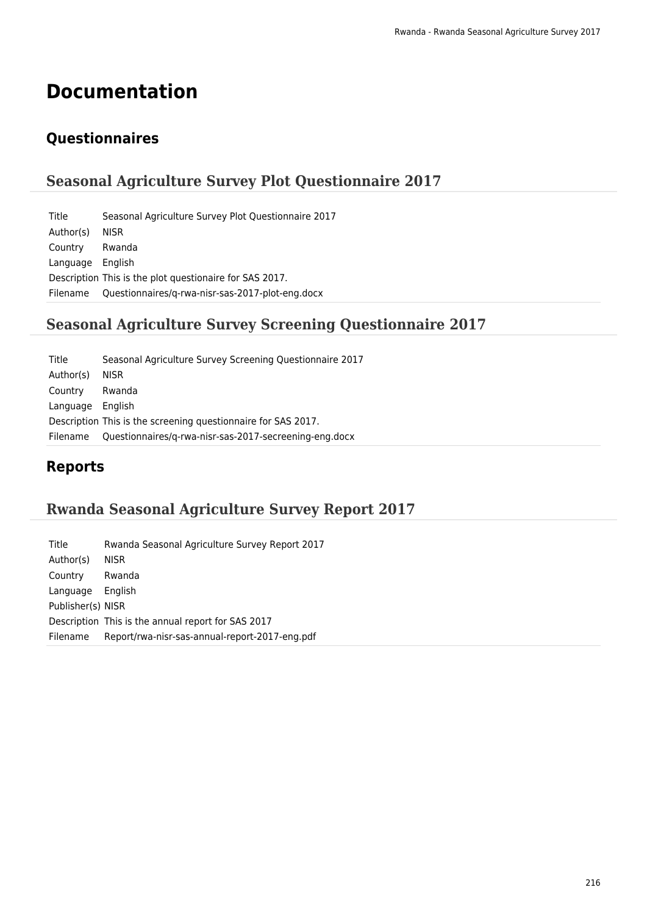# Documentation

## Questionnaires

### Seasonal Agriculture Survey Plot Questionnaire 2017

| | |
|---|---|
| Title | Seasonal Agriculture Survey Plot Questionnaire 2017 |
| Author(s) | NISR |
| Country | Rwanda |
| Language | English |
| Description | This is the plot questionaire for SAS 2017. |
| Filename | Questionnaires/q-rwa-nisr-sas-2017-plot-eng.docx |

### Seasonal Agriculture Survey Screening Questionnaire 2017

| | |
|---|---|
| Title | Seasonal Agriculture Survey Screening Questionnaire 2017 |
| Author(s) | NISR |
| Country | Rwanda |
| Language | English |
| Description | This is the screening questionnaire for SAS 2017. |
| Filename | Questionnaires/q-rwa-nisr-sas-2017-secreening-eng.docx |

## Reports

### Rwanda Seasonal Agriculture Survey Report 2017

| | |
|---|---|
| Title | Rwanda Seasonal Agriculture Survey Report 2017 |
| Author(s) | NISR |
| Country | Rwanda |
| Language | English |
| Publisher(s) | NISR |
| Description | This is the annual report for SAS 2017 |
| Filename | Report/rwa-nisr-sas-annual-report-2017-eng.pdf |